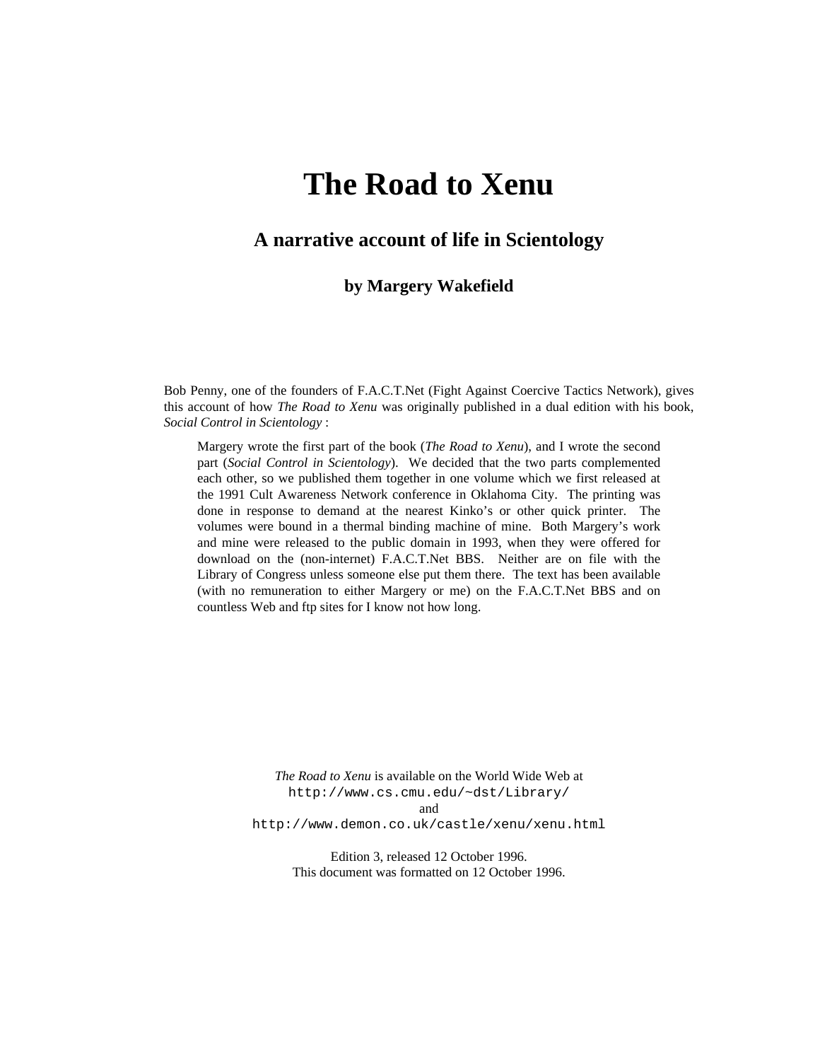# The Road to Xenu

## A narrative account of life in Scientology

### by Margery Wakefield

Bob Penny, one of the founders of F.A.C.T.Net (Fight Against Coercive Tactics Network), gives this account of how *The Road to Xenu* was originally published in a dual edition with his book, *Social Control in Scientology* :

> Margery wrote the first part of the book (*The Road to Xenu*), and I wrote the second part (*Social Control in Scientology*). We decided that the two parts complemented each other, so we published them together in one volume which we first released at the 1991 Cult Awareness Network conference in Oklahoma City. The printing was done in response to demand at the nearest Kinko's or other quick printer. The volumes were bound in a thermal binding machine of mine. Both Margery's work and mine were released to the public domain in 1993, when they were offered for download on the (non-internet) F.A.C.T.Net BBS. Neither are on file with the Library of Congress unless someone else put them there. The text has been available (with no remuneration to either Margery or me) on the F.A.C.T.Net BBS and on countless Web and ftp sites for I know not how long.

*The Road to Xenu* is available on the World Wide Web at
`http://www.cs.cmu.edu/~dst/Library/`
and
`http://www.demon.co.uk/castle/xenu/xenu.html`

Edition 3, released 12 October 1996.
This document was formatted on 12 October 1996.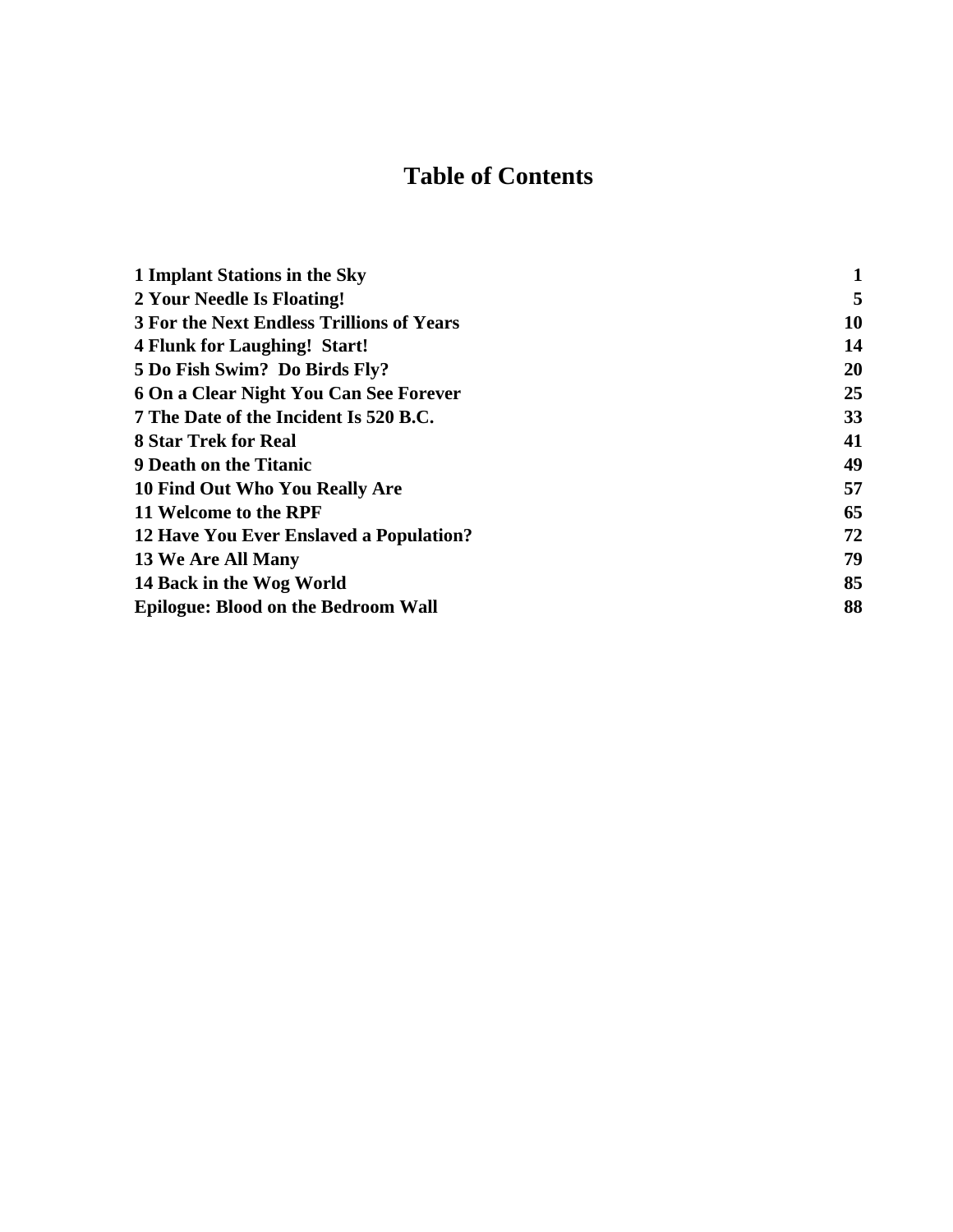# Table of Contents

| | |
|---|---|
| **1 Implant Stations in the Sky** | **1** |
| **2 Your Needle Is Floating!** | **5** |
| **3 For the Next Endless Trillions of Years** | **10** |
| **4 Flunk for Laughing! Start!** | **14** |
| **5 Do Fish Swim? Do Birds Fly?** | **20** |
| **6 On a Clear Night You Can See Forever** | **25** |
| **7 The Date of the Incident Is 520 B.C.** | **33** |
| **8 Star Trek for Real** | **41** |
| **9 Death on the Titanic** | **49** |
| **10 Find Out Who You Really Are** | **57** |
| **11 Welcome to the RPF** | **65** |
| **12 Have You Ever Enslaved a Population?** | **72** |
| **13 We Are All Many** | **79** |
| **14 Back in the Wog World** | **85** |
| **Epilogue: Blood on the Bedroom Wall** | **88** |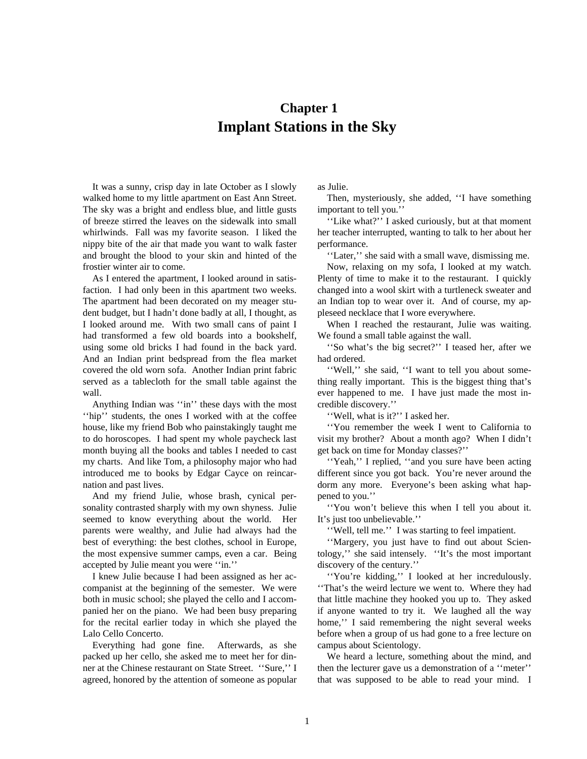# Chapter 1
# Implant Stations in the Sky

It was a sunny, crisp day in late October as I slowly walked home to my little apartment on East Ann Street. The sky was a bright and endless blue, and little gusts of breeze stirred the leaves on the sidewalk into small whirlwinds. Fall was my favorite season. I liked the nippy bite of the air that made you want to walk faster and brought the blood to your skin and hinted of the frostier winter air to come.

As I entered the apartment, I looked around in satisfaction. I had only been in this apartment two weeks. The apartment had been decorated on my meager student budget, but I hadn't done badly at all, I thought, as I looked around me. With two small cans of paint I had transformed a few old boards into a bookshelf, using some old bricks I had found in the back yard. And an Indian print bedspread from the flea market covered the old worn sofa. Another Indian print fabric served as a tablecloth for the small table against the wall.

Anything Indian was ''in'' these days with the most ''hip'' students, the ones I worked with at the coffee house, like my friend Bob who painstakingly taught me to do horoscopes. I had spent my whole paycheck last month buying all the books and tables I needed to cast my charts. And like Tom, a philosophy major who had introduced me to books by Edgar Cayce on reincarnation and past lives.

And my friend Julie, whose brash, cynical personality contrasted sharply with my own shyness. Julie seemed to know everything about the world. Her parents were wealthy, and Julie had always had the best of everything: the best clothes, school in Europe, the most expensive summer camps, even a car. Being accepted by Julie meant you were ''in.''

I knew Julie because I had been assigned as her accompanist at the beginning of the semester. We were both in music school; she played the cello and I accompanied her on the piano. We had been busy preparing for the recital earlier today in which she played the Lalo Cello Concerto.

Everything had gone fine. Afterwards, as she packed up her cello, she asked me to meet her for dinner at the Chinese restaurant on State Street. ''Sure,'' I agreed, honored by the attention of someone as popular as Julie.

Then, mysteriously, she added, ''I have something important to tell you.''

''Like what?'' I asked curiously, but at that moment her teacher interrupted, wanting to talk to her about her performance.

''Later,'' she said with a small wave, dismissing me.

Now, relaxing on my sofa, I looked at my watch. Plenty of time to make it to the restaurant. I quickly changed into a wool skirt with a turtleneck sweater and an Indian top to wear over it. And of course, my appleseed necklace that I wore everywhere.

When I reached the restaurant, Julie was waiting. We found a small table against the wall.

''So what's the big secret?'' I teased her, after we had ordered.

''Well,'' she said, ''I want to tell you about something really important. This is the biggest thing that's ever happened to me. I have just made the most incredible discovery.''

''Well, what is it?'' I asked her.

''You remember the week I went to California to visit my brother? About a month ago? When I didn't get back on time for Monday classes?''

''Yeah,'' I replied, ''and you sure have been acting different since you got back. You're never around the dorm any more. Everyone's been asking what happened to you.''

''You won't believe this when I tell you about it. It's just too unbelievable.''

''Well, tell me.'' I was starting to feel impatient.

''Margery, you just have to find out about Scientology,'' she said intensely. ''It's the most important discovery of the century.''

''You're kidding,'' I looked at her incredulously. ''That's the weird lecture we went to. Where they had that little machine they hooked you up to. They asked if anyone wanted to try it. We laughed all the way home,'' I said remembering the night several weeks before when a group of us had gone to a free lecture on campus about Scientology.

We heard a lecture, something about the mind, and then the lecturer gave us a demonstration of a ''meter'' that was supposed to be able to read your mind. I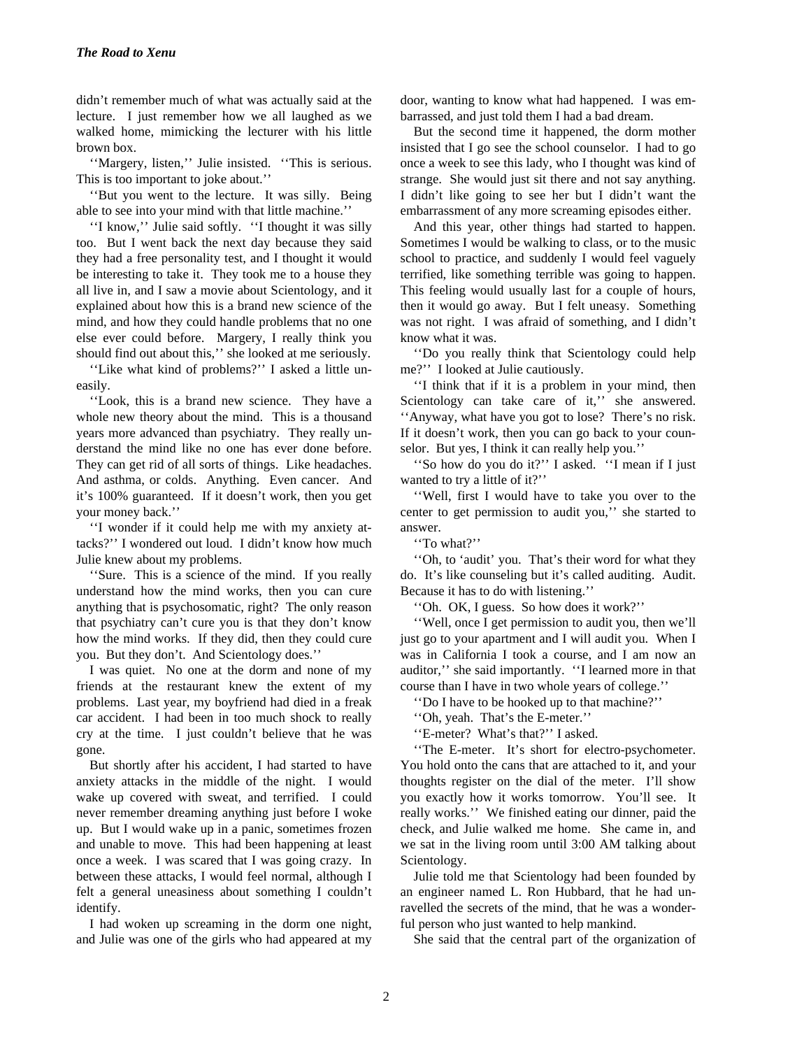didn't remember much of what was actually said at the lecture. I just remember how we all laughed as we walked home, mimicking the lecturer with his little brown box.

''Margery, listen,'' Julie insisted. ''This is serious. This is too important to joke about.''

''But you went to the lecture. It was silly. Being able to see into your mind with that little machine.''

''I know,'' Julie said softly. ''I thought it was silly too. But I went back the next day because they said they had a free personality test, and I thought it would be interesting to take it. They took me to a house they all live in, and I saw a movie about Scientology, and it explained about how this is a brand new science of the mind, and how they could handle problems that no one else ever could before. Margery, I really think you should find out about this,'' she looked at me seriously.

''Like what kind of problems?'' I asked a little uneasily.

''Look, this is a brand new science. They have a whole new theory about the mind. This is a thousand years more advanced than psychiatry. They really understand the mind like no one has ever done before. They can get rid of all sorts of things. Like headaches. And asthma, or colds. Anything. Even cancer. And it's 100% guaranteed. If it doesn't work, then you get your money back.''

''I wonder if it could help me with my anxiety attacks?'' I wondered out loud. I didn't know how much Julie knew about my problems.

''Sure. This is a science of the mind. If you really understand how the mind works, then you can cure anything that is psychosomatic, right? The only reason that psychiatry can't cure you is that they don't know how the mind works. If they did, then they could cure you. But they don't. And Scientology does.''

I was quiet. No one at the dorm and none of my friends at the restaurant knew the extent of my problems. Last year, my boyfriend had died in a freak car accident. I had been in too much shock to really cry at the time. I just couldn't believe that he was gone.

But shortly after his accident, I had started to have anxiety attacks in the middle of the night. I would wake up covered with sweat, and terrified. I could never remember dreaming anything just before I woke up. But I would wake up in a panic, sometimes frozen and unable to move. This had been happening at least once a week. I was scared that I was going crazy. In between these attacks, I would feel normal, although I felt a general uneasiness about something I couldn't identify.

I had woken up screaming in the dorm one night, and Julie was one of the girls who had appeared at my door, wanting to know what had happened. I was embarrassed, and just told them I had a bad dream.

But the second time it happened, the dorm mother insisted that I go see the school counselor. I had to go once a week to see this lady, who I thought was kind of strange. She would just sit there and not say anything. I didn't like going to see her but I didn't want the embarrassment of any more screaming episodes either.

And this year, other things had started to happen. Sometimes I would be walking to class, or to the music school to practice, and suddenly I would feel vaguely terrified, like something terrible was going to happen. This feeling would usually last for a couple of hours, then it would go away. But I felt uneasy. Something was not right. I was afraid of something, and I didn't know what it was.

''Do you really think that Scientology could help me?'' I looked at Julie cautiously.

''I think that if it is a problem in your mind, then Scientology can take care of it,'' she answered. ''Anyway, what have you got to lose? There's no risk. If it doesn't work, then you can go back to your counselor. But yes, I think it can really help you.''

''So how do you do it?'' I asked. ''I mean if I just wanted to try a little of it?''

''Well, first I would have to take you over to the center to get permission to audit you,'' she started to answer.

''To what?''

''Oh, to 'audit' you. That's their word for what they do. It's like counseling but it's called auditing. Audit. Because it has to do with listening.''

''Oh. OK, I guess. So how does it work?''

''Well, once I get permission to audit you, then we'll just go to your apartment and I will audit you. When I was in California I took a course, and I am now an auditor,'' she said importantly. ''I learned more in that course than I have in two whole years of college.''

''Do I have to be hooked up to that machine?''

''Oh, yeah. That's the E-meter.''

''E-meter? What's that?'' I asked.

''The E-meter. It's short for electro-psychometer. You hold onto the cans that are attached to it, and your thoughts register on the dial of the meter. I'll show you exactly how it works tomorrow. You'll see. It really works.'' We finished eating our dinner, paid the check, and Julie walked me home. She came in, and we sat in the living room until 3:00 AM talking about Scientology.

Julie told me that Scientology had been founded by an engineer named L. Ron Hubbard, that he had unravelled the secrets of the mind, that he was a wonderful person who just wanted to help mankind.

She said that the central part of the organization of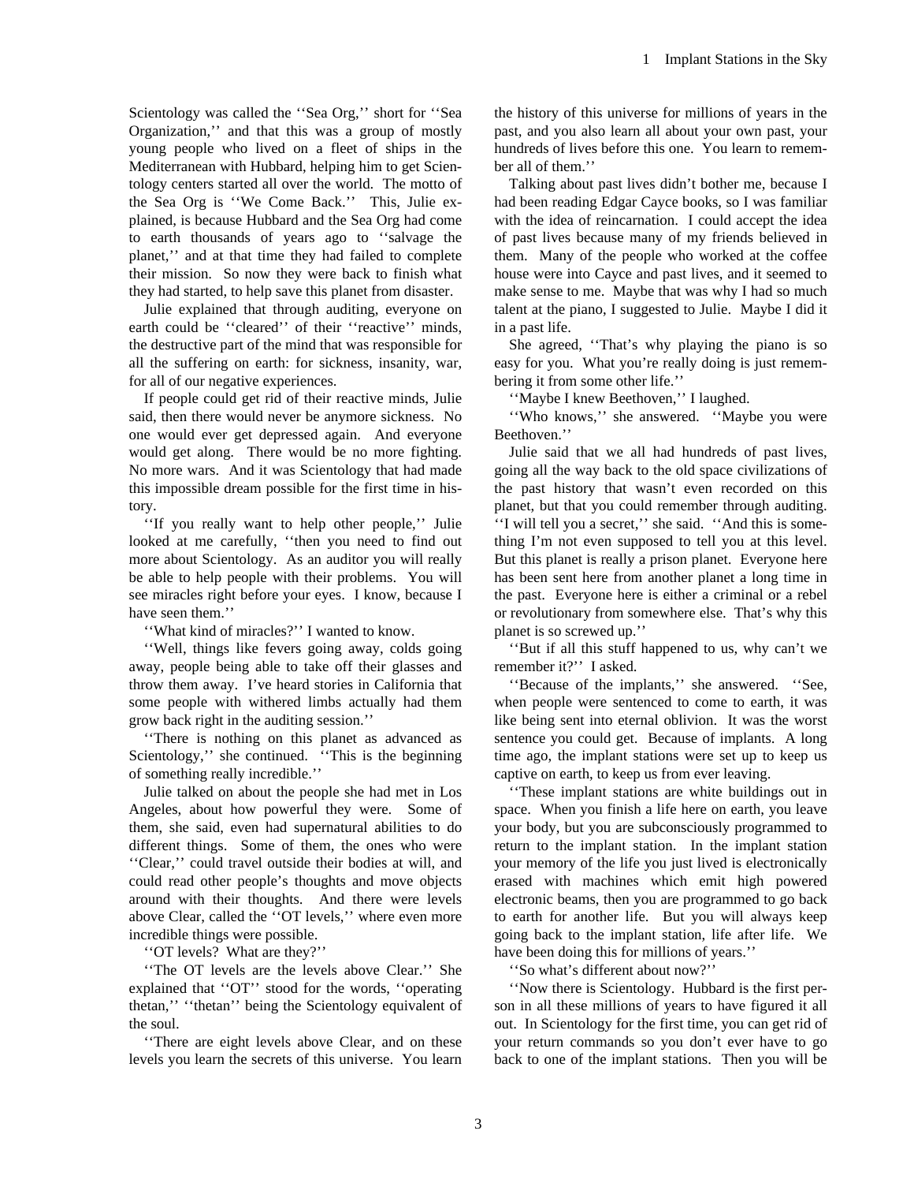Scientology was called the ''Sea Org,'' short for ''Sea Organization,'' and that this was a group of mostly young people who lived on a fleet of ships in the Mediterranean with Hubbard, helping him to get Scientology centers started all over the world. The motto of the Sea Org is ''We Come Back.'' This, Julie explained, is because Hubbard and the Sea Org had come to earth thousands of years ago to ''salvage the planet,'' and at that time they had failed to complete their mission. So now they were back to finish what they had started, to help save this planet from disaster.

Julie explained that through auditing, everyone on earth could be ''cleared'' of their ''reactive'' minds, the destructive part of the mind that was responsible for all the suffering on earth: for sickness, insanity, war, for all of our negative experiences.

If people could get rid of their reactive minds, Julie said, then there would never be anymore sickness. No one would ever get depressed again. And everyone would get along. There would be no more fighting. No more wars. And it was Scientology that had made this impossible dream possible for the first time in history.

''If you really want to help other people,'' Julie looked at me carefully, ''then you need to find out more about Scientology. As an auditor you will really be able to help people with their problems. You will see miracles right before your eyes. I know, because I have seen them.''

''What kind of miracles?'' I wanted to know.

''Well, things like fevers going away, colds going away, people being able to take off their glasses and throw them away. I've heard stories in California that some people with withered limbs actually had them grow back right in the auditing session.''

''There is nothing on this planet as advanced as Scientology,'' she continued. ''This is the beginning of something really incredible.''

Julie talked on about the people she had met in Los Angeles, about how powerful they were. Some of them, she said, even had supernatural abilities to do different things. Some of them, the ones who were ''Clear,'' could travel outside their bodies at will, and could read other people's thoughts and move objects around with their thoughts. And there were levels above Clear, called the ''OT levels,'' where even more incredible things were possible.

''OT levels? What are they?''

''The OT levels are the levels above Clear.'' She explained that ''OT'' stood for the words, ''operating thetan,'' ''thetan'' being the Scientology equivalent of the soul.

''There are eight levels above Clear, and on these levels you learn the secrets of this universe. You learn the history of this universe for millions of years in the past, and you also learn all about your own past, your hundreds of lives before this one. You learn to remember all of them.''

Talking about past lives didn't bother me, because I had been reading Edgar Cayce books, so I was familiar with the idea of reincarnation. I could accept the idea of past lives because many of my friends believed in them. Many of the people who worked at the coffee house were into Cayce and past lives, and it seemed to make sense to me. Maybe that was why I had so much talent at the piano, I suggested to Julie. Maybe I did it in a past life.

She agreed, ''That's why playing the piano is so easy for you. What you're really doing is just remembering it from some other life.''

''Maybe I knew Beethoven,'' I laughed.

''Who knows,'' she answered. ''Maybe you were Beethoven.''

Julie said that we all had hundreds of past lives, going all the way back to the old space civilizations of the past history that wasn't even recorded on this planet, but that you could remember through auditing. ''I will tell you a secret,'' she said. ''And this is something I'm not even supposed to tell you at this level. But this planet is really a prison planet. Everyone here has been sent here from another planet a long time in the past. Everyone here is either a criminal or a rebel or revolutionary from somewhere else. That's why this planet is so screwed up.''

''But if all this stuff happened to us, why can't we remember it?'' I asked.

''Because of the implants,'' she answered. ''See, when people were sentenced to come to earth, it was like being sent into eternal oblivion. It was the worst sentence you could get. Because of implants. A long time ago, the implant stations were set up to keep us captive on earth, to keep us from ever leaving.

''These implant stations are white buildings out in space. When you finish a life here on earth, you leave your body, but you are subconsciously programmed to return to the implant station. In the implant station your memory of the life you just lived is electronically erased with machines which emit high powered electronic beams, then you are programmed to go back to earth for another life. But you will always keep going back to the implant station, life after life. We have been doing this for millions of years.''

''So what's different about now?''

''Now there is Scientology. Hubbard is the first person in all these millions of years to have figured it all out. In Scientology for the first time, you can get rid of your return commands so you don't ever have to go back to one of the implant stations. Then you will be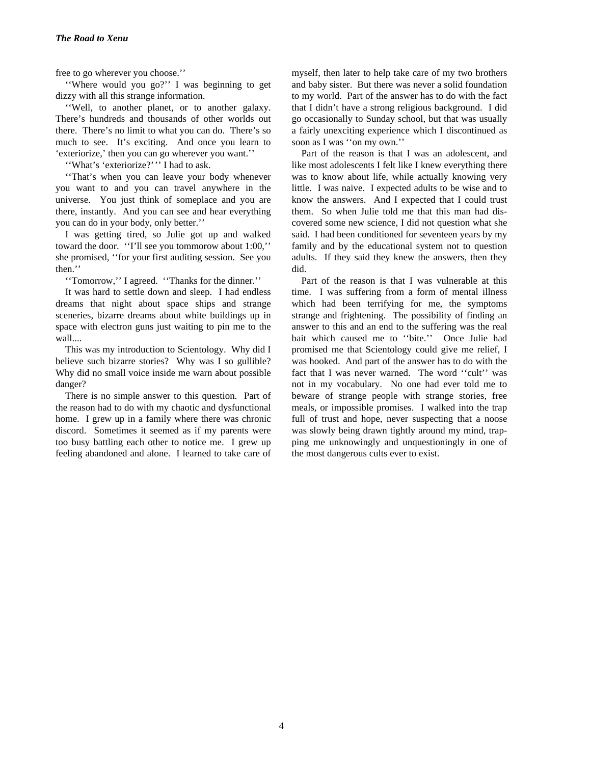free to go wherever you choose.''

''Where would you go?'' I was beginning to get dizzy with all this strange information.

''Well, to another planet, or to another galaxy. There's hundreds and thousands of other worlds out there. There's no limit to what you can do. There's so much to see. It's exciting. And once you learn to 'exteriorize,' then you can go wherever you want.''

''What's 'exteriorize?' '' I had to ask.

''That's when you can leave your body whenever you want to and you can travel anywhere in the universe. You just think of someplace and you are there, instantly. And you can see and hear everything you can do in your body, only better.''

I was getting tired, so Julie got up and walked toward the door. ''I'll see you tommorow about 1:00,'' she promised, ''for your first auditing session. See you then.''

''Tomorrow,'' I agreed. ''Thanks for the dinner.''

It was hard to settle down and sleep. I had endless dreams that night about space ships and strange sceneries, bizarre dreams about white buildings up in space with electron guns just waiting to pin me to the wall....

This was my introduction to Scientology. Why did I believe such bizarre stories? Why was I so gullible? Why did no small voice inside me warn about possible danger?

There is no simple answer to this question. Part of the reason had to do with my chaotic and dysfunctional home. I grew up in a family where there was chronic discord. Sometimes it seemed as if my parents were too busy battling each other to notice me. I grew up feeling abandoned and alone. I learned to take care of myself, then later to help take care of my two brothers and baby sister. But there was never a solid foundation to my world. Part of the answer has to do with the fact that I didn't have a strong religious background. I did go occasionally to Sunday school, but that was usually a fairly unexciting experience which I discontinued as soon as I was ''on my own.''

Part of the reason is that I was an adolescent, and like most adolescents I felt like I knew everything there was to know about life, while actually knowing very little. I was naive. I expected adults to be wise and to know the answers. And I expected that I could trust them. So when Julie told me that this man had discovered some new science, I did not question what she said. I had been conditioned for seventeen years by my family and by the educational system not to question adults. If they said they knew the answers, then they did.

Part of the reason is that I was vulnerable at this time. I was suffering from a form of mental illness which had been terrifying for me, the symptoms strange and frightening. The possibility of finding an answer to this and an end to the suffering was the real bait which caused me to ''bite.'' Once Julie had promised me that Scientology could give me relief, I was hooked. And part of the answer has to do with the fact that I was never warned. The word ''cult'' was not in my vocabulary. No one had ever told me to beware of strange people with strange stories, free meals, or impossible promises. I walked into the trap full of trust and hope, never suspecting that a noose was slowly being drawn tightly around my mind, trapping me unknowingly and unquestioningly in one of the most dangerous cults ever to exist.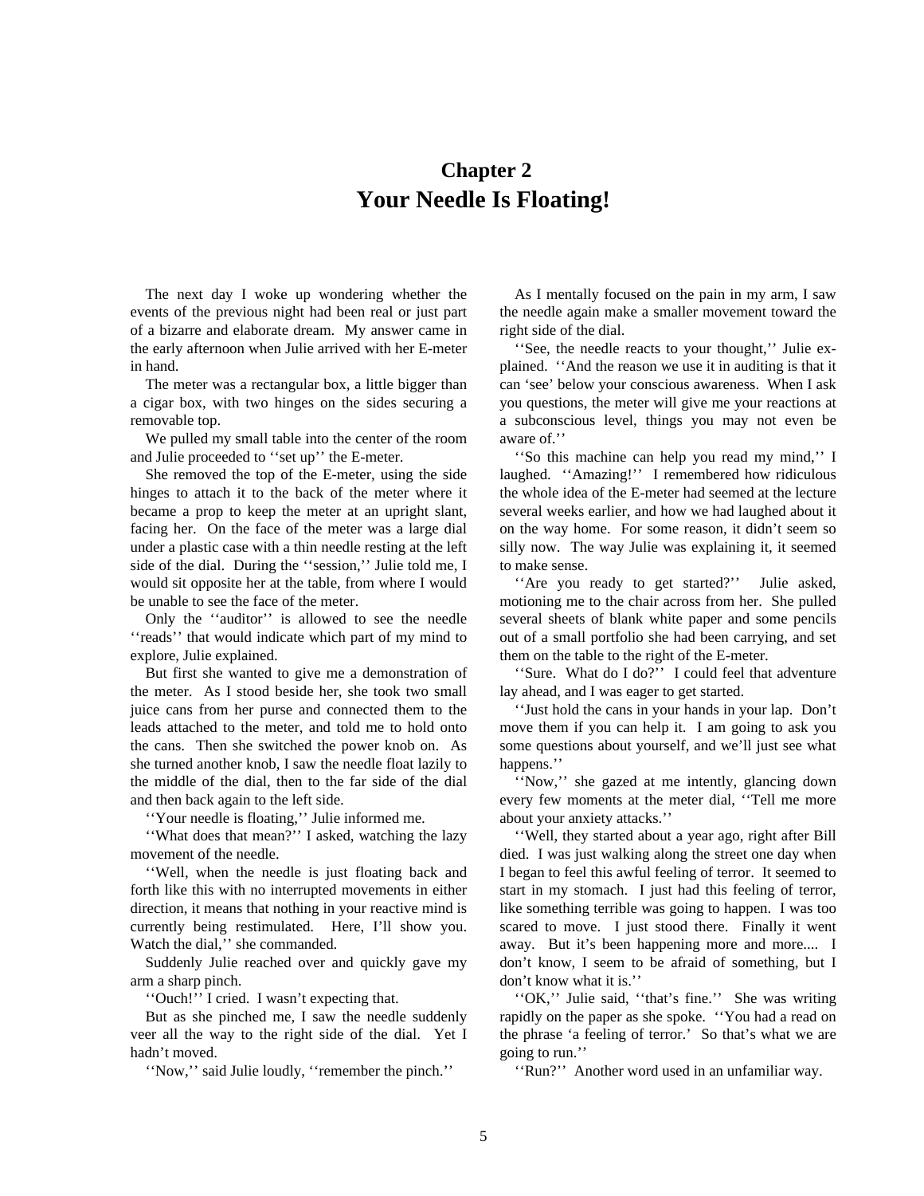# Chapter 2
# Your Needle Is Floating!

The next day I woke up wondering whether the events of the previous night had been real or just part of a bizarre and elaborate dream. My answer came in the early afternoon when Julie arrived with her E-meter in hand.

The meter was a rectangular box, a little bigger than a cigar box, with two hinges on the sides securing a removable top.

We pulled my small table into the center of the room and Julie proceeded to ''set up'' the E-meter.

She removed the top of the E-meter, using the side hinges to attach it to the back of the meter where it became a prop to keep the meter at an upright slant, facing her. On the face of the meter was a large dial under a plastic case with a thin needle resting at the left side of the dial. During the ''session,'' Julie told me, I would sit opposite her at the table, from where I would be unable to see the face of the meter.

Only the ''auditor'' is allowed to see the needle ''reads'' that would indicate which part of my mind to explore, Julie explained.

But first she wanted to give me a demonstration of the meter. As I stood beside her, she took two small juice cans from her purse and connected them to the leads attached to the meter, and told me to hold onto the cans. Then she switched the power knob on. As she turned another knob, I saw the needle float lazily to the middle of the dial, then to the far side of the dial and then back again to the left side.

''Your needle is floating,'' Julie informed me.

''What does that mean?'' I asked, watching the lazy movement of the needle.

''Well, when the needle is just floating back and forth like this with no interrupted movements in either direction, it means that nothing in your reactive mind is currently being restimulated. Here, I'll show you. Watch the dial,'' she commanded.

Suddenly Julie reached over and quickly gave my arm a sharp pinch.

''Ouch!'' I cried. I wasn't expecting that.

But as she pinched me, I saw the needle suddenly veer all the way to the right side of the dial. Yet I hadn't moved.

''Now,'' said Julie loudly, ''remember the pinch.''

As I mentally focused on the pain in my arm, I saw the needle again make a smaller movement toward the right side of the dial.

''See, the needle reacts to your thought,'' Julie explained. ''And the reason we use it in auditing is that it can 'see' below your conscious awareness. When I ask you questions, the meter will give me your reactions at a subconscious level, things you may not even be aware of.''

''So this machine can help you read my mind,'' I laughed. ''Amazing!'' I remembered how ridiculous the whole idea of the E-meter had seemed at the lecture several weeks earlier, and how we had laughed about it on the way home. For some reason, it didn't seem so silly now. The way Julie was explaining it, it seemed to make sense.

''Are you ready to get started?'' Julie asked, motioning me to the chair across from her. She pulled several sheets of blank white paper and some pencils out of a small portfolio she had been carrying, and set them on the table to the right of the E-meter.

''Sure. What do I do?'' I could feel that adventure lay ahead, and I was eager to get started.

''Just hold the cans in your hands in your lap. Don't move them if you can help it. I am going to ask you some questions about yourself, and we'll just see what happens.''

''Now,'' she gazed at me intently, glancing down every few moments at the meter dial, ''Tell me more about your anxiety attacks.''

''Well, they started about a year ago, right after Bill died. I was just walking along the street one day when I began to feel this awful feeling of terror. It seemed to start in my stomach. I just had this feeling of terror, like something terrible was going to happen. I was too scared to move. I just stood there. Finally it went away. But it's been happening more and more.... I don't know, I seem to be afraid of something, but I don't know what it is.''

''OK,'' Julie said, ''that's fine.'' She was writing rapidly on the paper as she spoke. ''You had a read on the phrase 'a feeling of terror.' So that's what we are going to run.''

''Run?'' Another word used in an unfamiliar way.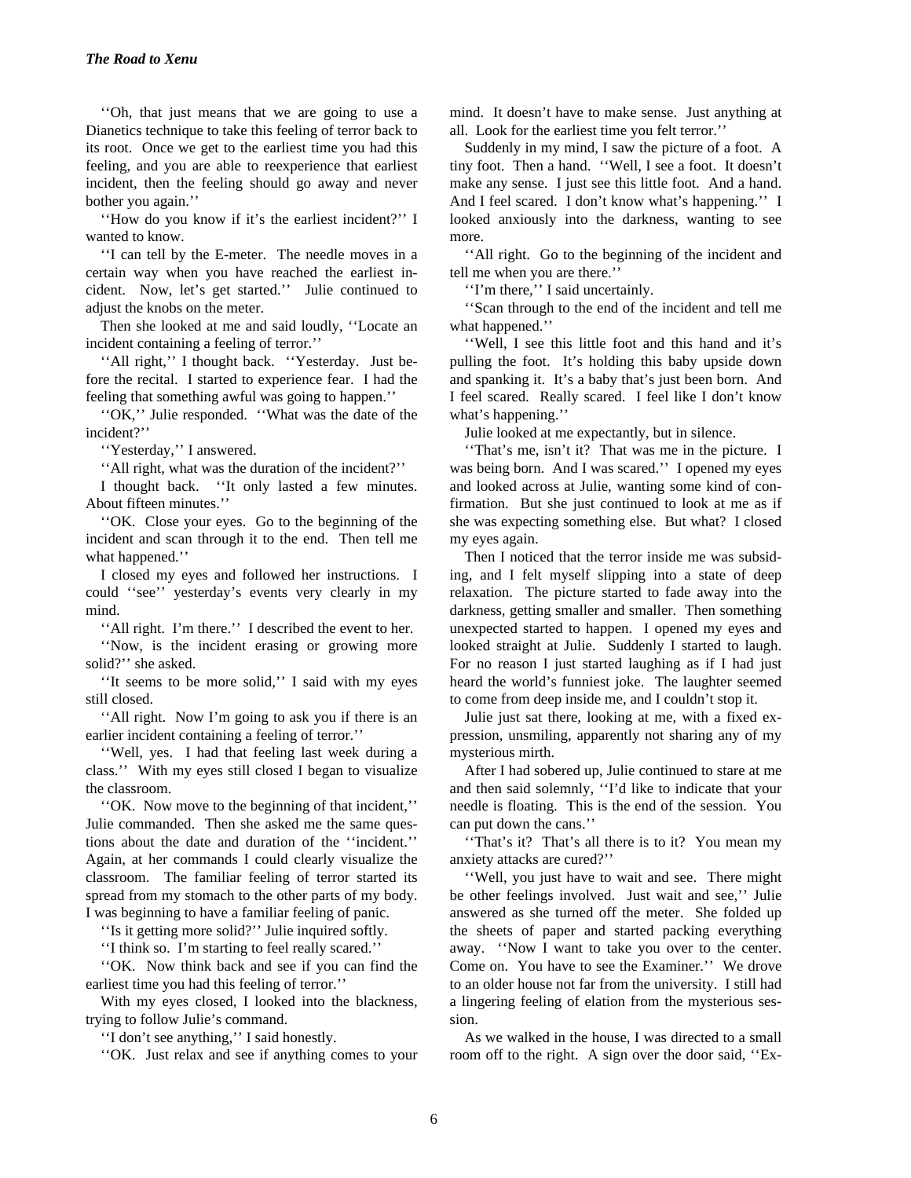''Oh, that just means that we are going to use a Dianetics technique to take this feeling of terror back to its root. Once we get to the earliest time you had this feeling, and you are able to reexperience that earliest incident, then the feeling should go away and never bother you again.''

''How do you know if it's the earliest incident?'' I wanted to know.

''I can tell by the E-meter. The needle moves in a certain way when you have reached the earliest incident. Now, let's get started.'' Julie continued to adjust the knobs on the meter.

Then she looked at me and said loudly, ''Locate an incident containing a feeling of terror.''

''All right,'' I thought back. ''Yesterday. Just before the recital. I started to experience fear. I had the feeling that something awful was going to happen.''

''OK,'' Julie responded. ''What was the date of the incident?''

''Yesterday,'' I answered.

''All right, what was the duration of the incident?''

I thought back. ''It only lasted a few minutes. About fifteen minutes.''

''OK. Close your eyes. Go to the beginning of the incident and scan through it to the end. Then tell me what happened.''

I closed my eyes and followed her instructions. I could ''see'' yesterday's events very clearly in my mind.

''All right. I'm there.'' I described the event to her.

''Now, is the incident erasing or growing more solid?'' she asked.

''It seems to be more solid,'' I said with my eyes still closed.

''All right. Now I'm going to ask you if there is an earlier incident containing a feeling of terror.''

''Well, yes. I had that feeling last week during a class.'' With my eyes still closed I began to visualize the classroom.

''OK. Now move to the beginning of that incident,'' Julie commanded. Then she asked me the same questions about the date and duration of the ''incident.'' Again, at her commands I could clearly visualize the classroom. The familiar feeling of terror started its spread from my stomach to the other parts of my body. I was beginning to have a familiar feeling of panic.

''Is it getting more solid?'' Julie inquired softly.

''I think so. I'm starting to feel really scared.''

''OK. Now think back and see if you can find the earliest time you had this feeling of terror.''

With my eyes closed, I looked into the blackness, trying to follow Julie's command.

''I don't see anything,'' I said honestly.

''OK. Just relax and see if anything comes to your mind. It doesn't have to make sense. Just anything at all. Look for the earliest time you felt terror.''

Suddenly in my mind, I saw the picture of a foot. A tiny foot. Then a hand. ''Well, I see a foot. It doesn't make any sense. I just see this little foot. And a hand. And I feel scared. I don't know what's happening.'' I looked anxiously into the darkness, wanting to see more.

''All right. Go to the beginning of the incident and tell me when you are there.''

''I'm there,'' I said uncertainly.

''Scan through to the end of the incident and tell me what happened.''

''Well, I see this little foot and this hand and it's pulling the foot. It's holding this baby upside down and spanking it. It's a baby that's just been born. And I feel scared. Really scared. I feel like I don't know what's happening.''

Julie looked at me expectantly, but in silence.

''That's me, isn't it? That was me in the picture. I was being born. And I was scared.'' I opened my eyes and looked across at Julie, wanting some kind of confirmation. But she just continued to look at me as if she was expecting something else. But what? I closed my eyes again.

Then I noticed that the terror inside me was subsiding, and I felt myself slipping into a state of deep relaxation. The picture started to fade away into the darkness, getting smaller and smaller. Then something unexpected started to happen. I opened my eyes and looked straight at Julie. Suddenly I started to laugh. For no reason I just started laughing as if I had just heard the world's funniest joke. The laughter seemed to come from deep inside me, and I couldn't stop it.

Julie just sat there, looking at me, with a fixed expression, unsmiling, apparently not sharing any of my mysterious mirth.

After I had sobered up, Julie continued to stare at me and then said solemnly, ''I'd like to indicate that your needle is floating. This is the end of the session. You can put down the cans.''

''That's it? That's all there is to it? You mean my anxiety attacks are cured?''

''Well, you just have to wait and see. There might be other feelings involved. Just wait and see,'' Julie answered as she turned off the meter. She folded up the sheets of paper and started packing everything away. ''Now I want to take you over to the center. Come on. You have to see the Examiner.'' We drove to an older house not far from the university. I still had a lingering feeling of elation from the mysterious session.

As we walked in the house, I was directed to a small room off to the right. A sign over the door said, ''Ex-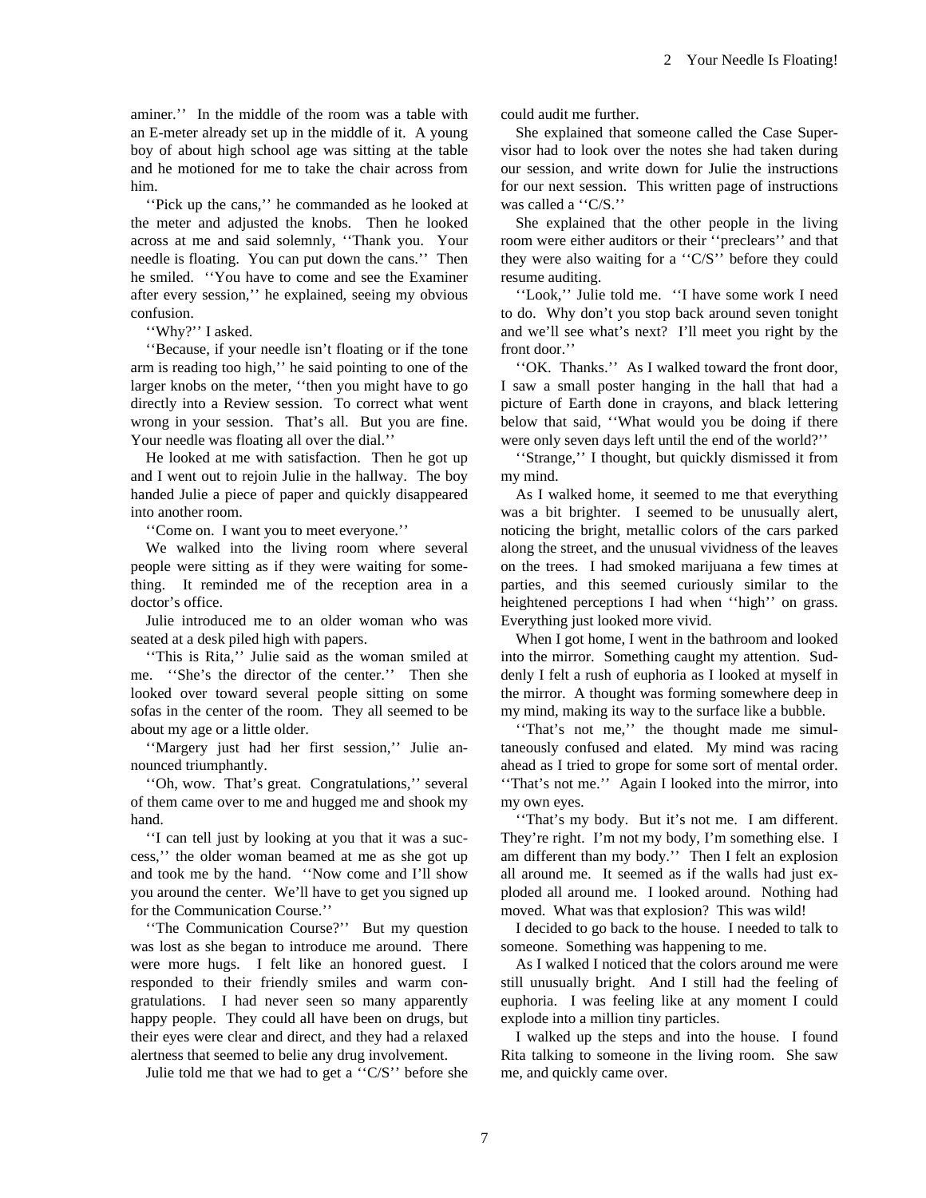aminer.''  In the middle of the room was a table with an E-meter already set up in the middle of it. A young boy of about high school age was sitting at the table and he motioned for me to take the chair across from him.

''Pick up the cans,'' he commanded as he looked at the meter and adjusted the knobs. Then he looked across at me and said solemnly, ''Thank you. Your needle is floating. You can put down the cans.'' Then he smiled. ''You have to come and see the Examiner after every session,'' he explained, seeing my obvious confusion.

''Why?'' I asked.

''Because, if your needle isn't floating or if the tone arm is reading too high,'' he said pointing to one of the larger knobs on the meter, ''then you might have to go directly into a Review session. To correct what went wrong in your session. That's all. But you are fine. Your needle was floating all over the dial.''

He looked at me with satisfaction. Then he got up and I went out to rejoin Julie in the hallway. The boy handed Julie a piece of paper and quickly disappeared into another room.

''Come on. I want you to meet everyone.''

We walked into the living room where several people were sitting as if they were waiting for something. It reminded me of the reception area in a doctor's office.

Julie introduced me to an older woman who was seated at a desk piled high with papers.

''This is Rita,'' Julie said as the woman smiled at me. ''She's the director of the center.'' Then she looked over toward several people sitting on some sofas in the center of the room. They all seemed to be about my age or a little older.

''Margery just had her first session,'' Julie announced triumphantly.

''Oh, wow. That's great. Congratulations,'' several of them came over to me and hugged me and shook my hand.

''I can tell just by looking at you that it was a success,'' the older woman beamed at me as she got up and took me by the hand. ''Now come and I'll show you around the center. We'll have to get you signed up for the Communication Course.''

''The Communication Course?'' But my question was lost as she began to introduce me around. There were more hugs. I felt like an honored guest. I responded to their friendly smiles and warm congratulations. I had never seen so many apparently happy people. They could all have been on drugs, but their eyes were clear and direct, and they had a relaxed alertness that seemed to belie any drug involvement.

Julie told me that we had to get a ''C/S'' before she could audit me further.

She explained that someone called the Case Supervisor had to look over the notes she had taken during our session, and write down for Julie the instructions for our next session. This written page of instructions was called a ''C/S.''

She explained that the other people in the living room were either auditors or their ''preclears'' and that they were also waiting for a ''C/S'' before they could resume auditing.

''Look,'' Julie told me. ''I have some work I need to do. Why don't you stop back around seven tonight and we'll see what's next? I'll meet you right by the front door.''

''OK. Thanks.'' As I walked toward the front door, I saw a small poster hanging in the hall that had a picture of Earth done in crayons, and black lettering below that said, ''What would you be doing if there were only seven days left until the end of the world?''

''Strange,'' I thought, but quickly dismissed it from my mind.

As I walked home, it seemed to me that everything was a bit brighter. I seemed to be unusually alert, noticing the bright, metallic colors of the cars parked along the street, and the unusual vividness of the leaves on the trees. I had smoked marijuana a few times at parties, and this seemed curiously similar to the heightened perceptions I had when ''high'' on grass. Everything just looked more vivid.

When I got home, I went in the bathroom and looked into the mirror. Something caught my attention. Suddenly I felt a rush of euphoria as I looked at myself in the mirror. A thought was forming somewhere deep in my mind, making its way to the surface like a bubble.

''That's not me,'' the thought made me simultaneously confused and elated. My mind was racing ahead as I tried to grope for some sort of mental order. ''That's not me.'' Again I looked into the mirror, into my own eyes.

''That's my body. But it's not me. I am different. They're right. I'm not my body, I'm something else. I am different than my body.'' Then I felt an explosion all around me. It seemed as if the walls had just exploded all around me. I looked around. Nothing had moved. What was that explosion? This was wild!

I decided to go back to the house. I needed to talk to someone. Something was happening to me.

As I walked I noticed that the colors around me were still unusually bright. And I still had the feeling of euphoria. I was feeling like at any moment I could explode into a million tiny particles.

I walked up the steps and into the house. I found Rita talking to someone in the living room. She saw me, and quickly came over.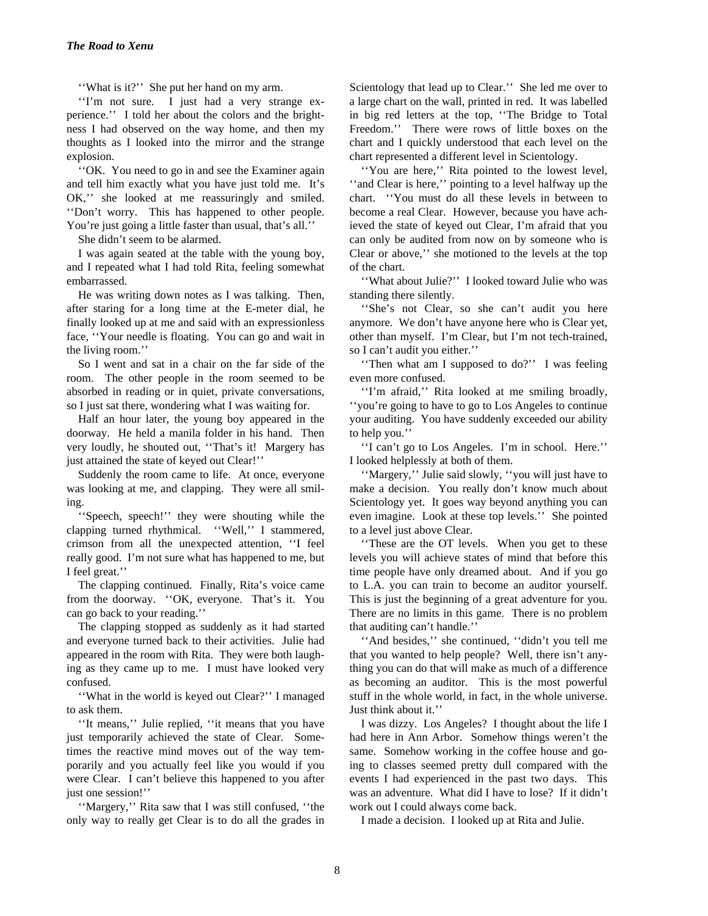''What is it?'' She put her hand on my arm.

''I'm not sure. I just had a very strange experience.'' I told her about the colors and the brightness I had observed on the way home, and then my thoughts as I looked into the mirror and the strange explosion.

''OK. You need to go in and see the Examiner again and tell him exactly what you have just told me. It's OK,'' she looked at me reassuringly and smiled. ''Don't worry. This has happened to other people. You're just going a little faster than usual, that's all.''

She didn't seem to be alarmed.

I was again seated at the table with the young boy, and I repeated what I had told Rita, feeling somewhat embarrassed.

He was writing down notes as I was talking. Then, after staring for a long time at the E-meter dial, he finally looked up at me and said with an expressionless face, ''Your needle is floating. You can go and wait in the living room.''

So I went and sat in a chair on the far side of the room. The other people in the room seemed to be absorbed in reading or in quiet, private conversations, so I just sat there, wondering what I was waiting for.

Half an hour later, the young boy appeared in the doorway. He held a manila folder in his hand. Then very loudly, he shouted out, ''That's it! Margery has just attained the state of keyed out Clear!''

Suddenly the room came to life. At once, everyone was looking at me, and clapping. They were all smiling.

''Speech, speech!'' they were shouting while the clapping turned rhythmical. ''Well,'' I stammered, crimson from all the unexpected attention, ''I feel really good. I'm not sure what has happened to me, but I feel great.''

The clapping continued. Finally, Rita's voice came from the doorway. ''OK, everyone. That's it. You can go back to your reading.''

The clapping stopped as suddenly as it had started and everyone turned back to their activities. Julie had appeared in the room with Rita. They were both laughing as they came up to me. I must have looked very confused.

''What in the world is keyed out Clear?'' I managed to ask them.

''It means,'' Julie replied, ''it means that you have just temporarily achieved the state of Clear. Sometimes the reactive mind moves out of the way temporarily and you actually feel like you would if you were Clear. I can't believe this happened to you after just one session!''

''Margery,'' Rita saw that I was still confused, ''the only way to really get Clear is to do all the grades in Scientology that lead up to Clear.'' She led me over to a large chart on the wall, printed in red. It was labelled in big red letters at the top, ''The Bridge to Total Freedom.'' There were rows of little boxes on the chart and I quickly understood that each level on the chart represented a different level in Scientology.

''You are here,'' Rita pointed to the lowest level, ''and Clear is here,'' pointing to a level halfway up the chart. ''You must do all these levels in between to become a real Clear. However, because you have achieved the state of keyed out Clear, I'm afraid that you can only be audited from now on by someone who is Clear or above,'' she motioned to the levels at the top of the chart.

''What about Julie?'' I looked toward Julie who was standing there silently.

''She's not Clear, so she can't audit you here anymore. We don't have anyone here who is Clear yet, other than myself. I'm Clear, but I'm not tech-trained, so I can't audit you either.''

''Then what am I supposed to do?'' I was feeling even more confused.

''I'm afraid,'' Rita looked at me smiling broadly, ''you're going to have to go to Los Angeles to continue your auditing. You have suddenly exceeded our ability to help you.''

''I can't go to Los Angeles. I'm in school. Here.'' I looked helplessly at both of them.

''Margery,'' Julie said slowly, ''you will just have to make a decision. You really don't know much about Scientology yet. It goes way beyond anything you can even imagine. Look at these top levels.'' She pointed to a level just above Clear.

''These are the OT levels. When you get to these levels you will achieve states of mind that before this time people have only dreamed about. And if you go to L.A. you can train to become an auditor yourself. This is just the beginning of a great adventure for you. There are no limits in this game. There is no problem that auditing can't handle.''

''And besides,'' she continued, ''didn't you tell me that you wanted to help people? Well, there isn't anything you can do that will make as much of a difference as becoming an auditor. This is the most powerful stuff in the whole world, in fact, in the whole universe. Just think about it.''

I was dizzy. Los Angeles? I thought about the life I had here in Ann Arbor. Somehow things weren't the same. Somehow working in the coffee house and going to classes seemed pretty dull compared with the events I had experienced in the past two days. This was an adventure. What did I have to lose? If it didn't work out I could always come back.

I made a decision. I looked up at Rita and Julie.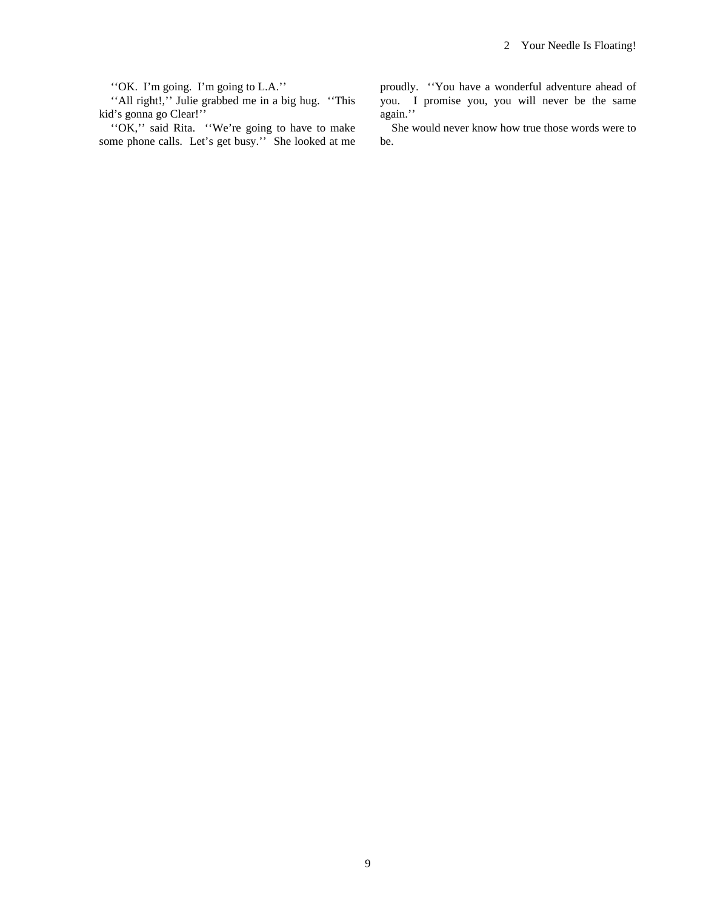''OK. I'm going. I'm going to L.A.''

''All right!,'' Julie grabbed me in a big hug. ''This kid's gonna go Clear!''

''OK,'' said Rita. ''We're going to have to make some phone calls. Let's get busy.'' She looked at me proudly. ''You have a wonderful adventure ahead of you. I promise you, you will never be the same again.''

She would never know how true those words were to be.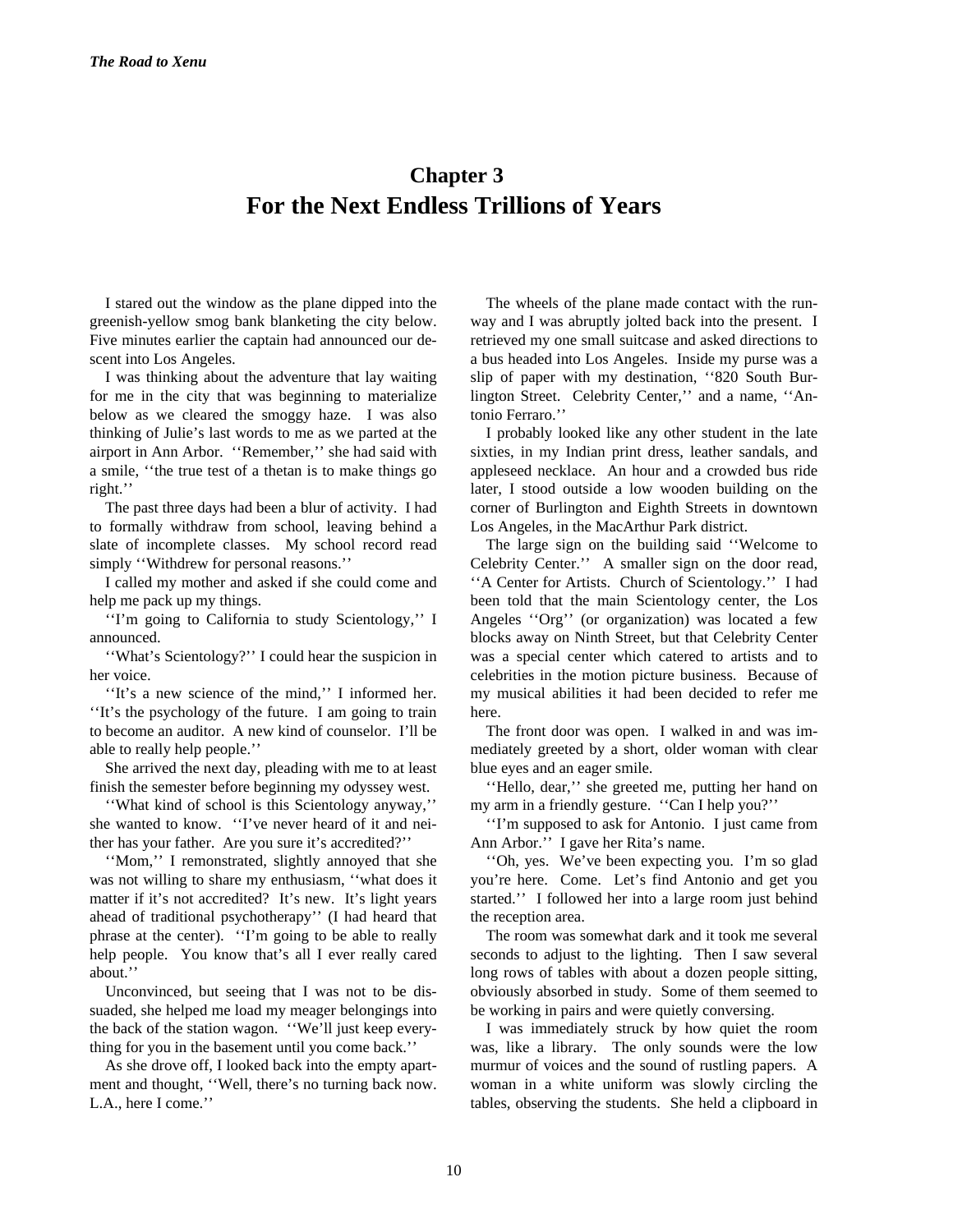# Chapter 3
# For the Next Endless Trillions of Years

I stared out the window as the plane dipped into the greenish-yellow smog bank blanketing the city below. Five minutes earlier the captain had announced our descent into Los Angeles.

I was thinking about the adventure that lay waiting for me in the city that was beginning to materialize below as we cleared the smoggy haze. I was also thinking of Julie's last words to me as we parted at the airport in Ann Arbor. ''Remember,'' she had said with a smile, ''the true test of a thetan is to make things go right.''

The past three days had been a blur of activity. I had to formally withdraw from school, leaving behind a slate of incomplete classes. My school record read simply ''Withdrew for personal reasons.''

I called my mother and asked if she could come and help me pack up my things.

''I'm going to California to study Scientology,'' I announced.

''What's Scientology?'' I could hear the suspicion in her voice.

''It's a new science of the mind,'' I informed her. ''It's the psychology of the future. I am going to train to become an auditor. A new kind of counselor. I'll be able to really help people.''

She arrived the next day, pleading with me to at least finish the semester before beginning my odyssey west.

''What kind of school is this Scientology anyway,'' she wanted to know. ''I've never heard of it and neither has your father. Are you sure it's accredited?''

''Mom,'' I remonstrated, slightly annoyed that she was not willing to share my enthusiasm, ''what does it matter if it's not accredited? It's new. It's light years ahead of traditional psychotherapy'' (I had heard that phrase at the center). ''I'm going to be able to really help people. You know that's all I ever really cared about.''

Unconvinced, but seeing that I was not to be dissuaded, she helped me load my meager belongings into the back of the station wagon. ''We'll just keep everything for you in the basement until you come back.''

As she drove off, I looked back into the empty apartment and thought, ''Well, there's no turning back now. L.A., here I come.''

The wheels of the plane made contact with the runway and I was abruptly jolted back into the present. I retrieved my one small suitcase and asked directions to a bus headed into Los Angeles. Inside my purse was a slip of paper with my destination, ''820 South Burlington Street. Celebrity Center,'' and a name, ''Antonio Ferraro.''

I probably looked like any other student in the late sixties, in my Indian print dress, leather sandals, and appleseed necklace. An hour and a crowded bus ride later, I stood outside a low wooden building on the corner of Burlington and Eighth Streets in downtown Los Angeles, in the MacArthur Park district.

The large sign on the building said ''Welcome to Celebrity Center.'' A smaller sign on the door read, ''A Center for Artists. Church of Scientology.'' I had been told that the main Scientology center, the Los Angeles ''Org'' (or organization) was located a few blocks away on Ninth Street, but that Celebrity Center was a special center which catered to artists and to celebrities in the motion picture business. Because of my musical abilities it had been decided to refer me here.

The front door was open. I walked in and was immediately greeted by a short, older woman with clear blue eyes and an eager smile.

''Hello, dear,'' she greeted me, putting her hand on my arm in a friendly gesture. ''Can I help you?''

''I'm supposed to ask for Antonio. I just came from Ann Arbor.'' I gave her Rita's name.

''Oh, yes. We've been expecting you. I'm so glad you're here. Come. Let's find Antonio and get you started.'' I followed her into a large room just behind the reception area.

The room was somewhat dark and it took me several seconds to adjust to the lighting. Then I saw several long rows of tables with about a dozen people sitting, obviously absorbed in study. Some of them seemed to be working in pairs and were quietly conversing.

I was immediately struck by how quiet the room was, like a library. The only sounds were the low murmur of voices and the sound of rustling papers. A woman in a white uniform was slowly circling the tables, observing the students. She held a clipboard in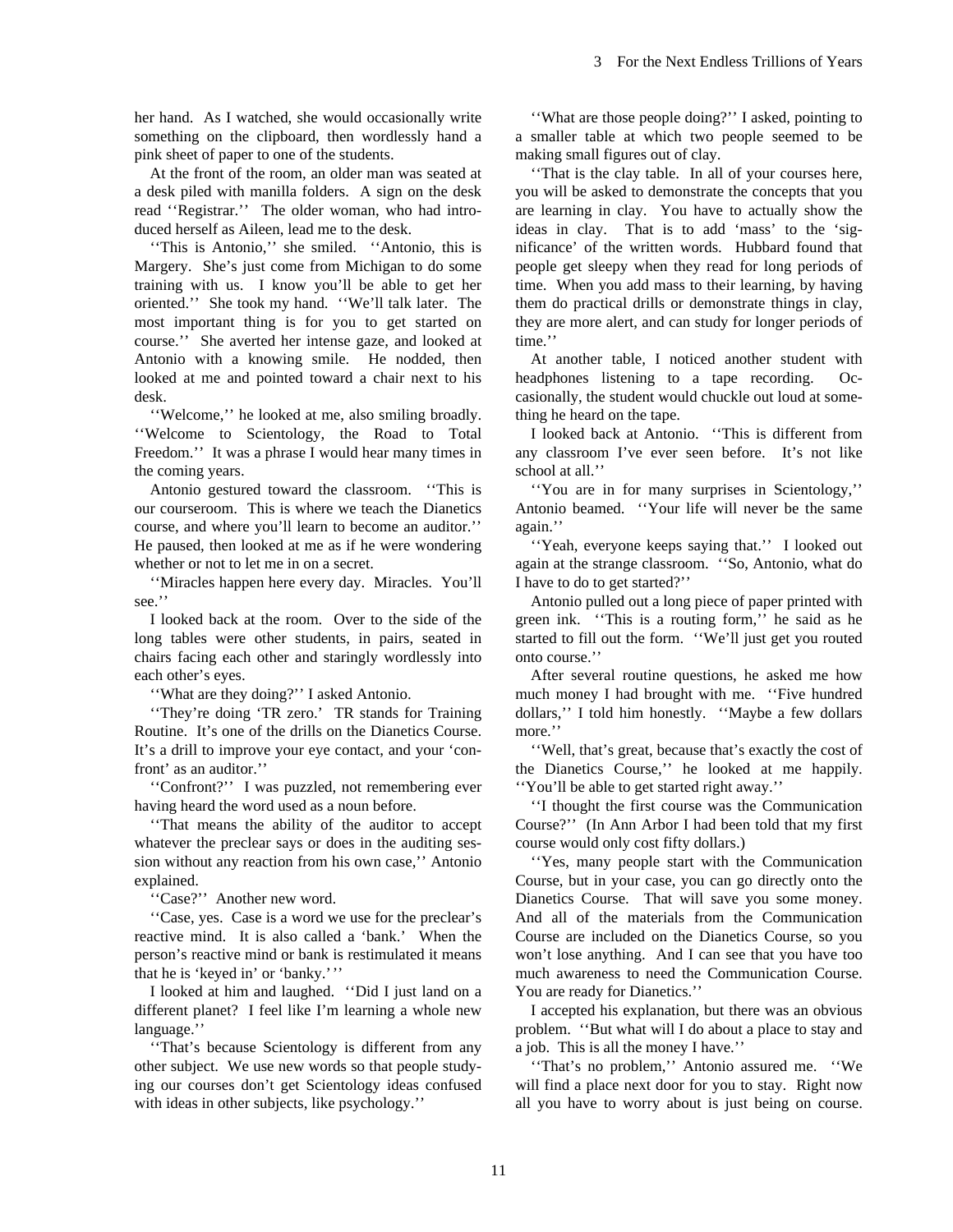her hand. As I watched, she would occasionally write something on the clipboard, then wordlessly hand a pink sheet of paper to one of the students.

At the front of the room, an older man was seated at a desk piled with manilla folders. A sign on the desk read ''Registrar.'' The older woman, who had introduced herself as Aileen, lead me to the desk.

''This is Antonio,'' she smiled. ''Antonio, this is Margery. She's just come from Michigan to do some training with us. I know you'll be able to get her oriented.'' She took my hand. ''We'll talk later. The most important thing is for you to get started on course.'' She averted her intense gaze, and looked at Antonio with a knowing smile. He nodded, then looked at me and pointed toward a chair next to his desk.

''Welcome,'' he looked at me, also smiling broadly. ''Welcome to Scientology, the Road to Total Freedom.'' It was a phrase I would hear many times in the coming years.

Antonio gestured toward the classroom. ''This is our courseroom. This is where we teach the Dianetics course, and where you'll learn to become an auditor.'' He paused, then looked at me as if he were wondering whether or not to let me in on a secret.

''Miracles happen here every day. Miracles. You'll see.''

I looked back at the room. Over to the side of the long tables were other students, in pairs, seated in chairs facing each other and staringly wordlessly into each other's eyes.

''What are they doing?'' I asked Antonio.

''They're doing 'TR zero.' TR stands for Training Routine. It's one of the drills on the Dianetics Course. It's a drill to improve your eye contact, and your 'confront' as an auditor.''

''Confront?'' I was puzzled, not remembering ever having heard the word used as a noun before.

''That means the ability of the auditor to accept whatever the preclear says or does in the auditing session without any reaction from his own case,'' Antonio explained.

''Case?'' Another new word.

''Case, yes. Case is a word we use for the preclear's reactive mind. It is also called a 'bank.' When the person's reactive mind or bank is restimulated it means that he is 'keyed in' or 'banky.' ''

I looked at him and laughed. ''Did I just land on a different planet? I feel like I'm learning a whole new language.''

''That's because Scientology is different from any other subject. We use new words so that people studying our courses don't get Scientology ideas confused with ideas in other subjects, like psychology.''

''What are those people doing?'' I asked, pointing to a smaller table at which two people seemed to be making small figures out of clay.

''That is the clay table. In all of your courses here, you will be asked to demonstrate the concepts that you are learning in clay. You have to actually show the ideas in clay. That is to add 'mass' to the 'significance' of the written words. Hubbard found that people get sleepy when they read for long periods of time. When you add mass to their learning, by having them do practical drills or demonstrate things in clay, they are more alert, and can study for longer periods of time.''

At another table, I noticed another student with headphones listening to a tape recording. Occasionally, the student would chuckle out loud at something he heard on the tape.

I looked back at Antonio. ''This is different from any classroom I've ever seen before. It's not like school at all.''

''You are in for many surprises in Scientology,'' Antonio beamed. ''Your life will never be the same again.''

''Yeah, everyone keeps saying that.'' I looked out again at the strange classroom. ''So, Antonio, what do I have to do to get started?''

Antonio pulled out a long piece of paper printed with green ink. ''This is a routing form,'' he said as he started to fill out the form. ''We'll just get you routed onto course.''

After several routine questions, he asked me how much money I had brought with me. ''Five hundred dollars,'' I told him honestly. ''Maybe a few dollars more.''

''Well, that's great, because that's exactly the cost of the Dianetics Course,'' he looked at me happily. ''You'll be able to get started right away.''

''I thought the first course was the Communication Course?'' (In Ann Arbor I had been told that my first course would only cost fifty dollars.)

''Yes, many people start with the Communication Course, but in your case, you can go directly onto the Dianetics Course. That will save you some money. And all of the materials from the Communication Course are included on the Dianetics Course, so you won't lose anything. And I can see that you have too much awareness to need the Communication Course. You are ready for Dianetics.''

I accepted his explanation, but there was an obvious problem. ''But what will I do about a place to stay and a job. This is all the money I have.''

''That's no problem,'' Antonio assured me. ''We will find a place next door for you to stay. Right now all you have to worry about is just being on course.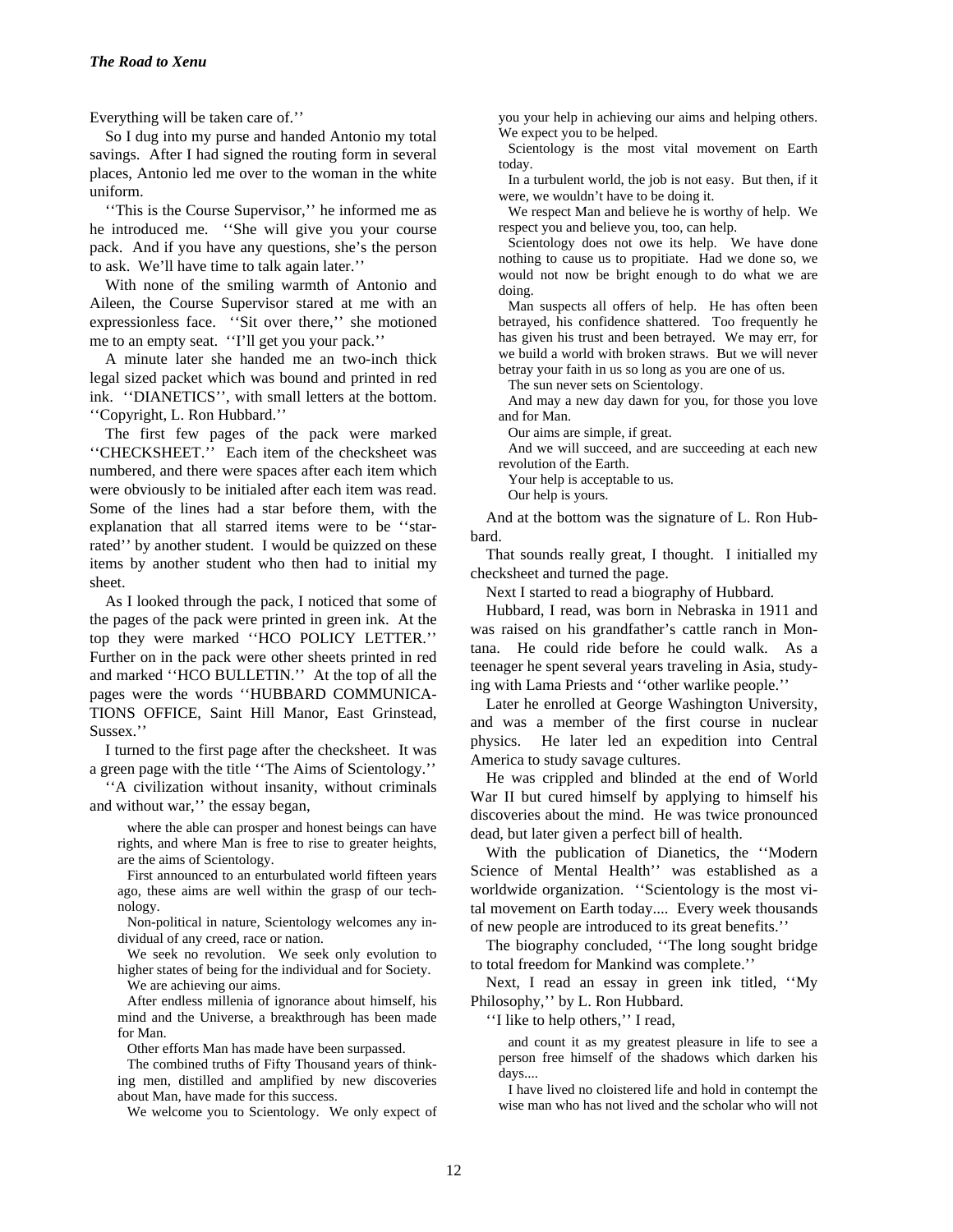Everything will be taken care of.''

So I dug into my purse and handed Antonio my total savings. After I had signed the routing form in several places, Antonio led me over to the woman in the white uniform.

''This is the Course Supervisor,'' he informed me as he introduced me. ''She will give you your course pack. And if you have any questions, she's the person to ask. We'll have time to talk again later.''

With none of the smiling warmth of Antonio and Aileen, the Course Supervisor stared at me with an expressionless face. ''Sit over there,'' she motioned me to an empty seat. ''I'll get you your pack.''

A minute later she handed me an two-inch thick legal sized packet which was bound and printed in red ink. ''DIANETICS'', with small letters at the bottom. ''Copyright, L. Ron Hubbard.''

The first few pages of the pack were marked ''CHECKSHEET.'' Each item of the checksheet was numbered, and there were spaces after each item which were obviously to be initialed after each item was read. Some of the lines had a star before them, with the explanation that all starred items were to be ''star-rated'' by another student. I would be quizzed on these items by another student who then had to initial my sheet.

As I looked through the pack, I noticed that some of the pages of the pack were printed in green ink. At the top they were marked ''HCO POLICY LETTER.'' Further on in the pack were other sheets printed in red and marked ''HCO BULLETIN.'' At the top of all the pages were the words ''HUBBARD COMMUNICATIONS OFFICE, Saint Hill Manor, East Grinstead, Sussex.''

I turned to the first page after the checksheet. It was a green page with the title ''The Aims of Scientology.''

''A civilization without insanity, without criminals and without war,'' the essay began,

> where the able can prosper and honest beings can have rights, and where Man is free to rise to greater heights, are the aims of Scientology.
>
> First announced to an enturbulated world fifteen years ago, these aims are well within the grasp of our technology.
>
> Non-political in nature, Scientology welcomes any individual of any creed, race or nation.
>
> We seek no revolution. We seek only evolution to higher states of being for the individual and for Society.
>
> We are achieving our aims.
>
> After endless millenia of ignorance about himself, his mind and the Universe, a breakthrough has been made for Man.
>
> Other efforts Man has made have been surpassed.
>
> The combined truths of Fifty Thousand years of thinking men, distilled and amplified by new discoveries about Man, have made for this success.
>
> We welcome you to Scientology. We only expect of you your help in achieving our aims and helping others. We expect you to be helped.
>
> Scientology is the most vital movement on Earth today.
>
> In a turbulent world, the job is not easy. But then, if it were, we wouldn't have to be doing it.
>
> We respect Man and believe he is worthy of help. We respect you and believe you, too, can help.
>
> Scientology does not owe its help. We have done nothing to cause us to propitiate. Had we done so, we would not now be bright enough to do what we are doing.
>
> Man suspects all offers of help. He has often been betrayed, his confidence shattered. Too frequently he has given his trust and been betrayed. We may err, for we build a world with broken straws. But we will never betray your faith in us so long as you are one of us.
>
> The sun never sets on Scientology.
>
> And may a new day dawn for you, for those you love and for Man.
>
> Our aims are simple, if great.
>
> And we will succeed, and are succeeding at each new revolution of the Earth.
>
> Your help is acceptable to us.
>
> Our help is yours.

And at the bottom was the signature of L. Ron Hubbard.

That sounds really great, I thought. I initialled my checksheet and turned the page.

Next I started to read a biography of Hubbard.

Hubbard, I read, was born in Nebraska in 1911 and was raised on his grandfather's cattle ranch in Montana. He could ride before he could walk. As a teenager he spent several years traveling in Asia, studying with Lama Priests and ''other warlike people.''

Later he enrolled at George Washington University, and was a member of the first course in nuclear physics. He later led an expedition into Central America to study savage cultures.

He was crippled and blinded at the end of World War II but cured himself by applying to himself his discoveries about the mind. He was twice pronounced dead, but later given a perfect bill of health.

With the publication of Dianetics, the ''Modern Science of Mental Health'' was established as a worldwide organization. ''Scientology is the most vital movement on Earth today.... Every week thousands of new people are introduced to its great benefits.''

The biography concluded, ''The long sought bridge to total freedom for Mankind was complete.''

Next, I read an essay in green ink titled, ''My Philosophy,'' by L. Ron Hubbard.

''I like to help others,'' I read,

> and count it as my greatest pleasure in life to see a person free himself of the shadows which darken his days....
>
> I have lived no cloistered life and hold in contempt the wise man who has not lived and the scholar who will not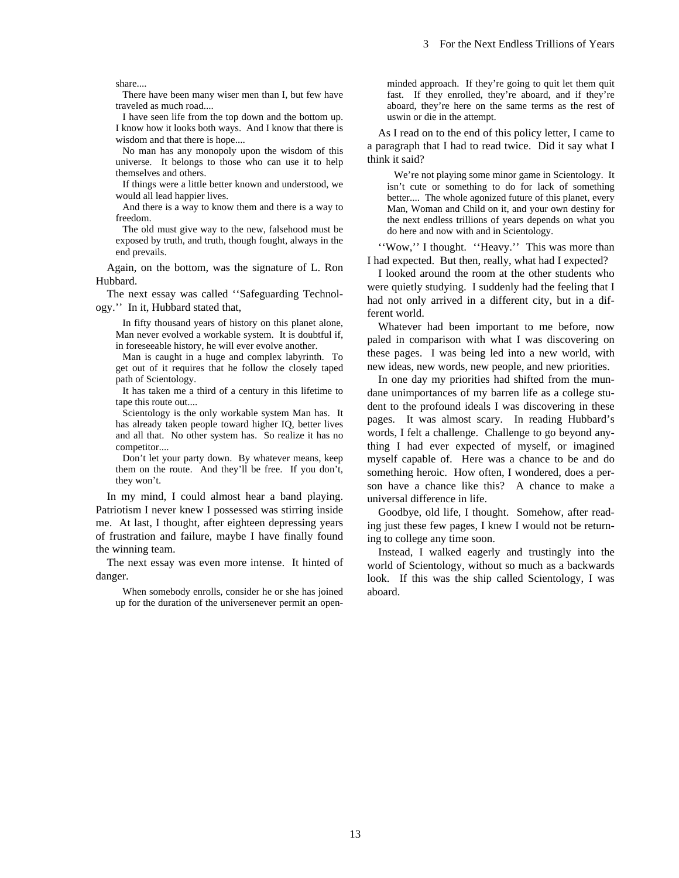share....

There have been many wiser men than I, but few have traveled as much road....

I have seen life from the top down and the bottom up. I know how it looks both ways. And I know that there is wisdom and that there is hope....

No man has any monopoly upon the wisdom of this universe. It belongs to those who can use it to help themselves and others.

If things were a little better known and understood, we would all lead happier lives.

And there is a way to know them and there is a way to freedom.

The old must give way to the new, falsehood must be exposed by truth, and truth, though fought, always in the end prevails.

Again, on the bottom, was the signature of L. Ron Hubbard.

The next essay was called ''Safeguarding Technology.'' In it, Hubbard stated that,

> In fifty thousand years of history on this planet alone, Man never evolved a workable system. It is doubtful if, in foreseeable history, he will ever evolve another.
>
> Man is caught in a huge and complex labyrinth. To get out of it requires that he follow the closely taped path of Scientology.
>
> It has taken me a third of a century in this lifetime to tape this route out....
>
> Scientology is the only workable system Man has. It has already taken people toward higher IQ, better lives and all that. No other system has. So realize it has no competitor....
>
> Don't let your party down. By whatever means, keep them on the route. And they'll be free. If you don't, they won't.

In my mind, I could almost hear a band playing. Patriotism I never knew I possessed was stirring inside me. At last, I thought, after eighteen depressing years of frustration and failure, maybe I have finally found the winning team.

The next essay was even more intense. It hinted of danger.

> When somebody enrolls, consider he or she has joined up for the duration of the universenever permit an open-minded approach. If they're going to quit let them quit fast. If they enrolled, they're aboard, and if they're aboard, they're here on the same terms as the rest of uswin or die in the attempt.

As I read on to the end of this policy letter, I came to a paragraph that I had to read twice. Did it say what I think it said?

> We're not playing some minor game in Scientology. It isn't cute or something to do for lack of something better.... The whole agonized future of this planet, every Man, Woman and Child on it, and your own destiny for the next endless trillions of years depends on what you do here and now with and in Scientology.

''Wow,'' I thought. ''Heavy.'' This was more than I had expected. But then, really, what had I expected?

I looked around the room at the other students who were quietly studying. I suddenly had the feeling that I had not only arrived in a different city, but in a different world.

Whatever had been important to me before, now paled in comparison with what I was discovering on these pages. I was being led into a new world, with new ideas, new words, new people, and new priorities.

In one day my priorities had shifted from the mundane unimportances of my barren life as a college student to the profound ideals I was discovering in these pages. It was almost scary. In reading Hubbard's words, I felt a challenge. Challenge to go beyond anything I had ever expected of myself, or imagined myself capable of. Here was a chance to be and do something heroic. How often, I wondered, does a person have a chance like this? A chance to make a universal difference in life.

Goodbye, old life, I thought. Somehow, after reading just these few pages, I knew I would not be returning to college any time soon.

Instead, I walked eagerly and trustingly into the world of Scientology, without so much as a backwards look. If this was the ship called Scientology, I was aboard.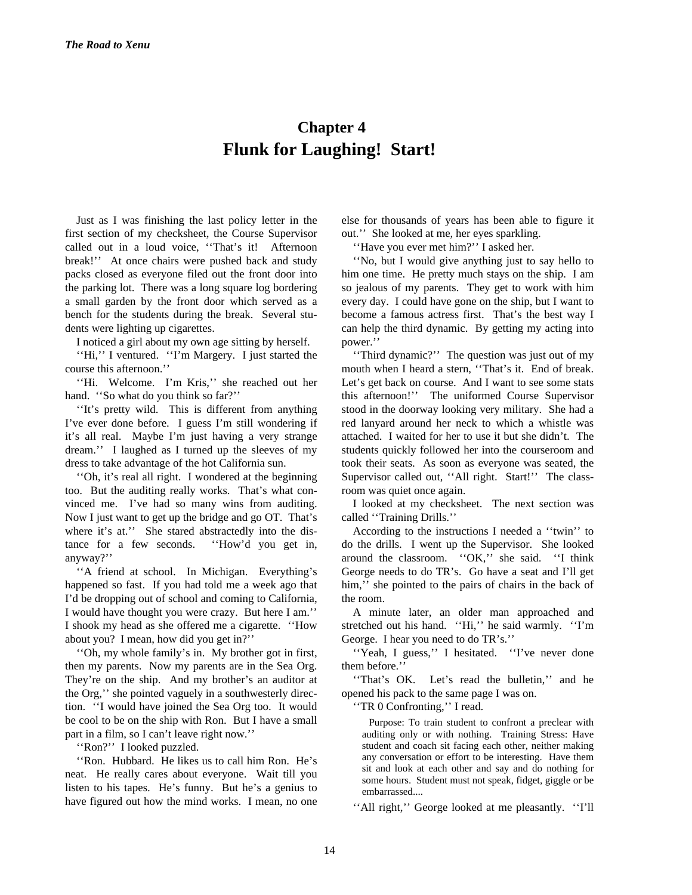# Chapter 4
# Flunk for Laughing! Start!

Just as I was finishing the last policy letter in the first section of my checksheet, the Course Supervisor called out in a loud voice, ''That's it! Afternoon break!'' At once chairs were pushed back and study packs closed as everyone filed out the front door into the parking lot. There was a long square log bordering a small garden by the front door which served as a bench for the students during the break. Several students were lighting up cigarettes.

I noticed a girl about my own age sitting by herself.

''Hi,'' I ventured. ''I'm Margery. I just started the course this afternoon.''

''Hi. Welcome. I'm Kris,'' she reached out her hand. ''So what do you think so far?''

''It's pretty wild. This is different from anything I've ever done before. I guess I'm still wondering if it's all real. Maybe I'm just having a very strange dream.'' I laughed as I turned up the sleeves of my dress to take advantage of the hot California sun.

''Oh, it's real all right. I wondered at the beginning too. But the auditing really works. That's what convinced me. I've had so many wins from auditing. Now I just want to get up the bridge and go OT. That's where it's at.'' She stared abstractedly into the distance for a few seconds. ''How'd you get in, anyway?''

''A friend at school. In Michigan. Everything's happened so fast. If you had told me a week ago that I'd be dropping out of school and coming to California, I would have thought you were crazy. But here I am.'' I shook my head as she offered me a cigarette. ''How about you? I mean, how did you get in?''

''Oh, my whole family's in. My brother got in first, then my parents. Now my parents are in the Sea Org. They're on the ship. And my brother's an auditor at the Org,'' she pointed vaguely in a southwesterly direction. ''I would have joined the Sea Org too. It would be cool to be on the ship with Ron. But I have a small part in a film, so I can't leave right now.''

''Ron?'' I looked puzzled.

''Ron. Hubbard. He likes us to call him Ron. He's neat. He really cares about everyone. Wait till you listen to his tapes. He's funny. But he's a genius to have figured out how the mind works. I mean, no one else for thousands of years has been able to figure it out.'' She looked at me, her eyes sparkling.

''Have you ever met him?'' I asked her.

''No, but I would give anything just to say hello to him one time. He pretty much stays on the ship. I am so jealous of my parents. They get to work with him every day. I could have gone on the ship, but I want to become a famous actress first. That's the best way I can help the third dynamic. By getting my acting into power.''

''Third dynamic?'' The question was just out of my mouth when I heard a stern, ''That's it. End of break. Let's get back on course. And I want to see some stats this afternoon!'' The uniformed Course Supervisor stood in the doorway looking very military. She had a red lanyard around her neck to which a whistle was attached. I waited for her to use it but she didn't. The students quickly followed her into the courseroom and took their seats. As soon as everyone was seated, the Supervisor called out, ''All right. Start!'' The classroom was quiet once again.

I looked at my checksheet. The next section was called ''Training Drills.''

According to the instructions I needed a ''twin'' to do the drills. I went up the Supervisor. She looked around the classroom. ''OK,'' she said. ''I think George needs to do TR's. Go have a seat and I'll get him,'' she pointed to the pairs of chairs in the back of the room.

A minute later, an older man approached and stretched out his hand. ''Hi,'' he said warmly. ''I'm George. I hear you need to do TR's.''

''Yeah, I guess,'' I hesitated. ''I've never done them before.''

''That's OK. Let's read the bulletin,'' and he opened his pack to the same page I was on.

''TR 0 Confronting,'' I read.

> Purpose: To train student to confront a preclear with auditing only or with nothing. Training Stress: Have student and coach sit facing each other, neither making any conversation or effort to be interesting. Have them sit and look at each other and say and do nothing for some hours. Student must not speak, fidget, giggle or be embarrassed....

''All right,'' George looked at me pleasantly. ''I'll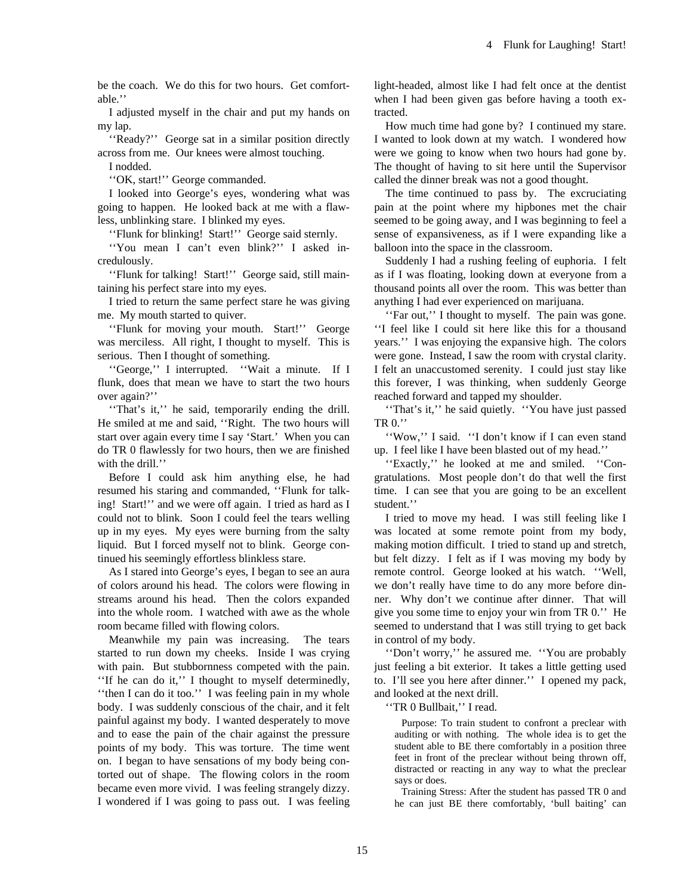be the coach. We do this for two hours. Get comfortable.''

I adjusted myself in the chair and put my hands on my lap.

''Ready?'' George sat in a similar position directly across from me. Our knees were almost touching.

I nodded.

''OK, start!'' George commanded.

I looked into George's eyes, wondering what was going to happen. He looked back at me with a flawless, unblinking stare. I blinked my eyes.

''Flunk for blinking! Start!'' George said sternly.

''You mean I can't even blink?'' I asked incredulously.

''Flunk for talking! Start!'' George said, still maintaining his perfect stare into my eyes.

I tried to return the same perfect stare he was giving me. My mouth started to quiver.

''Flunk for moving your mouth. Start!'' George was merciless. All right, I thought to myself. This is serious. Then I thought of something.

''George,'' I interrupted. ''Wait a minute. If I flunk, does that mean we have to start the two hours over again?''

''That's it,'' he said, temporarily ending the drill. He smiled at me and said, ''Right. The two hours will start over again every time I say 'Start.' When you can do TR 0 flawlessly for two hours, then we are finished with the drill.''

Before I could ask him anything else, he had resumed his staring and commanded, ''Flunk for talking! Start!'' and we were off again. I tried as hard as I could not to blink. Soon I could feel the tears welling up in my eyes. My eyes were burning from the salty liquid. But I forced myself not to blink. George continued his seemingly effortless blinkless stare.

As I stared into George's eyes, I began to see an aura of colors around his head. The colors were flowing in streams around his head. Then the colors expanded into the whole room. I watched with awe as the whole room became filled with flowing colors.

Meanwhile my pain was increasing. The tears started to run down my cheeks. Inside I was crying with pain. But stubbornness competed with the pain. ''If he can do it,'' I thought to myself determinedly, ''then I can do it too.'' I was feeling pain in my whole body. I was suddenly conscious of the chair, and it felt painful against my body. I wanted desperately to move and to ease the pain of the chair against the pressure points of my body. This was torture. The time went on. I began to have sensations of my body being contorted out of shape. The flowing colors in the room became even more vivid. I was feeling strangely dizzy. I wondered if I was going to pass out. I was feeling light-headed, almost like I had felt once at the dentist when I had been given gas before having a tooth extracted.

How much time had gone by? I continued my stare. I wanted to look down at my watch. I wondered how were we going to know when two hours had gone by. The thought of having to sit here until the Supervisor called the dinner break was not a good thought.

The time continued to pass by. The excruciating pain at the point where my hipbones met the chair seemed to be going away, and I was beginning to feel a sense of expansiveness, as if I were expanding like a balloon into the space in the classroom.

Suddenly I had a rushing feeling of euphoria. I felt as if I was floating, looking down at everyone from a thousand points all over the room. This was better than anything I had ever experienced on marijuana.

''Far out,'' I thought to myself. The pain was gone. ''I feel like I could sit here like this for a thousand years.'' I was enjoying the expansive high. The colors were gone. Instead, I saw the room with crystal clarity. I felt an unaccustomed serenity. I could just stay like this forever, I was thinking, when suddenly George reached forward and tapped my shoulder.

''That's it,'' he said quietly. ''You have just passed TR 0.''

''Wow,'' I said. ''I don't know if I can even stand up. I feel like I have been blasted out of my head.''

''Exactly,'' he looked at me and smiled. ''Congratulations. Most people don't do that well the first time. I can see that you are going to be an excellent student.''

I tried to move my head. I was still feeling like I was located at some remote point from my body, making motion difficult. I tried to stand up and stretch, but felt dizzy. I felt as if I was moving my body by remote control. George looked at his watch. ''Well, we don't really have time to do any more before dinner. Why don't we continue after dinner. That will give you some time to enjoy your win from TR 0.'' He seemed to understand that I was still trying to get back in control of my body.

''Don't worry,'' he assured me. ''You are probably just feeling a bit exterior. It takes a little getting used to. I'll see you here after dinner.'' I opened my pack, and looked at the next drill.

''TR 0 Bullbait,'' I read.

> Purpose: To train student to confront a preclear with auditing or with nothing. The whole idea is to get the student able to BE there comfortably in a position three feet in front of the preclear without being thrown off, distracted or reacting in any way to what the preclear says or does.
>
> Training Stress: After the student has passed TR 0 and he can just BE there comfortably, 'bull baiting' can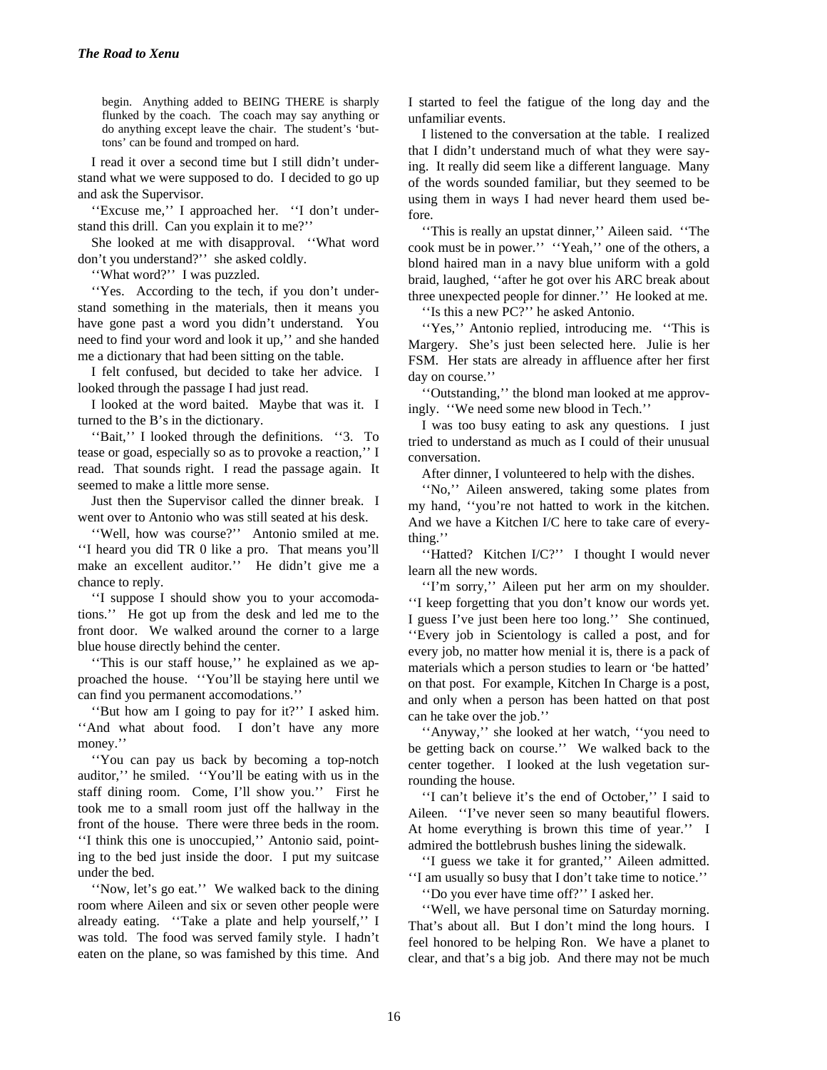> begin. Anything added to BEING THERE is sharply flunked by the coach. The coach may say anything or do anything except leave the chair. The student's 'buttons' can be found and tromped on hard.

I read it over a second time but I still didn't understand what we were supposed to do. I decided to go up and ask the Supervisor.

''Excuse me,'' I approached her. ''I don't understand this drill. Can you explain it to me?''

She looked at me with disapproval. ''What word don't you understand?'' she asked coldly.

''What word?'' I was puzzled.

''Yes. According to the tech, if you don't understand something in the materials, then it means you have gone past a word you didn't understand. You need to find your word and look it up,'' and she handed me a dictionary that had been sitting on the table.

I felt confused, but decided to take her advice. I looked through the passage I had just read.

I looked at the word baited. Maybe that was it. I turned to the B's in the dictionary.

''Bait,'' I looked through the definitions. ''3. To tease or goad, especially so as to provoke a reaction,'' I read. That sounds right. I read the passage again. It seemed to make a little more sense.

Just then the Supervisor called the dinner break. I went over to Antonio who was still seated at his desk.

''Well, how was course?'' Antonio smiled at me. ''I heard you did TR 0 like a pro. That means you'll make an excellent auditor.'' He didn't give me a chance to reply.

''I suppose I should show you to your accomodations.'' He got up from the desk and led me to the front door. We walked around the corner to a large blue house directly behind the center.

''This is our staff house,'' he explained as we approached the house. ''You'll be staying here until we can find you permanent accomodations.''

''But how am I going to pay for it?'' I asked him. ''And what about food. I don't have any more money.''

''You can pay us back by becoming a top-notch auditor,'' he smiled. ''You'll be eating with us in the staff dining room. Come, I'll show you.'' First he took me to a small room just off the hallway in the front of the house. There were three beds in the room. ''I think this one is unoccupied,'' Antonio said, pointing to the bed just inside the door. I put my suitcase under the bed.

''Now, let's go eat.'' We walked back to the dining room where Aileen and six or seven other people were already eating. ''Take a plate and help yourself,'' I was told. The food was served family style. I hadn't eaten on the plane, so was famished by this time. And I started to feel the fatigue of the long day and the unfamiliar events.

I listened to the conversation at the table. I realized that I didn't understand much of what they were saying. It really did seem like a different language. Many of the words sounded familiar, but they seemed to be using them in ways I had never heard them used before.

''This is really an upstat dinner,'' Aileen said. ''The cook must be in power.'' ''Yeah,'' one of the others, a blond haired man in a navy blue uniform with a gold braid, laughed, ''after he got over his ARC break about three unexpected people for dinner.'' He looked at me.

''Is this a new PC?'' he asked Antonio.

''Yes,'' Antonio replied, introducing me. ''This is Margery. She's just been selected here. Julie is her FSM. Her stats are already in affluence after her first day on course.''

''Outstanding,'' the blond man looked at me approvingly. ''We need some new blood in Tech.''

I was too busy eating to ask any questions. I just tried to understand as much as I could of their unusual conversation.

After dinner, I volunteered to help with the dishes.

''No,'' Aileen answered, taking some plates from my hand, ''you're not hatted to work in the kitchen. And we have a Kitchen I/C here to take care of everything.''

''Hatted? Kitchen I/C?'' I thought I would never learn all the new words.

''I'm sorry,'' Aileen put her arm on my shoulder. ''I keep forgetting that you don't know our words yet. I guess I've just been here too long.'' She continued, ''Every job in Scientology is called a post, and for every job, no matter how menial it is, there is a pack of materials which a person studies to learn or 'be hatted' on that post. For example, Kitchen In Charge is a post, and only when a person has been hatted on that post can he take over the job.''

''Anyway,'' she looked at her watch, ''you need to be getting back on course.'' We walked back to the center together. I looked at the lush vegetation surrounding the house.

''I can't believe it's the end of October,'' I said to Aileen. ''I've never seen so many beautiful flowers. At home everything is brown this time of year.'' I admired the bottlebrush bushes lining the sidewalk.

''I guess we take it for granted,'' Aileen admitted. ''I am usually so busy that I don't take time to notice.''

''Do you ever have time off?'' I asked her.

''Well, we have personal time on Saturday morning. That's about all. But I don't mind the long hours. I feel honored to be helping Ron. We have a planet to clear, and that's a big job. And there may not be much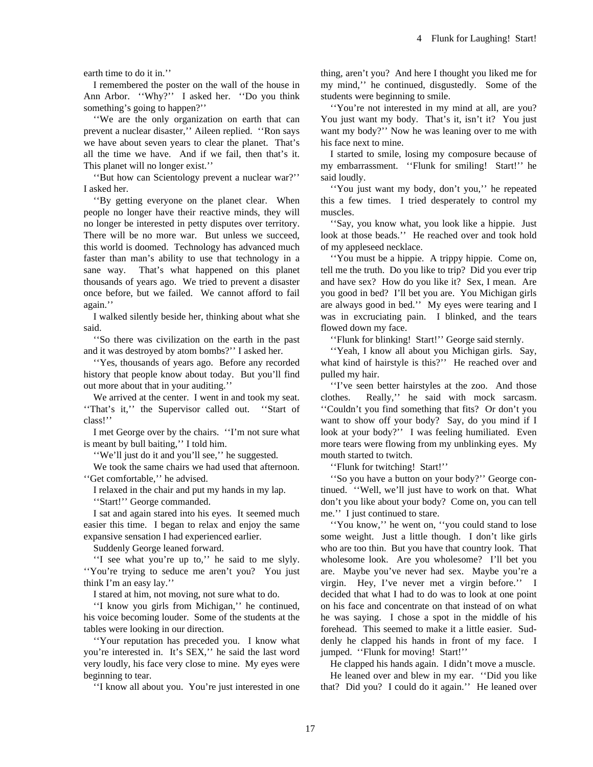earth time to do it in.''

I remembered the poster on the wall of the house in Ann Arbor. ''Why?'' I asked her. ''Do you think something's going to happen?''

''We are the only organization on earth that can prevent a nuclear disaster,'' Aileen replied. ''Ron says we have about seven years to clear the planet. That's all the time we have. And if we fail, then that's it. This planet will no longer exist.''

''But how can Scientology prevent a nuclear war?'' I asked her.

''By getting everyone on the planet clear. When people no longer have their reactive minds, they will no longer be interested in petty disputes over territory. There will be no more war. But unless we succeed, this world is doomed. Technology has advanced much faster than man's ability to use that technology in a sane way. That's what happened on this planet thousands of years ago. We tried to prevent a disaster once before, but we failed. We cannot afford to fail again.''

I walked silently beside her, thinking about what she said.

''So there was civilization on the earth in the past and it was destroyed by atom bombs?'' I asked her.

''Yes, thousands of years ago. Before any recorded history that people know about today. But you'll find out more about that in your auditing.''

We arrived at the center. I went in and took my seat. ''That's it,'' the Supervisor called out. ''Start of class!''

I met George over by the chairs. ''I'm not sure what is meant by bull baiting,'' I told him.

''We'll just do it and you'll see,'' he suggested.

We took the same chairs we had used that afternoon. ''Get comfortable,'' he advised.

I relaxed in the chair and put my hands in my lap.

''Start!'' George commanded.

I sat and again stared into his eyes. It seemed much easier this time. I began to relax and enjoy the same expansive sensation I had experienced earlier.

Suddenly George leaned forward.

''I see what you're up to,'' he said to me slyly. ''You're trying to seduce me aren't you? You just think I'm an easy lay.''

I stared at him, not moving, not sure what to do.

''I know you girls from Michigan,'' he continued, his voice becoming louder. Some of the students at the tables were looking in our direction.

''Your reputation has preceded you. I know what you're interested in. It's SEX,'' he said the last word very loudly, his face very close to mine. My eyes were beginning to tear.

''I know all about you. You're just interested in one thing, aren't you? And here I thought you liked me for my mind,'' he continued, disgustedly. Some of the students were beginning to smile.

''You're not interested in my mind at all, are you? You just want my body. That's it, isn't it? You just want my body?'' Now he was leaning over to me with his face next to mine.

I started to smile, losing my composure because of my embarrassment. ''Flunk for smiling! Start!'' he said loudly.

''You just want my body, don't you,'' he repeated this a few times. I tried desperately to control my muscles.

''Say, you know what, you look like a hippie. Just look at those beads.'' He reached over and took hold of my appleseed necklace.

''You must be a hippie. A trippy hippie. Come on, tell me the truth. Do you like to trip? Did you ever trip and have sex? How do you like it? Sex, I mean. Are you good in bed? I'll bet you are. You Michigan girls are always good in bed.'' My eyes were tearing and I was in excruciating pain. I blinked, and the tears flowed down my face.

''Flunk for blinking! Start!'' George said sternly.

''Yeah, I know all about you Michigan girls. Say, what kind of hairstyle is this?'' He reached over and pulled my hair.

''I've seen better hairstyles at the zoo. And those clothes. Really,'' he said with mock sarcasm. ''Couldn't you find something that fits? Or don't you want to show off your body? Say, do you mind if I look at your body?'' I was feeling humiliated. Even more tears were flowing from my unblinking eyes. My mouth started to twitch.

''Flunk for twitching! Start!''

''So you have a button on your body?'' George continued. ''Well, we'll just have to work on that. What don't you like about your body? Come on, you can tell me.'' I just continued to stare.

''You know,'' he went on, ''you could stand to lose some weight. Just a little though. I don't like girls who are too thin. But you have that country look. That wholesome look. Are you wholesome? I'll bet you are. Maybe you've never had sex. Maybe you're a virgin. Hey, I've never met a virgin before.'' I decided that what I had to do was to look at one point on his face and concentrate on that instead of on what he was saying. I chose a spot in the middle of his forehead. This seemed to make it a little easier. Suddenly he clapped his hands in front of my face. I jumped. ''Flunk for moving! Start!''

He clapped his hands again. I didn't move a muscle.

He leaned over and blew in my ear. ''Did you like that? Did you? I could do it again.'' He leaned over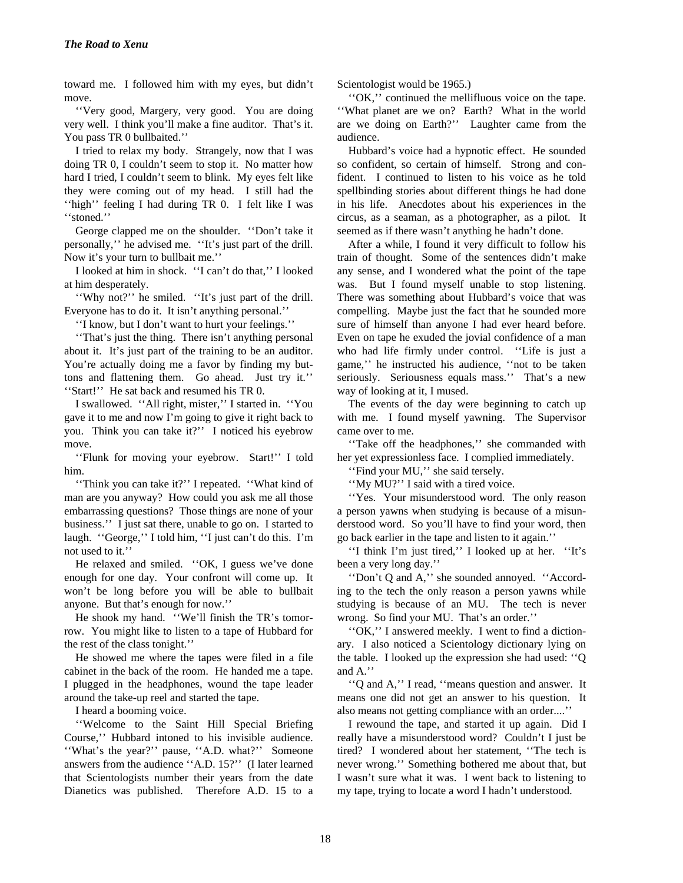toward me. I followed him with my eyes, but didn't move.

''Very good, Margery, very good. You are doing very well. I think you'll make a fine auditor. That's it. You pass TR 0 bullbaited.''

I tried to relax my body. Strangely, now that I was doing TR 0, I couldn't seem to stop it. No matter how hard I tried, I couldn't seem to blink. My eyes felt like they were coming out of my head. I still had the ''high'' feeling I had during TR 0. I felt like I was ''stoned.''

George clapped me on the shoulder. ''Don't take it personally,'' he advised me. ''It's just part of the drill. Now it's your turn to bullbait me.''

I looked at him in shock. ''I can't do that,'' I looked at him desperately.

''Why not?'' he smiled. ''It's just part of the drill. Everyone has to do it. It isn't anything personal.''

''I know, but I don't want to hurt your feelings.''

''That's just the thing. There isn't anything personal about it. It's just part of the training to be an auditor. You're actually doing me a favor by finding my buttons and flattening them. Go ahead. Just try it.'' ''Start!'' He sat back and resumed his TR 0.

I swallowed. ''All right, mister,'' I started in. ''You gave it to me and now I'm going to give it right back to you. Think you can take it?'' I noticed his eyebrow move.

''Flunk for moving your eyebrow. Start!'' I told him.

''Think you can take it?'' I repeated. ''What kind of man are you anyway? How could you ask me all those embarrassing questions? Those things are none of your business.'' I just sat there, unable to go on. I started to laugh. ''George,'' I told him, ''I just can't do this. I'm not used to it.''

He relaxed and smiled. ''OK, I guess we've done enough for one day. Your confront will come up. It won't be long before you will be able to bullbait anyone. But that's enough for now.''

He shook my hand. ''We'll finish the TR's tomorrow. You might like to listen to a tape of Hubbard for the rest of the class tonight.''

He showed me where the tapes were filed in a file cabinet in the back of the room. He handed me a tape. I plugged in the headphones, wound the tape leader around the take-up reel and started the tape.

I heard a booming voice.

''Welcome to the Saint Hill Special Briefing Course,'' Hubbard intoned to his invisible audience. ''What's the year?'' pause, ''A.D. what?'' Someone answers from the audience ''A.D. 15?'' (I later learned that Scientologists number their years from the date Dianetics was published. Therefore A.D. 15 to a Scientologist would be 1965.)

''OK,'' continued the mellifluous voice on the tape. ''What planet are we on? Earth? What in the world are we doing on Earth?'' Laughter came from the audience.

Hubbard's voice had a hypnotic effect. He sounded so confident, so certain of himself. Strong and confident. I continued to listen to his voice as he told spellbinding stories about different things he had done in his life. Anecdotes about his experiences in the circus, as a seaman, as a photographer, as a pilot. It seemed as if there wasn't anything he hadn't done.

After a while, I found it very difficult to follow his train of thought. Some of the sentences didn't make any sense, and I wondered what the point of the tape was. But I found myself unable to stop listening. There was something about Hubbard's voice that was compelling. Maybe just the fact that he sounded more sure of himself than anyone I had ever heard before. Even on tape he exuded the jovial confidence of a man who had life firmly under control. ''Life is just a game,'' he instructed his audience, ''not to be taken seriously. Seriousness equals mass.'' That's a new way of looking at it, I mused.

The events of the day were beginning to catch up with me. I found myself yawning. The Supervisor came over to me.

''Take off the headphones,'' she commanded with her yet expressionless face. I complied immediately.

''Find your MU,'' she said tersely.

''My MU?'' I said with a tired voice.

''Yes. Your misunderstood word. The only reason a person yawns when studying is because of a misunderstood word. So you'll have to find your word, then go back earlier in the tape and listen to it again.''

''I think I'm just tired,'' I looked up at her. ''It's been a very long day.''

''Don't Q and A,'' she sounded annoyed. ''According to the tech the only reason a person yawns while studying is because of an MU. The tech is never wrong. So find your MU. That's an order.''

''OK,'' I answered meekly. I went to find a dictionary. I also noticed a Scientology dictionary lying on the table. I looked up the expression she had used: ''Q and A.''

''Q and A,'' I read, ''means question and answer. It means one did not get an answer to his question. It also means not getting compliance with an order....''

I rewound the tape, and started it up again. Did I really have a misunderstood word? Couldn't I just be tired? I wondered about her statement, ''The tech is never wrong.'' Something bothered me about that, but I wasn't sure what it was. I went back to listening to my tape, trying to locate a word I hadn't understood.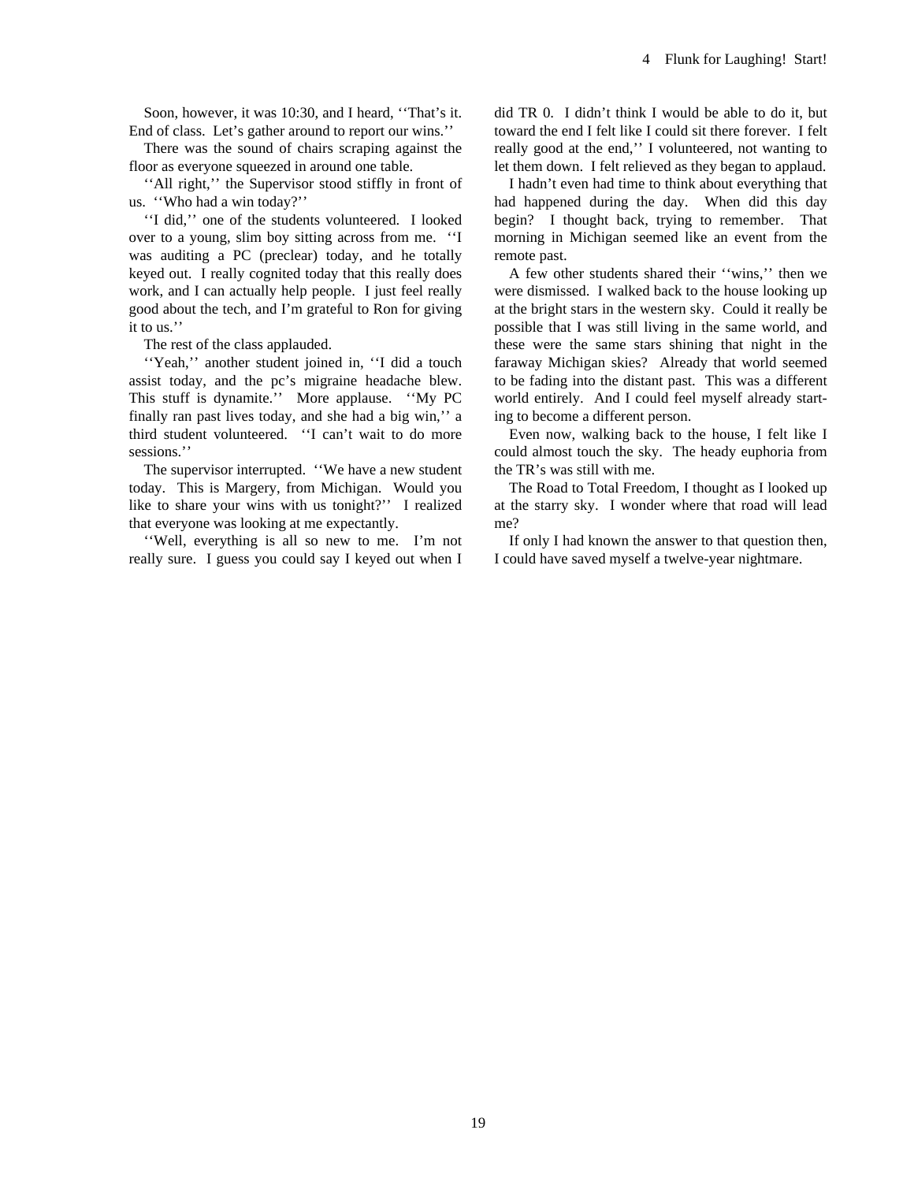Soon, however, it was 10:30, and I heard, ''That's it. End of class. Let's gather around to report our wins.''

There was the sound of chairs scraping against the floor as everyone squeezed in around one table.

''All right,'' the Supervisor stood stiffly in front of us. ''Who had a win today?''

''I did,'' one of the students volunteered. I looked over to a young, slim boy sitting across from me. ''I was auditing a PC (preclear) today, and he totally keyed out. I really cognited today that this really does work, and I can actually help people. I just feel really good about the tech, and I'm grateful to Ron for giving it to us.''

The rest of the class applauded.

''Yeah,'' another student joined in, ''I did a touch assist today, and the pc's migraine headache blew. This stuff is dynamite.'' More applause. ''My PC finally ran past lives today, and she had a big win,'' a third student volunteered. ''I can't wait to do more sessions.''

The supervisor interrupted. ''We have a new student today. This is Margery, from Michigan. Would you like to share your wins with us tonight?'' I realized that everyone was looking at me expectantly.

''Well, everything is all so new to me. I'm not really sure. I guess you could say I keyed out when I did TR 0. I didn't think I would be able to do it, but toward the end I felt like I could sit there forever. I felt really good at the end,'' I volunteered, not wanting to let them down. I felt relieved as they began to applaud.

I hadn't even had time to think about everything that had happened during the day. When did this day begin? I thought back, trying to remember. That morning in Michigan seemed like an event from the remote past.

A few other students shared their ''wins,'' then we were dismissed. I walked back to the house looking up at the bright stars in the western sky. Could it really be possible that I was still living in the same world, and these were the same stars shining that night in the faraway Michigan skies? Already that world seemed to be fading into the distant past. This was a different world entirely. And I could feel myself already starting to become a different person.

Even now, walking back to the house, I felt like I could almost touch the sky. The heady euphoria from the TR's was still with me.

The Road to Total Freedom, I thought as I looked up at the starry sky. I wonder where that road will lead me?

If only I had known the answer to that question then, I could have saved myself a twelve-year nightmare.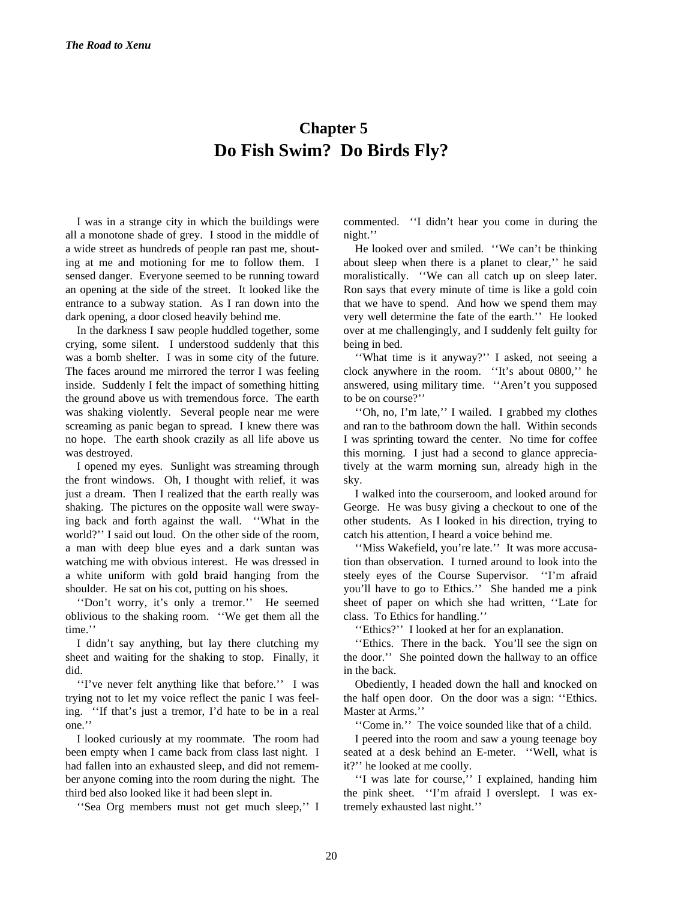# Chapter 5
# Do Fish Swim? Do Birds Fly?

I was in a strange city in which the buildings were all a monotone shade of grey. I stood in the middle of a wide street as hundreds of people ran past me, shouting at me and motioning for me to follow them. I sensed danger. Everyone seemed to be running toward an opening at the side of the street. It looked like the entrance to a subway station. As I ran down into the dark opening, a door closed heavily behind me.

In the darkness I saw people huddled together, some crying, some silent. I understood suddenly that this was a bomb shelter. I was in some city of the future. The faces around me mirrored the terror I was feeling inside. Suddenly I felt the impact of something hitting the ground above us with tremendous force. The earth was shaking violently. Several people near me were screaming as panic began to spread. I knew there was no hope. The earth shook crazily as all life above us was destroyed.

I opened my eyes. Sunlight was streaming through the front windows. Oh, I thought with relief, it was just a dream. Then I realized that the earth really was shaking. The pictures on the opposite wall were swaying back and forth against the wall. ''What in the world?'' I said out loud. On the other side of the room, a man with deep blue eyes and a dark suntan was watching me with obvious interest. He was dressed in a white uniform with gold braid hanging from the shoulder. He sat on his cot, putting on his shoes.

''Don't worry, it's only a tremor.'' He seemed oblivious to the shaking room. ''We get them all the time.''

I didn't say anything, but lay there clutching my sheet and waiting for the shaking to stop. Finally, it did.

''I've never felt anything like that before.'' I was trying not to let my voice reflect the panic I was feeling. ''If that's just a tremor, I'd hate to be in a real one.''

I looked curiously at my roommate. The room had been empty when I came back from class last night. I had fallen into an exhausted sleep, and did not remember anyone coming into the room during the night. The third bed also looked like it had been slept in.

''Sea Org members must not get much sleep,'' I commented. ''I didn't hear you come in during the night.''

He looked over and smiled. ''We can't be thinking about sleep when there is a planet to clear,'' he said moralistically. ''We can all catch up on sleep later. Ron says that every minute of time is like a gold coin that we have to spend. And how we spend them may very well determine the fate of the earth.'' He looked over at me challengingly, and I suddenly felt guilty for being in bed.

''What time is it anyway?'' I asked, not seeing a clock anywhere in the room. ''It's about 0800,'' he answered, using military time. ''Aren't you supposed to be on course?''

''Oh, no, I'm late,'' I wailed. I grabbed my clothes and ran to the bathroom down the hall. Within seconds I was sprinting toward the center. No time for coffee this morning. I just had a second to glance appreciatively at the warm morning sun, already high in the sky.

I walked into the courseroom, and looked around for George. He was busy giving a checkout to one of the other students. As I looked in his direction, trying to catch his attention, I heard a voice behind me.

''Miss Wakefield, you're late.'' It was more accusation than observation. I turned around to look into the steely eyes of the Course Supervisor. ''I'm afraid you'll have to go to Ethics.'' She handed me a pink sheet of paper on which she had written, ''Late for class. To Ethics for handling.''

''Ethics?'' I looked at her for an explanation.

''Ethics. There in the back. You'll see the sign on the door.'' She pointed down the hallway to an office in the back.

Obediently, I headed down the hall and knocked on the half open door. On the door was a sign: ''Ethics. Master at Arms.''

''Come in.'' The voice sounded like that of a child.

I peered into the room and saw a young teenage boy seated at a desk behind an E-meter. ''Well, what is it?'' he looked at me coolly.

''I was late for course,'' I explained, handing him the pink sheet. ''I'm afraid I overslept. I was extremely exhausted last night.''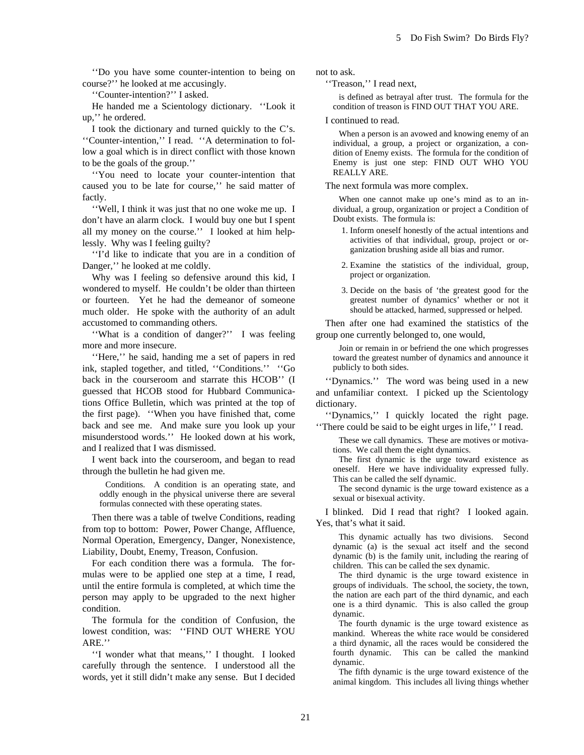''Do you have some counter-intention to being on course?'' he looked at me accusingly.

''Counter-intention?'' I asked.

He handed me a Scientology dictionary. ''Look it up,'' he ordered.

I took the dictionary and turned quickly to the C's. ''Counter-intention,'' I read. ''A determination to follow a goal which is in direct conflict with those known to be the goals of the group.''

''You need to locate your counter-intention that caused you to be late for course,'' he said matter of factly.

''Well, I think it was just that no one woke me up. I don't have an alarm clock. I would buy one but I spent all my money on the course.'' I looked at him helplessly. Why was I feeling guilty?

''I'd like to indicate that you are in a condition of Danger,'' he looked at me coldly.

Why was I feeling so defensive around this kid, I wondered to myself. He couldn't be older than thirteen or fourteen. Yet he had the demeanor of someone much older. He spoke with the authority of an adult accustomed to commanding others.

''What is a condition of danger?'' I was feeling more and more insecure.

''Here,'' he said, handing me a set of papers in red ink, stapled together, and titled, ''Conditions.'' ''Go back in the courseroom and starrate this HCOB'' (I guessed that HCOB stood for Hubbard Communications Office Bulletin, which was printed at the top of the first page). ''When you have finished that, come back and see me. And make sure you look up your misunderstood words.'' He looked down at his work, and I realized that I was dismissed.

I went back into the courseroom, and began to read through the bulletin he had given me.

> Conditions. A condition is an operating state, and oddly enough in the physical universe there are several formulas connected with these operating states.

Then there was a table of twelve Conditions, reading from top to bottom: Power, Power Change, Affluence, Normal Operation, Emergency, Danger, Nonexistence, Liability, Doubt, Enemy, Treason, Confusion.

For each condition there was a formula. The formulas were to be applied one step at a time, I read, until the entire formula is completed, at which time the person may apply to be upgraded to the next higher condition.

The formula for the condition of Confusion, the lowest condition, was: ''FIND OUT WHERE YOU ARE.''

''I wonder what that means,'' I thought. I looked carefully through the sentence. I understood all the words, yet it still didn't make any sense. But I decided not to ask.

''Treason,'' I read next,

> is defined as betrayal after trust. The formula for the condition of treason is FIND OUT THAT YOU ARE.

I continued to read.

> When a person is an avowed and knowing enemy of an individual, a group, a project or organization, a condition of Enemy exists. The formula for the condition of Enemy is just one step: FIND OUT WHO YOU REALLY ARE.

The next formula was more complex.

> When one cannot make up one's mind as to an individual, a group, organization or project a Condition of Doubt exists. The formula is:
>
> 1. Inform oneself honestly of the actual intentions and activities of that individual, group, project or organization brushing aside all bias and rumor.
> 2. Examine the statistics of the individual, group, project or organization.
> 3. Decide on the basis of 'the greatest good for the greatest number of dynamics' whether or not it should be attacked, harmed, suppressed or helped.

Then after one had examined the statistics of the group one currently belonged to, one would,

> Join or remain in or befriend the one which progresses toward the greatest number of dynamics and announce it publicly to both sides.

''Dynamics.'' The word was being used in a new and unfamiliar context. I picked up the Scientology dictionary.

''Dynamics,'' I quickly located the right page. ''There could be said to be eight urges in life,'' I read.

> These we call dynamics. These are motives or motivations. We call them the eight dynamics.
>
> The first dynamic is the urge toward existence as oneself. Here we have individuality expressed fully. This can be called the self dynamic.
>
> The second dynamic is the urge toward existence as a sexual or bisexual activity.

I blinked. Did I read that right? I looked again. Yes, that's what it said.

> This dynamic actually has two divisions. Second dynamic (a) is the sexual act itself and the second dynamic (b) is the family unit, including the rearing of children. This can be called the sex dynamic.
>
> The third dynamic is the urge toward existence in groups of individuals. The school, the society, the town, the nation are each part of the third dynamic, and each one is a third dynamic. This is also called the group dynamic.
>
> The fourth dynamic is the urge toward existence as mankind. Whereas the white race would be considered a third dynamic, all the races would be considered the fourth dynamic. This can be called the mankind dynamic.
>
> The fifth dynamic is the urge toward existence of the animal kingdom. This includes all living things whether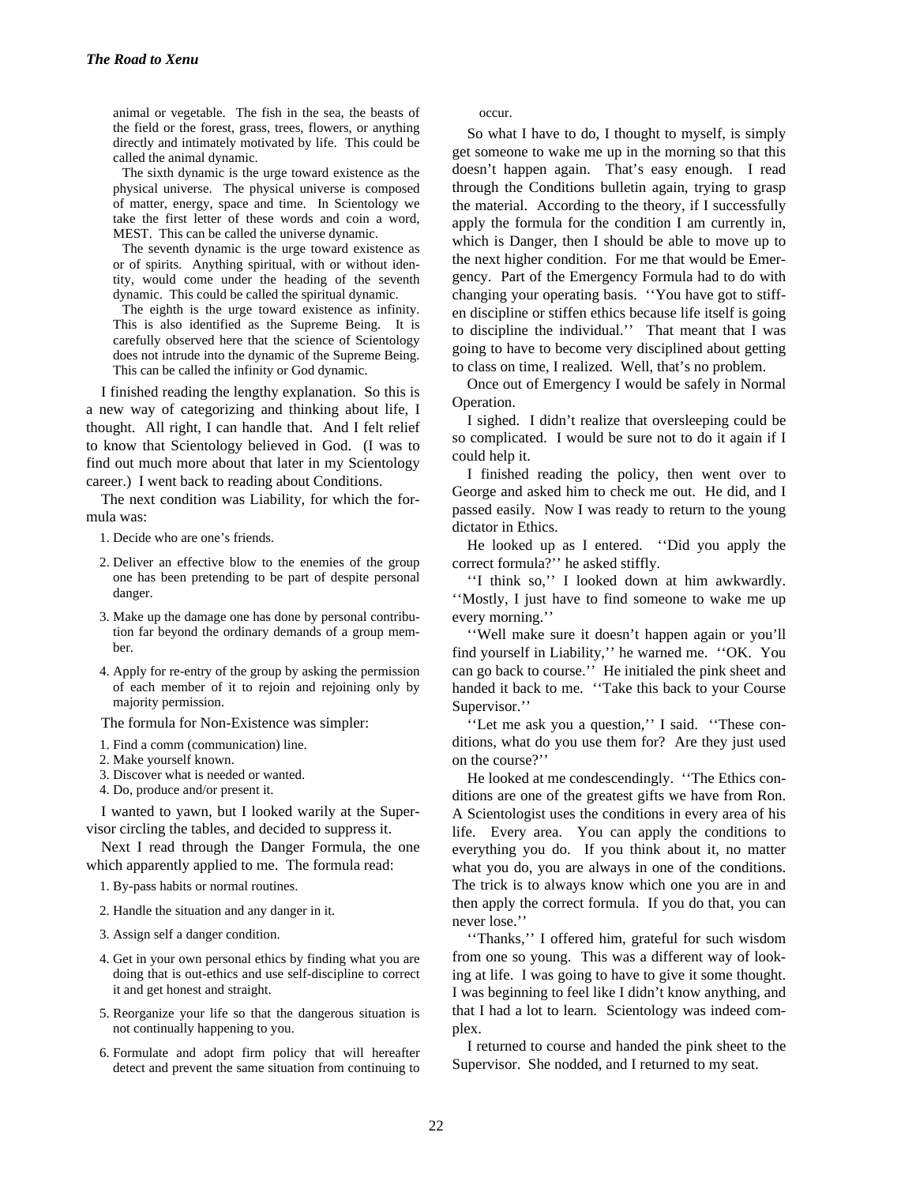animal or vegetable. The fish in the sea, the beasts of the field or the forest, grass, trees, flowers, or anything directly and intimately motivated by life. This could be called the animal dynamic.

The sixth dynamic is the urge toward existence as the physical universe. The physical universe is composed of matter, energy, space and time. In Scientology we take the first letter of these words and coin a word, MEST. This can be called the universe dynamic.

The seventh dynamic is the urge toward existence as or of spirits. Anything spiritual, with or without identity, would come under the heading of the seventh dynamic. This could be called the spiritual dynamic.

The eighth is the urge toward existence as infinity. This is also identified as the Supreme Being. It is carefully observed here that the science of Scientology does not intrude into the dynamic of the Supreme Being. This can be called the infinity or God dynamic.

I finished reading the lengthy explanation. So this is a new way of categorizing and thinking about life, I thought. All right, I can handle that. And I felt relief to know that Scientology believed in God. (I was to find out much more about that later in my Scientology career.) I went back to reading about Conditions.

The next condition was Liability, for which the formula was:

1. Decide who are one's friends.
2. Deliver an effective blow to the enemies of the group one has been pretending to be part of despite personal danger.
3. Make up the damage one has done by personal contribution far beyond the ordinary demands of a group member.
4. Apply for re-entry of the group by asking the permission of each member of it to rejoin and rejoining only by majority permission.

The formula for Non-Existence was simpler:

1. Find a comm (communication) line.
2. Make yourself known.
3. Discover what is needed or wanted.
4. Do, produce and/or present it.

I wanted to yawn, but I looked warily at the Supervisor circling the tables, and decided to suppress it.

Next I read through the Danger Formula, the one which apparently applied to me. The formula read:

1. By-pass habits or normal routines.
2. Handle the situation and any danger in it.
3. Assign self a danger condition.
4. Get in your own personal ethics by finding what you are doing that is out-ethics and use self-discipline to correct it and get honest and straight.
5. Reorganize your life so that the dangerous situation is not continually happening to you.
6. Formulate and adopt firm policy that will hereafter detect and prevent the same situation from continuing to occur.

So what I have to do, I thought to myself, is simply get someone to wake me up in the morning so that this doesn't happen again. That's easy enough. I read through the Conditions bulletin again, trying to grasp the material. According to the theory, if I successfully apply the formula for the condition I am currently in, which is Danger, then I should be able to move up to the next higher condition. For me that would be Emergency. Part of the Emergency Formula had to do with changing your operating basis. "You have got to stiffen discipline or stiffen ethics because life itself is going to discipline the individual." That meant that I was going to have to become very disciplined about getting to class on time, I realized. Well, that's no problem.

Once out of Emergency I would be safely in Normal Operation.

I sighed. I didn't realize that oversleeping could be so complicated. I would be sure not to do it again if I could help it.

I finished reading the policy, then went over to George and asked him to check me out. He did, and I passed easily. Now I was ready to return to the young dictator in Ethics.

He looked up as I entered. "Did you apply the correct formula?" he asked stiffly.

"I think so," I looked down at him awkwardly. "Mostly, I just have to find someone to wake me up every morning."

"Well make sure it doesn't happen again or you'll find yourself in Liability," he warned me. "OK. You can go back to course." He initialed the pink sheet and handed it back to me. "Take this back to your Course Supervisor."

"Let me ask you a question," I said. "These conditions, what do you use them for? Are they just used on the course?"

He looked at me condescendingly. "The Ethics conditions are one of the greatest gifts we have from Ron. A Scientologist uses the conditions in every area of his life. Every area. You can apply the conditions to everything you do. If you think about it, no matter what you do, you are always in one of the conditions. The trick is to always know which one you are in and then apply the correct formula. If you do that, you can never lose."

"Thanks," I offered him, grateful for such wisdom from one so young. This was a different way of looking at life. I was going to have to give it some thought. I was beginning to feel like I didn't know anything, and that I had a lot to learn. Scientology was indeed complex.

I returned to course and handed the pink sheet to the Supervisor. She nodded, and I returned to my seat.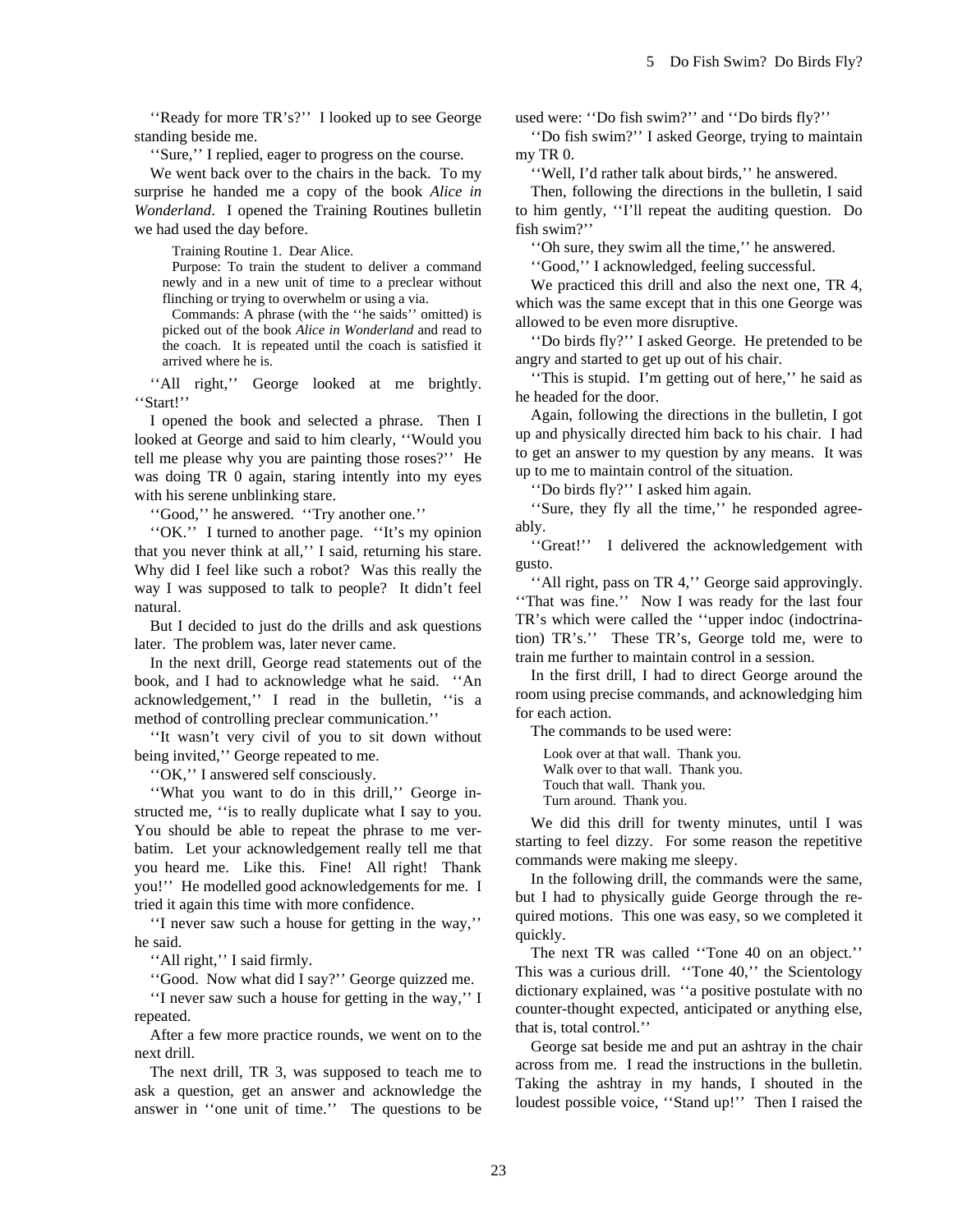''Ready for more TR's?'' I looked up to see George standing beside me.

''Sure,'' I replied, eager to progress on the course.

We went back over to the chairs in the back. To my surprise he handed me a copy of the book *Alice in Wonderland*. I opened the Training Routines bulletin we had used the day before.

> Training Routine 1. Dear Alice.
>
> Purpose: To train the student to deliver a command newly and in a new unit of time to a preclear without flinching or trying to overwhelm or using a via.
>
> Commands: A phrase (with the ''he saids'' omitted) is picked out of the book *Alice in Wonderland* and read to the coach. It is repeated until the coach is satisfied it arrived where he is.

''All right,'' George looked at me brightly. ''Start!''

I opened the book and selected a phrase. Then I looked at George and said to him clearly, ''Would you tell me please why you are painting those roses?'' He was doing TR 0 again, staring intently into my eyes with his serene unblinking stare.

''Good,'' he answered. ''Try another one.''

''OK.'' I turned to another page. ''It's my opinion that you never think at all,'' I said, returning his stare. Why did I feel like such a robot? Was this really the way I was supposed to talk to people? It didn't feel natural.

But I decided to just do the drills and ask questions later. The problem was, later never came.

In the next drill, George read statements out of the book, and I had to acknowledge what he said. ''An acknowledgement,'' I read in the bulletin, ''is a method of controlling preclear communication.''

''It wasn't very civil of you to sit down without being invited,'' George repeated to me.

''OK,'' I answered self consciously.

''What you want to do in this drill,'' George instructed me, ''is to really duplicate what I say to you. You should be able to repeat the phrase to me verbatim. Let your acknowledgement really tell me that you heard me. Like this. Fine! All right! Thank you!'' He modelled good acknowledgements for me. I tried it again this time with more confidence.

''I never saw such a house for getting in the way,'' he said.

''All right,'' I said firmly.

''Good. Now what did I say?'' George quizzed me.

''I never saw such a house for getting in the way,'' I repeated.

After a few more practice rounds, we went on to the next drill.

The next drill, TR 3, was supposed to teach me to ask a question, get an answer and acknowledge the answer in ''one unit of time.'' The questions to be used were: ''Do fish swim?'' and ''Do birds fly?''

''Do fish swim?'' I asked George, trying to maintain my TR 0.

''Well, I'd rather talk about birds,'' he answered.

Then, following the directions in the bulletin, I said to him gently, ''I'll repeat the auditing question. Do fish swim?''

''Oh sure, they swim all the time,'' he answered.

''Good,'' I acknowledged, feeling successful.

We practiced this drill and also the next one, TR 4, which was the same except that in this one George was allowed to be even more disruptive.

''Do birds fly?'' I asked George. He pretended to be angry and started to get up out of his chair.

''This is stupid. I'm getting out of here,'' he said as he headed for the door.

Again, following the directions in the bulletin, I got up and physically directed him back to his chair. I had to get an answer to my question by any means. It was up to me to maintain control of the situation.

''Do birds fly?'' I asked him again.

''Sure, they fly all the time,'' he responded agreeably.

''Great!'' I delivered the acknowledgement with gusto.

''All right, pass on TR 4,'' George said approvingly. ''That was fine.'' Now I was ready for the last four TR's which were called the ''upper indoc (indoctrination) TR's.'' These TR's, George told me, were to train me further to maintain control in a session.

In the first drill, I had to direct George around the room using precise commands, and acknowledging him for each action.

The commands to be used were:

> Look over at that wall. Thank you.
> Walk over to that wall. Thank you.
> Touch that wall. Thank you.
> Turn around. Thank you.

We did this drill for twenty minutes, until I was starting to feel dizzy. For some reason the repetitive commands were making me sleepy.

In the following drill, the commands were the same, but I had to physically guide George through the required motions. This one was easy, so we completed it quickly.

The next TR was called ''Tone 40 on an object.'' This was a curious drill. ''Tone 40,'' the Scientology dictionary explained, was ''a positive postulate with no counter-thought expected, anticipated or anything else, that is, total control.''

George sat beside me and put an ashtray in the chair across from me. I read the instructions in the bulletin. Taking the ashtray in my hands, I shouted in the loudest possible voice, ''Stand up!'' Then I raised the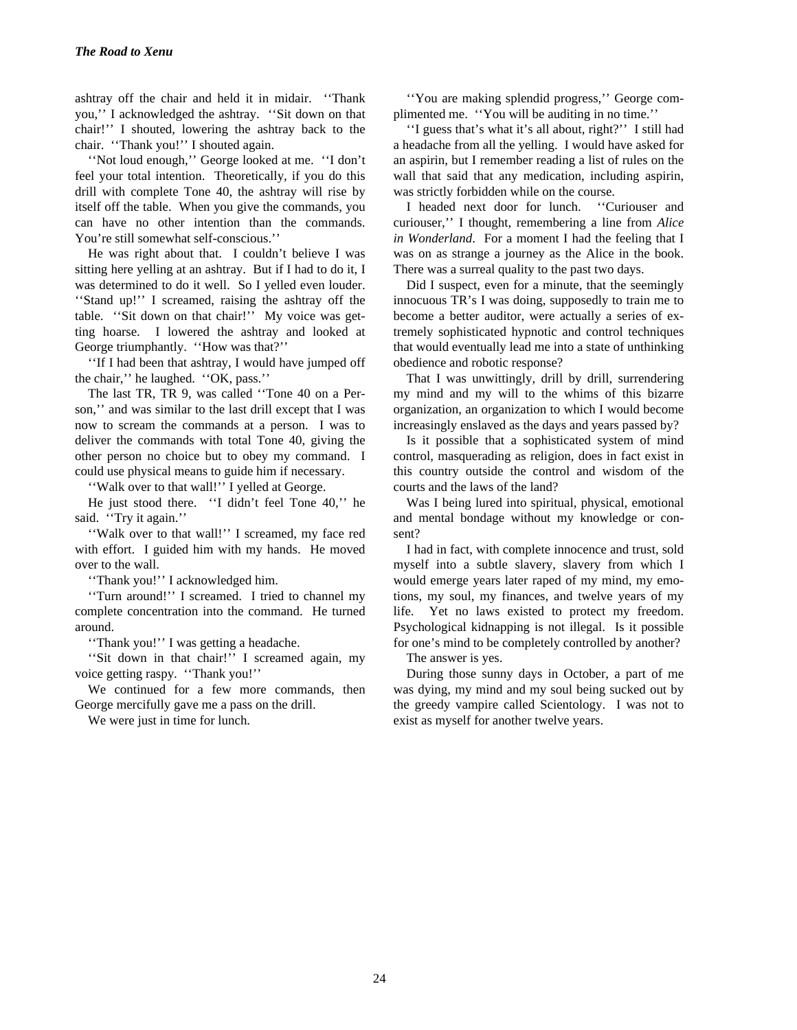ashtray off the chair and held it in midair. ''Thank you,'' I acknowledged the ashtray. ''Sit down on that chair!'' I shouted, lowering the ashtray back to the chair. ''Thank you!'' I shouted again.

''Not loud enough,'' George looked at me. ''I don't feel your total intention. Theoretically, if you do this drill with complete Tone 40, the ashtray will rise by itself off the table. When you give the commands, you can have no other intention than the commands. You're still somewhat self-conscious.''

He was right about that. I couldn't believe I was sitting here yelling at an ashtray. But if I had to do it, I was determined to do it well. So I yelled even louder. ''Stand up!'' I screamed, raising the ashtray off the table. ''Sit down on that chair!'' My voice was getting hoarse. I lowered the ashtray and looked at George triumphantly. ''How was that?''

''If I had been that ashtray, I would have jumped off the chair,'' he laughed. ''OK, pass.''

The last TR, TR 9, was called ''Tone 40 on a Person,'' and was similar to the last drill except that I was now to scream the commands at a person. I was to deliver the commands with total Tone 40, giving the other person no choice but to obey my command. I could use physical means to guide him if necessary.

''Walk over to that wall!'' I yelled at George.

He just stood there. ''I didn't feel Tone 40,'' he said. ''Try it again.''

''Walk over to that wall!'' I screamed, my face red with effort. I guided him with my hands. He moved over to the wall.

''Thank you!'' I acknowledged him.

''Turn around!'' I screamed. I tried to channel my complete concentration into the command. He turned around.

''Thank you!'' I was getting a headache.

''Sit down in that chair!'' I screamed again, my voice getting raspy. ''Thank you!''

We continued for a few more commands, then George mercifully gave me a pass on the drill.

We were just in time for lunch.

''You are making splendid progress,'' George complimented me. ''You will be auditing in no time.''

''I guess that's what it's all about, right?'' I still had a headache from all the yelling. I would have asked for an aspirin, but I remember reading a list of rules on the wall that said that any medication, including aspirin, was strictly forbidden while on the course.

I headed next door for lunch. ''Curiouser and curiouser,'' I thought, remembering a line from *Alice in Wonderland*. For a moment I had the feeling that I was on as strange a journey as the Alice in the book. There was a surreal quality to the past two days.

Did I suspect, even for a minute, that the seemingly innocuous TR's I was doing, supposedly to train me to become a better auditor, were actually a series of extremely sophisticated hypnotic and control techniques that would eventually lead me into a state of unthinking obedience and robotic response?

That I was unwittingly, drill by drill, surrendering my mind and my will to the whims of this bizarre organization, an organization to which I would become increasingly enslaved as the days and years passed by?

Is it possible that a sophisticated system of mind control, masquerading as religion, does in fact exist in this country outside the control and wisdom of the courts and the laws of the land?

Was I being lured into spiritual, physical, emotional and mental bondage without my knowledge or consent?

I had in fact, with complete innocence and trust, sold myself into a subtle slavery, slavery from which I would emerge years later raped of my mind, my emotions, my soul, my finances, and twelve years of my life. Yet no laws existed to protect my freedom. Psychological kidnapping is not illegal. Is it possible for one's mind to be completely controlled by another?

The answer is yes.

During those sunny days in October, a part of me was dying, my mind and my soul being sucked out by the greedy vampire called Scientology. I was not to exist as myself for another twelve years.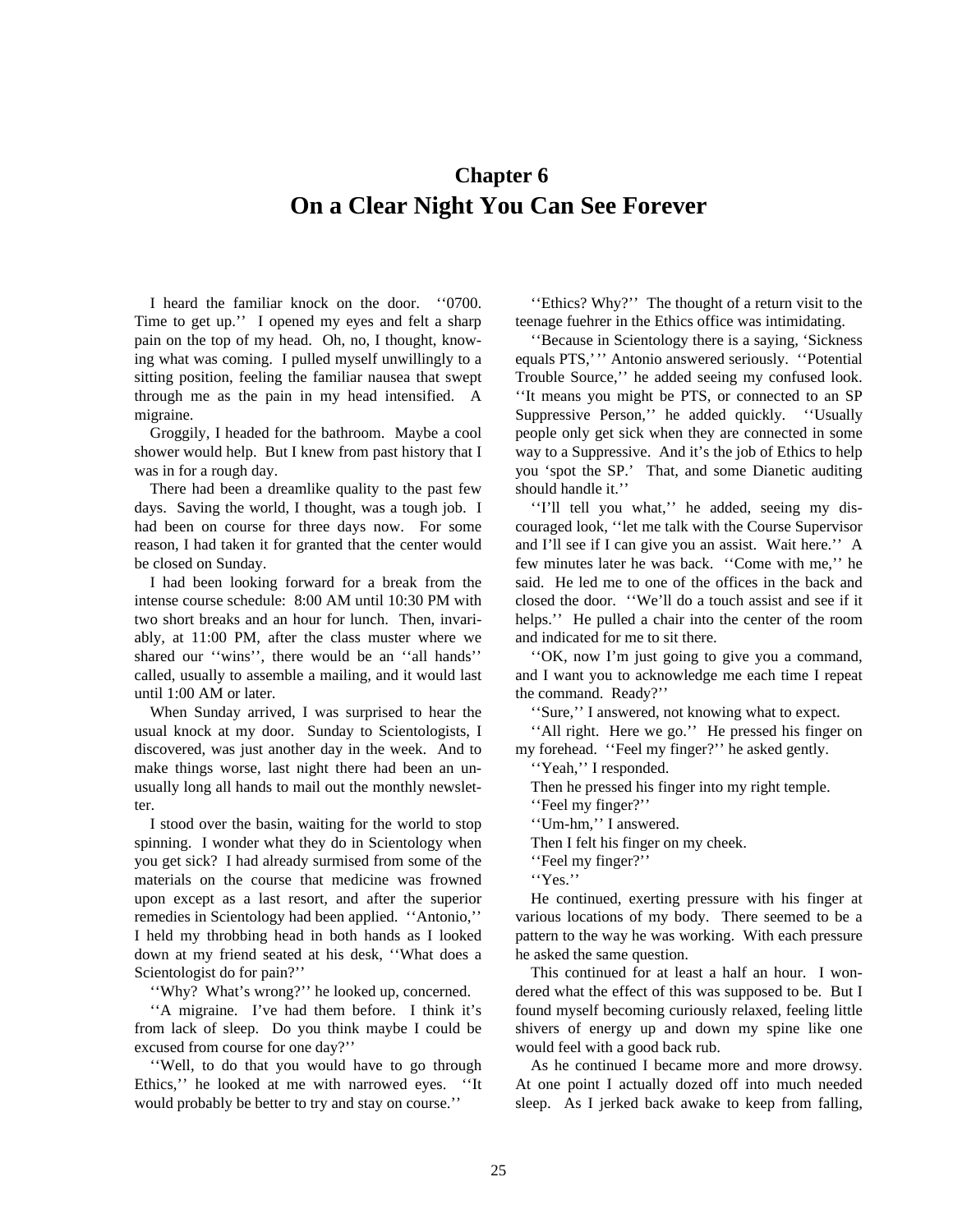# Chapter 6
# On a Clear Night You Can See Forever

I heard the familiar knock on the door. ''0700. Time to get up.'' I opened my eyes and felt a sharp pain on the top of my head. Oh, no, I thought, knowing what was coming. I pulled myself unwillingly to a sitting position, feeling the familiar nausea that swept through me as the pain in my head intensified. A migraine.

Groggily, I headed for the bathroom. Maybe a cool shower would help. But I knew from past history that I was in for a rough day.

There had been a dreamlike quality to the past few days. Saving the world, I thought, was a tough job. I had been on course for three days now. For some reason, I had taken it for granted that the center would be closed on Sunday.

I had been looking forward for a break from the intense course schedule: 8:00 AM until 10:30 PM with two short breaks and an hour for lunch. Then, invariably, at 11:00 PM, after the class muster where we shared our ''wins'', there would be an ''all hands'' called, usually to assemble a mailing, and it would last until 1:00 AM or later.

When Sunday arrived, I was surprised to hear the usual knock at my door. Sunday to Scientologists, I discovered, was just another day in the week. And to make things worse, last night there had been an unusually long all hands to mail out the monthly newsletter.

I stood over the basin, waiting for the world to stop spinning. I wonder what they do in Scientology when you get sick? I had already surmised from some of the materials on the course that medicine was frowned upon except as a last resort, and after the superior remedies in Scientology had been applied. ''Antonio,'' I held my throbbing head in both hands as I looked down at my friend seated at his desk, ''What does a Scientologist do for pain?''

''Why? What's wrong?'' he looked up, concerned.

''A migraine. I've had them before. I think it's from lack of sleep. Do you think maybe I could be excused from course for one day?''

''Well, to do that you would have to go through Ethics,'' he looked at me with narrowed eyes. ''It would probably be better to try and stay on course.''

''Ethics? Why?'' The thought of a return visit to the teenage fuehrer in the Ethics office was intimidating.

''Because in Scientology there is a saying, 'Sickness equals PTS,''' Antonio answered seriously. ''Potential Trouble Source,'' he added seeing my confused look. ''It means you might be PTS, or connected to an SP Suppressive Person,'' he added quickly. ''Usually people only get sick when they are connected in some way to a Suppressive. And it's the job of Ethics to help you 'spot the SP.' That, and some Dianetic auditing should handle it.''

''I'll tell you what,'' he added, seeing my discouraged look, ''let me talk with the Course Supervisor and I'll see if I can give you an assist. Wait here.'' A few minutes later he was back. ''Come with me,'' he said. He led me to one of the offices in the back and closed the door. ''We'll do a touch assist and see if it helps.'' He pulled a chair into the center of the room and indicated for me to sit there.

''OK, now I'm just going to give you a command, and I want you to acknowledge me each time I repeat the command. Ready?''

''Sure,'' I answered, not knowing what to expect.

''All right. Here we go.'' He pressed his finger on my forehead. ''Feel my finger?'' he asked gently.

''Yeah,'' I responded.

Then he pressed his finger into my right temple.

''Feel my finger?''

''Um-hm,'' I answered.

Then I felt his finger on my cheek.

''Feel my finger?''

''Yes.''

He continued, exerting pressure with his finger at various locations of my body. There seemed to be a pattern to the way he was working. With each pressure he asked the same question.

This continued for at least a half an hour. I wondered what the effect of this was supposed to be. But I found myself becoming curiously relaxed, feeling little shivers of energy up and down my spine like one would feel with a good back rub.

As he continued I became more and more drowsy. At one point I actually dozed off into much needed sleep. As I jerked back awake to keep from falling,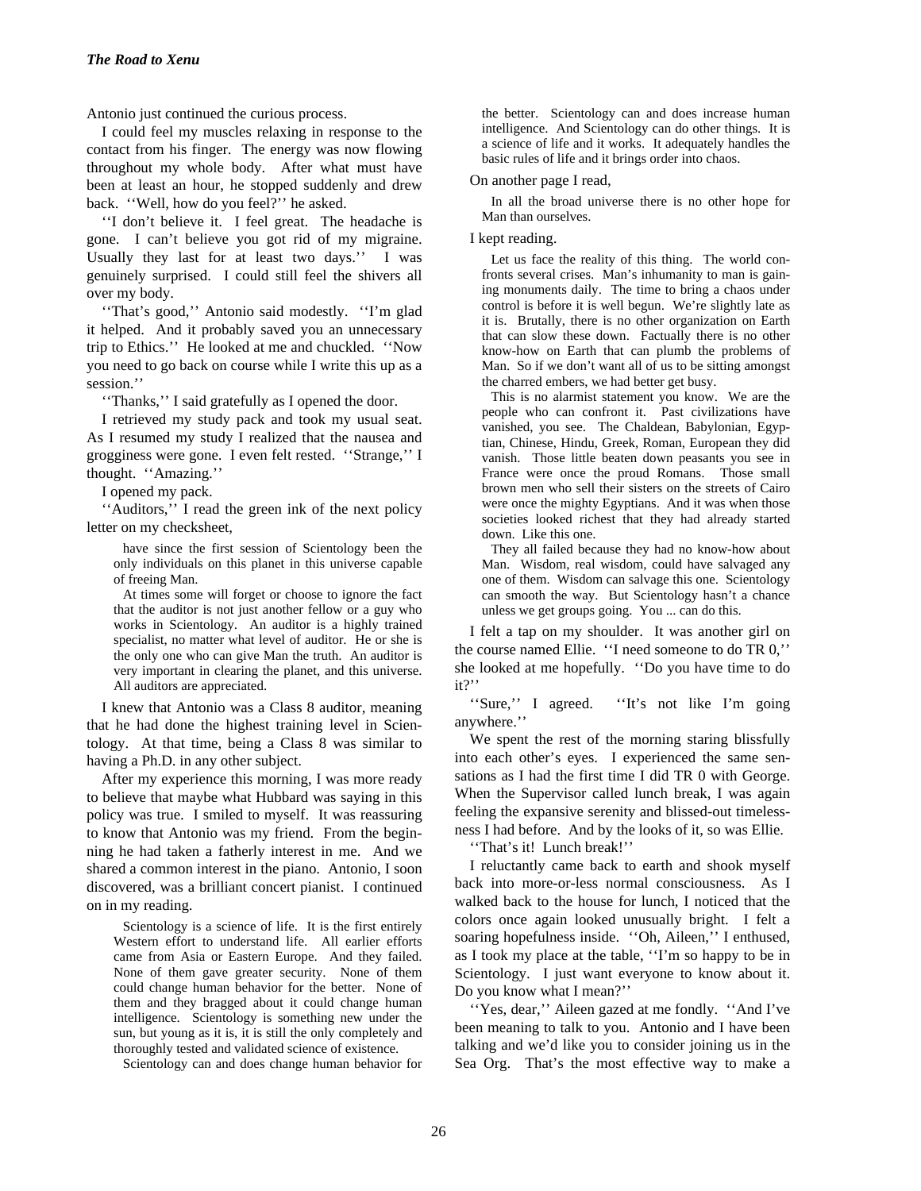Antonio just continued the curious process.

I could feel my muscles relaxing in response to the contact from his finger. The energy was now flowing throughout my whole body. After what must have been at least an hour, he stopped suddenly and drew back. ''Well, how do you feel?'' he asked.

''I don't believe it. I feel great. The headache is gone. I can't believe you got rid of my migraine. Usually they last for at least two days.'' I was genuinely surprised. I could still feel the shivers all over my body.

''That's good,'' Antonio said modestly. ''I'm glad it helped. And it probably saved you an unnecessary trip to Ethics.'' He looked at me and chuckled. ''Now you need to go back on course while I write this up as a session.''

''Thanks,'' I said gratefully as I opened the door.

I retrieved my study pack and took my usual seat. As I resumed my study I realized that the nausea and grogginess were gone. I even felt rested. ''Strange,'' I thought. ''Amazing.''

I opened my pack.

''Auditors,'' I read the green ink of the next policy letter on my checksheet,

> have since the first session of Scientology been the only individuals on this planet in this universe capable of freeing Man.
>
> At times some will forget or choose to ignore the fact that the auditor is not just another fellow or a guy who works in Scientology. An auditor is a highly trained specialist, no matter what level of auditor. He or she is the only one who can give Man the truth. An auditor is very important in clearing the planet, and this universe. All auditors are appreciated.

I knew that Antonio was a Class 8 auditor, meaning that he had done the highest training level in Scientology. At that time, being a Class 8 was similar to having a Ph.D. in any other subject.

After my experience this morning, I was more ready to believe that maybe what Hubbard was saying in this policy was true. I smiled to myself. It was reassuring to know that Antonio was my friend. From the beginning he had taken a fatherly interest in me. And we shared a common interest in the piano. Antonio, I soon discovered, was a brilliant concert pianist. I continued on in my reading.

> Scientology is a science of life. It is the first entirely Western effort to understand life. All earlier efforts came from Asia or Eastern Europe. And they failed. None of them gave greater security. None of them could change human behavior for the better. None of them and they bragged about it could change human intelligence. Scientology is something new under the sun, but young as it is, it is still the only completely and thoroughly tested and validated science of existence.
>
> Scientology can and does change human behavior for the better. Scientology can and does increase human intelligence. And Scientology can do other things. It is a science of life and it works. It adequately handles the basic rules of life and it brings order into chaos.

On another page I read,

> In all the broad universe there is no other hope for Man than ourselves.

I kept reading.

> Let us face the reality of this thing. The world confronts several crises. Man's inhumanity to man is gaining monuments daily. The time to bring a chaos under control is before it is well begun. We're slightly late as it is. Brutally, there is no other organization on Earth that can slow these down. Factually there is no other know-how on Earth that can plumb the problems of Man. So if we don't want all of us to be sitting amongst the charred embers, we had better get busy.
>
> This is no alarmist statement you know. We are the people who can confront it. Past civilizations have vanished, you see. The Chaldean, Babylonian, Egyptian, Chinese, Hindu, Greek, Roman, European they did vanish. Those little beaten down peasants you see in France were once the proud Romans. Those small brown men who sell their sisters on the streets of Cairo were once the mighty Egyptians. And it was when those societies looked richest that they had already started down. Like this one.
>
> They all failed because they had no know-how about Man. Wisdom, real wisdom, could have salvaged any one of them. Wisdom can salvage this one. Scientology can smooth the way. But Scientology hasn't a chance unless we get groups going. You ... can do this.

I felt a tap on my shoulder. It was another girl on the course named Ellie. ''I need someone to do TR 0,'' she looked at me hopefully. ''Do you have time to do it?''

''Sure,'' I agreed. ''It's not like I'm going anywhere.''

We spent the rest of the morning staring blissfully into each other's eyes. I experienced the same sensations as I had the first time I did TR 0 with George. When the Supervisor called lunch break, I was again feeling the expansive serenity and blissed-out timelessness I had before. And by the looks of it, so was Ellie.

''That's it! Lunch break!''

I reluctantly came back to earth and shook myself back into more-or-less normal consciousness. As I walked back to the house for lunch, I noticed that the colors once again looked unusually bright. I felt a soaring hopefulness inside. ''Oh, Aileen,'' I enthused, as I took my place at the table, ''I'm so happy to be in Scientology. I just want everyone to know about it. Do you know what I mean?''

''Yes, dear,'' Aileen gazed at me fondly. ''And I've been meaning to talk to you. Antonio and I have been talking and we'd like you to consider joining us in the Sea Org. That's the most effective way to make a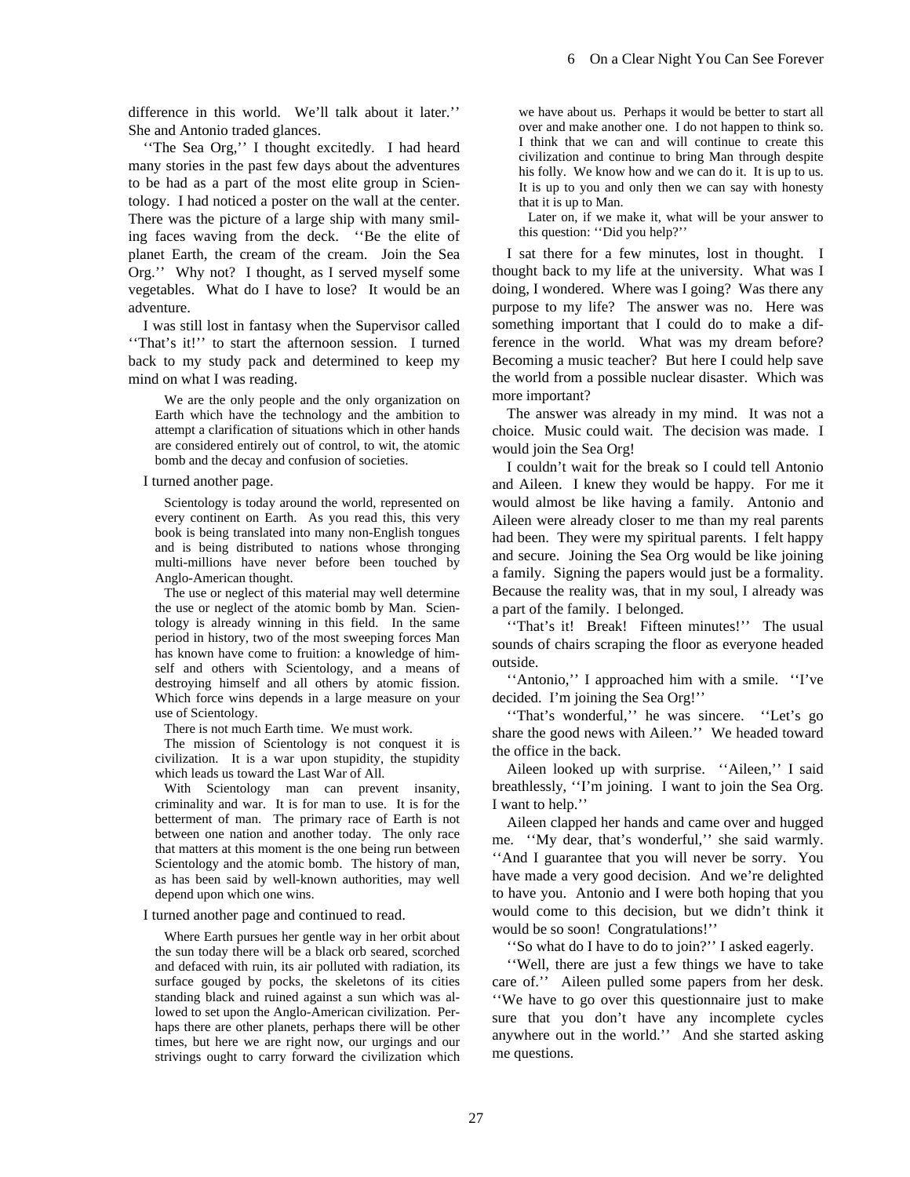difference in this world. We'll talk about it later.'' She and Antonio traded glances.

''The Sea Org,'' I thought excitedly. I had heard many stories in the past few days about the adventures to be had as a part of the most elite group in Scientology. I had noticed a poster on the wall at the center. There was the picture of a large ship with many smiling faces waving from the deck. ''Be the elite of planet Earth, the cream of the cream. Join the Sea Org.'' Why not? I thought, as I served myself some vegetables. What do I have to lose? It would be an adventure.

I was still lost in fantasy when the Supervisor called ''That's it!'' to start the afternoon session. I turned back to my study pack and determined to keep my mind on what I was reading.

> We are the only people and the only organization on Earth which have the technology and the ambition to attempt a clarification of situations which in other hands are considered entirely out of control, to wit, the atomic bomb and the decay and confusion of societies.

I turned another page.

> Scientology is today around the world, represented on every continent on Earth. As you read this, this very book is being translated into many non-English tongues and is being distributed to nations whose thronging multi-millions have never before been touched by Anglo-American thought.
>
> The use or neglect of this material may well determine the use or neglect of the atomic bomb by Man. Scientology is already winning in this field. In the same period in history, two of the most sweeping forces Man has known have come to fruition: a knowledge of himself and others with Scientology, and a means of destroying himself and all others by atomic fission. Which force wins depends in a large measure on your use of Scientology.
>
> There is not much Earth time. We must work.
>
> The mission of Scientology is not conquest it is civilization. It is a war upon stupidity, the stupidity which leads us toward the Last War of All.
>
> With Scientology man can prevent insanity, criminality and war. It is for man to use. It is for the betterment of man. The primary race of Earth is not between one nation and another today. The only race that matters at this moment is the one being run between Scientology and the atomic bomb. The history of man, as has been said by well-known authorities, may well depend upon which one wins.

I turned another page and continued to read.

> Where Earth pursues her gentle way in her orbit about the sun today there will be a black orb seared, scorched and defaced with ruin, its air polluted with radiation, its surface gouged by pocks, the skeletons of its cities standing black and ruined against a sun which was allowed to set upon the Anglo-American civilization. Perhaps there are other planets, perhaps there will be other times, but here we are right now, our urgings and our strivings ought to carry forward the civilization which we have about us. Perhaps it would be better to start all over and make another one. I do not happen to think so. I think that we can and will continue to create this civilization and continue to bring Man through despite his folly. We know how and we can do it. It is up to us. It is up to you and only then we can say with honesty that it is up to Man.
>
> Later on, if we make it, what will be your answer to this question: ''Did you help?''

I sat there for a few minutes, lost in thought. I thought back to my life at the university. What was I doing, I wondered. Where was I going? Was there any purpose to my life? The answer was no. Here was something important that I could do to make a difference in the world. What was my dream before? Becoming a music teacher? But here I could help save the world from a possible nuclear disaster. Which was more important?

The answer was already in my mind. It was not a choice. Music could wait. The decision was made. I would join the Sea Org!

I couldn't wait for the break so I could tell Antonio and Aileen. I knew they would be happy. For me it would almost be like having a family. Antonio and Aileen were already closer to me than my real parents had been. They were my spiritual parents. I felt happy and secure. Joining the Sea Org would be like joining a family. Signing the papers would just be a formality. Because the reality was, that in my soul, I already was a part of the family. I belonged.

''That's it! Break! Fifteen minutes!'' The usual sounds of chairs scraping the floor as everyone headed outside.

''Antonio,'' I approached him with a smile. ''I've decided. I'm joining the Sea Org!''

''That's wonderful,'' he was sincere. ''Let's go share the good news with Aileen.'' We headed toward the office in the back.

Aileen looked up with surprise. ''Aileen,'' I said breathlessly, ''I'm joining. I want to join the Sea Org. I want to help.''

Aileen clapped her hands and came over and hugged me. ''My dear, that's wonderful,'' she said warmly. ''And I guarantee that you will never be sorry. You have made a very good decision. And we're delighted to have you. Antonio and I were both hoping that you would come to this decision, but we didn't think it would be so soon! Congratulations!''

''So what do I have to do to join?'' I asked eagerly.

''Well, there are just a few things we have to take care of.'' Aileen pulled some papers from her desk. ''We have to go over this questionnaire just to make sure that you don't have any incomplete cycles anywhere out in the world.'' And she started asking me questions.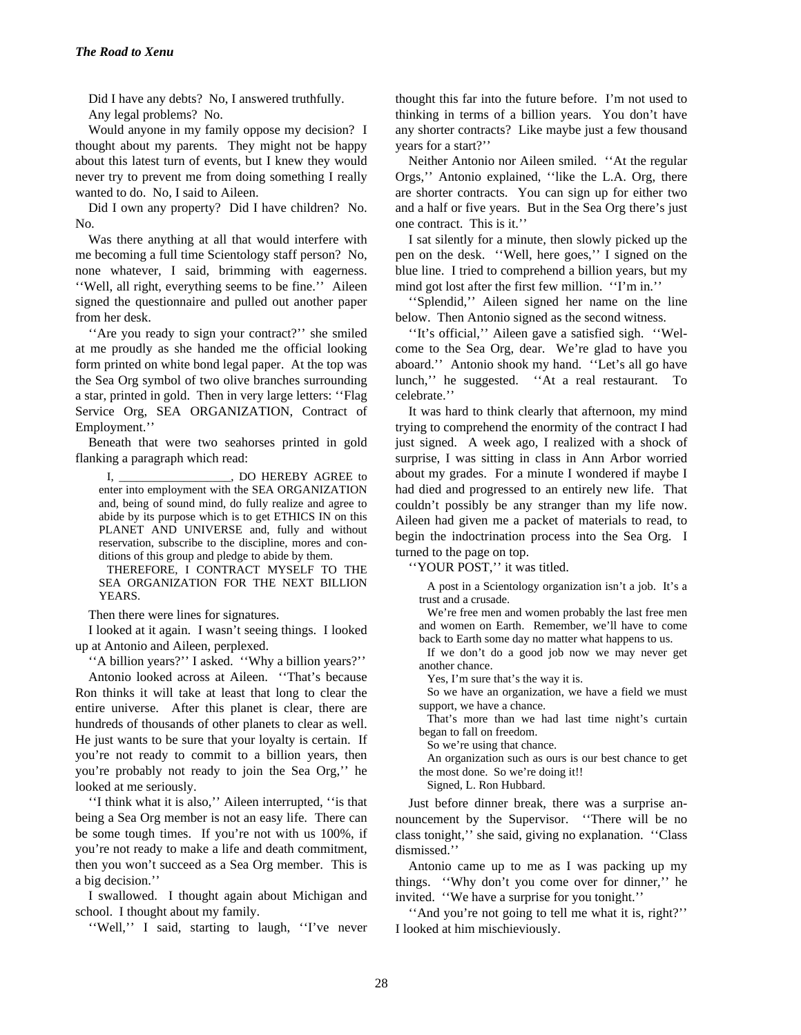Did I have any debts? No, I answered truthfully.

Any legal problems? No.

Would anyone in my family oppose my decision? I thought about my parents. They might not be happy about this latest turn of events, but I knew they would never try to prevent me from doing something I really wanted to do. No, I said to Aileen.

Did I own any property? Did I have children? No. No.

Was there anything at all that would interfere with me becoming a full time Scientology staff person? No, none whatever, I said, brimming with eagerness. ''Well, all right, everything seems to be fine.'' Aileen signed the questionnaire and pulled out another paper from her desk.

''Are you ready to sign your contract?'' she smiled at me proudly as she handed me the official looking form printed on white bond legal paper. At the top was the Sea Org symbol of two olive branches surrounding a star, printed in gold. Then in very large letters: ''Flag Service Org, SEA ORGANIZATION, Contract of Employment.''

Beneath that were two seahorses printed in gold flanking a paragraph which read:

> I, __________________, DO HEREBY AGREE to enter into employment with the SEA ORGANIZATION and, being of sound mind, do fully realize and agree to abide by its purpose which is to get ETHICS IN on this PLANET AND UNIVERSE and, fully and without reservation, subscribe to the discipline, mores and conditions of this group and pledge to abide by them.
>
> THEREFORE, I CONTRACT MYSELF TO THE SEA ORGANIZATION FOR THE NEXT BILLION YEARS.

Then there were lines for signatures.

I looked at it again. I wasn't seeing things. I looked up at Antonio and Aileen, perplexed.

''A billion years?'' I asked. ''Why a billion years?''

Antonio looked across at Aileen. ''That's because Ron thinks it will take at least that long to clear the entire universe. After this planet is clear, there are hundreds of thousands of other planets to clear as well. He just wants to be sure that your loyalty is certain. If you're not ready to commit to a billion years, then you're probably not ready to join the Sea Org,'' he looked at me seriously.

''I think what it is also,'' Aileen interrupted, ''is that being a Sea Org member is not an easy life. There can be some tough times. If you're not with us 100%, if you're not ready to make a life and death commitment, then you won't succeed as a Sea Org member. This is a big decision.''

I swallowed. I thought again about Michigan and school. I thought about my family.

''Well,'' I said, starting to laugh, ''I've never thought this far into the future before. I'm not used to thinking in terms of a billion years. You don't have any shorter contracts? Like maybe just a few thousand years for a start?''

Neither Antonio nor Aileen smiled. ''At the regular Orgs,'' Antonio explained, ''like the L.A. Org, there are shorter contracts. You can sign up for either two and a half or five years. But in the Sea Org there's just one contract. This is it.''

I sat silently for a minute, then slowly picked up the pen on the desk. ''Well, here goes,'' I signed on the blue line. I tried to comprehend a billion years, but my mind got lost after the first few million. ''I'm in.''

''Splendid,'' Aileen signed her name on the line below. Then Antonio signed as the second witness.

''It's official,'' Aileen gave a satisfied sigh. ''Welcome to the Sea Org, dear. We're glad to have you aboard.'' Antonio shook my hand. ''Let's all go have lunch,'' he suggested. ''At a real restaurant. To celebrate.''

It was hard to think clearly that afternoon, my mind trying to comprehend the enormity of the contract I had just signed. A week ago, I realized with a shock of surprise, I was sitting in class in Ann Arbor worried about my grades. For a minute I wondered if maybe I had died and progressed to an entirely new life. That couldn't possibly be any stranger than my life now. Aileen had given me a packet of materials to read, to begin the indoctrination process into the Sea Org. I turned to the page on top.

''YOUR POST,'' it was titled.

> A post in a Scientology organization isn't a job. It's a trust and a crusade.
>
> We're free men and women probably the last free men and women on Earth. Remember, we'll have to come back to Earth some day no matter what happens to us.
>
> If we don't do a good job now we may never get another chance.
>
> Yes, I'm sure that's the way it is.
>
> So we have an organization, we have a field we must support, we have a chance.
>
> That's more than we had last time night's curtain began to fall on freedom.
>
> So we're using that chance.
>
> An organization such as ours is our best chance to get the most done. So we're doing it!!
>
> Signed, L. Ron Hubbard.

Just before dinner break, there was a surprise announcement by the Supervisor. ''There will be no class tonight,'' she said, giving no explanation. ''Class dismissed.''

Antonio came up to me as I was packing up my things. ''Why don't you come over for dinner,'' he invited. ''We have a surprise for you tonight.''

''And you're not going to tell me what it is, right?'' I looked at him mischievously.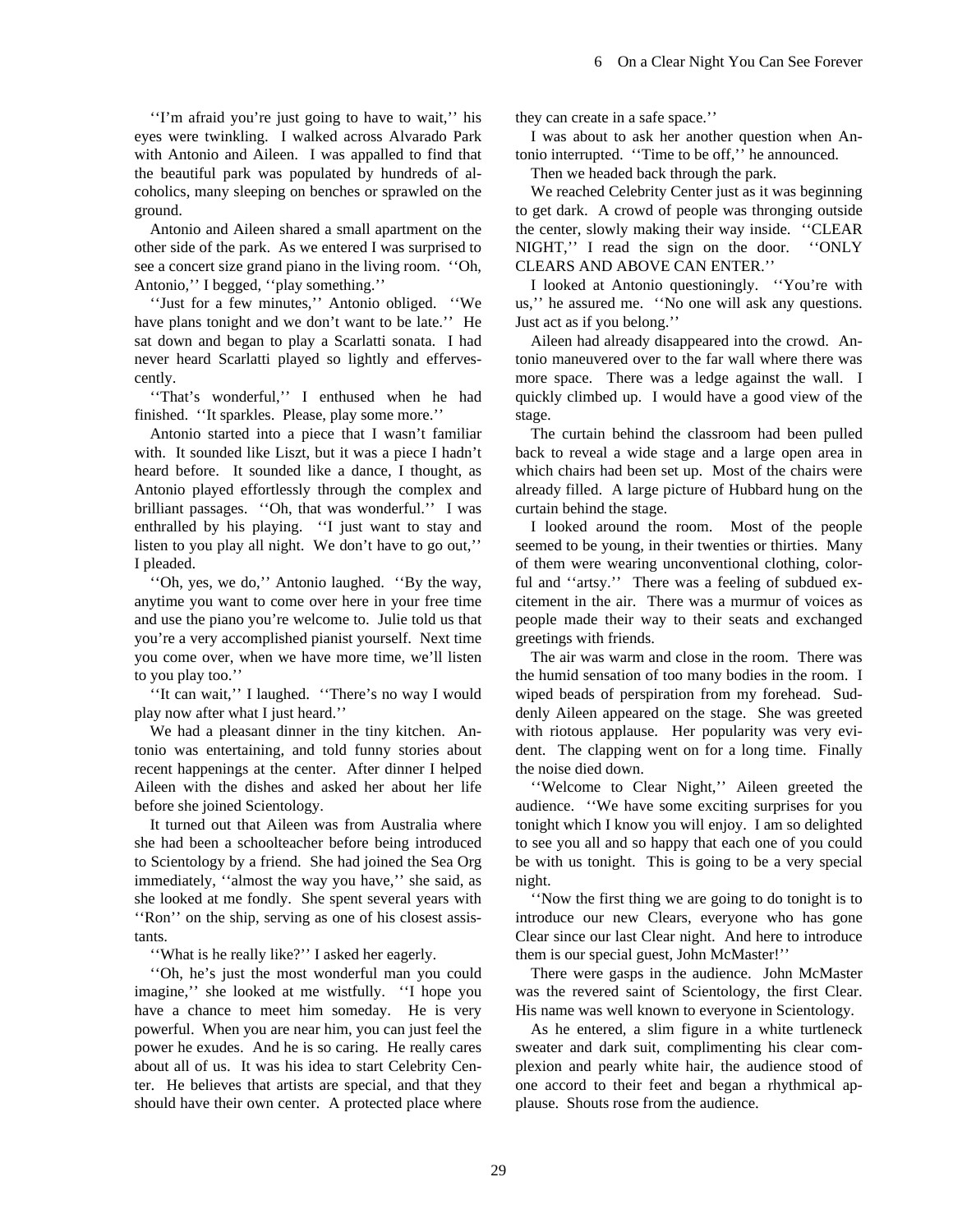''I'm afraid you're just going to have to wait,'' his eyes were twinkling. I walked across Alvarado Park with Antonio and Aileen. I was appalled to find that the beautiful park was populated by hundreds of alcoholics, many sleeping on benches or sprawled on the ground.

Antonio and Aileen shared a small apartment on the other side of the park. As we entered I was surprised to see a concert size grand piano in the living room. ''Oh, Antonio,'' I begged, ''play something.''

''Just for a few minutes,'' Antonio obliged. ''We have plans tonight and we don't want to be late.'' He sat down and began to play a Scarlatti sonata. I had never heard Scarlatti played so lightly and effervescently.

''That's wonderful,'' I enthused when he had finished. ''It sparkles. Please, play some more.''

Antonio started into a piece that I wasn't familiar with. It sounded like Liszt, but it was a piece I hadn't heard before. It sounded like a dance, I thought, as Antonio played effortlessly through the complex and brilliant passages. ''Oh, that was wonderful.'' I was enthralled by his playing. ''I just want to stay and listen to you play all night. We don't have to go out,'' I pleaded.

''Oh, yes, we do,'' Antonio laughed. ''By the way, anytime you want to come over here in your free time and use the piano you're welcome to. Julie told us that you're a very accomplished pianist yourself. Next time you come over, when we have more time, we'll listen to you play too.''

''It can wait,'' I laughed. ''There's no way I would play now after what I just heard.''

We had a pleasant dinner in the tiny kitchen. Antonio was entertaining, and told funny stories about recent happenings at the center. After dinner I helped Aileen with the dishes and asked her about her life before she joined Scientology.

It turned out that Aileen was from Australia where she had been a schoolteacher before being introduced to Scientology by a friend. She had joined the Sea Org immediately, ''almost the way you have,'' she said, as she looked at me fondly. She spent several years with ''Ron'' on the ship, serving as one of his closest assistants.

''What is he really like?'' I asked her eagerly.

''Oh, he's just the most wonderful man you could imagine,'' she looked at me wistfully. ''I hope you have a chance to meet him someday. He is very powerful. When you are near him, you can just feel the power he exudes. And he is so caring. He really cares about all of us. It was his idea to start Celebrity Center. He believes that artists are special, and that they should have their own center. A protected place where they can create in a safe space.''

I was about to ask her another question when Antonio interrupted. ''Time to be off,'' he announced.

Then we headed back through the park.

We reached Celebrity Center just as it was beginning to get dark. A crowd of people was thronging outside the center, slowly making their way inside. ''CLEAR NIGHT,'' I read the sign on the door. ''ONLY CLEARS AND ABOVE CAN ENTER.''

I looked at Antonio questioningly. ''You're with us,'' he assured me. ''No one will ask any questions. Just act as if you belong.''

Aileen had already disappeared into the crowd. Antonio maneuvered over to the far wall where there was more space. There was a ledge against the wall. I quickly climbed up. I would have a good view of the stage.

The curtain behind the classroom had been pulled back to reveal a wide stage and a large open area in which chairs had been set up. Most of the chairs were already filled. A large picture of Hubbard hung on the curtain behind the stage.

I looked around the room. Most of the people seemed to be young, in their twenties or thirties. Many of them were wearing unconventional clothing, colorful and ''artsy.'' There was a feeling of subdued excitement in the air. There was a murmur of voices as people made their way to their seats and exchanged greetings with friends.

The air was warm and close in the room. There was the humid sensation of too many bodies in the room. I wiped beads of perspiration from my forehead. Suddenly Aileen appeared on the stage. She was greeted with riotous applause. Her popularity was very evident. The clapping went on for a long time. Finally the noise died down.

''Welcome to Clear Night,'' Aileen greeted the audience. ''We have some exciting surprises for you tonight which I know you will enjoy. I am so delighted to see you all and so happy that each one of you could be with us tonight. This is going to be a very special night.

''Now the first thing we are going to do tonight is to introduce our new Clears, everyone who has gone Clear since our last Clear night. And here to introduce them is our special guest, John McMaster!''

There were gasps in the audience. John McMaster was the revered saint of Scientology, the first Clear. His name was well known to everyone in Scientology.

As he entered, a slim figure in a white turtleneck sweater and dark suit, complimenting his clear complexion and pearly white hair, the audience stood of one accord to their feet and began a rhythmical applause. Shouts rose from the audience.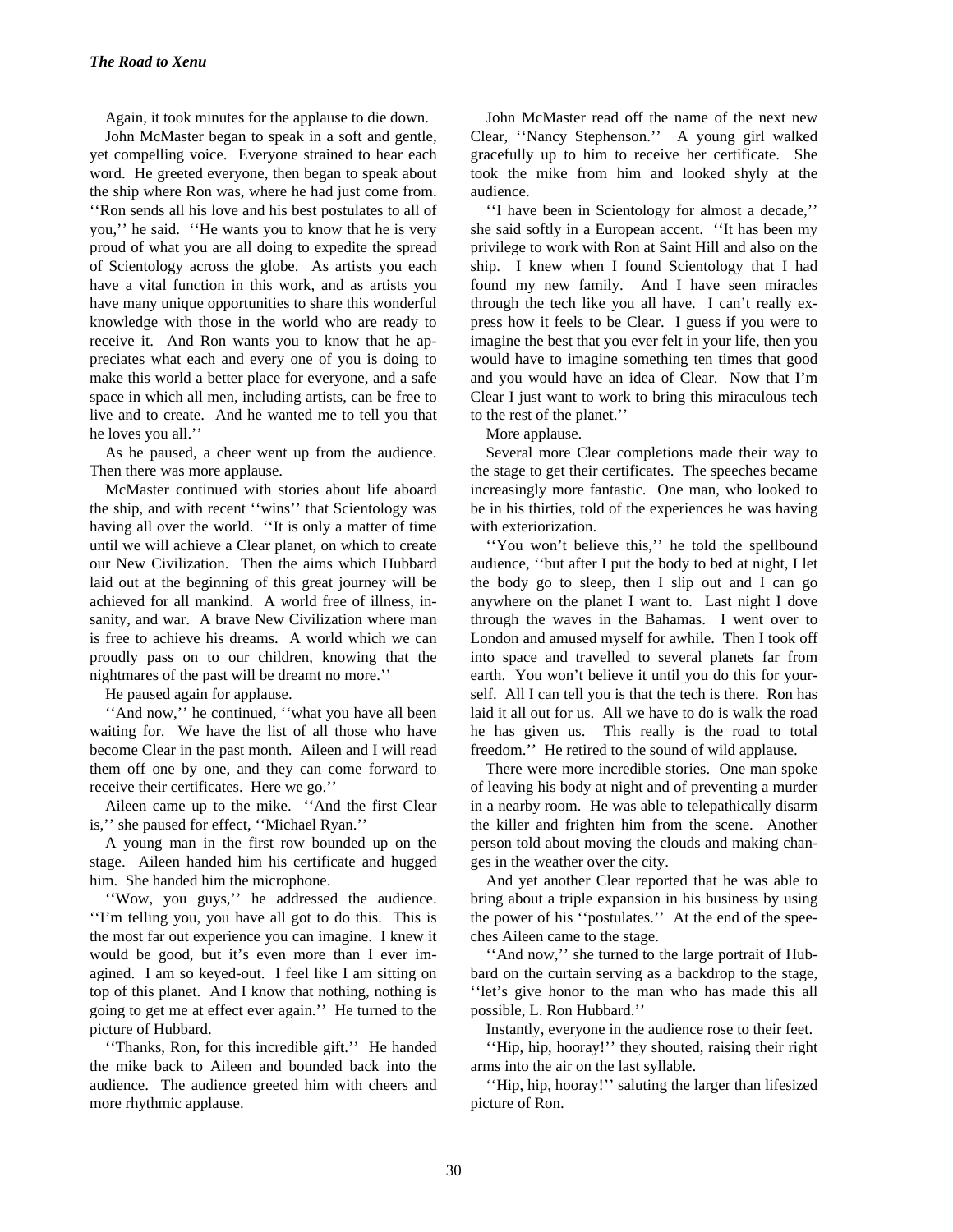Again, it took minutes for the applause to die down.

John McMaster began to speak in a soft and gentle, yet compelling voice. Everyone strained to hear each word. He greeted everyone, then began to speak about the ship where Ron was, where he had just come from. ''Ron sends all his love and his best postulates to all of you,'' he said. ''He wants you to know that he is very proud of what you are all doing to expedite the spread of Scientology across the globe. As artists you each have a vital function in this work, and as artists you have many unique opportunities to share this wonderful knowledge with those in the world who are ready to receive it. And Ron wants you to know that he appreciates what each and every one of you is doing to make this world a better place for everyone, and a safe space in which all men, including artists, can be free to live and to create. And he wanted me to tell you that he loves you all.''

As he paused, a cheer went up from the audience. Then there was more applause.

McMaster continued with stories about life aboard the ship, and with recent ''wins'' that Scientology was having all over the world. ''It is only a matter of time until we will achieve a Clear planet, on which to create our New Civilization. Then the aims which Hubbard laid out at the beginning of this great journey will be achieved for all mankind. A world free of illness, insanity, and war. A brave New Civilization where man is free to achieve his dreams. A world which we can proudly pass on to our children, knowing that the nightmares of the past will be dreamt no more.''

He paused again for applause.

''And now,'' he continued, ''what you have all been waiting for. We have the list of all those who have become Clear in the past month. Aileen and I will read them off one by one, and they can come forward to receive their certificates. Here we go.''

Aileen came up to the mike. ''And the first Clear is,'' she paused for effect, ''Michael Ryan.''

A young man in the first row bounded up on the stage. Aileen handed him his certificate and hugged him. She handed him the microphone.

''Wow, you guys,'' he addressed the audience. ''I'm telling you, you have all got to do this. This is the most far out experience you can imagine. I knew it would be good, but it's even more than I ever imagined. I am so keyed-out. I feel like I am sitting on top of this planet. And I know that nothing, nothing is going to get me at effect ever again.'' He turned to the picture of Hubbard.

''Thanks, Ron, for this incredible gift.'' He handed the mike back to Aileen and bounded back into the audience. The audience greeted him with cheers and more rhythmic applause.

John McMaster read off the name of the next new Clear, ''Nancy Stephenson.'' A young girl walked gracefully up to him to receive her certificate. She took the mike from him and looked shyly at the audience.

''I have been in Scientology for almost a decade,'' she said softly in a European accent. ''It has been my privilege to work with Ron at Saint Hill and also on the ship. I knew when I found Scientology that I had found my new family. And I have seen miracles through the tech like you all have. I can't really express how it feels to be Clear. I guess if you were to imagine the best that you ever felt in your life, then you would have to imagine something ten times that good and you would have an idea of Clear. Now that I'm Clear I just want to work to bring this miraculous tech to the rest of the planet.''

More applause.

Several more Clear completions made their way to the stage to get their certificates. The speeches became increasingly more fantastic. One man, who looked to be in his thirties, told of the experiences he was having with exteriorization.

''You won't believe this,'' he told the spellbound audience, ''but after I put the body to bed at night, I let the body go to sleep, then I slip out and I can go anywhere on the planet I want to. Last night I dove through the waves in the Bahamas. I went over to London and amused myself for awhile. Then I took off into space and travelled to several planets far from earth. You won't believe it until you do this for yourself. All I can tell you is that the tech is there. Ron has laid it all out for us. All we have to do is walk the road he has given us. This really is the road to total freedom.'' He retired to the sound of wild applause.

There were more incredible stories. One man spoke of leaving his body at night and of preventing a murder in a nearby room. He was able to telepathically disarm the killer and frighten him from the scene. Another person told about moving the clouds and making changes in the weather over the city.

And yet another Clear reported that he was able to bring about a triple expansion in his business by using the power of his ''postulates.'' At the end of the speeches Aileen came to the stage.

''And now,'' she turned to the large portrait of Hubbard on the curtain serving as a backdrop to the stage, ''let's give honor to the man who has made this all possible, L. Ron Hubbard.''

Instantly, everyone in the audience rose to their feet.

''Hip, hip, hooray!'' they shouted, raising their right arms into the air on the last syllable.

''Hip, hip, hooray!'' saluting the larger than lifesized picture of Ron.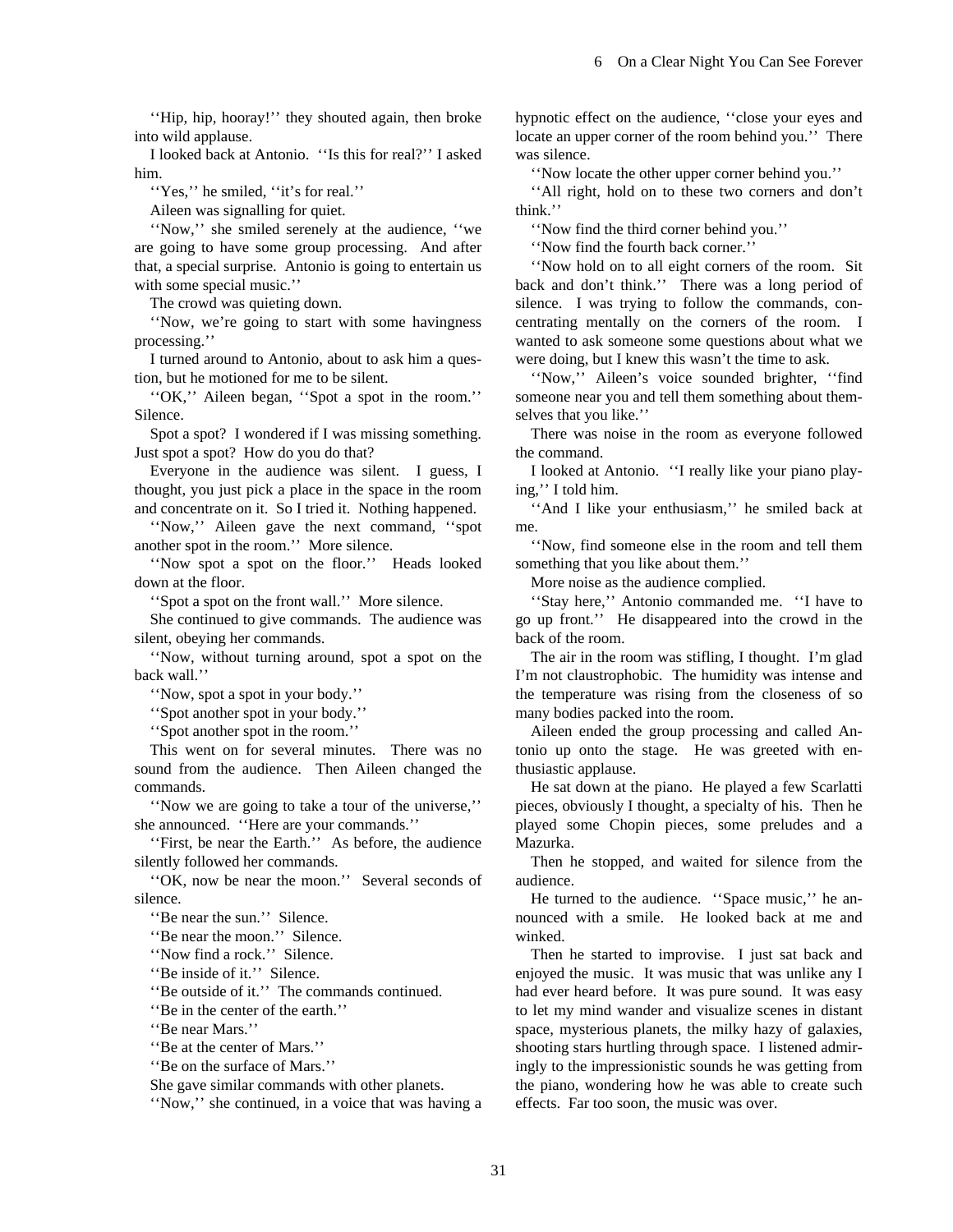''Hip, hip, hooray!'' they shouted again, then broke into wild applause.

I looked back at Antonio. ''Is this for real?'' I asked him.

''Yes,'' he smiled, ''it's for real.''

Aileen was signalling for quiet.

''Now,'' she smiled serenely at the audience, ''we are going to have some group processing. And after that, a special surprise. Antonio is going to entertain us with some special music.''

The crowd was quieting down.

''Now, we're going to start with some havingness processing.''

I turned around to Antonio, about to ask him a question, but he motioned for me to be silent.

''OK,'' Aileen began, ''Spot a spot in the room.'' Silence.

Spot a spot? I wondered if I was missing something. Just spot a spot? How do you do that?

Everyone in the audience was silent. I guess, I thought, you just pick a place in the space in the room and concentrate on it. So I tried it. Nothing happened.

''Now,'' Aileen gave the next command, ''spot another spot in the room.'' More silence.

''Now spot a spot on the floor.'' Heads looked down at the floor.

''Spot a spot on the front wall.'' More silence.

She continued to give commands. The audience was silent, obeying her commands.

''Now, without turning around, spot a spot on the back wall.''

''Now, spot a spot in your body.''

''Spot another spot in your body.''

''Spot another spot in the room.''

This went on for several minutes. There was no sound from the audience. Then Aileen changed the commands.

''Now we are going to take a tour of the universe,'' she announced. ''Here are your commands.''

''First, be near the Earth.'' As before, the audience silently followed her commands.

''OK, now be near the moon.'' Several seconds of silence.

''Be near the sun.'' Silence.

''Be near the moon.'' Silence.

''Now find a rock.'' Silence.

''Be inside of it.'' Silence.

''Be outside of it.'' The commands continued.

''Be in the center of the earth.''

''Be near Mars.''

''Be at the center of Mars.''

''Be on the surface of Mars.''

She gave similar commands with other planets.

''Now,'' she continued, in a voice that was having a hypnotic effect on the audience, ''close your eyes and locate an upper corner of the room behind you.'' There was silence.

''Now locate the other upper corner behind you.''

''All right, hold on to these two corners and don't think.''

''Now find the third corner behind you.''

''Now find the fourth back corner.''

''Now hold on to all eight corners of the room. Sit back and don't think.'' There was a long period of silence. I was trying to follow the commands, concentrating mentally on the corners of the room. I wanted to ask someone some questions about what we were doing, but I knew this wasn't the time to ask.

''Now,'' Aileen's voice sounded brighter, ''find someone near you and tell them something about themselves that you like.''

There was noise in the room as everyone followed the command.

I looked at Antonio. ''I really like your piano playing,'' I told him.

''And I like your enthusiasm,'' he smiled back at me.

''Now, find someone else in the room and tell them something that you like about them.''

More noise as the audience complied.

''Stay here,'' Antonio commanded me. ''I have to go up front.'' He disappeared into the crowd in the back of the room.

The air in the room was stifling, I thought. I'm glad I'm not claustrophobic. The humidity was intense and the temperature was rising from the closeness of so many bodies packed into the room.

Aileen ended the group processing and called Antonio up onto the stage. He was greeted with enthusiastic applause.

He sat down at the piano. He played a few Scarlatti pieces, obviously I thought, a specialty of his. Then he played some Chopin pieces, some preludes and a Mazurka.

Then he stopped, and waited for silence from the audience.

He turned to the audience. ''Space music,'' he announced with a smile. He looked back at me and winked.

Then he started to improvise. I just sat back and enjoyed the music. It was music that was unlike any I had ever heard before. It was pure sound. It was easy to let my mind wander and visualize scenes in distant space, mysterious planets, the milky hazy of galaxies, shooting stars hurtling through space. I listened admiringly to the impressionistic sounds he was getting from the piano, wondering how he was able to create such effects. Far too soon, the music was over.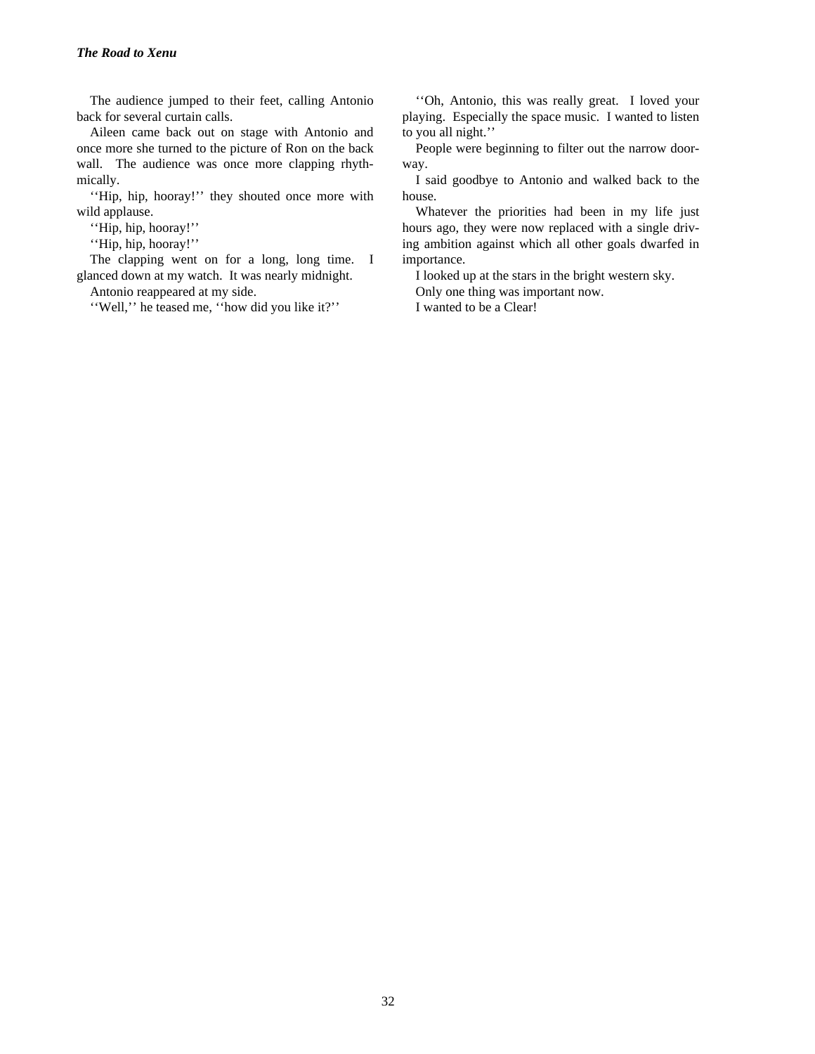The audience jumped to their feet, calling Antonio back for several curtain calls.

Aileen came back out on stage with Antonio and once more she turned to the picture of Ron on the back wall. The audience was once more clapping rhythmically.

''Hip, hip, hooray!'' they shouted once more with wild applause.

''Hip, hip, hooray!''

''Hip, hip, hooray!''

The clapping went on for a long, long time. I glanced down at my watch. It was nearly midnight.

Antonio reappeared at my side.

''Well,'' he teased me, ''how did you like it?''

''Oh, Antonio, this was really great. I loved your playing. Especially the space music. I wanted to listen to you all night.''

People were beginning to filter out the narrow doorway.

I said goodbye to Antonio and walked back to the house.

Whatever the priorities had been in my life just hours ago, they were now replaced with a single driving ambition against which all other goals dwarfed in importance.

I looked up at the stars in the bright western sky.

Only one thing was important now.

I wanted to be a Clear!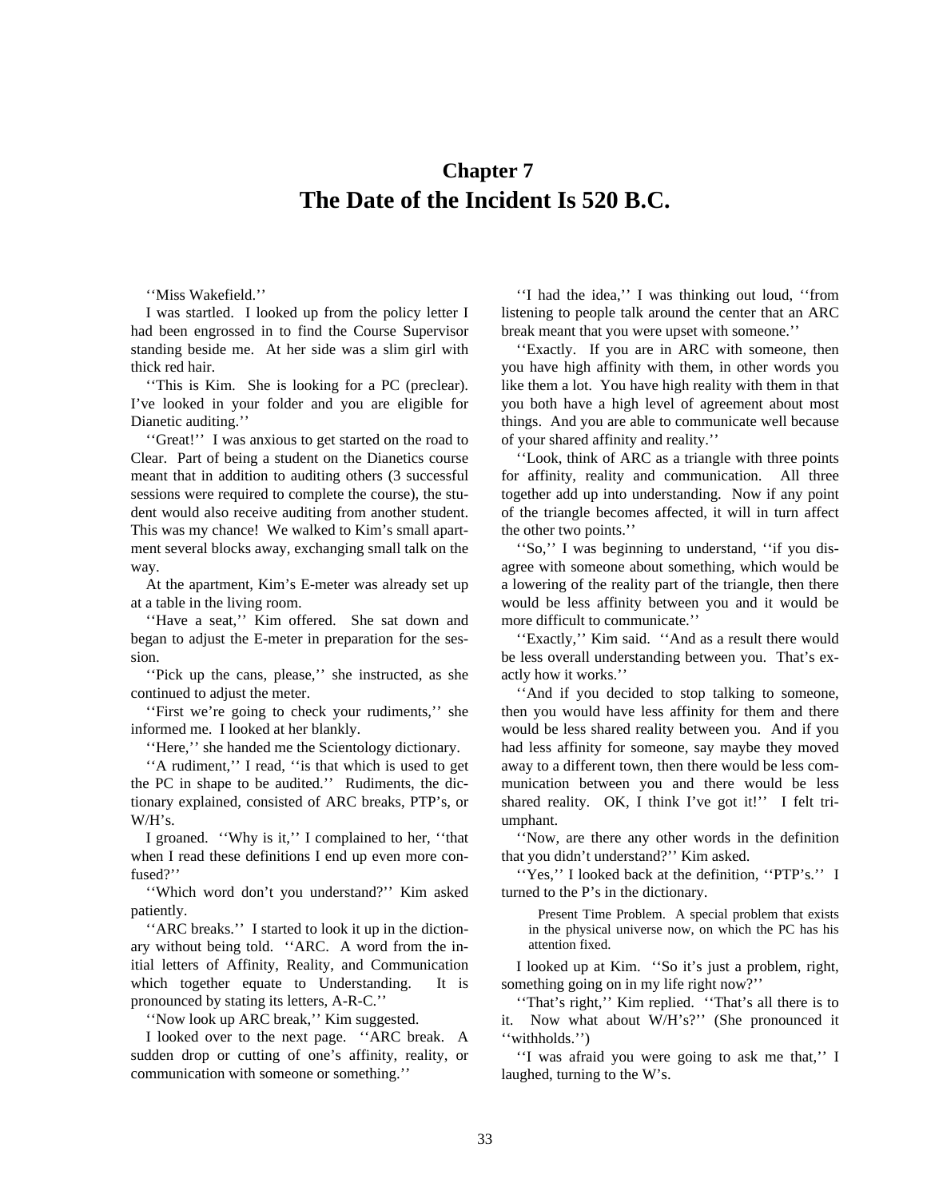# Chapter 7

# The Date of the Incident Is 520 B.C.

''Miss Wakefield.''

I was startled. I looked up from the policy letter I had been engrossed in to find the Course Supervisor standing beside me. At her side was a slim girl with thick red hair.

''This is Kim. She is looking for a PC (preclear). I've looked in your folder and you are eligible for Dianetic auditing.''

''Great!'' I was anxious to get started on the road to Clear. Part of being a student on the Dianetics course meant that in addition to auditing others (3 successful sessions were required to complete the course), the student would also receive auditing from another student. This was my chance! We walked to Kim's small apartment several blocks away, exchanging small talk on the way.

At the apartment, Kim's E-meter was already set up at a table in the living room.

''Have a seat,'' Kim offered. She sat down and began to adjust the E-meter in preparation for the session.

''Pick up the cans, please,'' she instructed, as she continued to adjust the meter.

''First we're going to check your rudiments,'' she informed me. I looked at her blankly.

''Here,'' she handed me the Scientology dictionary.

''A rudiment,'' I read, ''is that which is used to get the PC in shape to be audited.'' Rudiments, the dictionary explained, consisted of ARC breaks, PTP's, or W/H's.

I groaned. ''Why is it,'' I complained to her, ''that when I read these definitions I end up even more confused?''

''Which word don't you understand?'' Kim asked patiently.

''ARC breaks.'' I started to look it up in the dictionary without being told. ''ARC. A word from the initial letters of Affinity, Reality, and Communication which together equate to Understanding. It is pronounced by stating its letters, A-R-C.''

''Now look up ARC break,'' Kim suggested.

I looked over to the next page. ''ARC break. A sudden drop or cutting of one's affinity, reality, or communication with someone or something.''

''I had the idea,'' I was thinking out loud, ''from listening to people talk around the center that an ARC break meant that you were upset with someone.''

''Exactly. If you are in ARC with someone, then you have high affinity with them, in other words you like them a lot. You have high reality with them in that you both have a high level of agreement about most things. And you are able to communicate well because of your shared affinity and reality.''

''Look, think of ARC as a triangle with three points for affinity, reality and communication. All three together add up into understanding. Now if any point of the triangle becomes affected, it will in turn affect the other two points.''

''So,'' I was beginning to understand, ''if you disagree with someone about something, which would be a lowering of the reality part of the triangle, then there would be less affinity between you and it would be more difficult to communicate.''

''Exactly,'' Kim said. ''And as a result there would be less overall understanding between you. That's exactly how it works.''

''And if you decided to stop talking to someone, then you would have less affinity for them and there would be less shared reality between you. And if you had less affinity for someone, say maybe they moved away to a different town, then there would be less communication between you and there would be less shared reality. OK, I think I've got it!'' I felt triumphant.

''Now, are there any other words in the definition that you didn't understand?'' Kim asked.

''Yes,'' I looked back at the definition, ''PTP's.'' I turned to the P's in the dictionary.

> Present Time Problem. A special problem that exists in the physical universe now, on which the PC has his attention fixed.

I looked up at Kim. ''So it's just a problem, right, something going on in my life right now?''

''That's right,'' Kim replied. ''That's all there is to it. Now what about W/H's?'' (She pronounced it ''withholds.'')

''I was afraid you were going to ask me that,'' I laughed, turning to the W's.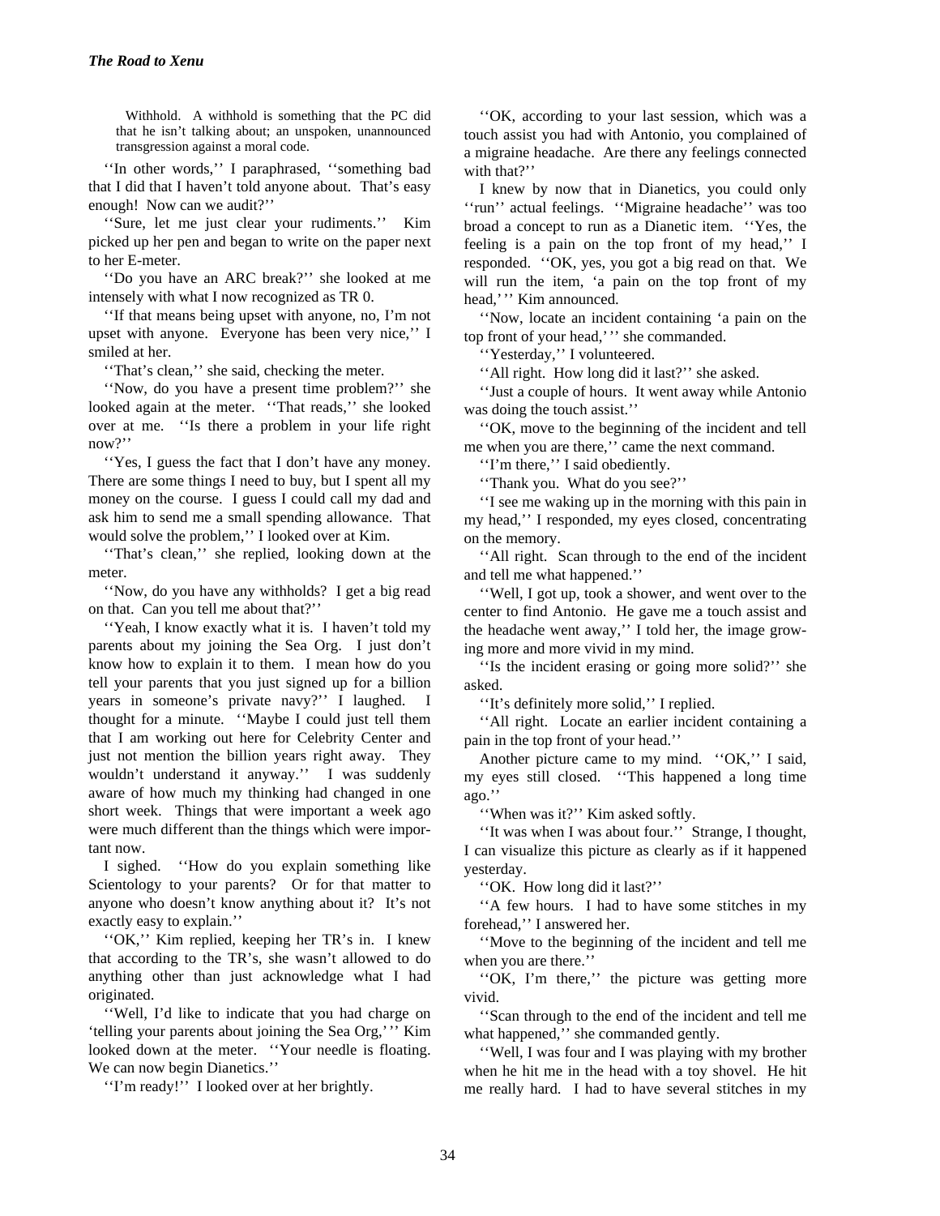> Withhold. A withhold is something that the PC did that he isn't talking about; an unspoken, unannounced transgression against a moral code.

''In other words,'' I paraphrased, ''something bad that I did that I haven't told anyone about. That's easy enough! Now can we audit?''

''Sure, let me just clear your rudiments.'' Kim picked up her pen and began to write on the paper next to her E-meter.

''Do you have an ARC break?'' she looked at me intensely with what I now recognized as TR 0.

''If that means being upset with anyone, no, I'm not upset with anyone. Everyone has been very nice,'' I smiled at her.

''That's clean,'' she said, checking the meter.

''Now, do you have a present time problem?'' she looked again at the meter. ''That reads,'' she looked over at me. ''Is there a problem in your life right now?''

''Yes, I guess the fact that I don't have any money. There are some things I need to buy, but I spent all my money on the course. I guess I could call my dad and ask him to send me a small spending allowance. That would solve the problem,'' I looked over at Kim.

''That's clean,'' she replied, looking down at the meter.

''Now, do you have any withholds? I get a big read on that. Can you tell me about that?''

''Yeah, I know exactly what it is. I haven't told my parents about my joining the Sea Org. I just don't know how to explain it to them. I mean how do you tell your parents that you just signed up for a billion years in someone's private navy?'' I laughed. I thought for a minute. ''Maybe I could just tell them that I am working out here for Celebrity Center and just not mention the billion years right away. They wouldn't understand it anyway.'' I was suddenly aware of how much my thinking had changed in one short week. Things that were important a week ago were much different than the things which were important now.

I sighed. ''How do you explain something like Scientology to your parents? Or for that matter to anyone who doesn't know anything about it? It's not exactly easy to explain.''

''OK,'' Kim replied, keeping her TR's in. I knew that according to the TR's, she wasn't allowed to do anything other than just acknowledge what I had originated.

''Well, I'd like to indicate that you had charge on 'telling your parents about joining the Sea Org,''' Kim looked down at the meter. ''Your needle is floating. We can now begin Dianetics.''

''I'm ready!'' I looked over at her brightly.

''OK, according to your last session, which was a touch assist you had with Antonio, you complained of a migraine headache. Are there any feelings connected with that?''

I knew by now that in Dianetics, you could only ''run'' actual feelings. ''Migraine headache'' was too broad a concept to run as a Dianetic item. ''Yes, the feeling is a pain on the top front of my head,'' I responded. ''OK, yes, you got a big read on that. We will run the item, 'a pain on the top front of my head,''' Kim announced.

''Now, locate an incident containing 'a pain on the top front of your head,''' she commanded.

''Yesterday,'' I volunteered.

''All right. How long did it last?'' she asked.

''Just a couple of hours. It went away while Antonio was doing the touch assist.''

''OK, move to the beginning of the incident and tell me when you are there,'' came the next command.

''I'm there,'' I said obediently.

''Thank you. What do you see?''

''I see me waking up in the morning with this pain in my head,'' I responded, my eyes closed, concentrating on the memory.

''All right. Scan through to the end of the incident and tell me what happened.''

''Well, I got up, took a shower, and went over to the center to find Antonio. He gave me a touch assist and the headache went away,'' I told her, the image growing more and more vivid in my mind.

''Is the incident erasing or going more solid?'' she asked.

''It's definitely more solid,'' I replied.

''All right. Locate an earlier incident containing a pain in the top front of your head.''

Another picture came to my mind. ''OK,'' I said, my eyes still closed. ''This happened a long time ago.''

''When was it?'' Kim asked softly.

''It was when I was about four.'' Strange, I thought, I can visualize this picture as clearly as if it happened yesterday.

''OK. How long did it last?''

''A few hours. I had to have some stitches in my forehead,'' I answered her.

''Move to the beginning of the incident and tell me when you are there.''

''OK, I'm there,'' the picture was getting more vivid.

''Scan through to the end of the incident and tell me what happened,'' she commanded gently.

''Well, I was four and I was playing with my brother when he hit me in the head with a toy shovel. He hit me really hard. I had to have several stitches in my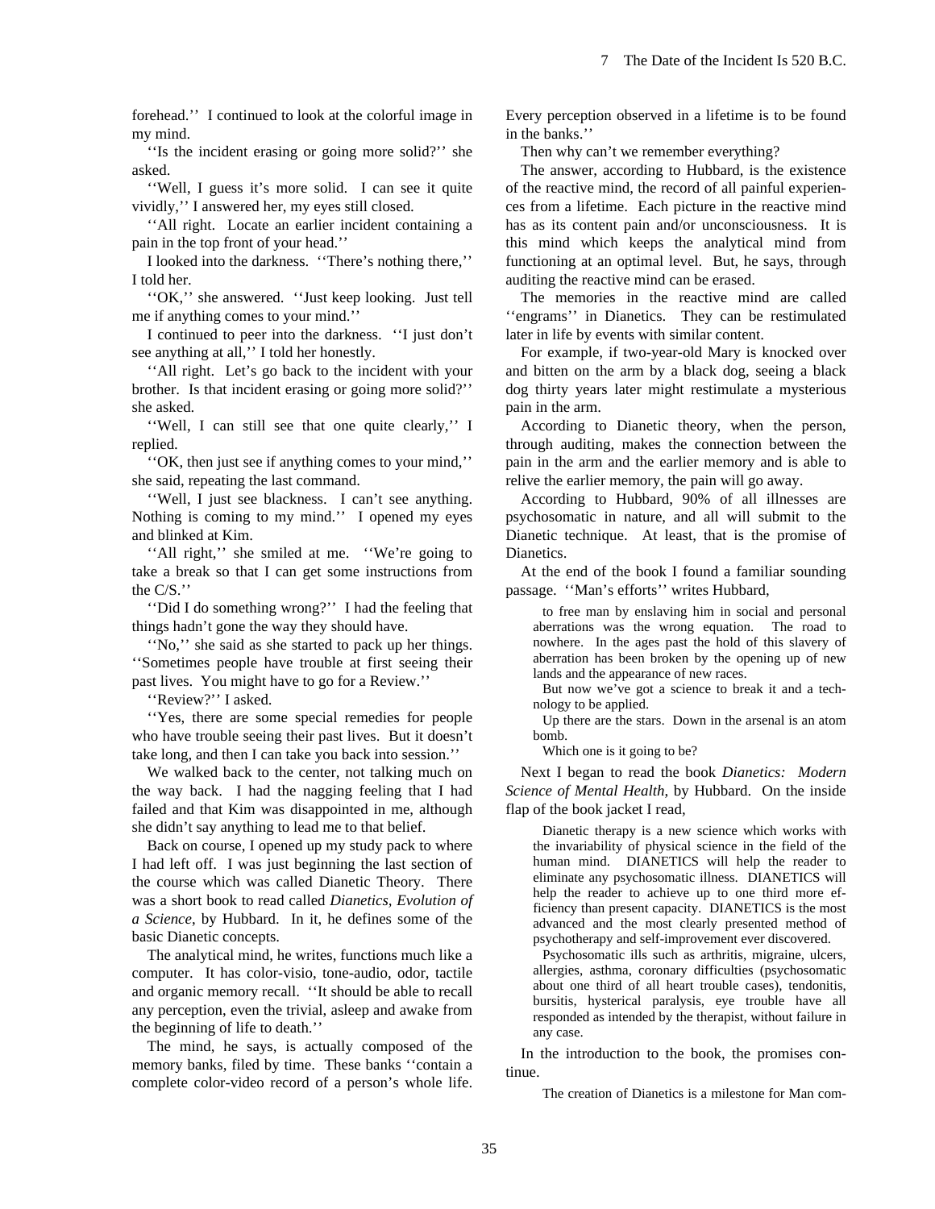forehead.'' I continued to look at the colorful image in my mind.

''Is the incident erasing or going more solid?'' she asked.

''Well, I guess it's more solid. I can see it quite vividly,'' I answered her, my eyes still closed.

''All right. Locate an earlier incident containing a pain in the top front of your head.''

I looked into the darkness. ''There's nothing there,'' I told her.

''OK,'' she answered. ''Just keep looking. Just tell me if anything comes to your mind.''

I continued to peer into the darkness. ''I just don't see anything at all,'' I told her honestly.

''All right. Let's go back to the incident with your brother. Is that incident erasing or going more solid?'' she asked.

''Well, I can still see that one quite clearly,'' I replied.

''OK, then just see if anything comes to your mind,'' she said, repeating the last command.

''Well, I just see blackness. I can't see anything. Nothing is coming to my mind.'' I opened my eyes and blinked at Kim.

''All right,'' she smiled at me. ''We're going to take a break so that I can get some instructions from the C/S.''

''Did I do something wrong?'' I had the feeling that things hadn't gone the way they should have.

''No,'' she said as she started to pack up her things. ''Sometimes people have trouble at first seeing their past lives. You might have to go for a Review.''

''Review?'' I asked.

''Yes, there are some special remedies for people who have trouble seeing their past lives. But it doesn't take long, and then I can take you back into session.''

We walked back to the center, not talking much on the way back. I had the nagging feeling that I had failed and that Kim was disappointed in me, although she didn't say anything to lead me to that belief.

Back on course, I opened up my study pack to where I had left off. I was just beginning the last section of the course which was called Dianetic Theory. There was a short book to read called *Dianetics, Evolution of a Science*, by Hubbard. In it, he defines some of the basic Dianetic concepts.

The analytical mind, he writes, functions much like a computer. It has color-visio, tone-audio, odor, tactile and organic memory recall. ''It should be able to recall any perception, even the trivial, asleep and awake from the beginning of life to death.''

The mind, he says, is actually composed of the memory banks, filed by time. These banks ''contain a complete color-video record of a person's whole life. Every perception observed in a lifetime is to be found in the banks.''

Then why can't we remember everything?

The answer, according to Hubbard, is the existence of the reactive mind, the record of all painful experiences from a lifetime. Each picture in the reactive mind has as its content pain and/or unconsciousness. It is this mind which keeps the analytical mind from functioning at an optimal level. But, he says, through auditing the reactive mind can be erased.

The memories in the reactive mind are called ''engrams'' in Dianetics. They can be restimulated later in life by events with similar content.

For example, if two-year-old Mary is knocked over and bitten on the arm by a black dog, seeing a black dog thirty years later might restimulate a mysterious pain in the arm.

According to Dianetic theory, when the person, through auditing, makes the connection between the pain in the arm and the earlier memory and is able to relive the earlier memory, the pain will go away.

According to Hubbard, 90% of all illnesses are psychosomatic in nature, and all will submit to the Dianetic technique. At least, that is the promise of Dianetics.

At the end of the book I found a familiar sounding passage. ''Man's efforts'' writes Hubbard,

> to free man by enslaving him in social and personal aberrations was the wrong equation. The road to nowhere. In the ages past the hold of this slavery of aberration has been broken by the opening up of new lands and the appearance of new races.
>
> But now we've got a science to break it and a technology to be applied.
>
> Up there are the stars. Down in the arsenal is an atom bomb.
>
> Which one is it going to be?

Next I began to read the book *Dianetics: Modern Science of Mental Health*, by Hubbard. On the inside flap of the book jacket I read,

> Dianetic therapy is a new science which works with the invariability of physical science in the field of the human mind. DIANETICS will help the reader to eliminate any psychosomatic illness. DIANETICS will help the reader to achieve up to one third more efficiency than present capacity. DIANETICS is the most advanced and the most clearly presented method of psychotherapy and self-improvement ever discovered.
>
> Psychosomatic ills such as arthritis, migraine, ulcers, allergies, asthma, coronary difficulties (psychosomatic about one third of all heart trouble cases), tendonitis, bursitis, hysterical paralysis, eye trouble have all responded as intended by the therapist, without failure in any case.

In the introduction to the book, the promises continue.

> The creation of Dianetics is a milestone for Man com-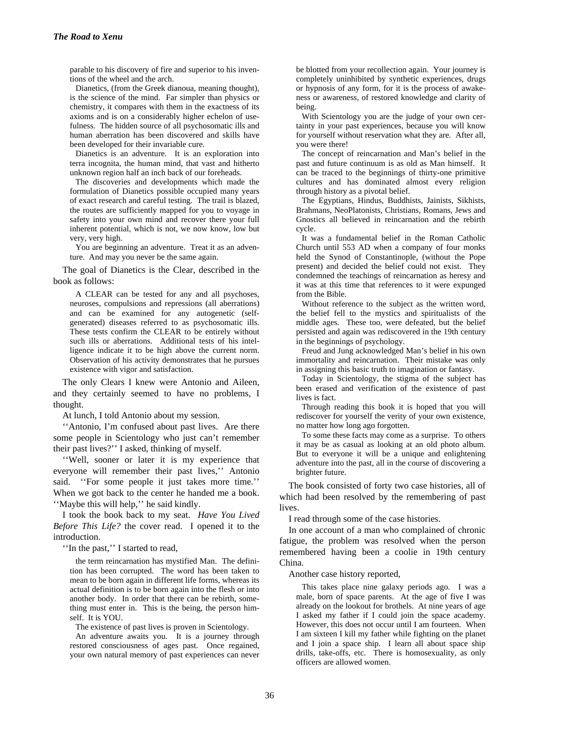> parable to his discovery of fire and superior to his inventions of the wheel and the arch.
>
> Dianetics, (from the Greek dianoua, meaning thought), is the science of the mind. Far simpler than physics or chemistry, it compares with them in the exactness of its axioms and is on a considerably higher echelon of usefulness. The hidden source of all psychosomatic ills and human aberration has been discovered and skills have been developed for their invariable cure.
>
> Dianetics is an adventure. It is an exploration into terra incognita, the human mind, that vast and hitherto unknown region half an inch back of our foreheads.
>
> The discoveries and developments which made the formulation of Dianetics possible occupied many years of exact research and careful testing. The trail is blazed, the routes are sufficiently mapped for you to voyage in safety into your own mind and recover there your full inherent potential, which is not, we now know, low but very, very high.
>
> You are beginning an adventure. Treat it as an adventure. And may you never be the same again.

The goal of Dianetics is the Clear, described in the book as follows:

> A CLEAR can be tested for any and all psychoses, neuroses, compulsions and repressions (all aberrations) and can be examined for any autogenetic (self-generated) diseases referred to as psychosomatic ills. These tests confirm the CLEAR to be entirely without such ills or aberrations. Additional tests of his intelligence indicate it to be high above the current norm. Observation of his activity demonstrates that he pursues existence with vigor and satisfaction.

The only Clears I knew were Antonio and Aileen, and they certainly seemed to have no problems, I thought.

At lunch, I told Antonio about my session.

''Antonio, I'm confused about past lives. Are there some people in Scientology who just can't remember their past lives?'' I asked, thinking of myself.

''Well, sooner or later it is my experience that everyone will remember their past lives,'' Antonio said. ''For some people it just takes more time.'' When we got back to the center he handed me a book. ''Maybe this will help,'' he said kindly.

I took the book back to my seat. *Have You Lived Before This Life?* the cover read. I opened it to the introduction.

''In the past,'' I started to read,

> the term reincarnation has mystified Man. The definition has been corrupted. The word has been taken to mean to be born again in different life forms, whereas its actual definition is to be born again into the flesh or into another body. In order that there can be rebirth, something must enter in. This is the being, the person himself. It is YOU.
>
> The existence of past lives is proven in Scientology.
>
> An adventure awaits you. It is a journey through restored consciousness of ages past. Once regained, your own natural memory of past experiences can never be blotted from your recollection again. Your journey is completely uninhibited by synthetic experiences, drugs or hypnosis of any form, for it is the process of awakeness or awareness, of restored knowledge and clarity of being.
>
> With Scientology you are the judge of your own certainty in your past experiences, because you will know for yourself without reservation what they are. After all, you were there!
>
> The concept of reincarnation and Man's belief in the past and future continuum is as old as Man himself. It can be traced to the beginnings of thirty-one primitive cultures and has dominated almost every religion through history as a pivotal belief.
>
> The Egyptians, Hindus, Buddhists, Jainists, Sikhists, Brahmans, NeoPlatonists, Christians, Romans, Jews and Gnostics all believed in reincarnation and the rebirth cycle.
>
> It was a fundamental belief in the Roman Catholic Church until 553 AD when a company of four monks held the Synod of Constantinople, (without the Pope present) and decided the belief could not exist. They condemned the teachings of reincarnation as heresy and it was at this time that references to it were expunged from the Bible.
>
> Without reference to the subject as the written word, the belief fell to the mystics and spiritualists of the middle ages. These too, were defeated, but the belief persisted and again was rediscovered in the 19th century in the beginnings of psychology.
>
> Freud and Jung acknowledged Man's belief in his own immortality and reincarnation. Their mistake was only in assigning this basic truth to imagination or fantasy.
>
> Today in Scientology, the stigma of the subject has been erased and verification of the existence of past lives is fact.
>
> Through reading this book it is hoped that you will rediscover for yourself the verity of your own existence, no matter how long ago forgotten.
>
> To some these facts may come as a surprise. To others it may be as casual as looking at an old photo album. But to everyone it will be a unique and enlightening adventure into the past, all in the course of discovering a brighter future.

The book consisted of forty two case histories, all of which had been resolved by the remembering of past lives.

I read through some of the case histories.

In one account of a man who complained of chronic fatigue, the problem was resolved when the person remembered having been a coolie in 19th century China.

Another case history reported,

> This takes place nine galaxy periods ago. I was a male, born of space parents. At the age of five I was already on the lookout for brothels. At nine years of age I asked my father if I could join the space academy. However, this does not occur until I am fourteen. When I am sixteen I kill my father while fighting on the planet and I join a space ship. I learn all about space ship drills, take-offs, etc. There is homosexuality, as only officers are allowed women.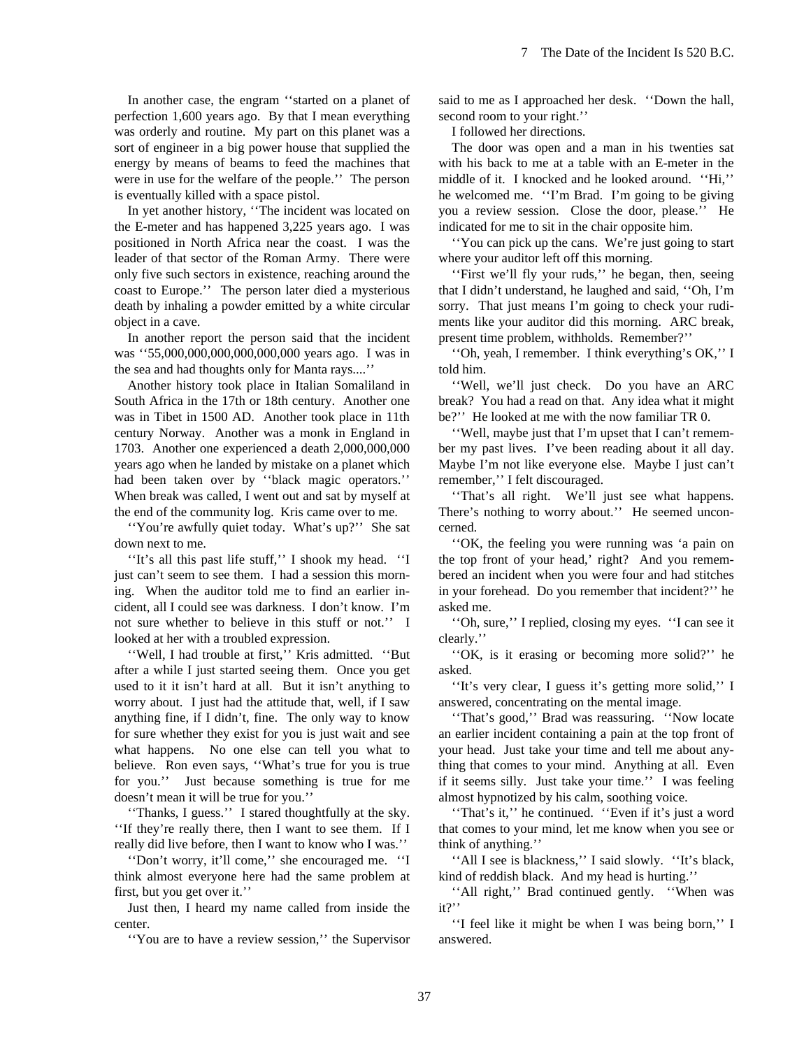In another case, the engram ''started on a planet of perfection 1,600 years ago. By that I mean everything was orderly and routine. My part on this planet was a sort of engineer in a big power house that supplied the energy by means of beams to feed the machines that were in use for the welfare of the people.'' The person is eventually killed with a space pistol.

In yet another history, ''The incident was located on the E-meter and has happened 3,225 years ago. I was positioned in North Africa near the coast. I was the leader of that sector of the Roman Army. There were only five such sectors in existence, reaching around the coast to Europe.'' The person later died a mysterious death by inhaling a powder emitted by a white circular object in a cave.

In another report the person said that the incident was ''55,000,000,000,000,000,000 years ago. I was in the sea and had thoughts only for Manta rays....''

Another history took place in Italian Somaliland in South Africa in the 17th or 18th century. Another one was in Tibet in 1500 AD. Another took place in 11th century Norway. Another was a monk in England in 1703. Another one experienced a death 2,000,000,000 years ago when he landed by mistake on a planet which had been taken over by ''black magic operators.'' When break was called, I went out and sat by myself at the end of the community log. Kris came over to me.

''You're awfully quiet today. What's up?'' She sat down next to me.

''It's all this past life stuff,'' I shook my head. ''I just can't seem to see them. I had a session this morning. When the auditor told me to find an earlier incident, all I could see was darkness. I don't know. I'm not sure whether to believe in this stuff or not.'' I looked at her with a troubled expression.

''Well, I had trouble at first,'' Kris admitted. ''But after a while I just started seeing them. Once you get used to it it isn't hard at all. But it isn't anything to worry about. I just had the attitude that, well, if I saw anything fine, if I didn't, fine. The only way to know for sure whether they exist for you is just wait and see what happens. No one else can tell you what to believe. Ron even says, ''What's true for you is true for you.'' Just because something is true for me doesn't mean it will be true for you.''

''Thanks, I guess.'' I stared thoughtfully at the sky. ''If they're really there, then I want to see them. If I really did live before, then I want to know who I was.''

''Don't worry, it'll come,'' she encouraged me. ''I think almost everyone here had the same problem at first, but you get over it.''

Just then, I heard my name called from inside the center.

''You are to have a review session,'' the Supervisor said to me as I approached her desk. ''Down the hall, second room to your right.''

I followed her directions.

The door was open and a man in his twenties sat with his back to me at a table with an E-meter in the middle of it. I knocked and he looked around. ''Hi,'' he welcomed me. ''I'm Brad. I'm going to be giving you a review session. Close the door, please.'' He indicated for me to sit in the chair opposite him.

''You can pick up the cans. We're just going to start where your auditor left off this morning.

''First we'll fly your ruds,'' he began, then, seeing that I didn't understand, he laughed and said, ''Oh, I'm sorry. That just means I'm going to check your rudiments like your auditor did this morning. ARC break, present time problem, withholds. Remember?''

''Oh, yeah, I remember. I think everything's OK,'' I told him.

''Well, we'll just check. Do you have an ARC break? You had a read on that. Any idea what it might be?'' He looked at me with the now familiar TR 0.

''Well, maybe just that I'm upset that I can't remember my past lives. I've been reading about it all day. Maybe I'm not like everyone else. Maybe I just can't remember,'' I felt discouraged.

''That's all right. We'll just see what happens. There's nothing to worry about.'' He seemed unconcerned.

''OK, the feeling you were running was 'a pain on the top front of your head,' right? And you remembered an incident when you were four and had stitches in your forehead. Do you remember that incident?'' he asked me.

''Oh, sure,'' I replied, closing my eyes. ''I can see it clearly.''

''OK, is it erasing or becoming more solid?'' he asked.

''It's very clear, I guess it's getting more solid,'' I answered, concentrating on the mental image.

''That's good,'' Brad was reassuring. ''Now locate an earlier incident containing a pain at the top front of your head. Just take your time and tell me about anything that comes to your mind. Anything at all. Even if it seems silly. Just take your time.'' I was feeling almost hypnotized by his calm, soothing voice.

''That's it,'' he continued. ''Even if it's just a word that comes to your mind, let me know when you see or think of anything.''

''All I see is blackness,'' I said slowly. ''It's black, kind of reddish black. And my head is hurting.''

''All right,'' Brad continued gently. ''When was it?''

''I feel like it might be when I was being born,'' I answered.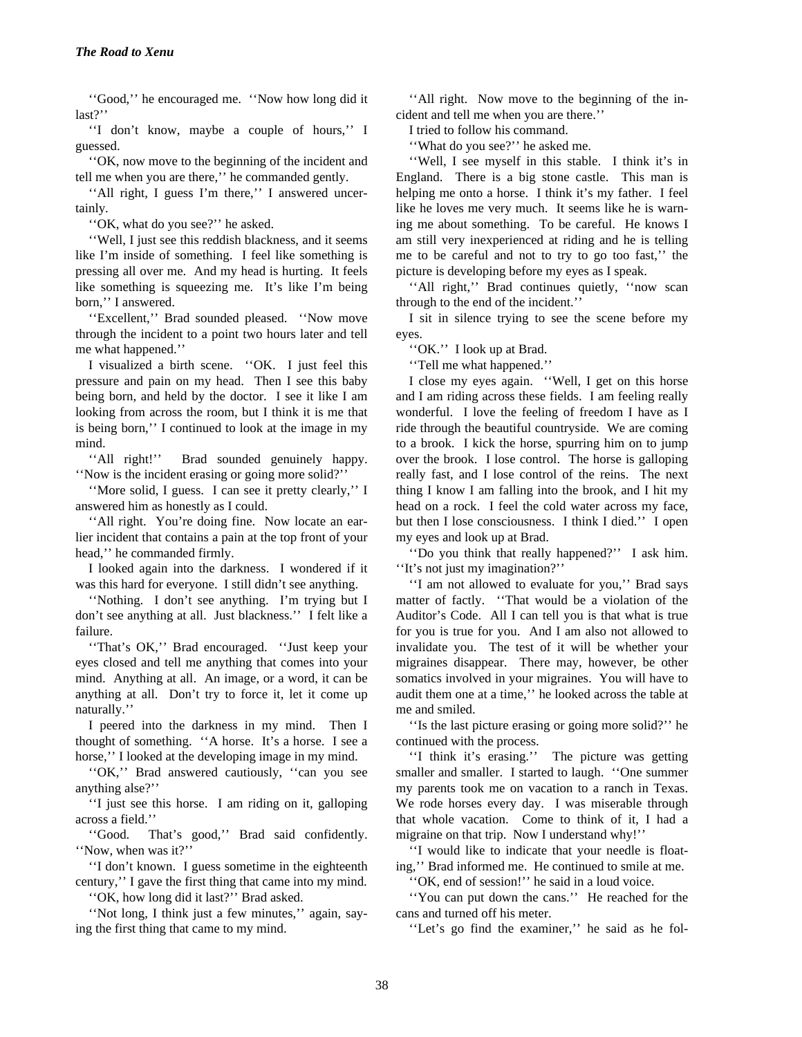''Good,'' he encouraged me. ''Now how long did it last?''

''I don't know, maybe a couple of hours,'' I guessed.

''OK, now move to the beginning of the incident and tell me when you are there,'' he commanded gently.

''All right, I guess I'm there,'' I answered uncertainly.

''OK, what do you see?'' he asked.

''Well, I just see this reddish blackness, and it seems like I'm inside of something. I feel like something is pressing all over me. And my head is hurting. It feels like something is squeezing me. It's like I'm being born,'' I answered.

''Excellent,'' Brad sounded pleased. ''Now move through the incident to a point two hours later and tell me what happened.''

I visualized a birth scene. ''OK. I just feel this pressure and pain on my head. Then I see this baby being born, and held by the doctor. I see it like I am looking from across the room, but I think it is me that is being born,'' I continued to look at the image in my mind.

''All right!'' Brad sounded genuinely happy. ''Now is the incident erasing or going more solid?''

''More solid, I guess. I can see it pretty clearly,'' I answered him as honestly as I could.

''All right. You're doing fine. Now locate an earlier incident that contains a pain at the top front of your head,'' he commanded firmly.

I looked again into the darkness. I wondered if it was this hard for everyone. I still didn't see anything.

''Nothing. I don't see anything. I'm trying but I don't see anything at all. Just blackness.'' I felt like a failure.

''That's OK,'' Brad encouraged. ''Just keep your eyes closed and tell me anything that comes into your mind. Anything at all. An image, or a word, it can be anything at all. Don't try to force it, let it come up naturally.''

I peered into the darkness in my mind. Then I thought of something. ''A horse. It's a horse. I see a horse,'' I looked at the developing image in my mind.

''OK,'' Brad answered cautiously, ''can you see anything alse?''

''I just see this horse. I am riding on it, galloping across a field.''

''Good. That's good,'' Brad said confidently. ''Now, when was it?''

''I don't known. I guess sometime in the eighteenth century,'' I gave the first thing that came into my mind.

''OK, how long did it last?'' Brad asked.

''Not long, I think just a few minutes,'' again, saying the first thing that came to my mind.

''All right. Now move to the beginning of the incident and tell me when you are there.''

I tried to follow his command.

''What do you see?'' he asked me.

''Well, I see myself in this stable. I think it's in England. There is a big stone castle. This man is helping me onto a horse. I think it's my father. I feel like he loves me very much. It seems like he is warning me about something. To be careful. He knows I am still very inexperienced at riding and he is telling me to be careful and not to try to go too fast,'' the picture is developing before my eyes as I speak.

''All right,'' Brad continues quietly, ''now scan through to the end of the incident.''

I sit in silence trying to see the scene before my eyes.

''OK.'' I look up at Brad.

''Tell me what happened.''

I close my eyes again. ''Well, I get on this horse and I am riding across these fields. I am feeling really wonderful. I love the feeling of freedom I have as I ride through the beautiful countryside. We are coming to a brook. I kick the horse, spurring him on to jump over the brook. I lose control. The horse is galloping really fast, and I lose control of the reins. The next thing I know I am falling into the brook, and I hit my head on a rock. I feel the cold water across my face, but then I lose consciousness. I think I died.'' I open my eyes and look up at Brad.

''Do you think that really happened?'' I ask him. ''It's not just my imagination?''

''I am not allowed to evaluate for you,'' Brad says matter of factly. ''That would be a violation of the Auditor's Code. All I can tell you is that what is true for you is true for you. And I am also not allowed to invalidate you. The test of it will be whether your migraines disappear. There may, however, be other somatics involved in your migraines. You will have to audit them one at a time,'' he looked across the table at me and smiled.

''Is the last picture erasing or going more solid?'' he continued with the process.

''I think it's erasing.'' The picture was getting smaller and smaller. I started to laugh. ''One summer my parents took me on vacation to a ranch in Texas. We rode horses every day. I was miserable through that whole vacation. Come to think of it, I had a migraine on that trip. Now I understand why!''

''I would like to indicate that your needle is floating,'' Brad informed me. He continued to smile at me.

''OK, end of session!'' he said in a loud voice.

''You can put down the cans.'' He reached for the cans and turned off his meter.

''Let's go find the examiner,'' he said as he fol-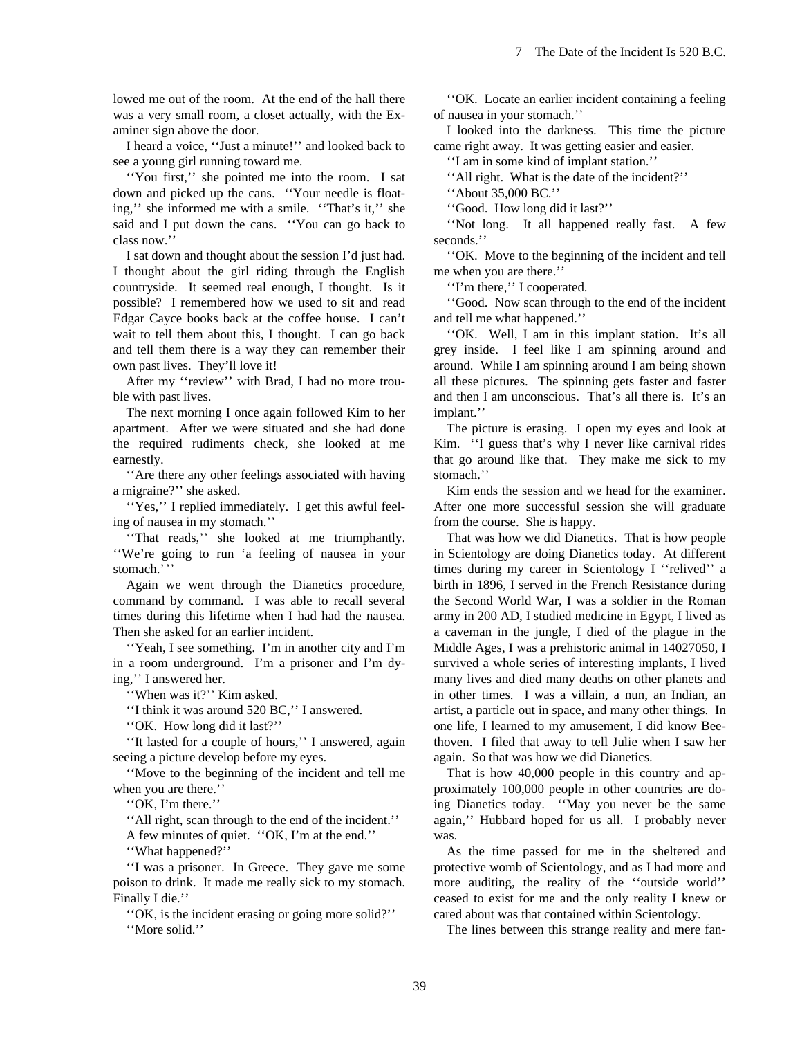lowed me out of the room. At the end of the hall there was a very small room, a closet actually, with the Examiner sign above the door.

I heard a voice, ''Just a minute!'' and looked back to see a young girl running toward me.

''You first,'' she pointed me into the room. I sat down and picked up the cans. ''Your needle is floating,'' she informed me with a smile. ''That's it,'' she said and I put down the cans. ''You can go back to class now.''

I sat down and thought about the session I'd just had. I thought about the girl riding through the English countryside. It seemed real enough, I thought. Is it possible? I remembered how we used to sit and read Edgar Cayce books back at the coffee house. I can't wait to tell them about this, I thought. I can go back and tell them there is a way they can remember their own past lives. They'll love it!

After my ''review'' with Brad, I had no more trouble with past lives.

The next morning I once again followed Kim to her apartment. After we were situated and she had done the required rudiments check, she looked at me earnestly.

''Are there any other feelings associated with having a migraine?'' she asked.

''Yes,'' I replied immediately. I get this awful feeling of nausea in my stomach.''

''That reads,'' she looked at me triumphantly. ''We're going to run 'a feeling of nausea in your stomach.'''

Again we went through the Dianetics procedure, command by command. I was able to recall several times during this lifetime when I had had the nausea. Then she asked for an earlier incident.

''Yeah, I see something. I'm in another city and I'm in a room underground. I'm a prisoner and I'm dying,'' I answered her.

''When was it?'' Kim asked.

''I think it was around 520 BC,'' I answered.

''OK. How long did it last?''

''It lasted for a couple of hours,'' I answered, again seeing a picture develop before my eyes.

''Move to the beginning of the incident and tell me when you are there.''

''OK, I'm there.''

''All right, scan through to the end of the incident.''

A few minutes of quiet. ''OK, I'm at the end.''

''What happened?''

''I was a prisoner. In Greece. They gave me some poison to drink. It made me really sick to my stomach. Finally I die.''

''OK, is the incident erasing or going more solid?''

''More solid.''

''OK. Locate an earlier incident containing a feeling of nausea in your stomach.''

I looked into the darkness. This time the picture came right away. It was getting easier and easier.

''I am in some kind of implant station.''

''All right. What is the date of the incident?''

''About 35,000 BC.''

''Good. How long did it last?''

''Not long. It all happened really fast. A few seconds.''

''OK. Move to the beginning of the incident and tell me when you are there.''

''I'm there,'' I cooperated.

''Good. Now scan through to the end of the incident and tell me what happened.''

''OK. Well, I am in this implant station. It's all grey inside. I feel like I am spinning around and around. While I am spinning around I am being shown all these pictures. The spinning gets faster and faster and then I am unconscious. That's all there is. It's an implant.''

The picture is erasing. I open my eyes and look at Kim. ''I guess that's why I never like carnival rides that go around like that. They make me sick to my stomach.''

Kim ends the session and we head for the examiner. After one more successful session she will graduate from the course. She is happy.

That was how we did Dianetics. That is how people in Scientology are doing Dianetics today. At different times during my career in Scientology I ''relived'' a birth in 1896, I served in the French Resistance during the Second World War, I was a soldier in the Roman army in 200 AD, I studied medicine in Egypt, I lived as a caveman in the jungle, I died of the plague in the Middle Ages, I was a prehistoric animal in 14027050, I survived a whole series of interesting implants, I lived many lives and died many deaths on other planets and in other times. I was a villain, a nun, an Indian, an artist, a particle out in space, and many other things. In one life, I learned to my amusement, I did know Beethoven. I filed that away to tell Julie when I saw her again. So that was how we did Dianetics.

That is how 40,000 people in this country and approximately 100,000 people in other countries are doing Dianetics today. ''May you never be the same again,'' Hubbard hoped for us all. I probably never was.

As the time passed for me in the sheltered and protective womb of Scientology, and as I had more and more auditing, the reality of the ''outside world'' ceased to exist for me and the only reality I knew or cared about was that contained within Scientology.

The lines between this strange reality and mere fan-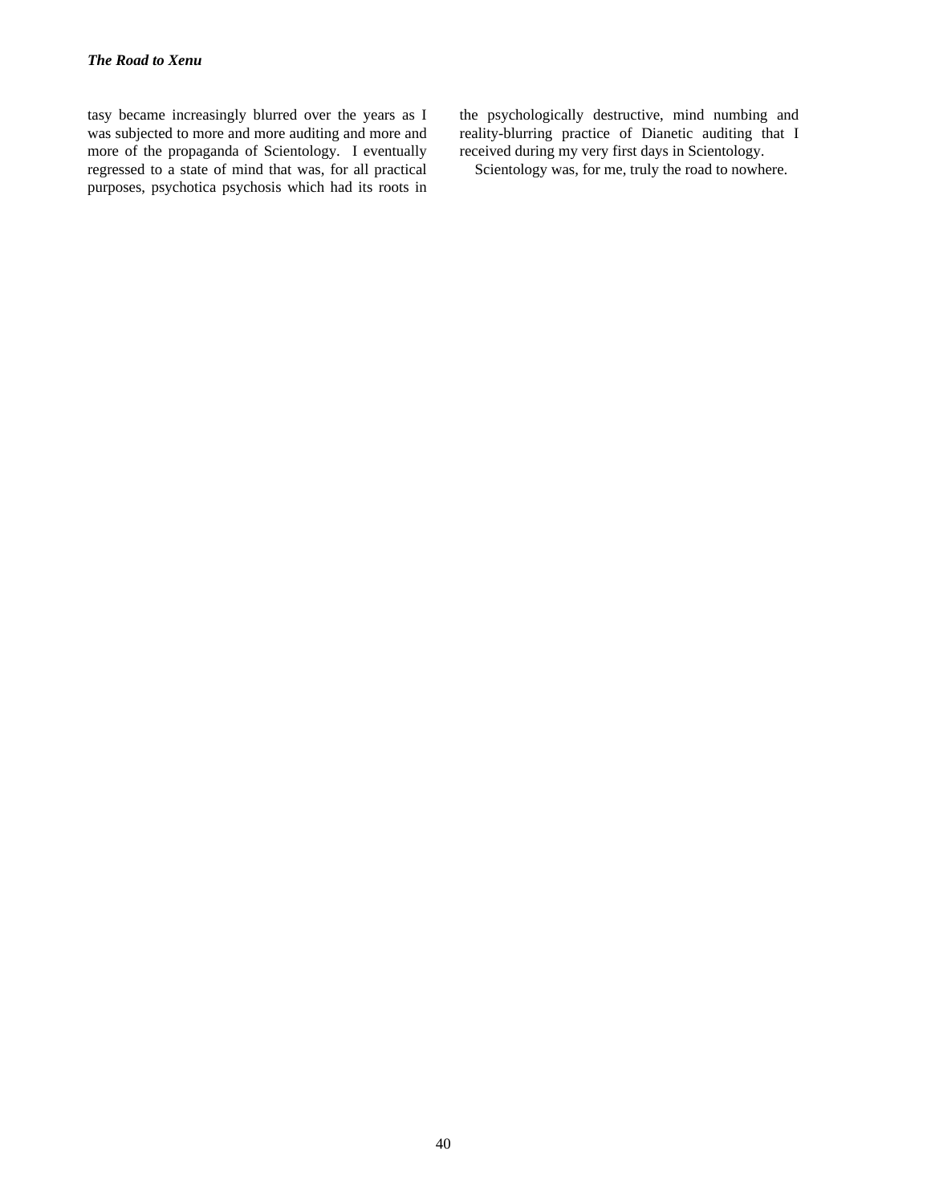tasy became increasingly blurred over the years as I was subjected to more and more auditing and more and more of the propaganda of Scientology. I eventually regressed to a state of mind that was, for all practical purposes, psychotica psychosis which had its roots in the psychologically destructive, mind numbing and reality-blurring practice of Dianetic auditing that I received during my very first days in Scientology.

Scientology was, for me, truly the road to nowhere.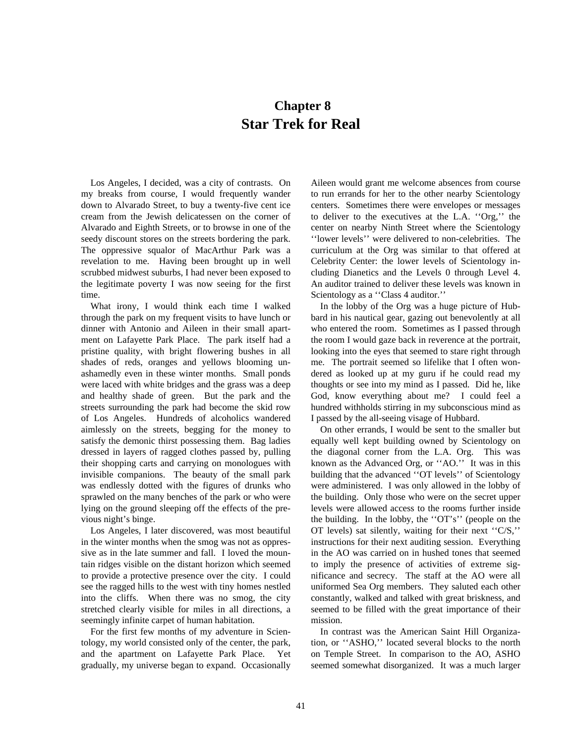# Chapter 8
# Star Trek for Real

Los Angeles, I decided, was a city of contrasts. On my breaks from course, I would frequently wander down to Alvarado Street, to buy a twenty-five cent ice cream from the Jewish delicatessen on the corner of Alvarado and Eighth Streets, or to browse in one of the seedy discount stores on the streets bordering the park. The oppressive squalor of MacArthur Park was a revelation to me. Having been brought up in well scrubbed midwest suburbs, I had never been exposed to the legitimate poverty I was now seeing for the first time.

What irony, I would think each time I walked through the park on my frequent visits to have lunch or dinner with Antonio and Aileen in their small apartment on Lafayette Park Place. The park itself had a pristine quality, with bright flowering bushes in all shades of reds, oranges and yellows blooming unashamedly even in these winter months. Small ponds were laced with white bridges and the grass was a deep and healthy shade of green. But the park and the streets surrounding the park had become the skid row of Los Angeles. Hundreds of alcoholics wandered aimlessly on the streets, begging for the money to satisfy the demonic thirst possessing them. Bag ladies dressed in layers of ragged clothes passed by, pulling their shopping carts and carrying on monologues with invisible companions. The beauty of the small park was endlessly dotted with the figures of drunks who sprawled on the many benches of the park or who were lying on the ground sleeping off the effects of the previous night's binge.

Los Angeles, I later discovered, was most beautiful in the winter months when the smog was not as oppressive as in the late summer and fall. I loved the mountain ridges visible on the distant horizon which seemed to provide a protective presence over the city. I could see the ragged hills to the west with tiny homes nestled into the cliffs. When there was no smog, the city stretched clearly visible for miles in all directions, a seemingly infinite carpet of human habitation.

For the first few months of my adventure in Scientology, my world consisted only of the center, the park, and the apartment on Lafayette Park Place. Yet gradually, my universe began to expand. Occasionally Aileen would grant me welcome absences from course to run errands for her to the other nearby Scientology centers. Sometimes there were envelopes or messages to deliver to the executives at the L.A. ''Org,'' the center on nearby Ninth Street where the Scientology ''lower levels'' were delivered to non-celebrities. The curriculum at the Org was similar to that offered at Celebrity Center: the lower levels of Scientology including Dianetics and the Levels 0 through Level 4. An auditor trained to deliver these levels was known in Scientology as a ''Class 4 auditor.''

In the lobby of the Org was a huge picture of Hubbard in his nautical gear, gazing out benevolently at all who entered the room. Sometimes as I passed through the room I would gaze back in reverence at the portrait, looking into the eyes that seemed to stare right through me. The portrait seemed so lifelike that I often wondered as looked up at my guru if he could read my thoughts or see into my mind as I passed. Did he, like God, know everything about me? I could feel a hundred withholds stirring in my subconscious mind as I passed by the all-seeing visage of Hubbard.

On other errands, I would be sent to the smaller but equally well kept building owned by Scientology on the diagonal corner from the L.A. Org. This was known as the Advanced Org, or ''AO.'' It was in this building that the advanced ''OT levels'' of Scientology were administered. I was only allowed in the lobby of the building. Only those who were on the secret upper levels were allowed access to the rooms further inside the building. In the lobby, the ''OT's'' (people on the OT levels) sat silently, waiting for their next ''C/S,'' instructions for their next auditing session. Everything in the AO was carried on in hushed tones that seemed to imply the presence of activities of extreme significance and secrecy. The staff at the AO were all uniformed Sea Org members. They saluted each other constantly, walked and talked with great briskness, and seemed to be filled with the great importance of their mission.

In contrast was the American Saint Hill Organization, or ''ASHO,'' located several blocks to the north on Temple Street. In comparison to the AO, ASHO seemed somewhat disorganized. It was a much larger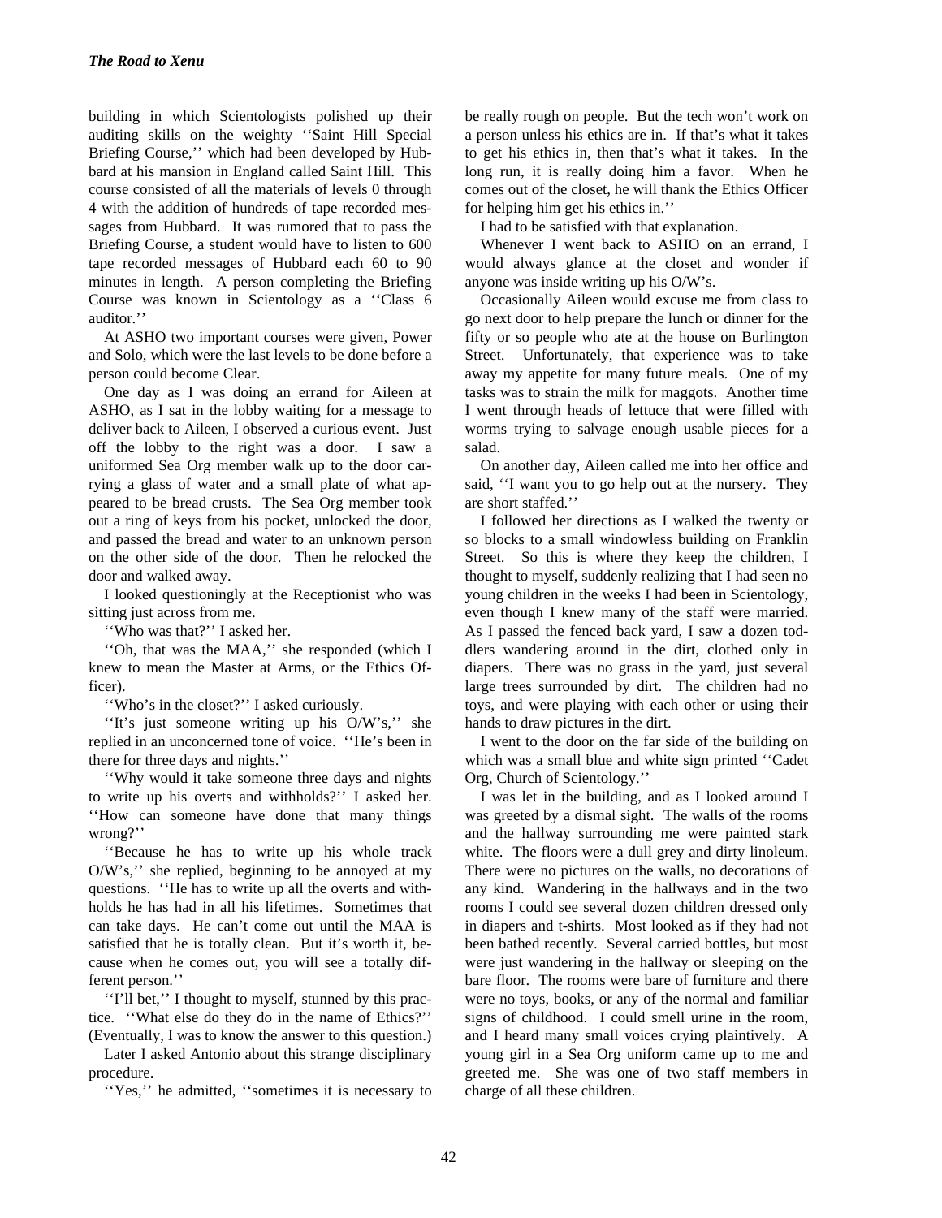building in which Scientologists polished up their auditing skills on the weighty ''Saint Hill Special Briefing Course,'' which had been developed by Hubbard at his mansion in England called Saint Hill. This course consisted of all the materials of levels 0 through 4 with the addition of hundreds of tape recorded messages from Hubbard. It was rumored that to pass the Briefing Course, a student would have to listen to 600 tape recorded messages of Hubbard each 60 to 90 minutes in length. A person completing the Briefing Course was known in Scientology as a ''Class 6 auditor.''

At ASHO two important courses were given, Power and Solo, which were the last levels to be done before a person could become Clear.

One day as I was doing an errand for Aileen at ASHO, as I sat in the lobby waiting for a message to deliver back to Aileen, I observed a curious event. Just off the lobby to the right was a door. I saw a uniformed Sea Org member walk up to the door carrying a glass of water and a small plate of what appeared to be bread crusts. The Sea Org member took out a ring of keys from his pocket, unlocked the door, and passed the bread and water to an unknown person on the other side of the door. Then he relocked the door and walked away.

I looked questioningly at the Receptionist who was sitting just across from me.

''Who was that?'' I asked her.

''Oh, that was the MAA,'' she responded (which I knew to mean the Master at Arms, or the Ethics Officer).

''Who's in the closet?'' I asked curiously.

''It's just someone writing up his O/W's,'' she replied in an unconcerned tone of voice. ''He's been in there for three days and nights.''

''Why would it take someone three days and nights to write up his overts and withholds?'' I asked her. ''How can someone have done that many things wrong?''

''Because he has to write up his whole track O/W's,'' she replied, beginning to be annoyed at my questions. ''He has to write up all the overts and withholds he has had in all his lifetimes. Sometimes that can take days. He can't come out until the MAA is satisfied that he is totally clean. But it's worth it, because when he comes out, you will see a totally different person.''

''I'll bet,'' I thought to myself, stunned by this practice. ''What else do they do in the name of Ethics?'' (Eventually, I was to know the answer to this question.)

Later I asked Antonio about this strange disciplinary procedure.

''Yes,'' he admitted, ''sometimes it is necessary to be really rough on people. But the tech won't work on a person unless his ethics are in. If that's what it takes to get his ethics in, then that's what it takes. In the long run, it is really doing him a favor. When he comes out of the closet, he will thank the Ethics Officer for helping him get his ethics in.''

I had to be satisfied with that explanation.

Whenever I went back to ASHO on an errand, I would always glance at the closet and wonder if anyone was inside writing up his O/W's.

Occasionally Aileen would excuse me from class to go next door to help prepare the lunch or dinner for the fifty or so people who ate at the house on Burlington Street. Unfortunately, that experience was to take away my appetite for many future meals. One of my tasks was to strain the milk for maggots. Another time I went through heads of lettuce that were filled with worms trying to salvage enough usable pieces for a salad.

On another day, Aileen called me into her office and said, ''I want you to go help out at the nursery. They are short staffed.''

I followed her directions as I walked the twenty or so blocks to a small windowless building on Franklin Street. So this is where they keep the children, I thought to myself, suddenly realizing that I had seen no young children in the weeks I had been in Scientology, even though I knew many of the staff were married. As I passed the fenced back yard, I saw a dozen toddlers wandering around in the dirt, clothed only in diapers. There was no grass in the yard, just several large trees surrounded by dirt. The children had no toys, and were playing with each other or using their hands to draw pictures in the dirt.

I went to the door on the far side of the building on which was a small blue and white sign printed ''Cadet Org, Church of Scientology.''

I was let in the building, and as I looked around I was greeted by a dismal sight. The walls of the rooms and the hallway surrounding me were painted stark white. The floors were a dull grey and dirty linoleum. There were no pictures on the walls, no decorations of any kind. Wandering in the hallways and in the two rooms I could see several dozen children dressed only in diapers and t-shirts. Most looked as if they had not been bathed recently. Several carried bottles, but most were just wandering in the hallway or sleeping on the bare floor. The rooms were bare of furniture and there were no toys, books, or any of the normal and familiar signs of childhood. I could smell urine in the room, and I heard many small voices crying plaintively. A young girl in a Sea Org uniform came up to me and greeted me. She was one of two staff members in charge of all these children.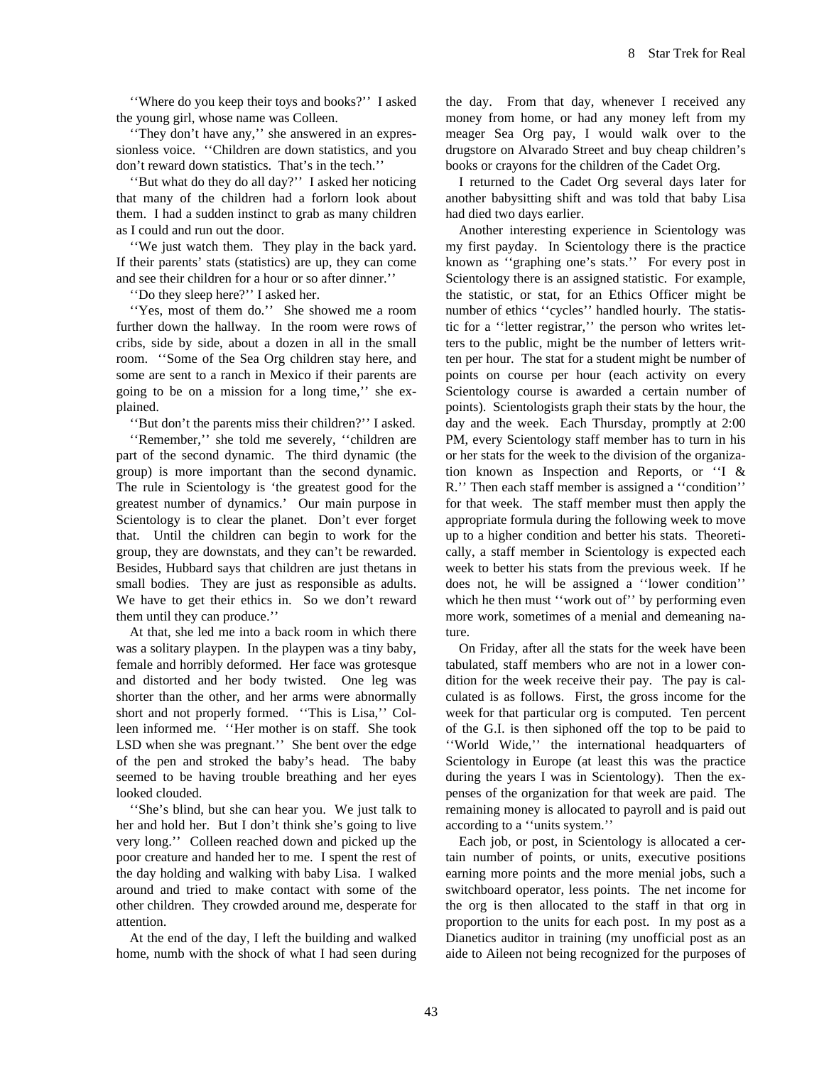''Where do you keep their toys and books?'' I asked the young girl, whose name was Colleen.

''They don't have any,'' she answered in an expressionless voice. ''Children are down statistics, and you don't reward down statistics. That's in the tech.''

''But what do they do all day?'' I asked her noticing that many of the children had a forlorn look about them. I had a sudden instinct to grab as many children as I could and run out the door.

''We just watch them. They play in the back yard. If their parents' stats (statistics) are up, they can come and see their children for a hour or so after dinner.''

''Do they sleep here?'' I asked her.

''Yes, most of them do.'' She showed me a room further down the hallway. In the room were rows of cribs, side by side, about a dozen in all in the small room. ''Some of the Sea Org children stay here, and some are sent to a ranch in Mexico if their parents are going to be on a mission for a long time,'' she explained.

''But don't the parents miss their children?'' I asked.

''Remember,'' she told me severely, ''children are part of the second dynamic. The third dynamic (the group) is more important than the second dynamic. The rule in Scientology is 'the greatest good for the greatest number of dynamics.' Our main purpose in Scientology is to clear the planet. Don't ever forget that. Until the children can begin to work for the group, they are downstats, and they can't be rewarded. Besides, Hubbard says that children are just thetans in small bodies. They are just as responsible as adults. We have to get their ethics in. So we don't reward them until they can produce.''

At that, she led me into a back room in which there was a solitary playpen. In the playpen was a tiny baby, female and horribly deformed. Her face was grotesque and distorted and her body twisted. One leg was shorter than the other, and her arms were abnormally short and not properly formed. ''This is Lisa,'' Colleen informed me. ''Her mother is on staff. She took LSD when she was pregnant.'' She bent over the edge of the pen and stroked the baby's head. The baby seemed to be having trouble breathing and her eyes looked clouded.

''She's blind, but she can hear you. We just talk to her and hold her. But I don't think she's going to live very long.'' Colleen reached down and picked up the poor creature and handed her to me. I spent the rest of the day holding and walking with baby Lisa. I walked around and tried to make contact with some of the other children. They crowded around me, desperate for attention.

At the end of the day, I left the building and walked home, numb with the shock of what I had seen during the day. From that day, whenever I received any money from home, or had any money left from my meager Sea Org pay, I would walk over to the drugstore on Alvarado Street and buy cheap children's books or crayons for the children of the Cadet Org.

I returned to the Cadet Org several days later for another babysitting shift and was told that baby Lisa had died two days earlier.

Another interesting experience in Scientology was my first payday. In Scientology there is the practice known as ''graphing one's stats.'' For every post in Scientology there is an assigned statistic. For example, the statistic, or stat, for an Ethics Officer might be number of ethics ''cycles'' handled hourly. The statistic for a ''letter registrar,'' the person who writes letters to the public, might be the number of letters written per hour. The stat for a student might be number of points on course per hour (each activity on every Scientology course is awarded a certain number of points). Scientologists graph their stats by the hour, the day and the week. Each Thursday, promptly at 2:00 PM, every Scientology staff member has to turn in his or her stats for the week to the division of the organization known as Inspection and Reports, or ''I & R.'' Then each staff member is assigned a ''condition'' for that week. The staff member must then apply the appropriate formula during the following week to move up to a higher condition and better his stats. Theoretically, a staff member in Scientology is expected each week to better his stats from the previous week. If he does not, he will be assigned a ''lower condition'' which he then must ''work out of'' by performing even more work, sometimes of a menial and demeaning nature.

On Friday, after all the stats for the week have been tabulated, staff members who are not in a lower condition for the week receive their pay. The pay is calculated is as follows. First, the gross income for the week for that particular org is computed. Ten percent of the G.I. is then siphoned off the top to be paid to ''World Wide,'' the international headquarters of Scientology in Europe (at least this was the practice during the years I was in Scientology). Then the expenses of the organization for that week are paid. The remaining money is allocated to payroll and is paid out according to a ''units system.''

Each job, or post, in Scientology is allocated a certain number of points, or units, executive positions earning more points and the more menial jobs, such a switchboard operator, less points. The net income for the org is then allocated to the staff in that org in proportion to the units for each post. In my post as a Dianetics auditor in training (my unofficial post as an aide to Aileen not being recognized for the purposes of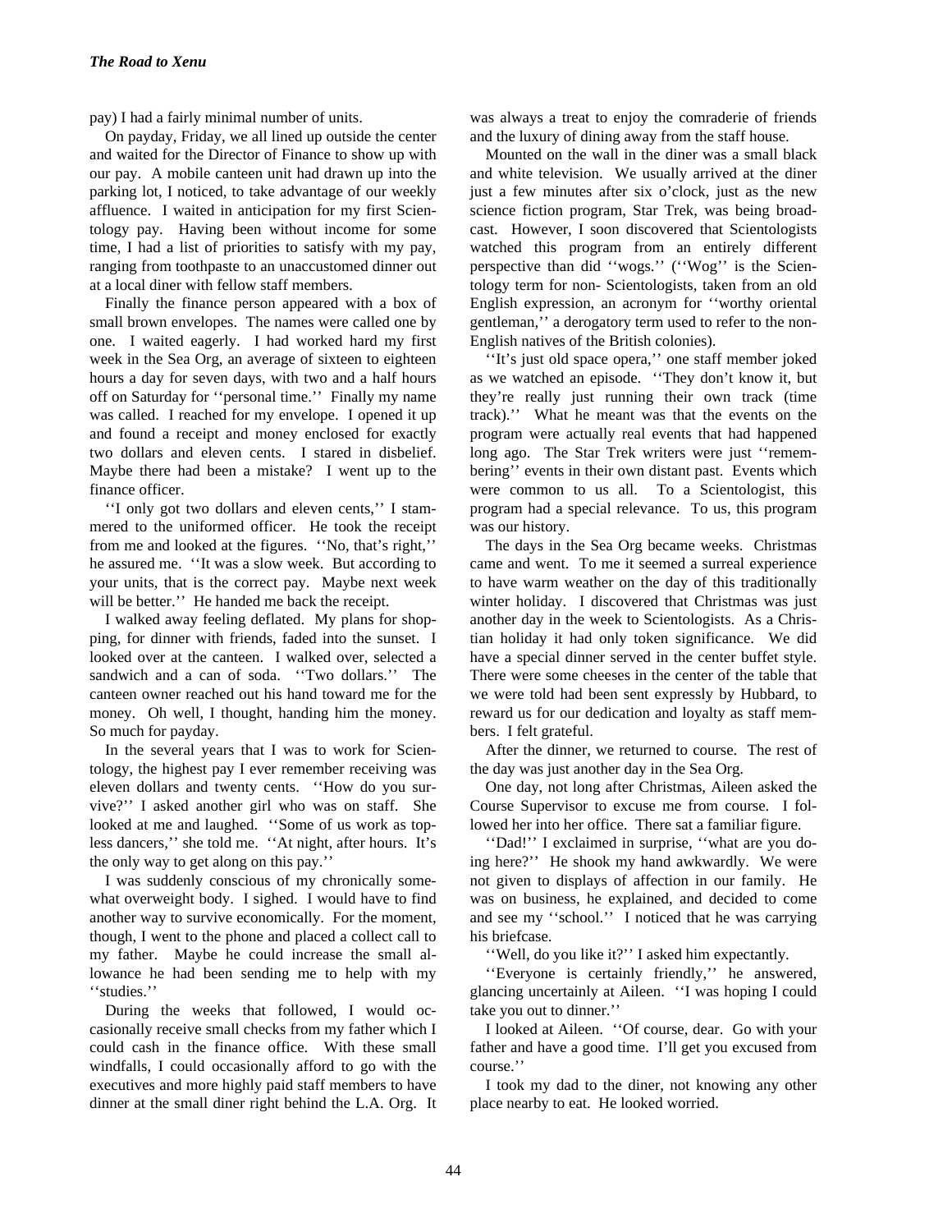pay) I had a fairly minimal number of units.

On payday, Friday, we all lined up outside the center and waited for the Director of Finance to show up with our pay. A mobile canteen unit had drawn up into the parking lot, I noticed, to take advantage of our weekly affluence. I waited in anticipation for my first Scientology pay. Having been without income for some time, I had a list of priorities to satisfy with my pay, ranging from toothpaste to an unaccustomed dinner out at a local diner with fellow staff members.

Finally the finance person appeared with a box of small brown envelopes. The names were called one by one. I waited eagerly. I had worked hard my first week in the Sea Org, an average of sixteen to eighteen hours a day for seven days, with two and a half hours off on Saturday for ''personal time.'' Finally my name was called. I reached for my envelope. I opened it up and found a receipt and money enclosed for exactly two dollars and eleven cents. I stared in disbelief. Maybe there had been a mistake? I went up to the finance officer.

''I only got two dollars and eleven cents,'' I stammered to the uniformed officer. He took the receipt from me and looked at the figures. ''No, that's right,'' he assured me. ''It was a slow week. But according to your units, that is the correct pay. Maybe next week will be better.'' He handed me back the receipt.

I walked away feeling deflated. My plans for shopping, for dinner with friends, faded into the sunset. I looked over at the canteen. I walked over, selected a sandwich and a can of soda. ''Two dollars.'' The canteen owner reached out his hand toward me for the money. Oh well, I thought, handing him the money. So much for payday.

In the several years that I was to work for Scientology, the highest pay I ever remember receiving was eleven dollars and twenty cents. ''How do you survive?'' I asked another girl who was on staff. She looked at me and laughed. ''Some of us work as topless dancers,'' she told me. ''At night, after hours. It's the only way to get along on this pay.''

I was suddenly conscious of my chronically somewhat overweight body. I sighed. I would have to find another way to survive economically. For the moment, though, I went to the phone and placed a collect call to my father. Maybe he could increase the small allowance he had been sending me to help with my ''studies.''

During the weeks that followed, I would occasionally receive small checks from my father which I could cash in the finance office. With these small windfalls, I could occasionally afford to go with the executives and more highly paid staff members to have dinner at the small diner right behind the L.A. Org. It was always a treat to enjoy the comraderie of friends and the luxury of dining away from the staff house.

Mounted on the wall in the diner was a small black and white television. We usually arrived at the diner just a few minutes after six o'clock, just as the new science fiction program, Star Trek, was being broadcast. However, I soon discovered that Scientologists watched this program from an entirely different perspective than did ''wogs.'' (''Wog'' is the Scientology term for non- Scientologists, taken from an old English expression, an acronym for ''worthy oriental gentleman,'' a derogatory term used to refer to the non-English natives of the British colonies).

''It's just old space opera,'' one staff member joked as we watched an episode. ''They don't know it, but they're really just running their own track (time track).'' What he meant was that the events on the program were actually real events that had happened long ago. The Star Trek writers were just ''remembering'' events in their own distant past. Events which were common to us all. To a Scientologist, this program had a special relevance. To us, this program was our history.

The days in the Sea Org became weeks. Christmas came and went. To me it seemed a surreal experience to have warm weather on the day of this traditionally winter holiday. I discovered that Christmas was just another day in the week to Scientologists. As a Christian holiday it had only token significance. We did have a special dinner served in the center buffet style. There were some cheeses in the center of the table that we were told had been sent expressly by Hubbard, to reward us for our dedication and loyalty as staff members. I felt grateful.

After the dinner, we returned to course. The rest of the day was just another day in the Sea Org.

One day, not long after Christmas, Aileen asked the Course Supervisor to excuse me from course. I followed her into her office. There sat a familiar figure.

''Dad!'' I exclaimed in surprise, ''what are you doing here?'' He shook my hand awkwardly. We were not given to displays of affection in our family. He was on business, he explained, and decided to come and see my ''school.'' I noticed that he was carrying his briefcase.

''Well, do you like it?'' I asked him expectantly.

''Everyone is certainly friendly,'' he answered, glancing uncertainly at Aileen. ''I was hoping I could take you out to dinner.''

I looked at Aileen. ''Of course, dear. Go with your father and have a good time. I'll get you excused from course.''

I took my dad to the diner, not knowing any other place nearby to eat. He looked worried.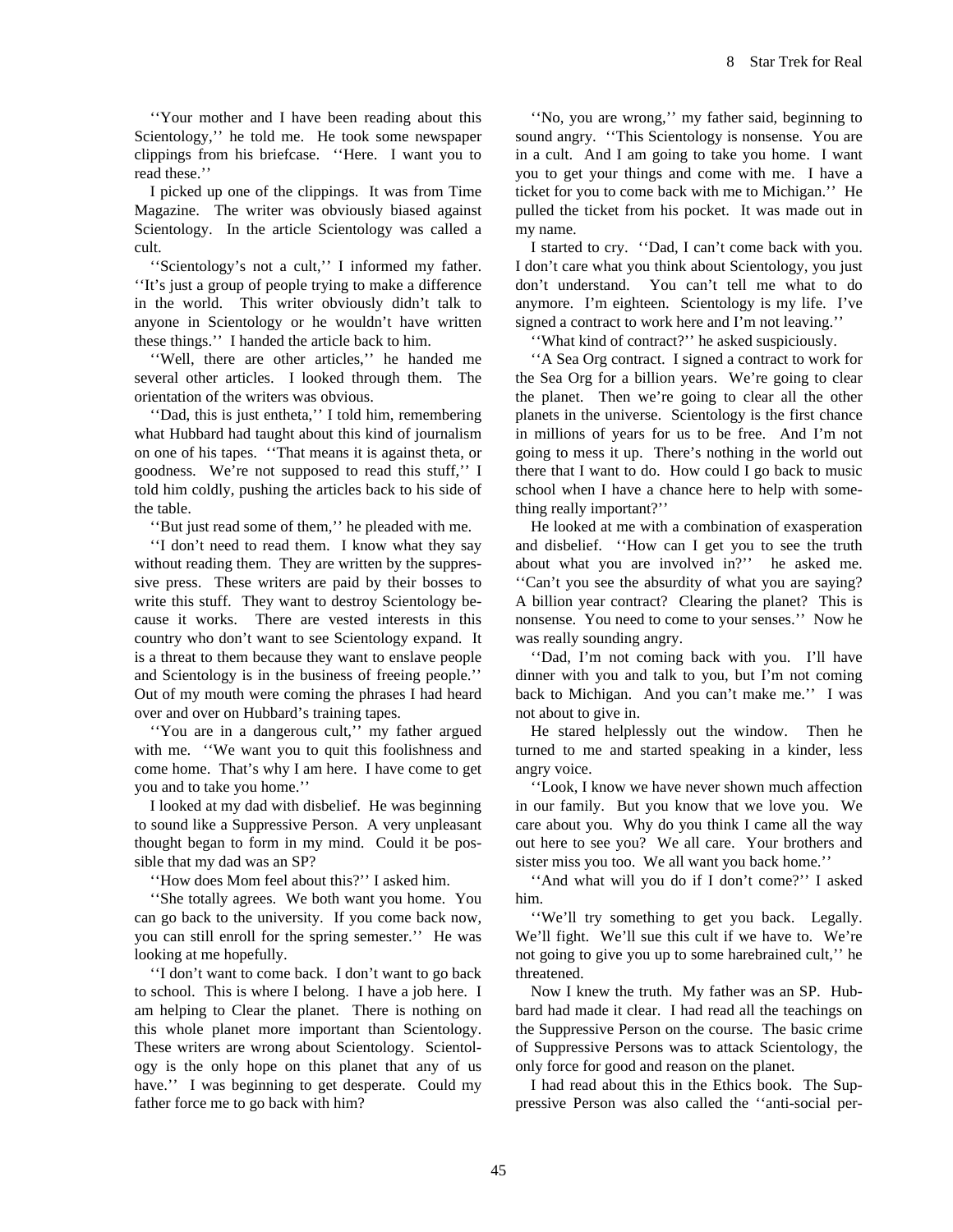''Your mother and I have been reading about this Scientology,'' he told me. He took some newspaper clippings from his briefcase. ''Here. I want you to read these.''

I picked up one of the clippings. It was from Time Magazine. The writer was obviously biased against Scientology. In the article Scientology was called a cult.

''Scientology's not a cult,'' I informed my father. ''It's just a group of people trying to make a difference in the world. This writer obviously didn't talk to anyone in Scientology or he wouldn't have written these things.'' I handed the article back to him.

''Well, there are other articles,'' he handed me several other articles. I looked through them. The orientation of the writers was obvious.

''Dad, this is just entheta,'' I told him, remembering what Hubbard had taught about this kind of journalism on one of his tapes. ''That means it is against theta, or goodness. We're not supposed to read this stuff,'' I told him coldly, pushing the articles back to his side of the table.

''But just read some of them,'' he pleaded with me.

''I don't need to read them. I know what they say without reading them. They are written by the suppressive press. These writers are paid by their bosses to write this stuff. They want to destroy Scientology because it works. There are vested interests in this country who don't want to see Scientology expand. It is a threat to them because they want to enslave people and Scientology is in the business of freeing people.'' Out of my mouth were coming the phrases I had heard over and over on Hubbard's training tapes.

''You are in a dangerous cult,'' my father argued with me. ''We want you to quit this foolishness and come home. That's why I am here. I have come to get you and to take you home.''

I looked at my dad with disbelief. He was beginning to sound like a Suppressive Person. A very unpleasant thought began to form in my mind. Could it be possible that my dad was an SP?

''How does Mom feel about this?'' I asked him.

''She totally agrees. We both want you home. You can go back to the university. If you come back now, you can still enroll for the spring semester.'' He was looking at me hopefully.

''I don't want to come back. I don't want to go back to school. This is where I belong. I have a job here. I am helping to Clear the planet. There is nothing on this whole planet more important than Scientology. These writers are wrong about Scientology. Scientology is the only hope on this planet that any of us have.'' I was beginning to get desperate. Could my father force me to go back with him?

''No, you are wrong,'' my father said, beginning to sound angry. ''This Scientology is nonsense. You are in a cult. And I am going to take you home. I want you to get your things and come with me. I have a ticket for you to come back with me to Michigan.'' He pulled the ticket from his pocket. It was made out in my name.

I started to cry. ''Dad, I can't come back with you. I don't care what you think about Scientology, you just don't understand. You can't tell me what to do anymore. I'm eighteen. Scientology is my life. I've signed a contract to work here and I'm not leaving.''

''What kind of contract?'' he asked suspiciously.

''A Sea Org contract. I signed a contract to work for the Sea Org for a billion years. We're going to clear the planet. Then we're going to clear all the other planets in the universe. Scientology is the first chance in millions of years for us to be free. And I'm not going to mess it up. There's nothing in the world out there that I want to do. How could I go back to music school when I have a chance here to help with something really important?''

He looked at me with a combination of exasperation and disbelief. ''How can I get you to see the truth about what you are involved in?'' he asked me. ''Can't you see the absurdity of what you are saying? A billion year contract? Clearing the planet? This is nonsense. You need to come to your senses.'' Now he was really sounding angry.

''Dad, I'm not coming back with you. I'll have dinner with you and talk to you, but I'm not coming back to Michigan. And you can't make me.'' I was not about to give in.

He stared helplessly out the window. Then he turned to me and started speaking in a kinder, less angry voice.

''Look, I know we have never shown much affection in our family. But you know that we love you. We care about you. Why do you think I came all the way out here to see you? We all care. Your brothers and sister miss you too. We all want you back home.''

''And what will you do if I don't come?'' I asked him.

''We'll try something to get you back. Legally. We'll fight. We'll sue this cult if we have to. We're not going to give you up to some harebrained cult,'' he threatened.

Now I knew the truth. My father was an SP. Hubbard had made it clear. I had read all the teachings on the Suppressive Person on the course. The basic crime of Suppressive Persons was to attack Scientology, the only force for good and reason on the planet.

I had read about this in the Ethics book. The Suppressive Person was also called the ''anti-social per-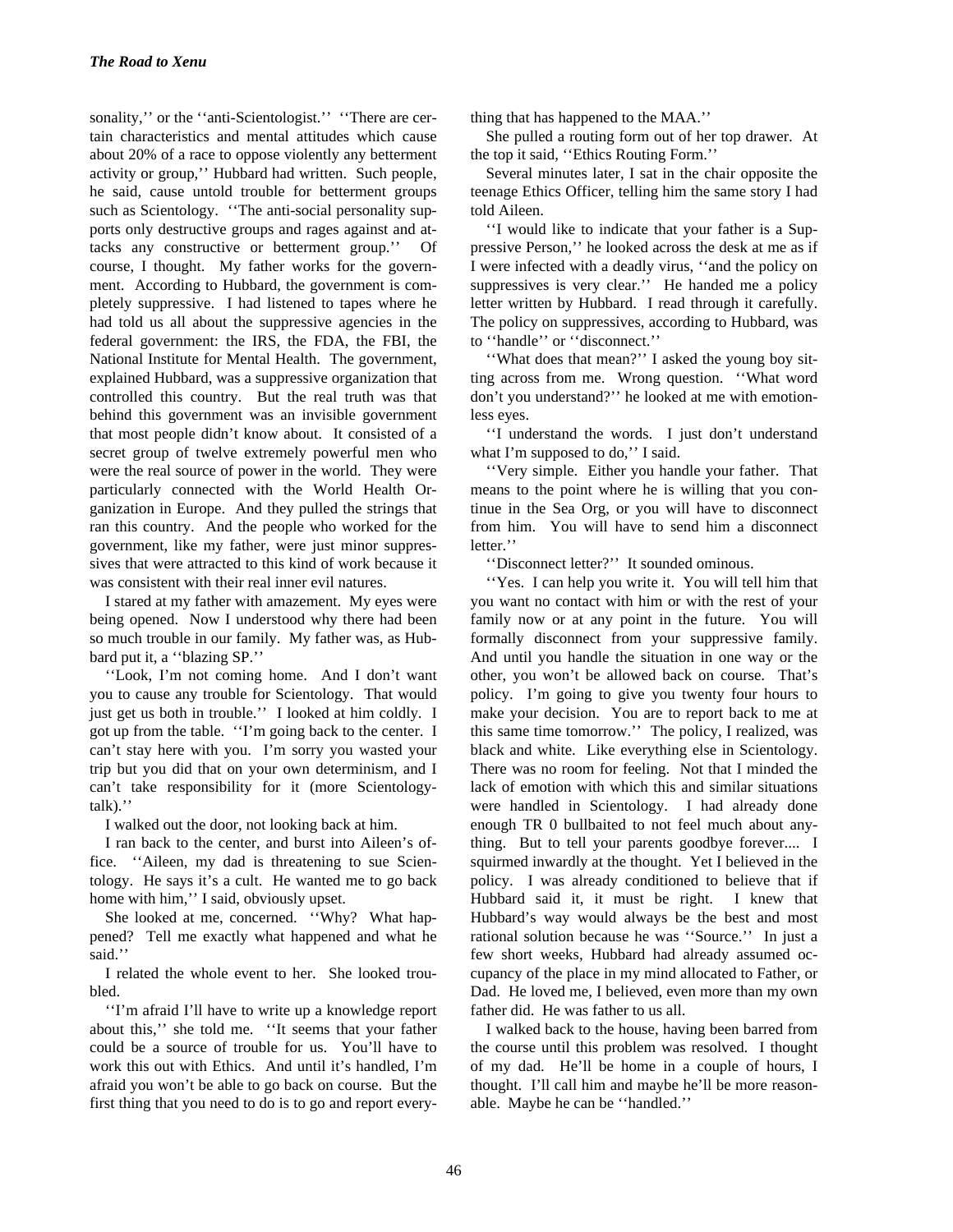sonality,'' or the ''anti-Scientologist.'' ''There are certain characteristics and mental attitudes which cause about 20% of a race to oppose violently any betterment activity or group,'' Hubbard had written. Such people, he said, cause untold trouble for betterment groups such as Scientology. ''The anti-social personality supports only destructive groups and rages against and attacks any constructive or betterment group.'' Of course, I thought. My father works for the government. According to Hubbard, the government is completely suppressive. I had listened to tapes where he had told us all about the suppressive agencies in the federal government: the IRS, the FDA, the FBI, the National Institute for Mental Health. The government, explained Hubbard, was a suppressive organization that controlled this country. But the real truth was that behind this government was an invisible government that most people didn't know about. It consisted of a secret group of twelve extremely powerful men who were the real source of power in the world. They were particularly connected with the World Health Organization in Europe. And they pulled the strings that ran this country. And the people who worked for the government, like my father, were just minor suppressives that were attracted to this kind of work because it was consistent with their real inner evil natures.

I stared at my father with amazement. My eyes were being opened. Now I understood why there had been so much trouble in our family. My father was, as Hubbard put it, a ''blazing SP.''

''Look, I'm not coming home. And I don't want you to cause any trouble for Scientology. That would just get us both in trouble.'' I looked at him coldly. I got up from the table. ''I'm going back to the center. I can't stay here with you. I'm sorry you wasted your trip but you did that on your own determinism, and I can't take responsibility for it (more Scientology-talk).''

I walked out the door, not looking back at him.

I ran back to the center, and burst into Aileen's office. ''Aileen, my dad is threatening to sue Scientology. He says it's a cult. He wanted me to go back home with him,'' I said, obviously upset.

She looked at me, concerned. ''Why? What happened? Tell me exactly what happened and what he said.''

I related the whole event to her. She looked troubled.

''I'm afraid I'll have to write up a knowledge report about this,'' she told me. ''It seems that your father could be a source of trouble for us. You'll have to work this out with Ethics. And until it's handled, I'm afraid you won't be able to go back on course. But the first thing that you need to do is to go and report everything that has happened to the MAA.''

She pulled a routing form out of her top drawer. At the top it said, ''Ethics Routing Form.''

Several minutes later, I sat in the chair opposite the teenage Ethics Officer, telling him the same story I had told Aileen.

''I would like to indicate that your father is a Suppressive Person,'' he looked across the desk at me as if I were infected with a deadly virus, ''and the policy on suppressives is very clear.'' He handed me a policy letter written by Hubbard. I read through it carefully. The policy on suppressives, according to Hubbard, was to ''handle'' or ''disconnect.''

''What does that mean?'' I asked the young boy sitting across from me. Wrong question. ''What word don't you understand?'' he looked at me with emotionless eyes.

''I understand the words. I just don't understand what I'm supposed to do,'' I said.

''Very simple. Either you handle your father. That means to the point where he is willing that you continue in the Sea Org, or you will have to disconnect from him. You will have to send him a disconnect letter.''

''Disconnect letter?'' It sounded ominous.

''Yes. I can help you write it. You will tell him that you want no contact with him or with the rest of your family now or at any point in the future. You will formally disconnect from your suppressive family. And until you handle the situation in one way or the other, you won't be allowed back on course. That's policy. I'm going to give you twenty four hours to make your decision. You are to report back to me at this same time tomorrow.'' The policy, I realized, was black and white. Like everything else in Scientology. There was no room for feeling. Not that I minded the lack of emotion with which this and similar situations were handled in Scientology. I had already done enough TR 0 bullbaited to not feel much about anything. But to tell your parents goodbye forever.... I squirmed inwardly at the thought. Yet I believed in the policy. I was already conditioned to believe that if Hubbard said it, it must be right. I knew that Hubbard's way would always be the best and most rational solution because he was ''Source.'' In just a few short weeks, Hubbard had already assumed occupancy of the place in my mind allocated to Father, or Dad. He loved me, I believed, even more than my own father did. He was father to us all.

I walked back to the house, having been barred from the course until this problem was resolved. I thought of my dad. He'll be home in a couple of hours, I thought. I'll call him and maybe he'll be more reasonable. Maybe he can be ''handled.''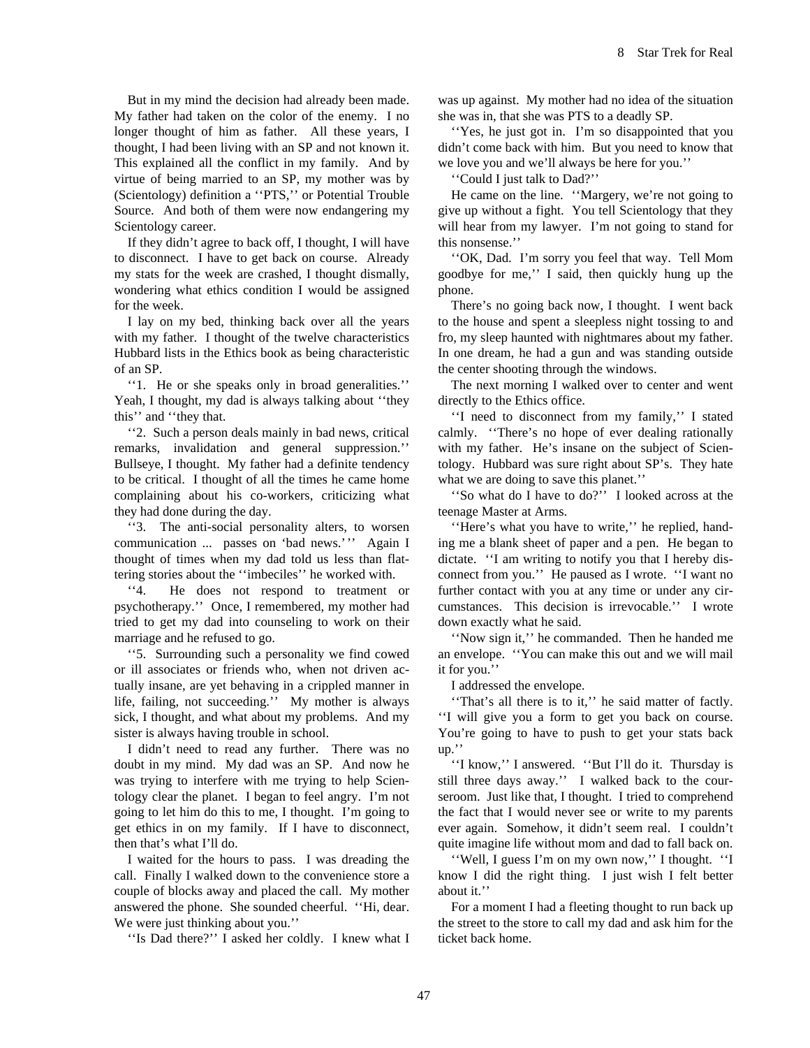But in my mind the decision had already been made. My father had taken on the color of the enemy. I no longer thought of him as father. All these years, I thought, I had been living with an SP and not known it. This explained all the conflict in my family. And by virtue of being married to an SP, my mother was by (Scientology) definition a ''PTS,'' or Potential Trouble Source. And both of them were now endangering my Scientology career.

If they didn't agree to back off, I thought, I will have to disconnect. I have to get back on course. Already my stats for the week are crashed, I thought dismally, wondering what ethics condition I would be assigned for the week.

I lay on my bed, thinking back over all the years with my father. I thought of the twelve characteristics Hubbard lists in the Ethics book as being characteristic of an SP.

''1. He or she speaks only in broad generalities.'' Yeah, I thought, my dad is always talking about ''they this'' and ''they that.

''2. Such a person deals mainly in bad news, critical remarks, invalidation and general suppression.'' Bullseye, I thought. My father had a definite tendency to be critical. I thought of all the times he came home complaining about his co-workers, criticizing what they had done during the day.

''3. The anti-social personality alters, to worsen communication ... passes on 'bad news.''' Again I thought of times when my dad told us less than flattering stories about the ''imbeciles'' he worked with.

''4. He does not respond to treatment or psychotherapy.'' Once, I remembered, my mother had tried to get my dad into counseling to work on their marriage and he refused to go.

''5. Surrounding such a personality we find cowed or ill associates or friends who, when not driven actually insane, are yet behaving in a crippled manner in life, failing, not succeeding.'' My mother is always sick, I thought, and what about my problems. And my sister is always having trouble in school.

I didn't need to read any further. There was no doubt in my mind. My dad was an SP. And now he was trying to interfere with me trying to help Scientology clear the planet. I began to feel angry. I'm not going to let him do this to me, I thought. I'm going to get ethics in on my family. If I have to disconnect, then that's what I'll do.

I waited for the hours to pass. I was dreading the call. Finally I walked down to the convenience store a couple of blocks away and placed the call. My mother answered the phone. She sounded cheerful. ''Hi, dear. We were just thinking about you.''

''Is Dad there?'' I asked her coldly. I knew what I was up against. My mother had no idea of the situation she was in, that she was PTS to a deadly SP.

''Yes, he just got in. I'm so disappointed that you didn't come back with him. But you need to know that we love you and we'll always be here for you.''

''Could I just talk to Dad?''

He came on the line. ''Margery, we're not going to give up without a fight. You tell Scientology that they will hear from my lawyer. I'm not going to stand for this nonsense.''

''OK, Dad. I'm sorry you feel that way. Tell Mom goodbye for me,'' I said, then quickly hung up the phone.

There's no going back now, I thought. I went back to the house and spent a sleepless night tossing to and fro, my sleep haunted with nightmares about my father. In one dream, he had a gun and was standing outside the center shooting through the windows.

The next morning I walked over to center and went directly to the Ethics office.

''I need to disconnect from my family,'' I stated calmly. ''There's no hope of ever dealing rationally with my father. He's insane on the subject of Scientology. Hubbard was sure right about SP's. They hate what we are doing to save this planet.''

''So what do I have to do?'' I looked across at the teenage Master at Arms.

''Here's what you have to write,'' he replied, handing me a blank sheet of paper and a pen. He began to dictate. ''I am writing to notify you that I hereby disconnect from you.'' He paused as I wrote. ''I want no further contact with you at any time or under any circumstances. This decision is irrevocable.'' I wrote down exactly what he said.

''Now sign it,'' he commanded. Then he handed me an envelope. ''You can make this out and we will mail it for you.''

I addressed the envelope.

''That's all there is to it,'' he said matter of factly. ''I will give you a form to get you back on course. You're going to have to push to get your stats back up.''

''I know,'' I answered. ''But I'll do it. Thursday is still three days away.'' I walked back to the courseroom. Just like that, I thought. I tried to comprehend the fact that I would never see or write to my parents ever again. Somehow, it didn't seem real. I couldn't quite imagine life without mom and dad to fall back on.

''Well, I guess I'm on my own now,'' I thought. ''I know I did the right thing. I just wish I felt better about it.''

For a moment I had a fleeting thought to run back up the street to the store to call my dad and ask him for the ticket back home.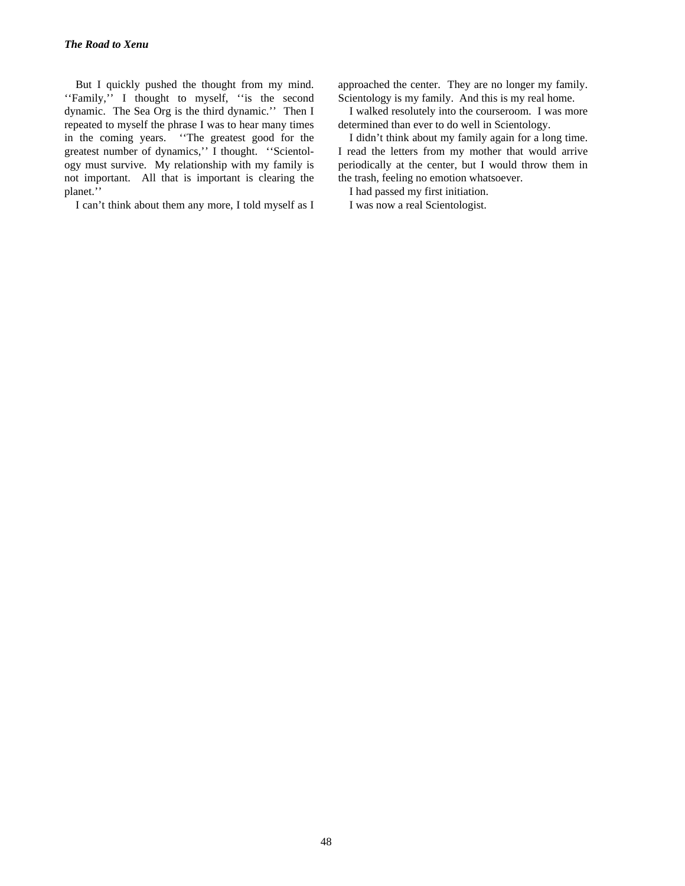But I quickly pushed the thought from my mind. ''Family,'' I thought to myself, ''is the second dynamic. The Sea Org is the third dynamic.'' Then I repeated to myself the phrase I was to hear many times in the coming years. ''The greatest good for the greatest number of dynamics,'' I thought. ''Scientology must survive. My relationship with my family is not important. All that is important is clearing the planet.''

I can't think about them any more, I told myself as I approached the center. They are no longer my family. Scientology is my family. And this is my real home.

I walked resolutely into the courseroom. I was more determined than ever to do well in Scientology.

I didn't think about my family again for a long time. I read the letters from my mother that would arrive periodically at the center, but I would throw them in the trash, feeling no emotion whatsoever.

I had passed my first initiation.

I was now a real Scientologist.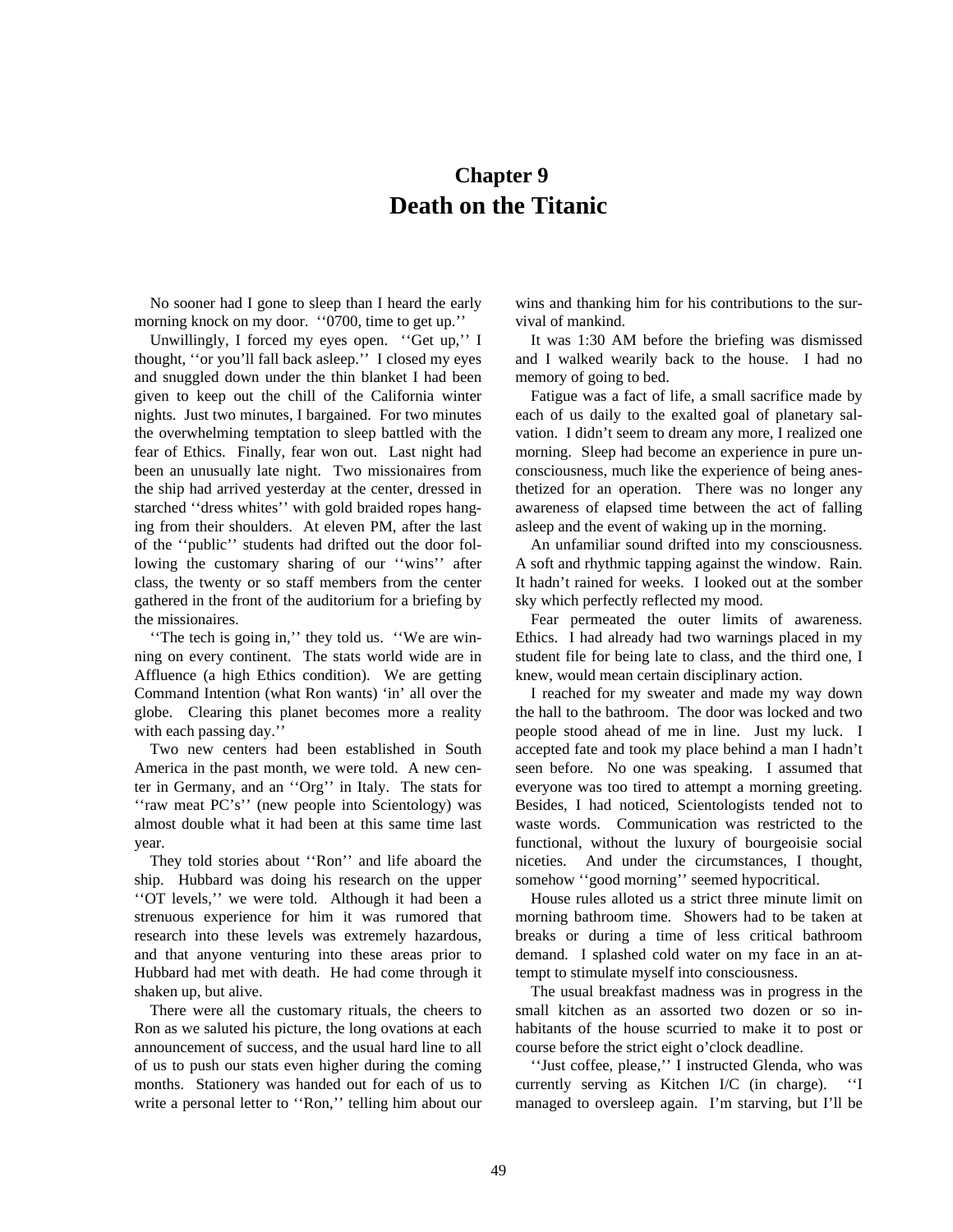# Chapter 9
# Death on the Titanic

No sooner had I gone to sleep than I heard the early morning knock on my door. ''0700, time to get up.''

Unwillingly, I forced my eyes open. ''Get up,'' I thought, ''or you'll fall back asleep.'' I closed my eyes and snuggled down under the thin blanket I had been given to keep out the chill of the California winter nights. Just two minutes, I bargained. For two minutes the overwhelming temptation to sleep battled with the fear of Ethics. Finally, fear won out. Last night had been an unusually late night. Two missionaires from the ship had arrived yesterday at the center, dressed in starched ''dress whites'' with gold braided ropes hanging from their shoulders. At eleven PM, after the last of the ''public'' students had drifted out the door following the customary sharing of our ''wins'' after class, the twenty or so staff members from the center gathered in the front of the auditorium for a briefing by the missionaires.

''The tech is going in,'' they told us. ''We are winning on every continent. The stats world wide are in Affluence (a high Ethics condition). We are getting Command Intention (what Ron wants) 'in' all over the globe. Clearing this planet becomes more a reality with each passing day.''

Two new centers had been established in South America in the past month, we were told. A new center in Germany, and an ''Org'' in Italy. The stats for ''raw meat PC's'' (new people into Scientology) was almost double what it had been at this same time last year.

They told stories about ''Ron'' and life aboard the ship. Hubbard was doing his research on the upper ''OT levels,'' we were told. Although it had been a strenuous experience for him it was rumored that research into these levels was extremely hazardous, and that anyone venturing into these areas prior to Hubbard had met with death. He had come through it shaken up, but alive.

There were all the customary rituals, the cheers to Ron as we saluted his picture, the long ovations at each announcement of success, and the usual hard line to all of us to push our stats even higher during the coming months. Stationery was handed out for each of us to write a personal letter to ''Ron,'' telling him about our wins and thanking him for his contributions to the survival of mankind.

It was 1:30 AM before the briefing was dismissed and I walked wearily back to the house. I had no memory of going to bed.

Fatigue was a fact of life, a small sacrifice made by each of us daily to the exalted goal of planetary salvation. I didn't seem to dream any more, I realized one morning. Sleep had become an experience in pure unconsciousness, much like the experience of being anesthetized for an operation. There was no longer any awareness of elapsed time between the act of falling asleep and the event of waking up in the morning.

An unfamiliar sound drifted into my consciousness. A soft and rhythmic tapping against the window. Rain. It hadn't rained for weeks. I looked out at the somber sky which perfectly reflected my mood.

Fear permeated the outer limits of awareness. Ethics. I had already had two warnings placed in my student file for being late to class, and the third one, I knew, would mean certain disciplinary action.

I reached for my sweater and made my way down the hall to the bathroom. The door was locked and two people stood ahead of me in line. Just my luck. I accepted fate and took my place behind a man I hadn't seen before. No one was speaking. I assumed that everyone was too tired to attempt a morning greeting. Besides, I had noticed, Scientologists tended not to waste words. Communication was restricted to the functional, without the luxury of bourgeoisie social niceties. And under the circumstances, I thought, somehow ''good morning'' seemed hypocritical.

House rules alloted us a strict three minute limit on morning bathroom time. Showers had to be taken at breaks or during a time of less critical bathroom demand. I splashed cold water on my face in an attempt to stimulate myself into consciousness.

The usual breakfast madness was in progress in the small kitchen as an assorted two dozen or so inhabitants of the house scurried to make it to post or course before the strict eight o'clock deadline.

''Just coffee, please,'' I instructed Glenda, who was currently serving as Kitchen I/C (in charge). ''I managed to oversleep again. I'm starving, but I'll be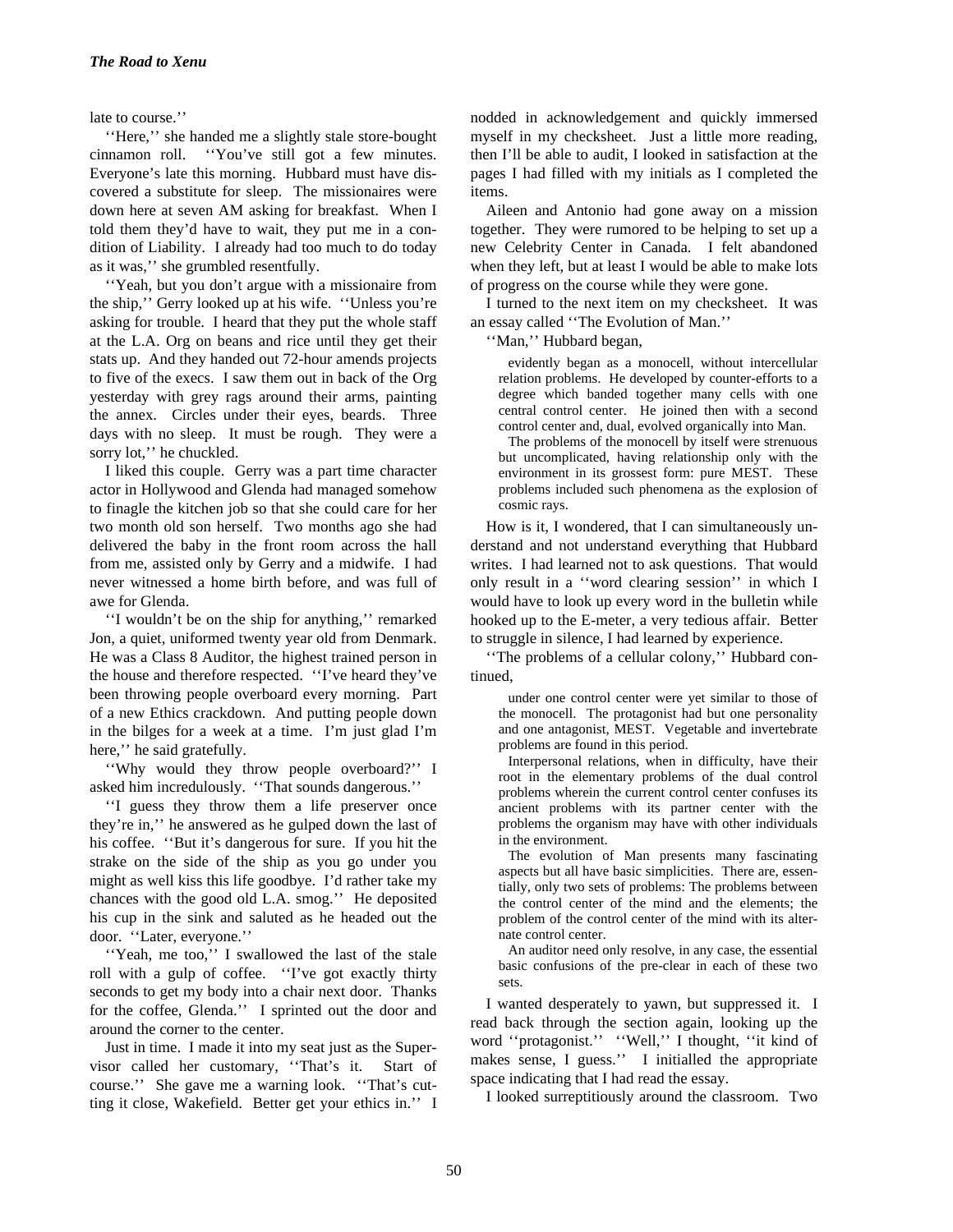late to course.''

''Here,'' she handed me a slightly stale store-bought cinnamon roll. ''You've still got a few minutes. Everyone's late this morning. Hubbard must have discovered a substitute for sleep. The missionaires were down here at seven AM asking for breakfast. When I told them they'd have to wait, they put me in a condition of Liability. I already had too much to do today as it was,'' she grumbled resentfully.

''Yeah, but you don't argue with a missionaire from the ship,'' Gerry looked up at his wife. ''Unless you're asking for trouble. I heard that they put the whole staff at the L.A. Org on beans and rice until they get their stats up. And they handed out 72-hour amends projects to five of the execs. I saw them out in back of the Org yesterday with grey rags around their arms, painting the annex. Circles under their eyes, beards. Three days with no sleep. It must be rough. They were a sorry lot,'' he chuckled.

I liked this couple. Gerry was a part time character actor in Hollywood and Glenda had managed somehow to finagle the kitchen job so that she could care for her two month old son herself. Two months ago she had delivered the baby in the front room across the hall from me, assisted only by Gerry and a midwife. I had never witnessed a home birth before, and was full of awe for Glenda.

''I wouldn't be on the ship for anything,'' remarked Jon, a quiet, uniformed twenty year old from Denmark. He was a Class 8 Auditor, the highest trained person in the house and therefore respected. ''I've heard they've been throwing people overboard every morning. Part of a new Ethics crackdown. And putting people down in the bilges for a week at a time. I'm just glad I'm here,'' he said gratefully.

''Why would they throw people overboard?'' I asked him incredulously. ''That sounds dangerous.''

''I guess they throw them a life preserver once they're in,'' he answered as he gulped down the last of his coffee. ''But it's dangerous for sure. If you hit the strake on the side of the ship as you go under you might as well kiss this life goodbye. I'd rather take my chances with the good old L.A. smog.'' He deposited his cup in the sink and saluted as he headed out the door. ''Later, everyone.''

''Yeah, me too,'' I swallowed the last of the stale roll with a gulp of coffee. ''I've got exactly thirty seconds to get my body into a chair next door. Thanks for the coffee, Glenda.'' I sprinted out the door and around the corner to the center.

Just in time. I made it into my seat just as the Supervisor called her customary, ''That's it. Start of course.'' She gave me a warning look. ''That's cutting it close, Wakefield. Better get your ethics in.'' I nodded in acknowledgement and quickly immersed myself in my checksheet. Just a little more reading, then I'll be able to audit, I looked in satisfaction at the pages I had filled with my initials as I completed the items.

Aileen and Antonio had gone away on a mission together. They were rumored to be helping to set up a new Celebrity Center in Canada. I felt abandoned when they left, but at least I would be able to make lots of progress on the course while they were gone.

I turned to the next item on my checksheet. It was an essay called ''The Evolution of Man.''

''Man,'' Hubbard began,

> evidently began as a monocell, without intercellular relation problems. He developed by counter-efforts to a degree which banded together many cells with one central control center. He joined then with a second control center and, dual, evolved organically into Man.
>
> The problems of the monocell by itself were strenuous but uncomplicated, having relationship only with the environment in its grossest form: pure MEST. These problems included such phenomena as the explosion of cosmic rays.

How is it, I wondered, that I can simultaneously understand and not understand everything that Hubbard writes. I had learned not to ask questions. That would only result in a ''word clearing session'' in which I would have to look up every word in the bulletin while hooked up to the E-meter, a very tedious affair. Better to struggle in silence, I had learned by experience.

''The problems of a cellular colony,'' Hubbard continued,

> under one control center were yet similar to those of the monocell. The protagonist had but one personality and one antagonist, MEST. Vegetable and invertebrate problems are found in this period.
>
> Interpersonal relations, when in difficulty, have their root in the elementary problems of the dual control problems wherein the current control center confuses its ancient problems with its partner center with the problems the organism may have with other individuals in the environment.
>
> The evolution of Man presents many fascinating aspects but all have basic simplicities. There are, essentially, only two sets of problems: The problems between the control center of the mind and the elements; the problem of the control center of the mind with its alternate control center.
>
> An auditor need only resolve, in any case, the essential basic confusions of the pre-clear in each of these two sets.

I wanted desperately to yawn, but suppressed it. I read back through the section again, looking up the word ''protagonist.'' ''Well,'' I thought, ''it kind of makes sense, I guess.'' I initialled the appropriate space indicating that I had read the essay.

I looked surreptitiously around the classroom. Two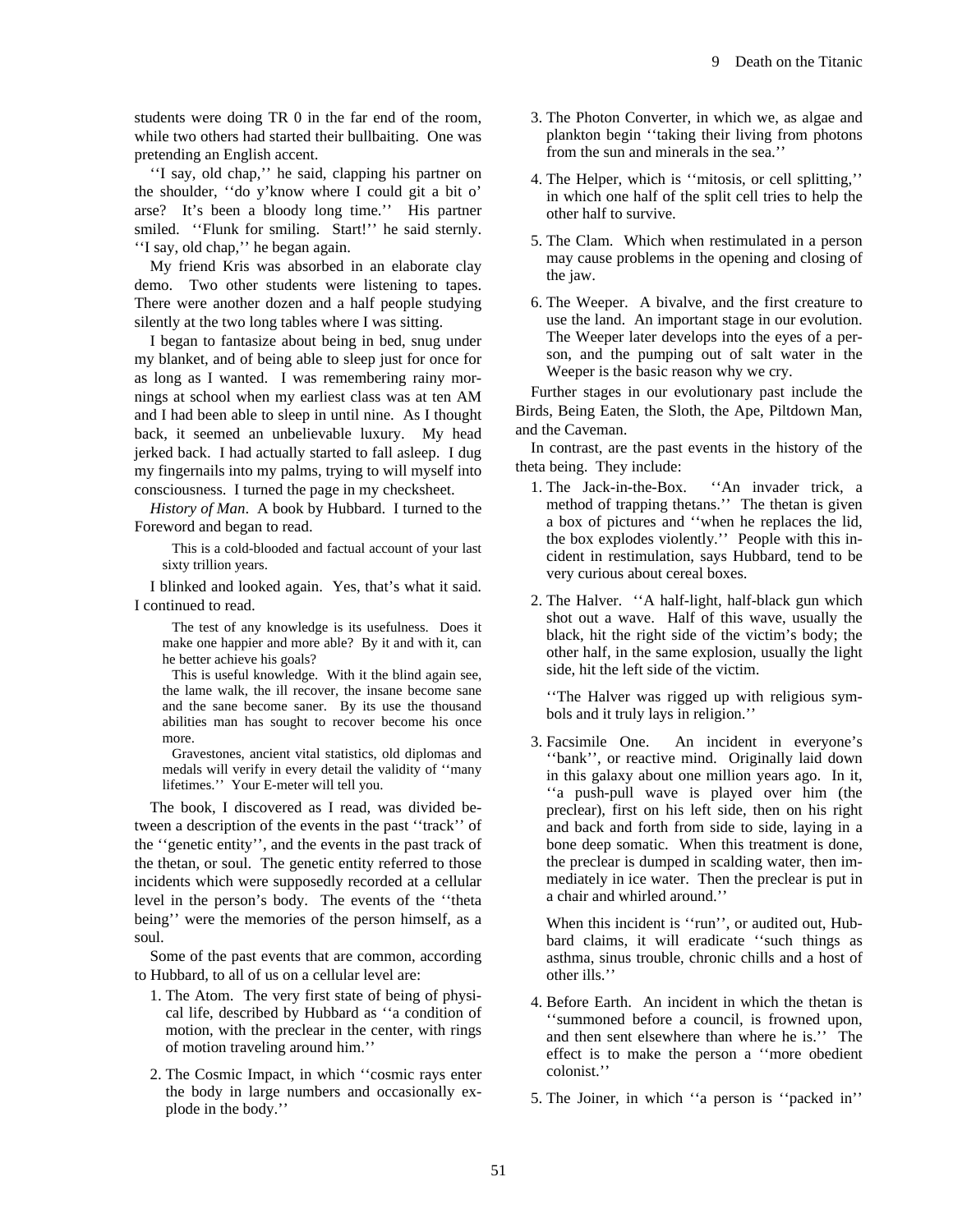students were doing TR 0 in the far end of the room, while two others had started their bullbaiting. One was pretending an English accent.

''I say, old chap,'' he said, clapping his partner on the shoulder, ''do y'know where I could git a bit o' arse? It's been a bloody long time.'' His partner smiled. ''Flunk for smiling. Start!'' he said sternly. ''I say, old chap,'' he began again.

My friend Kris was absorbed in an elaborate clay demo. Two other students were listening to tapes. There were another dozen and a half people studying silently at the two long tables where I was sitting.

I began to fantasize about being in bed, snug under my blanket, and of being able to sleep just for once for as long as I wanted. I was remembering rainy mornings at school when my earliest class was at ten AM and I had been able to sleep in until nine. As I thought back, it seemed an unbelievable luxury. My head jerked back. I had actually started to fall asleep. I dug my fingernails into my palms, trying to will myself into consciousness. I turned the page in my checksheet.

*History of Man*. A book by Hubbard. I turned to the Foreword and began to read.

> This is a cold-blooded and factual account of your last sixty trillion years.

I blinked and looked again. Yes, that's what it said. I continued to read.

> The test of any knowledge is its usefulness. Does it make one happier and more able? By it and with it, can he better achieve his goals?
>
> This is useful knowledge. With it the blind again see, the lame walk, the ill recover, the insane become sane and the sane become saner. By its use the thousand abilities man has sought to recover become his once more.
>
> Gravestones, ancient vital statistics, old diplomas and medals will verify in every detail the validity of ''many lifetimes.'' Your E-meter will tell you.

The book, I discovered as I read, was divided between a description of the events in the past ''track'' of the ''genetic entity'', and the events in the past track of the thetan, or soul. The genetic entity referred to those incidents which were supposedly recorded at a cellular level in the person's body. The events of the ''theta being'' were the memories of the person himself, as a soul.

Some of the past events that are common, according to Hubbard, to all of us on a cellular level are:

1. The Atom. The very first state of being of physical life, described by Hubbard as ''a condition of motion, with the preclear in the center, with rings of motion traveling around him.''
2. The Cosmic Impact, in which ''cosmic rays enter the body in large numbers and occasionally explode in the body.''
3. The Photon Converter, in which we, as algae and plankton begin ''taking their living from photons from the sun and minerals in the sea.''
4. The Helper, which is ''mitosis, or cell splitting,'' in which one half of the split cell tries to help the other half to survive.
5. The Clam. Which when restimulated in a person may cause problems in the opening and closing of the jaw.
6. The Weeper. A bivalve, and the first creature to use the land. An important stage in our evolution. The Weeper later develops into the eyes of a person, and the pumping out of salt water in the Weeper is the basic reason why we cry.

Further stages in our evolutionary past include the Birds, Being Eaten, the Sloth, the Ape, Piltdown Man, and the Caveman.

In contrast, are the past events in the history of the theta being. They include:

1. The Jack-in-the-Box. ''An invader trick, a method of trapping thetans.'' The thetan is given a box of pictures and ''when he replaces the lid, the box explodes violently.'' People with this incident in restimulation, says Hubbard, tend to be very curious about cereal boxes.
2. The Halver. ''A half-light, half-black gun which shot out a wave. Half of this wave, usually the black, hit the right side of the victim's body; the other half, in the same explosion, usually the light side, hit the left side of the victim.

   ''The Halver was rigged up with religious symbols and it truly lays in religion.''
3. Facsimile One. An incident in everyone's ''bank'', or reactive mind. Originally laid down in this galaxy about one million years ago. In it, ''a push-pull wave is played over him (the preclear), first on his left side, then on his right and back and forth from side to side, laying in a bone deep somatic. When this treatment is done, the preclear is dumped in scalding water, then immediately in ice water. Then the preclear is put in a chair and whirled around.''

   When this incident is ''run'', or audited out, Hubbard claims, it will eradicate ''such things as asthma, sinus trouble, chronic chills and a host of other ills.''
4. Before Earth. An incident in which the thetan is ''summoned before a council, is frowned upon, and then sent elsewhere than where he is.'' The effect is to make the person a ''more obedient colonist.''
5. The Joiner, in which ''a person is ''packed in''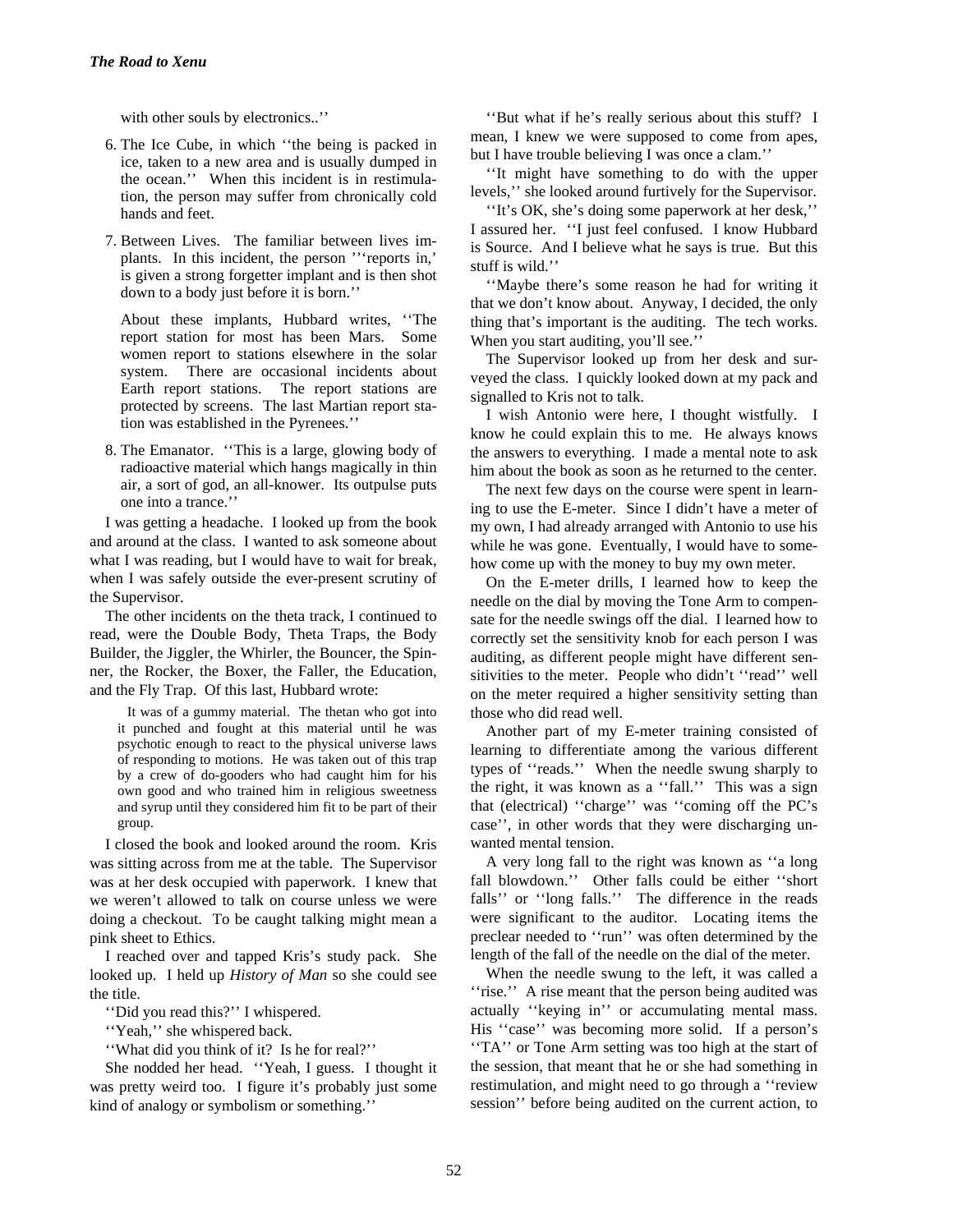with other souls by electronics..''

6. The Ice Cube, in which ''the being is packed in ice, taken to a new area and is usually dumped in the ocean.'' When this incident is in restimulation, the person may suffer from chronically cold hands and feet.

7. Between Lives. The familiar between lives implants. In this incident, the person '''reports in,' is given a strong forgetter implant and is then shot down to a body just before it is born.''

   About these implants, Hubbard writes, ''The report station for most has been Mars. Some women report to stations elsewhere in the solar system. There are occasional incidents about Earth report stations. The report stations are protected by screens. The last Martian report station was established in the Pyrenees.''

8. The Emanator. ''This is a large, glowing body of radioactive material which hangs magically in thin air, a sort of god, an all-knower. Its outpulse puts one into a trance.''

I was getting a headache. I looked up from the book and around at the class. I wanted to ask someone about what I was reading, but I would have to wait for break, when I was safely outside the ever-present scrutiny of the Supervisor.

The other incidents on the theta track, I continued to read, were the Double Body, Theta Traps, the Body Builder, the Jiggler, the Whirler, the Bouncer, the Spinner, the Rocker, the Boxer, the Faller, the Education, and the Fly Trap. Of this last, Hubbard wrote:

> It was of a gummy material. The thetan who got into it punched and fought at this material until he was psychotic enough to react to the physical universe laws of responding to motions. He was taken out of this trap by a crew of do-gooders who had caught him for his own good and who trained him in religious sweetness and syrup until they considered him fit to be part of their group.

I closed the book and looked around the room. Kris was sitting across from me at the table. The Supervisor was at her desk occupied with paperwork. I knew that we weren't allowed to talk on course unless we were doing a checkout. To be caught talking might mean a pink sheet to Ethics.

I reached over and tapped Kris's study pack. She looked up. I held up *History of Man* so she could see the title.

''Did you read this?'' I whispered.

''Yeah,'' she whispered back.

''What did you think of it? Is he for real?''

She nodded her head. ''Yeah, I guess. I thought it was pretty weird too. I figure it's probably just some kind of analogy or symbolism or something.''

''But what if he's really serious about this stuff? I mean, I knew we were supposed to come from apes, but I have trouble believing I was once a clam.''

''It might have something to do with the upper levels,'' she looked around furtively for the Supervisor.

''It's OK, she's doing some paperwork at her desk,'' I assured her. ''I just feel confused. I know Hubbard is Source. And I believe what he says is true. But this stuff is wild.''

''Maybe there's some reason he had for writing it that we don't know about. Anyway, I decided, the only thing that's important is the auditing. The tech works. When you start auditing, you'll see.''

The Supervisor looked up from her desk and surveyed the class. I quickly looked down at my pack and signalled to Kris not to talk.

I wish Antonio were here, I thought wistfully. I know he could explain this to me. He always knows the answers to everything. I made a mental note to ask him about the book as soon as he returned to the center.

The next few days on the course were spent in learning to use the E-meter. Since I didn't have a meter of my own, I had already arranged with Antonio to use his while he was gone. Eventually, I would have to somehow come up with the money to buy my own meter.

On the E-meter drills, I learned how to keep the needle on the dial by moving the Tone Arm to compensate for the needle swings off the dial. I learned how to correctly set the sensitivity knob for each person I was auditing, as different people might have different sensitivities to the meter. People who didn't ''read'' well on the meter required a higher sensitivity setting than those who did read well.

Another part of my E-meter training consisted of learning to differentiate among the various different types of ''reads.'' When the needle swung sharply to the right, it was known as a ''fall.'' This was a sign that (electrical) ''charge'' was ''coming off the PC's case'', in other words that they were discharging unwanted mental tension.

A very long fall to the right was known as ''a long fall blowdown.'' Other falls could be either ''short falls'' or ''long falls.'' The difference in the reads were significant to the auditor. Locating items the preclear needed to ''run'' was often determined by the length of the fall of the needle on the dial of the meter.

When the needle swung to the left, it was called a ''rise.'' A rise meant that the person being audited was actually ''keying in'' or accumulating mental mass. His ''case'' was becoming more solid. If a person's ''TA'' or Tone Arm setting was too high at the start of the session, that meant that he or she had something in restimulation, and might need to go through a ''review session'' before being audited on the current action, to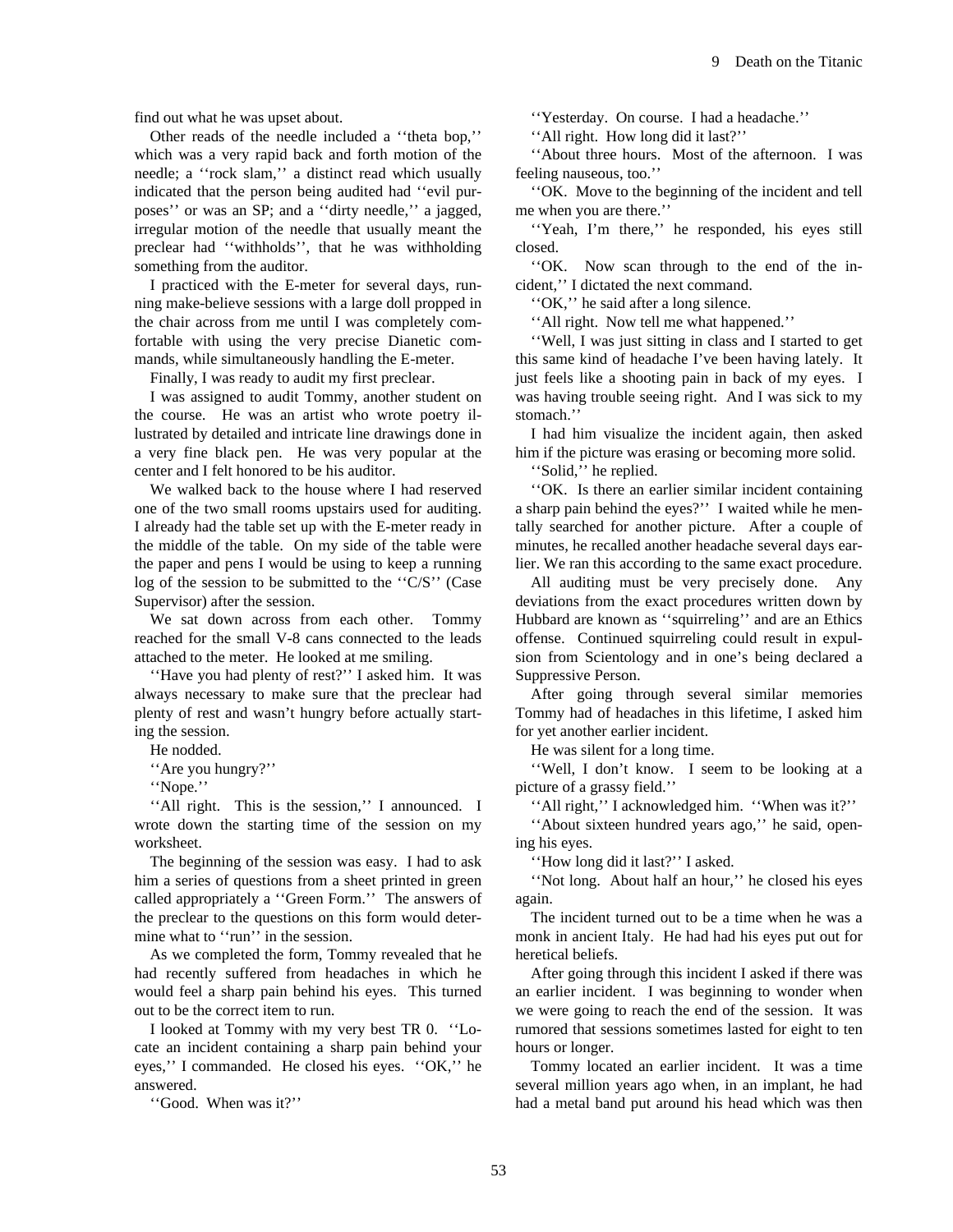find out what he was upset about.

Other reads of the needle included a ''theta bop,'' which was a very rapid back and forth motion of the needle; a ''rock slam,'' a distinct read which usually indicated that the person being audited had ''evil purposes'' or was an SP; and a ''dirty needle,'' a jagged, irregular motion of the needle that usually meant the preclear had ''withholds'', that he was withholding something from the auditor.

I practiced with the E-meter for several days, running make-believe sessions with a large doll propped in the chair across from me until I was completely comfortable with using the very precise Dianetic commands, while simultaneously handling the E-meter.

Finally, I was ready to audit my first preclear.

I was assigned to audit Tommy, another student on the course. He was an artist who wrote poetry illustrated by detailed and intricate line drawings done in a very fine black pen. He was very popular at the center and I felt honored to be his auditor.

We walked back to the house where I had reserved one of the two small rooms upstairs used for auditing. I already had the table set up with the E-meter ready in the middle of the table. On my side of the table were the paper and pens I would be using to keep a running log of the session to be submitted to the ''C/S'' (Case Supervisor) after the session.

We sat down across from each other. Tommy reached for the small V-8 cans connected to the leads attached to the meter. He looked at me smiling.

''Have you had plenty of rest?'' I asked him. It was always necessary to make sure that the preclear had plenty of rest and wasn't hungry before actually starting the session.

He nodded.

''Are you hungry?''

''Nope.''

''All right. This is the session,'' I announced. I wrote down the starting time of the session on my worksheet.

The beginning of the session was easy. I had to ask him a series of questions from a sheet printed in green called appropriately a ''Green Form.'' The answers of the preclear to the questions on this form would determine what to ''run'' in the session.

As we completed the form, Tommy revealed that he had recently suffered from headaches in which he would feel a sharp pain behind his eyes. This turned out to be the correct item to run.

I looked at Tommy with my very best TR 0. ''Locate an incident containing a sharp pain behind your eyes,'' I commanded. He closed his eyes. ''OK,'' he answered.

''Good. When was it?''

''Yesterday. On course. I had a headache.''

''All right. How long did it last?''

''About three hours. Most of the afternoon. I was feeling nauseous, too.''

''OK. Move to the beginning of the incident and tell me when you are there.''

''Yeah, I'm there,'' he responded, his eyes still closed.

''OK. Now scan through to the end of the incident,'' I dictated the next command.

''OK,'' he said after a long silence.

''All right. Now tell me what happened.''

''Well, I was just sitting in class and I started to get this same kind of headache I've been having lately. It just feels like a shooting pain in back of my eyes. I was having trouble seeing right. And I was sick to my stomach.''

I had him visualize the incident again, then asked him if the picture was erasing or becoming more solid.

''Solid,'' he replied.

''OK. Is there an earlier similar incident containing a sharp pain behind the eyes?'' I waited while he mentally searched for another picture. After a couple of minutes, he recalled another headache several days earlier. We ran this according to the same exact procedure.

All auditing must be very precisely done. Any deviations from the exact procedures written down by Hubbard are known as ''squirreling'' and are an Ethics offense. Continued squirreling could result in expulsion from Scientology and in one's being declared a Suppressive Person.

After going through several similar memories Tommy had of headaches in this lifetime, I asked him for yet another earlier incident.

He was silent for a long time.

''Well, I don't know. I seem to be looking at a picture of a grassy field.''

''All right,'' I acknowledged him. ''When was it?''

''About sixteen hundred years ago,'' he said, opening his eyes.

''How long did it last?'' I asked.

''Not long. About half an hour,'' he closed his eyes again.

The incident turned out to be a time when he was a monk in ancient Italy. He had had his eyes put out for heretical beliefs.

After going through this incident I asked if there was an earlier incident. I was beginning to wonder when we were going to reach the end of the session. It was rumored that sessions sometimes lasted for eight to ten hours or longer.

Tommy located an earlier incident. It was a time several million years ago when, in an implant, he had had a metal band put around his head which was then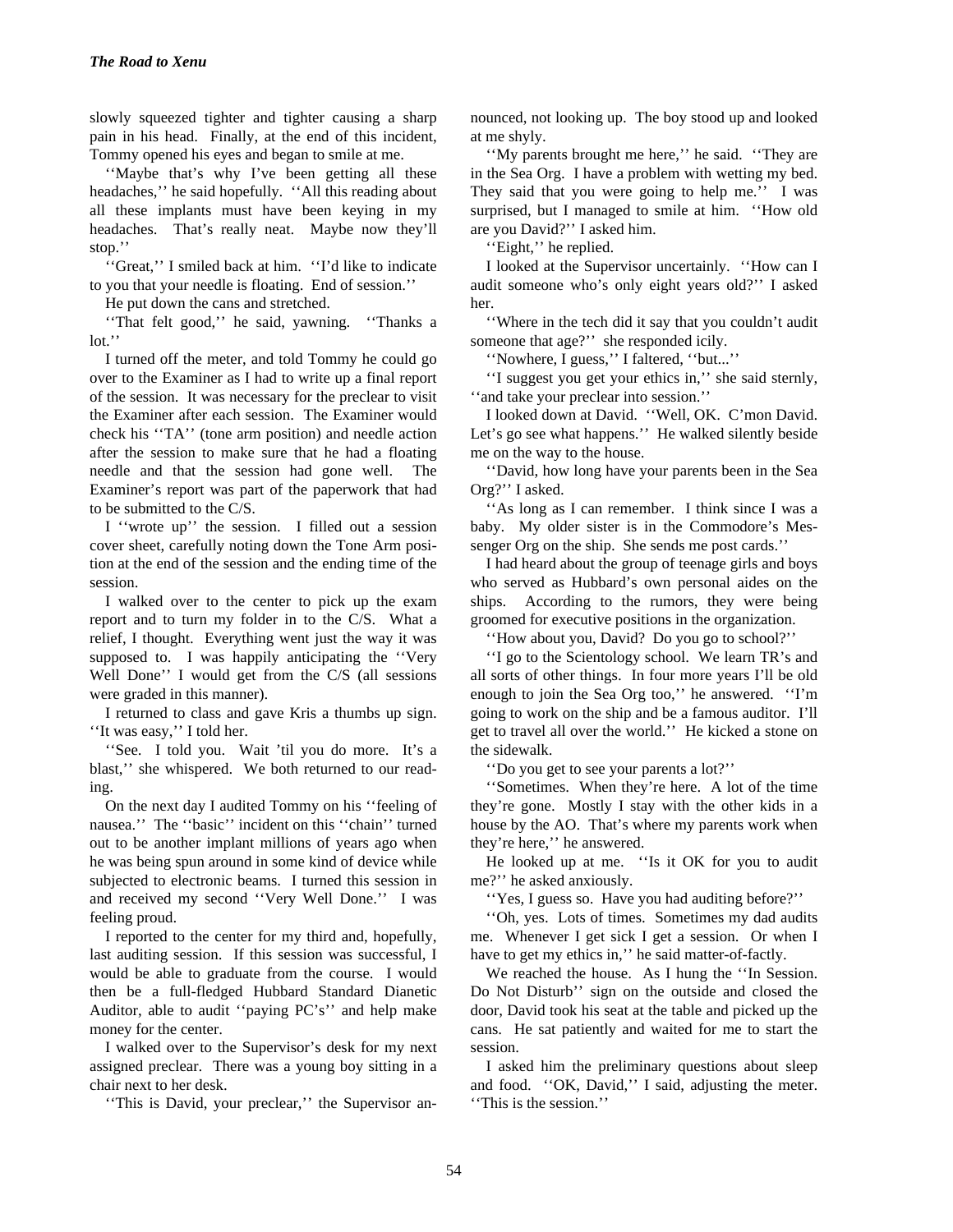slowly squeezed tighter and tighter causing a sharp pain in his head. Finally, at the end of this incident, Tommy opened his eyes and began to smile at me.

''Maybe that's why I've been getting all these headaches,'' he said hopefully. ''All this reading about all these implants must have been keying in my headaches. That's really neat. Maybe now they'll stop.''

''Great,'' I smiled back at him. ''I'd like to indicate to you that your needle is floating. End of session.''

He put down the cans and stretched.

''That felt good,'' he said, yawning. ''Thanks a lot.''

I turned off the meter, and told Tommy he could go over to the Examiner as I had to write up a final report of the session. It was necessary for the preclear to visit the Examiner after each session. The Examiner would check his ''TA'' (tone arm position) and needle action after the session to make sure that he had a floating needle and that the session had gone well. The Examiner's report was part of the paperwork that had to be submitted to the C/S.

I ''wrote up'' the session. I filled out a session cover sheet, carefully noting down the Tone Arm position at the end of the session and the ending time of the session.

I walked over to the center to pick up the exam report and to turn my folder in to the C/S. What a relief, I thought. Everything went just the way it was supposed to. I was happily anticipating the ''Very Well Done'' I would get from the C/S (all sessions were graded in this manner).

I returned to class and gave Kris a thumbs up sign. ''It was easy,'' I told her.

''See. I told you. Wait 'til you do more. It's a blast,'' she whispered. We both returned to our reading.

On the next day I audited Tommy on his ''feeling of nausea.'' The ''basic'' incident on this ''chain'' turned out to be another implant millions of years ago when he was being spun around in some kind of device while subjected to electronic beams. I turned this session in and received my second ''Very Well Done.'' I was feeling proud.

I reported to the center for my third and, hopefully, last auditing session. If this session was successful, I would be able to graduate from the course. I would then be a full-fledged Hubbard Standard Dianetic Auditor, able to audit ''paying PC's'' and help make money for the center.

I walked over to the Supervisor's desk for my next assigned preclear. There was a young boy sitting in a chair next to her desk.

''This is David, your preclear,'' the Supervisor announced, not looking up. The boy stood up and looked at me shyly.

''My parents brought me here,'' he said. ''They are in the Sea Org. I have a problem with wetting my bed. They said that you were going to help me.'' I was surprised, but I managed to smile at him. ''How old are you David?'' I asked him.

''Eight,'' he replied.

I looked at the Supervisor uncertainly. ''How can I audit someone who's only eight years old?'' I asked her.

''Where in the tech did it say that you couldn't audit someone that age?'' she responded icily.

''Nowhere, I guess,'' I faltered, ''but...''

''I suggest you get your ethics in,'' she said sternly, ''and take your preclear into session.''

I looked down at David. ''Well, OK. C'mon David. Let's go see what happens.'' He walked silently beside me on the way to the house.

''David, how long have your parents been in the Sea Org?'' I asked.

''As long as I can remember. I think since I was a baby. My older sister is in the Commodore's Messenger Org on the ship. She sends me post cards.''

I had heard about the group of teenage girls and boys who served as Hubbard's own personal aides on the ships. According to the rumors, they were being groomed for executive positions in the organization.

''How about you, David? Do you go to school?''

''I go to the Scientology school. We learn TR's and all sorts of other things. In four more years I'll be old enough to join the Sea Org too,'' he answered. ''I'm going to work on the ship and be a famous auditor. I'll get to travel all over the world.'' He kicked a stone on the sidewalk.

''Do you get to see your parents a lot?''

''Sometimes. When they're here. A lot of the time they're gone. Mostly I stay with the other kids in a house by the AO. That's where my parents work when they're here,'' he answered.

He looked up at me. ''Is it OK for you to audit me?'' he asked anxiously.

''Yes, I guess so. Have you had auditing before?''

''Oh, yes. Lots of times. Sometimes my dad audits me. Whenever I get sick I get a session. Or when I have to get my ethics in,'' he said matter-of-factly.

We reached the house. As I hung the ''In Session. Do Not Disturb'' sign on the outside and closed the door, David took his seat at the table and picked up the cans. He sat patiently and waited for me to start the session.

I asked him the preliminary questions about sleep and food. ''OK, David,'' I said, adjusting the meter. ''This is the session.''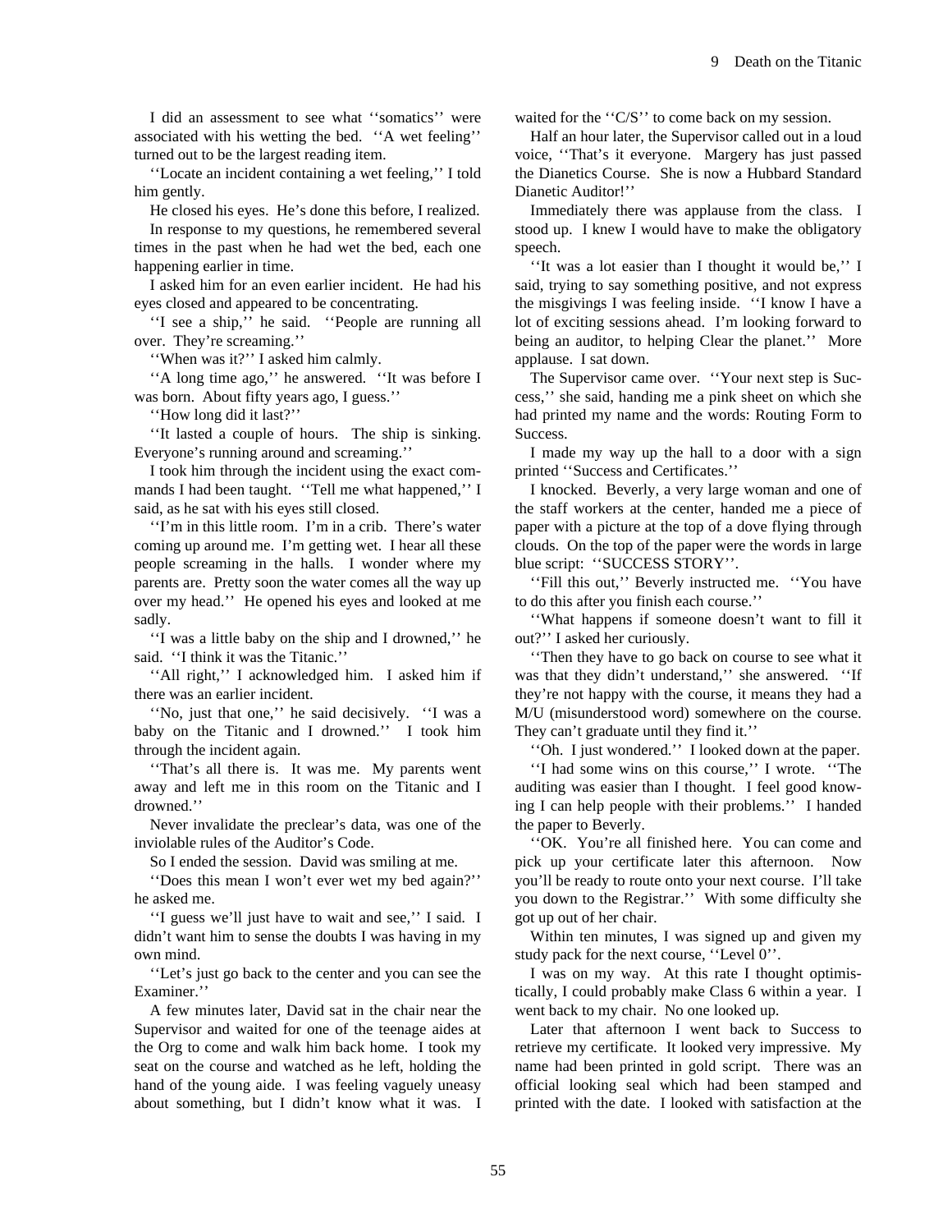I did an assessment to see what ''somatics'' were associated with his wetting the bed. ''A wet feeling'' turned out to be the largest reading item.

''Locate an incident containing a wet feeling,'' I told him gently.

He closed his eyes. He's done this before, I realized.

In response to my questions, he remembered several times in the past when he had wet the bed, each one happening earlier in time.

I asked him for an even earlier incident. He had his eyes closed and appeared to be concentrating.

''I see a ship,'' he said. ''People are running all over. They're screaming.''

''When was it?'' I asked him calmly.

''A long time ago,'' he answered. ''It was before I was born. About fifty years ago, I guess.''

''How long did it last?''

''It lasted a couple of hours. The ship is sinking. Everyone's running around and screaming.''

I took him through the incident using the exact commands I had been taught. ''Tell me what happened,'' I said, as he sat with his eyes still closed.

''I'm in this little room. I'm in a crib. There's water coming up around me. I'm getting wet. I hear all these people screaming in the halls. I wonder where my parents are. Pretty soon the water comes all the way up over my head.'' He opened his eyes and looked at me sadly.

''I was a little baby on the ship and I drowned,'' he said. ''I think it was the Titanic.''

''All right,'' I acknowledged him. I asked him if there was an earlier incident.

''No, just that one,'' he said decisively. ''I was a baby on the Titanic and I drowned.'' I took him through the incident again.

''That's all there is. It was me. My parents went away and left me in this room on the Titanic and I drowned.''

Never invalidate the preclear's data, was one of the inviolable rules of the Auditor's Code.

So I ended the session. David was smiling at me.

''Does this mean I won't ever wet my bed again?'' he asked me.

''I guess we'll just have to wait and see,'' I said. I didn't want him to sense the doubts I was having in my own mind.

''Let's just go back to the center and you can see the Examiner.''

A few minutes later, David sat in the chair near the Supervisor and waited for one of the teenage aides at the Org to come and walk him back home. I took my seat on the course and watched as he left, holding the hand of the young aide. I was feeling vaguely uneasy about something, but I didn't know what it was. I waited for the ''C/S'' to come back on my session.

Half an hour later, the Supervisor called out in a loud voice, ''That's it everyone. Margery has just passed the Dianetics Course. She is now a Hubbard Standard Dianetic Auditor!''

Immediately there was applause from the class. I stood up. I knew I would have to make the obligatory speech.

''It was a lot easier than I thought it would be,'' I said, trying to say something positive, and not express the misgivings I was feeling inside. ''I know I have a lot of exciting sessions ahead. I'm looking forward to being an auditor, to helping Clear the planet.'' More applause. I sat down.

The Supervisor came over. ''Your next step is Success,'' she said, handing me a pink sheet on which she had printed my name and the words: Routing Form to Success.

I made my way up the hall to a door with a sign printed ''Success and Certificates.''

I knocked. Beverly, a very large woman and one of the staff workers at the center, handed me a piece of paper with a picture at the top of a dove flying through clouds. On the top of the paper were the words in large blue script: ''SUCCESS STORY''.

''Fill this out,'' Beverly instructed me. ''You have to do this after you finish each course.''

''What happens if someone doesn't want to fill it out?'' I asked her curiously.

''Then they have to go back on course to see what it was that they didn't understand,'' she answered. ''If they're not happy with the course, it means they had a M/U (misunderstood word) somewhere on the course. They can't graduate until they find it.''

''Oh. I just wondered.'' I looked down at the paper.

''I had some wins on this course,'' I wrote. ''The auditing was easier than I thought. I feel good knowing I can help people with their problems.'' I handed the paper to Beverly.

''OK. You're all finished here. You can come and pick up your certificate later this afternoon. Now you'll be ready to route onto your next course. I'll take you down to the Registrar.'' With some difficulty she got up out of her chair.

Within ten minutes, I was signed up and given my study pack for the next course, ''Level 0''.

I was on my way. At this rate I thought optimistically, I could probably make Class 6 within a year. I went back to my chair. No one looked up.

Later that afternoon I went back to Success to retrieve my certificate. It looked very impressive. My name had been printed in gold script. There was an official looking seal which had been stamped and printed with the date. I looked with satisfaction at the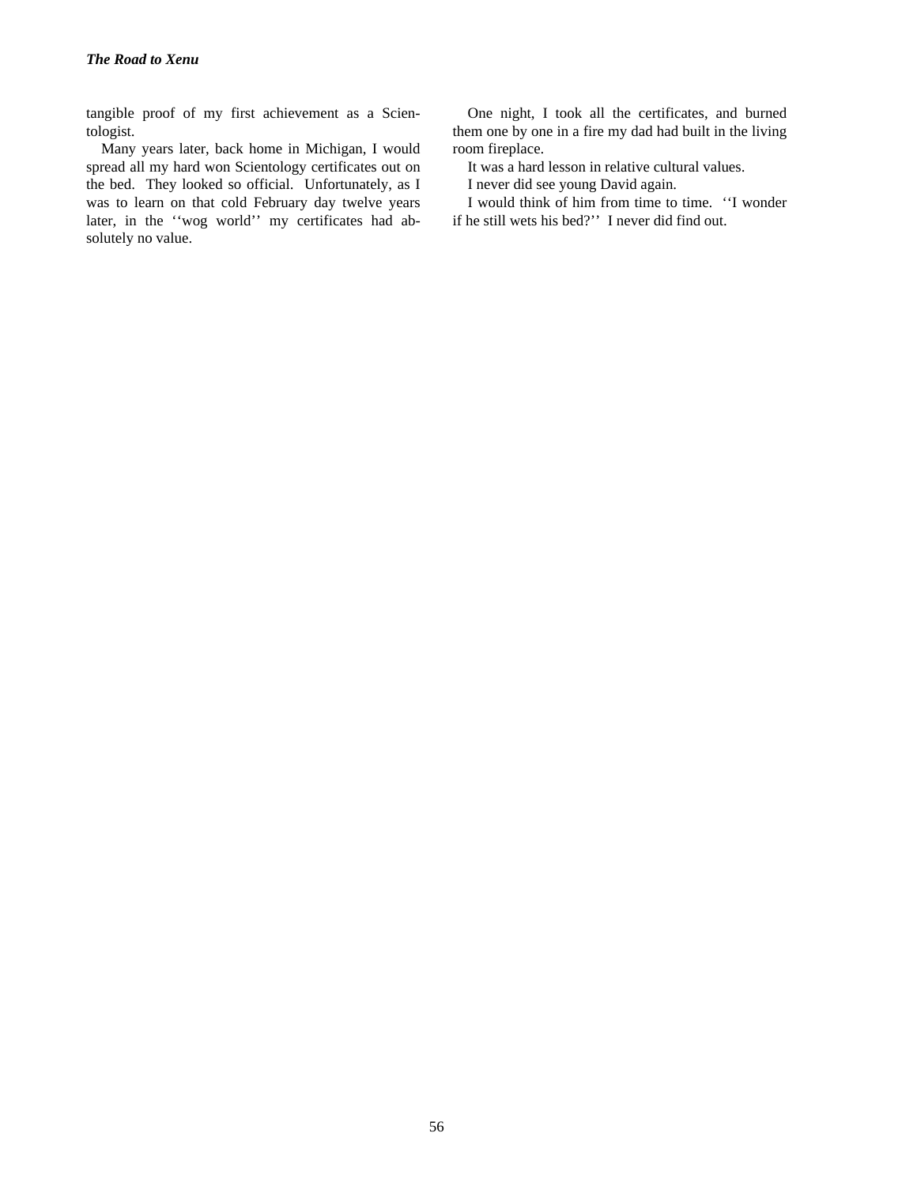tangible proof of my first achievement as a Scientologist.

Many years later, back home in Michigan, I would spread all my hard won Scientology certificates out on the bed. They looked so official. Unfortunately, as I was to learn on that cold February day twelve years later, in the ''wog world'' my certificates had absolutely no value.

One night, I took all the certificates, and burned them one by one in a fire my dad had built in the living room fireplace.

It was a hard lesson in relative cultural values.

I never did see young David again.

I would think of him from time to time. ''I wonder if he still wets his bed?'' I never did find out.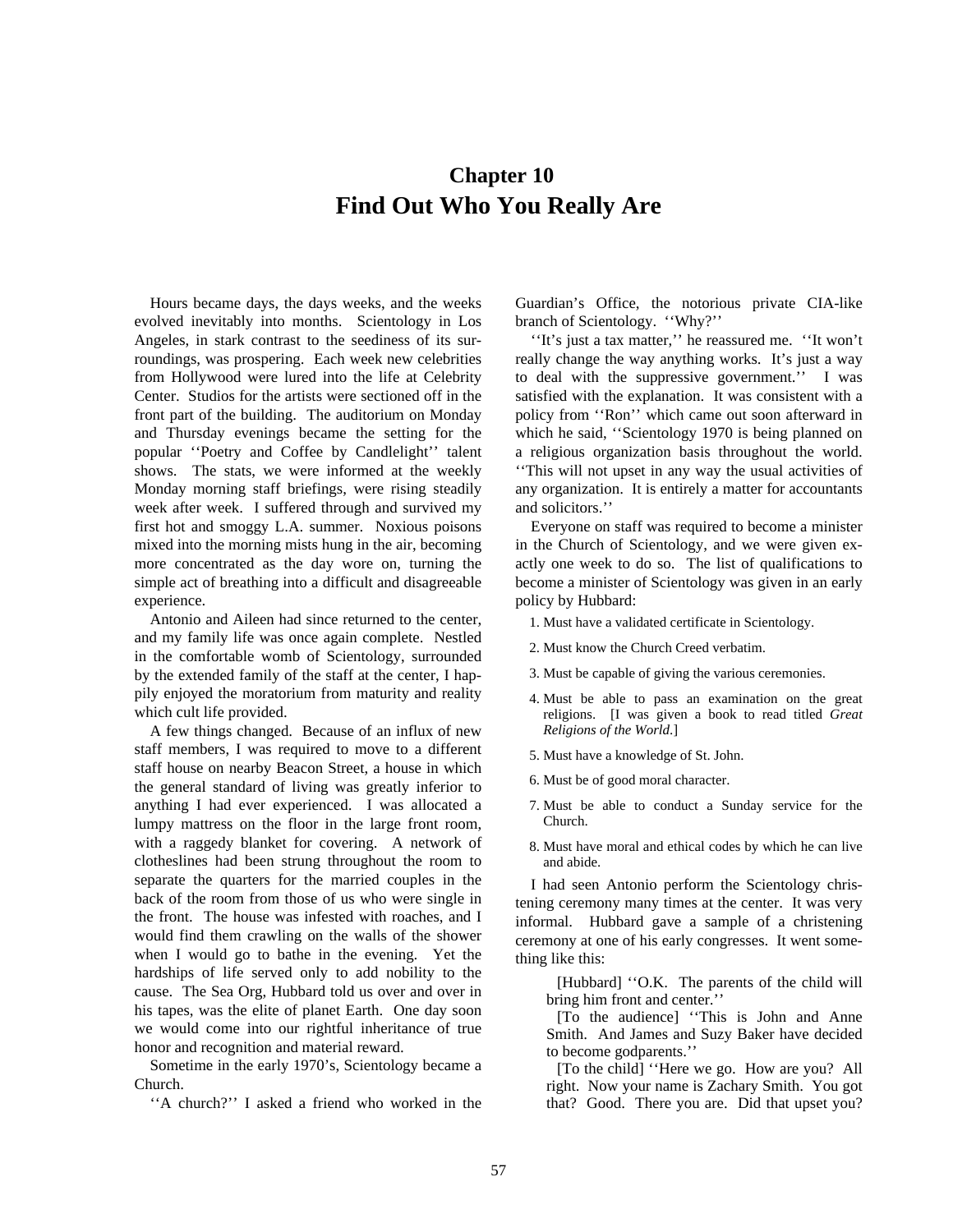# Chapter 10
# Find Out Who You Really Are

Hours became days, the days weeks, and the weeks evolved inevitably into months. Scientology in Los Angeles, in stark contrast to the seediness of its surroundings, was prospering. Each week new celebrities from Hollywood were lured into the life at Celebrity Center. Studios for the artists were sectioned off in the front part of the building. The auditorium on Monday and Thursday evenings became the setting for the popular ''Poetry and Coffee by Candlelight'' talent shows. The stats, we were informed at the weekly Monday morning staff briefings, were rising steadily week after week. I suffered through and survived my first hot and smoggy L.A. summer. Noxious poisons mixed into the morning mists hung in the air, becoming more concentrated as the day wore on, turning the simple act of breathing into a difficult and disagreeable experience.

Antonio and Aileen had since returned to the center, and my family life was once again complete. Nestled in the comfortable womb of Scientology, surrounded by the extended family of the staff at the center, I happily enjoyed the moratorium from maturity and reality which cult life provided.

A few things changed. Because of an influx of new staff members, I was required to move to a different staff house on nearby Beacon Street, a house in which the general standard of living was greatly inferior to anything I had ever experienced. I was allocated a lumpy mattress on the floor in the large front room, with a raggedy blanket for covering. A network of clotheslines had been strung throughout the room to separate the quarters for the married couples in the back of the room from those of us who were single in the front. The house was infested with roaches, and I would find them crawling on the walls of the shower when I would go to bathe in the evening. Yet the hardships of life served only to add nobility to the cause. The Sea Org, Hubbard told us over and over in his tapes, was the elite of planet Earth. One day soon we would come into our rightful inheritance of true honor and recognition and material reward.

Sometime in the early 1970's, Scientology became a Church.

''A church?'' I asked a friend who worked in the Guardian's Office, the notorious private CIA-like branch of Scientology. ''Why?''

''It's just a tax matter,'' he reassured me. ''It won't really change the way anything works. It's just a way to deal with the suppressive government.'' I was satisfied with the explanation. It was consistent with a policy from ''Ron'' which came out soon afterward in which he said, ''Scientology 1970 is being planned on a religious organization basis throughout the world. ''This will not upset in any way the usual activities of any organization. It is entirely a matter for accountants and solicitors.''

Everyone on staff was required to become a minister in the Church of Scientology, and we were given exactly one week to do so. The list of qualifications to become a minister of Scientology was given in an early policy by Hubbard:

1. Must have a validated certificate in Scientology.
2. Must know the Church Creed verbatim.
3. Must be capable of giving the various ceremonies.
4. Must be able to pass an examination on the great religions. [I was given a book to read titled *Great Religions of the World.*]
5. Must have a knowledge of St. John.
6. Must be of good moral character.
7. Must be able to conduct a Sunday service for the Church.
8. Must have moral and ethical codes by which he can live and abide.

I had seen Antonio perform the Scientology christening ceremony many times at the center. It was very informal. Hubbard gave a sample of a christening ceremony at one of his early congresses. It went something like this:

> [Hubbard] ''O.K. The parents of the child will bring him front and center.''
>
> [To the audience] ''This is John and Anne Smith. And James and Suzy Baker have decided to become godparents.''
>
> [To the child] ''Here we go. How are you? All right. Now your name is Zachary Smith. You got that? Good. There you are. Did that upset you?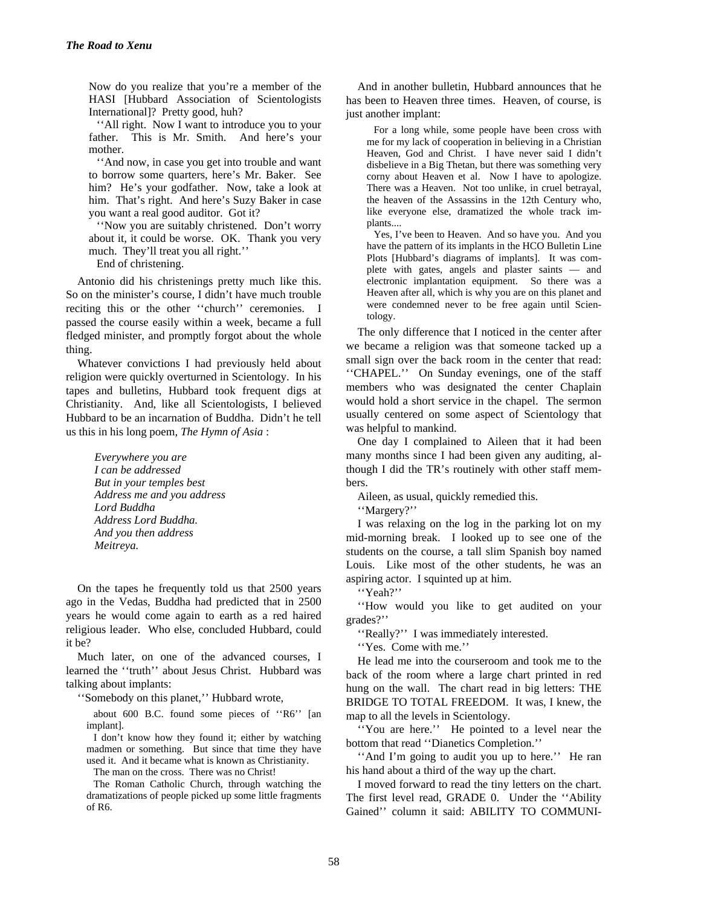Now do you realize that you're a member of the HASI [Hubbard Association of Scientologists International]? Pretty good, huh?

''All right. Now I want to introduce you to your father. This is Mr. Smith. And here's your mother.

''And now, in case you get into trouble and want to borrow some quarters, here's Mr. Baker. See him? He's your godfather. Now, take a look at him. That's right. And here's Suzy Baker in case you want a real good auditor. Got it?

''Now you are suitably christened. Don't worry about it, it could be worse. OK. Thank you very much. They'll treat you all right.''

End of christening.

Antonio did his christenings pretty much like this. So on the minister's course, I didn't have much trouble reciting this or the other ''church'' ceremonies. I passed the course easily within a week, became a full fledged minister, and promptly forgot about the whole thing.

Whatever convictions I had previously held about religion were quickly overturned in Scientology. In his tapes and bulletins, Hubbard took frequent digs at Christianity. And, like all Scientologists, I believed Hubbard to be an incarnation of Buddha. Didn't he tell us this in his long poem, *The Hymn of Asia* :

> *Everywhere you are*
> *I can be addressed*
> *But in your temples best*
> *Address me and you address*
> *Lord Buddha*
> *Address Lord Buddha.*
> *And you then address*
> *Meitreya.*

On the tapes he frequently told us that 2500 years ago in the Vedas, Buddha had predicted that in 2500 years he would come again to earth as a red haired religious leader. Who else, concluded Hubbard, could it be?

Much later, on one of the advanced courses, I learned the ''truth'' about Jesus Christ. Hubbard was talking about implants:

''Somebody on this planet,'' Hubbard wrote,

> about 600 B.C. found some pieces of ''R6'' [an implant].
>
> I don't know how they found it; either by watching madmen or something. But since that time they have used it. And it became what is known as Christianity.
>
> The man on the cross. There was no Christ!
>
> The Roman Catholic Church, through watching the dramatizations of people picked up some little fragments of R6.

And in another bulletin, Hubbard announces that he has been to Heaven three times. Heaven, of course, is just another implant:

> For a long while, some people have been cross with me for my lack of cooperation in believing in a Christian Heaven, God and Christ. I have never said I didn't disbelieve in a Big Thetan, but there was something very corny about Heaven et al. Now I have to apologize. There was a Heaven. Not too unlike, in cruel betrayal, the heaven of the Assassins in the 12th Century who, like everyone else, dramatized the whole track implants....
>
> Yes, I've been to Heaven. And so have you. And you have the pattern of its implants in the HCO Bulletin Line Plots [Hubbard's diagrams of implants]. It was complete with gates, angels and plaster saints — and electronic implantation equipment. So there was a Heaven after all, which is why you are on this planet and were condemned never to be free again until Scientology.

The only difference that I noticed in the center after we became a religion was that someone tacked up a small sign over the back room in the center that read: ''CHAPEL.'' On Sunday evenings, one of the staff members who was designated the center Chaplain would hold a short service in the chapel. The sermon usually centered on some aspect of Scientology that was helpful to mankind.

One day I complained to Aileen that it had been many months since I had been given any auditing, although I did the TR's routinely with other staff members.

Aileen, as usual, quickly remedied this.

''Margery?''

I was relaxing on the log in the parking lot on my mid-morning break. I looked up to see one of the students on the course, a tall slim Spanish boy named Louis. Like most of the other students, he was an aspiring actor. I squinted up at him.

''Yeah?''

''How would you like to get audited on your grades?''

''Really?'' I was immediately interested.

''Yes. Come with me.''

He lead me into the courseroom and took me to the back of the room where a large chart printed in red hung on the wall. The chart read in big letters: THE BRIDGE TO TOTAL FREEDOM. It was, I knew, the map to all the levels in Scientology.

''You are here.'' He pointed to a level near the bottom that read ''Dianetics Completion.''

''And I'm going to audit you up to here.'' He ran his hand about a third of the way up the chart.

I moved forward to read the tiny letters on the chart. The first level read, GRADE 0. Under the ''Ability Gained'' column it said: ABILITY TO COMMUNI-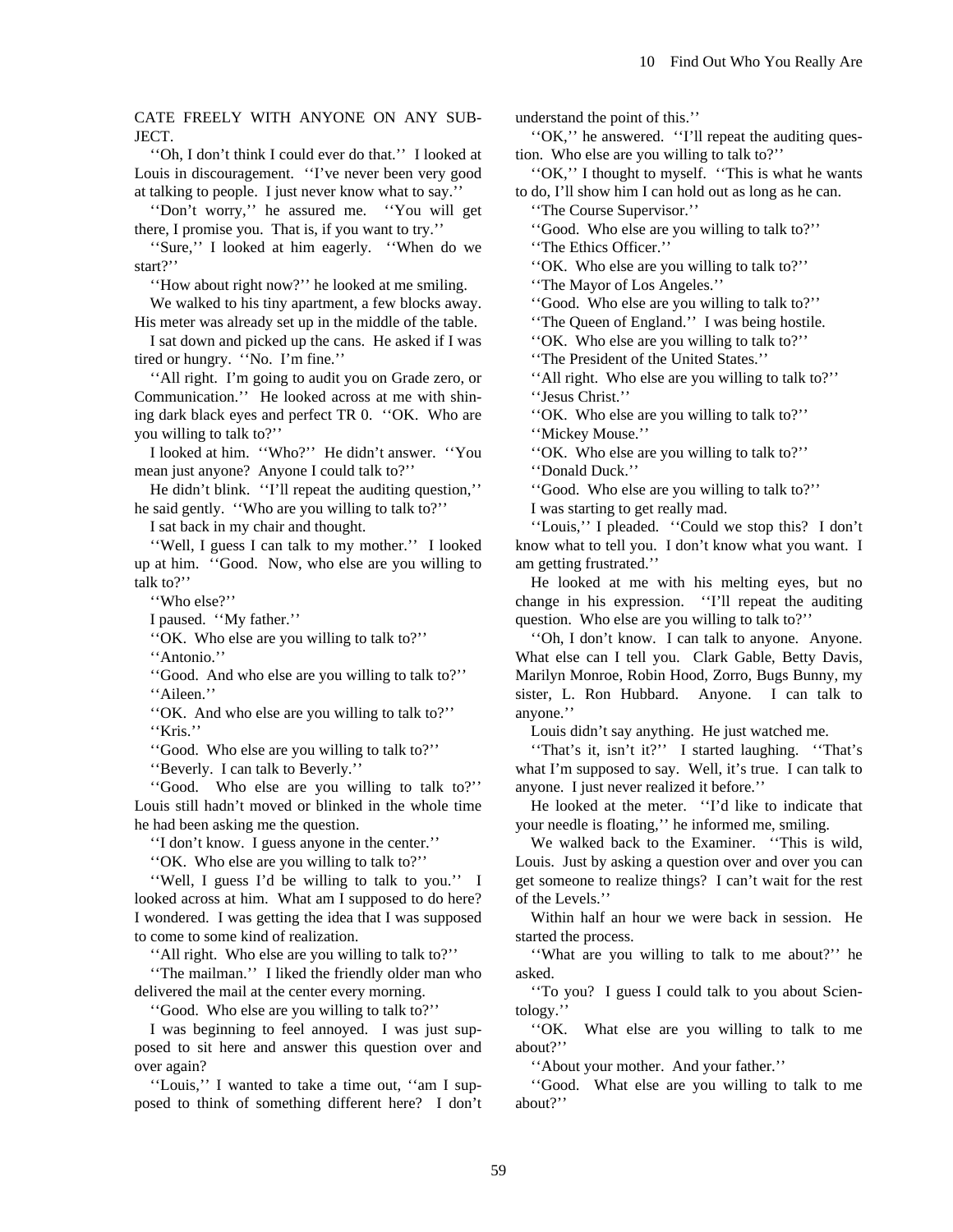CATE FREELY WITH ANYONE ON ANY SUBJECT.

''Oh, I don't think I could ever do that.'' I looked at Louis in discouragement. ''I've never been very good at talking to people. I just never know what to say.''

''Don't worry,'' he assured me. ''You will get there, I promise you. That is, if you want to try.''

''Sure,'' I looked at him eagerly. ''When do we start?''

''How about right now?'' he looked at me smiling.

We walked to his tiny apartment, a few blocks away. His meter was already set up in the middle of the table.

I sat down and picked up the cans. He asked if I was tired or hungry. ''No. I'm fine.''

''All right. I'm going to audit you on Grade zero, or Communication.'' He looked across at me with shining dark black eyes and perfect TR 0. ''OK. Who are you willing to talk to?''

I looked at him. ''Who?'' He didn't answer. ''You mean just anyone? Anyone I could talk to?''

He didn't blink. ''I'll repeat the auditing question,'' he said gently. ''Who are you willing to talk to?''

I sat back in my chair and thought.

''Well, I guess I can talk to my mother.'' I looked up at him. ''Good. Now, who else are you willing to talk to?''

''Who else?''

I paused. ''My father.''

''OK. Who else are you willing to talk to?''

''Antonio.''

''Good. And who else are you willing to talk to?''

''Aileen.''

''OK. And who else are you willing to talk to?''

''Kris.''

''Good. Who else are you willing to talk to?''

''Beverly. I can talk to Beverly.''

''Good. Who else are you willing to talk to?'' Louis still hadn't moved or blinked in the whole time he had been asking me the question.

''I don't know. I guess anyone in the center.''

''OK. Who else are you willing to talk to?''

''Well, I guess I'd be willing to talk to you.'' I looked across at him. What am I supposed to do here? I wondered. I was getting the idea that I was supposed to come to some kind of realization.

''All right. Who else are you willing to talk to?''

''The mailman.'' I liked the friendly older man who delivered the mail at the center every morning.

''Good. Who else are you willing to talk to?''

I was beginning to feel annoyed. I was just supposed to sit here and answer this question over and over again?

''Louis,'' I wanted to take a time out, ''am I supposed to think of something different here? I don't understand the point of this.''

''OK,'' he answered. ''I'll repeat the auditing question. Who else are you willing to talk to?''

''OK,'' I thought to myself. ''This is what he wants to do, I'll show him I can hold out as long as he can.

''The Course Supervisor.''

''Good. Who else are you willing to talk to?''

''The Ethics Officer.''

''OK. Who else are you willing to talk to?''

''The Mayor of Los Angeles.''

''Good. Who else are you willing to talk to?''

''The Queen of England.'' I was being hostile.

''OK. Who else are you willing to talk to?''

''The President of the United States.''

''All right. Who else are you willing to talk to?''

''Jesus Christ.''

''OK. Who else are you willing to talk to?''

''Mickey Mouse.''

''OK. Who else are you willing to talk to?''

''Donald Duck.''

''Good. Who else are you willing to talk to?''

I was starting to get really mad.

''Louis,'' I pleaded. ''Could we stop this? I don't know what to tell you. I don't know what you want. I am getting frustrated.''

He looked at me with his melting eyes, but no change in his expression. ''I'll repeat the auditing question. Who else are you willing to talk to?''

''Oh, I don't know. I can talk to anyone. Anyone. What else can I tell you. Clark Gable, Betty Davis, Marilyn Monroe, Robin Hood, Zorro, Bugs Bunny, my sister, L. Ron Hubbard. Anyone. I can talk to anyone.''

Louis didn't say anything. He just watched me.

''That's it, isn't it?'' I started laughing. ''That's what I'm supposed to say. Well, it's true. I can talk to anyone. I just never realized it before.''

He looked at the meter. ''I'd like to indicate that your needle is floating,'' he informed me, smiling.

We walked back to the Examiner. ''This is wild, Louis. Just by asking a question over and over you can get someone to realize things? I can't wait for the rest of the Levels.''

Within half an hour we were back in session. He started the process.

''What are you willing to talk to me about?'' he asked.

''To you? I guess I could talk to you about Scientology.''

''OK. What else are you willing to talk to me about?''

''About your mother. And your father.''

''Good. What else are you willing to talk to me about?''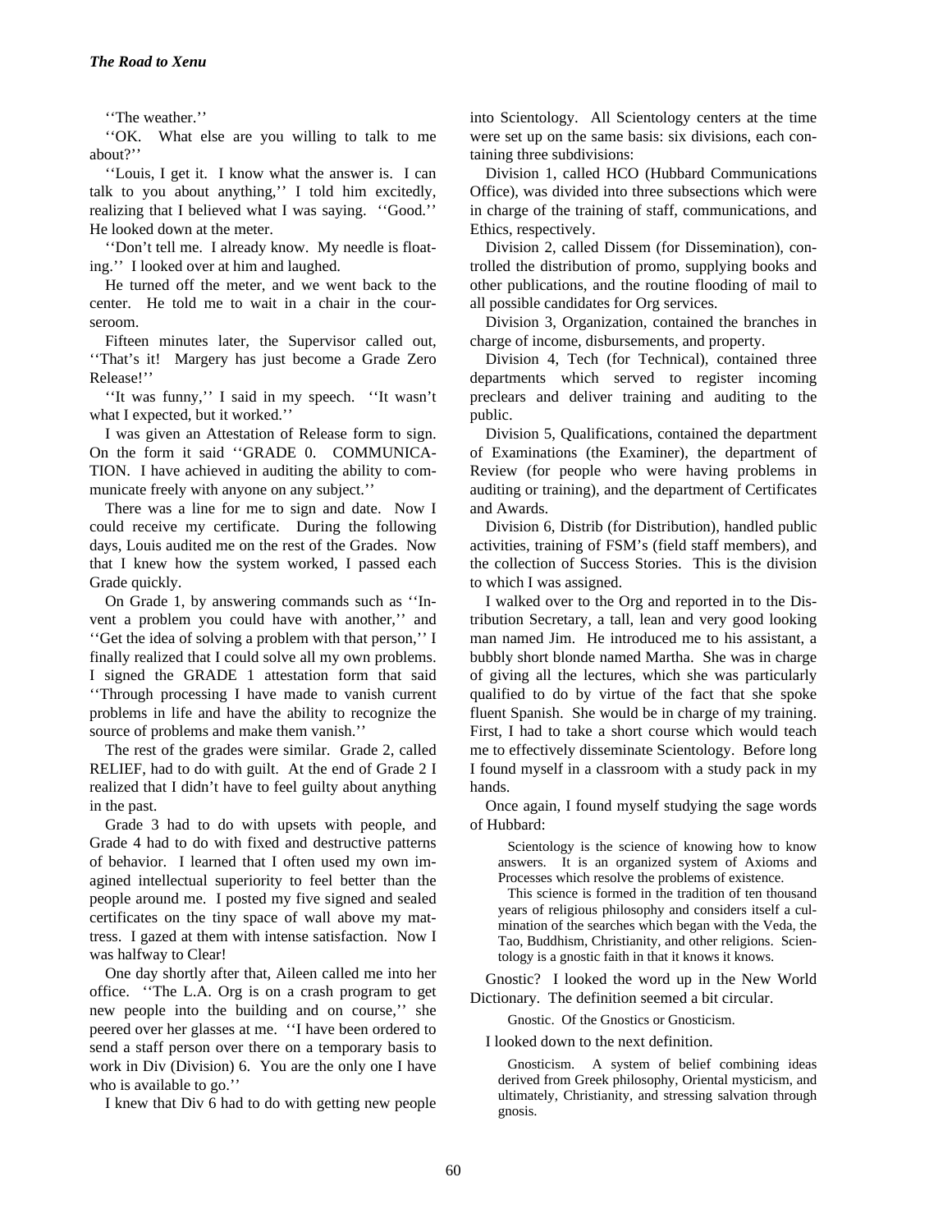''The weather.''

''OK. What else are you willing to talk to me about?''

''Louis, I get it. I know what the answer is. I can talk to you about anything,'' I told him excitedly, realizing that I believed what I was saying. ''Good.'' He looked down at the meter.

''Don't tell me. I already know. My needle is floating.'' I looked over at him and laughed.

He turned off the meter, and we went back to the center. He told me to wait in a chair in the courseroom.

Fifteen minutes later, the Supervisor called out, ''That's it! Margery has just become a Grade Zero Release!''

''It was funny,'' I said in my speech. ''It wasn't what I expected, but it worked.''

I was given an Attestation of Release form to sign. On the form it said ''GRADE 0. COMMUNICATION. I have achieved in auditing the ability to communicate freely with anyone on any subject.''

There was a line for me to sign and date. Now I could receive my certificate. During the following days, Louis audited me on the rest of the Grades. Now that I knew how the system worked, I passed each Grade quickly.

On Grade 1, by answering commands such as ''Invent a problem you could have with another,'' and ''Get the idea of solving a problem with that person,'' I finally realized that I could solve all my own problems. I signed the GRADE 1 attestation form that said ''Through processing I have made to vanish current problems in life and have the ability to recognize the source of problems and make them vanish.''

The rest of the grades were similar. Grade 2, called RELIEF, had to do with guilt. At the end of Grade 2 I realized that I didn't have to feel guilty about anything in the past.

Grade 3 had to do with upsets with people, and Grade 4 had to do with fixed and destructive patterns of behavior. I learned that I often used my own imagined intellectual superiority to feel better than the people around me. I posted my five signed and sealed certificates on the tiny space of wall above my mattress. I gazed at them with intense satisfaction. Now I was halfway to Clear!

One day shortly after that, Aileen called me into her office. ''The L.A. Org is on a crash program to get new people into the building and on course,'' she peered over her glasses at me. ''I have been ordered to send a staff person over there on a temporary basis to work in Div (Division) 6. You are the only one I have who is available to go.''

I knew that Div 6 had to do with getting new people into Scientology. All Scientology centers at the time were set up on the same basis: six divisions, each containing three subdivisions:

Division 1, called HCO (Hubbard Communications Office), was divided into three subsections which were in charge of the training of staff, communications, and Ethics, respectively.

Division 2, called Dissem (for Dissemination), controlled the distribution of promo, supplying books and other publications, and the routine flooding of mail to all possible candidates for Org services.

Division 3, Organization, contained the branches in charge of income, disbursements, and property.

Division 4, Tech (for Technical), contained three departments which served to register incoming preclears and deliver training and auditing to the public.

Division 5, Qualifications, contained the department of Examinations (the Examiner), the department of Review (for people who were having problems in auditing or training), and the department of Certificates and Awards.

Division 6, Distrib (for Distribution), handled public activities, training of FSM's (field staff members), and the collection of Success Stories. This is the division to which I was assigned.

I walked over to the Org and reported in to the Distribution Secretary, a tall, lean and very good looking man named Jim. He introduced me to his assistant, a bubbly short blonde named Martha. She was in charge of giving all the lectures, which she was particularly qualified to do by virtue of the fact that she spoke fluent Spanish. She would be in charge of my training. First, I had to take a short course which would teach me to effectively disseminate Scientology. Before long I found myself in a classroom with a study pack in my hands.

Once again, I found myself studying the sage words of Hubbard:

> Scientology is the science of knowing how to know answers. It is an organized system of Axioms and Processes which resolve the problems of existence.
>
> This science is formed in the tradition of ten thousand years of religious philosophy and considers itself a culmination of the searches which began with the Veda, the Tao, Buddhism, Christianity, and other religions. Scientology is a gnostic faith in that it knows it knows.

Gnostic? I looked the word up in the New World Dictionary. The definition seemed a bit circular.

> Gnostic. Of the Gnostics or Gnosticism.

I looked down to the next definition.

> Gnosticism. A system of belief combining ideas derived from Greek philosophy, Oriental mysticism, and ultimately, Christianity, and stressing salvation through gnosis.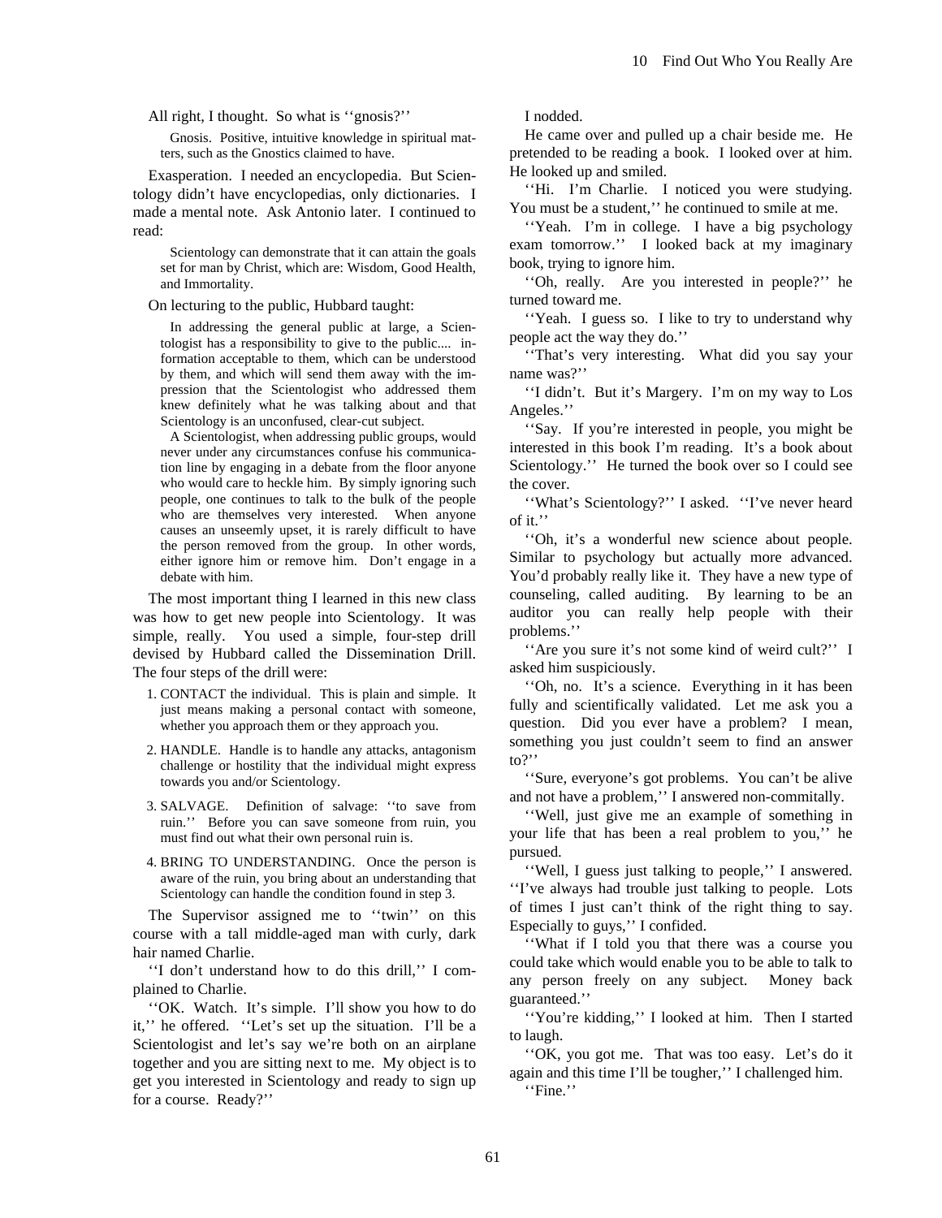All right, I thought. So what is ''gnosis?''

> Gnosis. Positive, intuitive knowledge in spiritual matters, such as the Gnostics claimed to have.

Exasperation. I needed an encyclopedia. But Scientology didn't have encyclopedias, only dictionaries. I made a mental note. Ask Antonio later. I continued to read:

> Scientology can demonstrate that it can attain the goals set for man by Christ, which are: Wisdom, Good Health, and Immortality.

On lecturing to the public, Hubbard taught:

> In addressing the general public at large, a Scientologist has a responsibility to give to the public.... information acceptable to them, which can be understood by them, and which will send them away with the impression that the Scientologist who addressed them knew definitely what he was talking about and that Scientology is an unconfused, clear-cut subject.
>
> A Scientologist, when addressing public groups, would never under any circumstances confuse his communication line by engaging in a debate from the floor anyone who would care to heckle him. By simply ignoring such people, one continues to talk to the bulk of the people who are themselves very interested. When anyone causes an unseemly upset, it is rarely difficult to have the person removed from the group. In other words, either ignore him or remove him. Don't engage in a debate with him.

The most important thing I learned in this new class was how to get new people into Scientology. It was simple, really. You used a simple, four-step drill devised by Hubbard called the Dissemination Drill. The four steps of the drill were:

1. CONTACT the individual. This is plain and simple. It just means making a personal contact with someone, whether you approach them or they approach you.
2. HANDLE. Handle is to handle any attacks, antagonism challenge or hostility that the individual might express towards you and/or Scientology.
3. SALVAGE. Definition of salvage: ''to save from ruin.'' Before you can save someone from ruin, you must find out what their own personal ruin is.
4. BRING TO UNDERSTANDING. Once the person is aware of the ruin, you bring about an understanding that Scientology can handle the condition found in step 3.

The Supervisor assigned me to ''twin'' on this course with a tall middle-aged man with curly, dark hair named Charlie.

''I don't understand how to do this drill,'' I complained to Charlie.

''OK. Watch. It's simple. I'll show you how to do it,'' he offered. ''Let's set up the situation. I'll be a Scientologist and let's say we're both on an airplane together and you are sitting next to me. My object is to get you interested in Scientology and ready to sign up for a course. Ready?''

I nodded.

He came over and pulled up a chair beside me. He pretended to be reading a book. I looked over at him. He looked up and smiled.

''Hi. I'm Charlie. I noticed you were studying. You must be a student,'' he continued to smile at me.

''Yeah. I'm in college. I have a big psychology exam tomorrow.'' I looked back at my imaginary book, trying to ignore him.

''Oh, really. Are you interested in people?'' he turned toward me.

''Yeah. I guess so. I like to try to understand why people act the way they do.''

''That's very interesting. What did you say your name was?''

''I didn't. But it's Margery. I'm on my way to Los Angeles.''

''Say. If you're interested in people, you might be interested in this book I'm reading. It's a book about Scientology.'' He turned the book over so I could see the cover.

''What's Scientology?'' I asked. ''I've never heard of it.''

''Oh, it's a wonderful new science about people. Similar to psychology but actually more advanced. You'd probably really like it. They have a new type of counseling, called auditing. By learning to be an auditor you can really help people with their problems.''

''Are you sure it's not some kind of weird cult?'' I asked him suspiciously.

''Oh, no. It's a science. Everything in it has been fully and scientifically validated. Let me ask you a question. Did you ever have a problem? I mean, something you just couldn't seem to find an answer to?''

''Sure, everyone's got problems. You can't be alive and not have a problem,'' I answered non-commitally.

''Well, just give me an example of something in your life that has been a real problem to you,'' he pursued.

''Well, I guess just talking to people,'' I answered. ''I've always had trouble just talking to people. Lots of times I just can't think of the right thing to say. Especially to guys,'' I confided.

''What if I told you that there was a course you could take which would enable you to be able to talk to any person freely on any subject. Money back guaranteed.''

''You're kidding,'' I looked at him. Then I started to laugh.

''OK, you got me. That was too easy. Let's do it again and this time I'll be tougher,'' I challenged him.

''Fine.''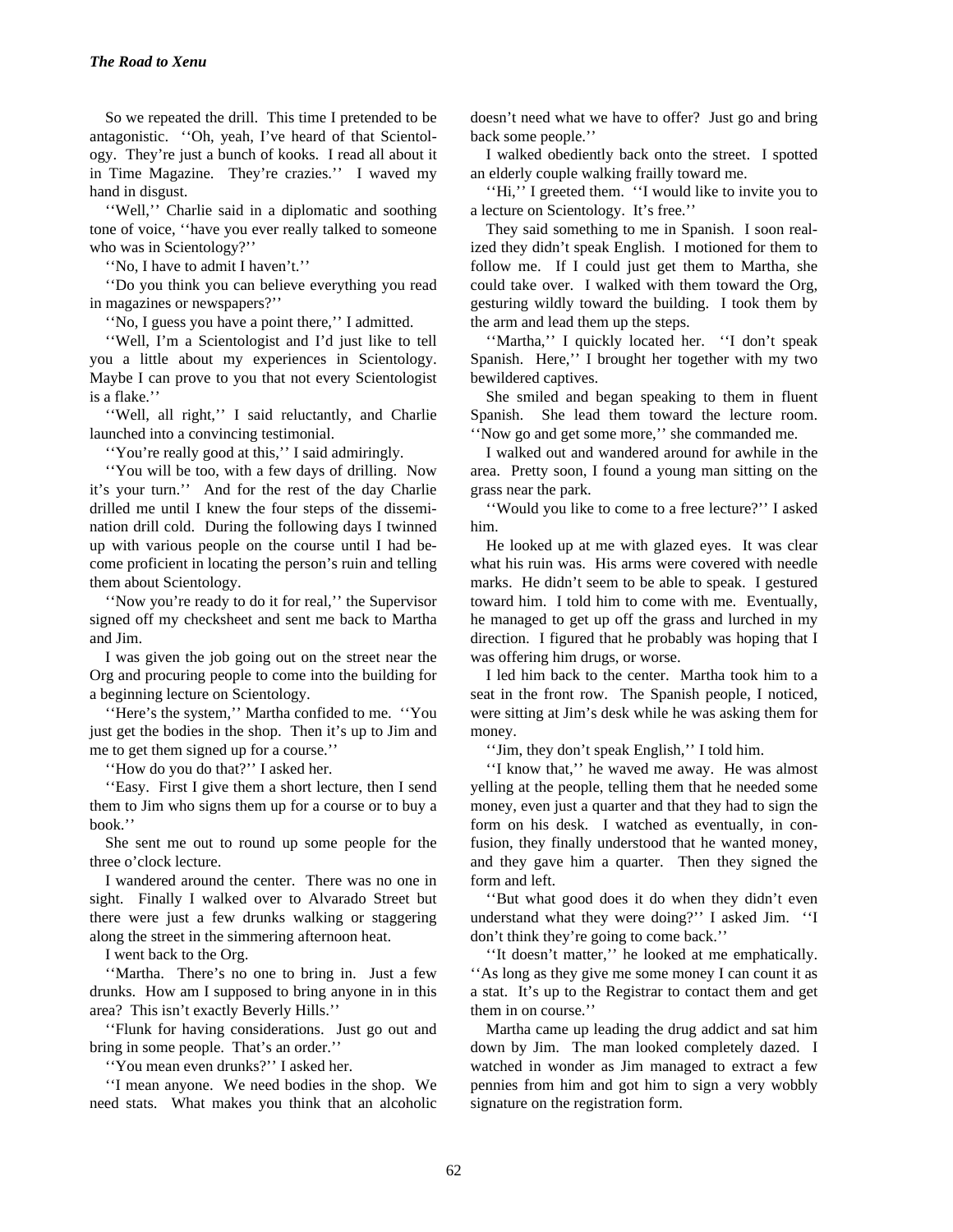So we repeated the drill. This time I pretended to be antagonistic. ''Oh, yeah, I've heard of that Scientology. They're just a bunch of kooks. I read all about it in Time Magazine. They're crazies.'' I waved my hand in disgust.

''Well,'' Charlie said in a diplomatic and soothing tone of voice, ''have you ever really talked to someone who was in Scientology?''

''No, I have to admit I haven't.''

''Do you think you can believe everything you read in magazines or newspapers?''

''No, I guess you have a point there,'' I admitted.

''Well, I'm a Scientologist and I'd just like to tell you a little about my experiences in Scientology. Maybe I can prove to you that not every Scientologist is a flake.''

''Well, all right,'' I said reluctantly, and Charlie launched into a convincing testimonial.

''You're really good at this,'' I said admiringly.

''You will be too, with a few days of drilling. Now it's your turn.'' And for the rest of the day Charlie drilled me until I knew the four steps of the dissemination drill cold. During the following days I twinned up with various people on the course until I had become proficient in locating the person's ruin and telling them about Scientology.

''Now you're ready to do it for real,'' the Supervisor signed off my checksheet and sent me back to Martha and Jim.

I was given the job going out on the street near the Org and procuring people to come into the building for a beginning lecture on Scientology.

''Here's the system,'' Martha confided to me. ''You just get the bodies in the shop. Then it's up to Jim and me to get them signed up for a course.''

''How do you do that?'' I asked her.

''Easy. First I give them a short lecture, then I send them to Jim who signs them up for a course or to buy a book.''

She sent me out to round up some people for the three o'clock lecture.

I wandered around the center. There was no one in sight. Finally I walked over to Alvarado Street but there were just a few drunks walking or staggering along the street in the simmering afternoon heat.

I went back to the Org.

''Martha. There's no one to bring in. Just a few drunks. How am I supposed to bring anyone in in this area? This isn't exactly Beverly Hills.''

''Flunk for having considerations. Just go out and bring in some people. That's an order.''

''You mean even drunks?'' I asked her.

''I mean anyone. We need bodies in the shop. We need stats. What makes you think that an alcoholic doesn't need what we have to offer? Just go and bring back some people.''

I walked obediently back onto the street. I spotted an elderly couple walking frailly toward me.

''Hi,'' I greeted them. ''I would like to invite you to a lecture on Scientology. It's free.''

They said something to me in Spanish. I soon realized they didn't speak English. I motioned for them to follow me. If I could just get them to Martha, she could take over. I walked with them toward the Org, gesturing wildly toward the building. I took them by the arm and lead them up the steps.

''Martha,'' I quickly located her. ''I don't speak Spanish. Here,'' I brought her together with my two bewildered captives.

She smiled and began speaking to them in fluent Spanish. She lead them toward the lecture room. ''Now go and get some more,'' she commanded me.

I walked out and wandered around for awhile in the area. Pretty soon, I found a young man sitting on the grass near the park.

''Would you like to come to a free lecture?'' I asked him.

He looked up at me with glazed eyes. It was clear what his ruin was. His arms were covered with needle marks. He didn't seem to be able to speak. I gestured toward him. I told him to come with me. Eventually, he managed to get up off the grass and lurched in my direction. I figured that he probably was hoping that I was offering him drugs, or worse.

I led him back to the center. Martha took him to a seat in the front row. The Spanish people, I noticed, were sitting at Jim's desk while he was asking them for money.

''Jim, they don't speak English,'' I told him.

''I know that,'' he waved me away. He was almost yelling at the people, telling them that he needed some money, even just a quarter and that they had to sign the form on his desk. I watched as eventually, in confusion, they finally understood that he wanted money, and they gave him a quarter. Then they signed the form and left.

''But what good does it do when they didn't even understand what they were doing?'' I asked Jim. ''I don't think they're going to come back.''

''It doesn't matter,'' he looked at me emphatically. ''As long as they give me some money I can count it as a stat. It's up to the Registrar to contact them and get them in on course.''

Martha came up leading the drug addict and sat him down by Jim. The man looked completely dazed. I watched in wonder as Jim managed to extract a few pennies from him and got him to sign a very wobbly signature on the registration form.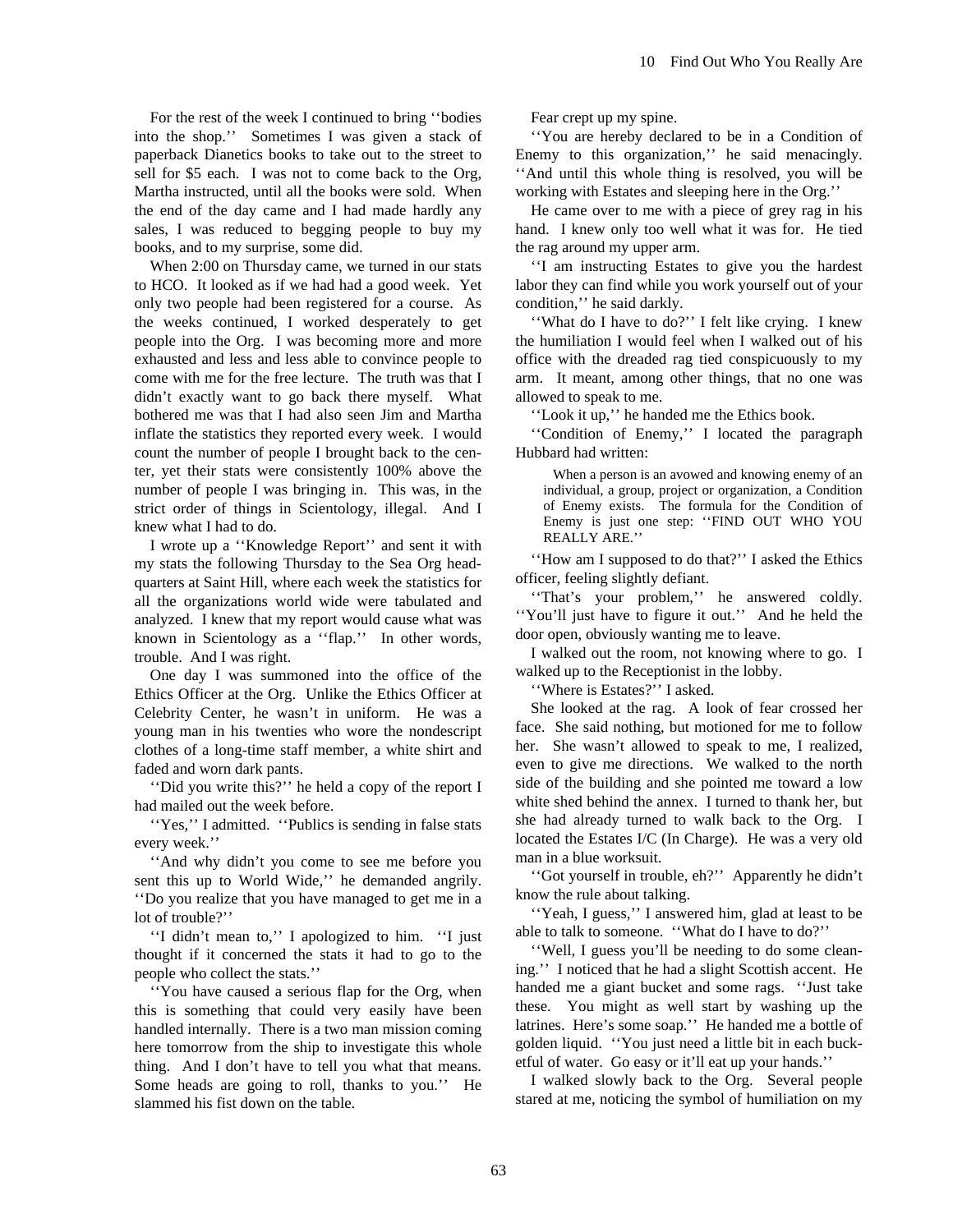For the rest of the week I continued to bring ''bodies into the shop.'' Sometimes I was given a stack of paperback Dianetics books to take out to the street to sell for $5 each. I was not to come back to the Org, Martha instructed, until all the books were sold. When the end of the day came and I had made hardly any sales, I was reduced to begging people to buy my books, and to my surprise, some did.

When 2:00 on Thursday came, we turned in our stats to HCO. It looked as if we had had a good week. Yet only two people had been registered for a course. As the weeks continued, I worked desperately to get people into the Org. I was becoming more and more exhausted and less and less able to convince people to come with me for the free lecture. The truth was that I didn't exactly want to go back there myself. What bothered me was that I had also seen Jim and Martha inflate the statistics they reported every week. I would count the number of people I brought back to the center, yet their stats were consistently 100% above the number of people I was bringing in. This was, in the strict order of things in Scientology, illegal. And I knew what I had to do.

I wrote up a ''Knowledge Report'' and sent it with my stats the following Thursday to the Sea Org headquarters at Saint Hill, where each week the statistics for all the organizations world wide were tabulated and analyzed. I knew that my report would cause what was known in Scientology as a ''flap.'' In other words, trouble. And I was right.

One day I was summoned into the office of the Ethics Officer at the Org. Unlike the Ethics Officer at Celebrity Center, he wasn't in uniform. He was a young man in his twenties who wore the nondescript clothes of a long-time staff member, a white shirt and faded and worn dark pants.

''Did you write this?'' he held a copy of the report I had mailed out the week before.

''Yes,'' I admitted. ''Publics is sending in false stats every week.''

''And why didn't you come to see me before you sent this up to World Wide,'' he demanded angrily. ''Do you realize that you have managed to get me in a lot of trouble?''

''I didn't mean to,'' I apologized to him. ''I just thought if it concerned the stats it had to go to the people who collect the stats.''

''You have caused a serious flap for the Org, when this is something that could very easily have been handled internally. There is a two man mission coming here tomorrow from the ship to investigate this whole thing. And I don't have to tell you what that means. Some heads are going to roll, thanks to you.'' He slammed his fist down on the table.

Fear crept up my spine.

''You are hereby declared to be in a Condition of Enemy to this organization,'' he said menacingly. ''And until this whole thing is resolved, you will be working with Estates and sleeping here in the Org.''

He came over to me with a piece of grey rag in his hand. I knew only too well what it was for. He tied the rag around my upper arm.

''I am instructing Estates to give you the hardest labor they can find while you work yourself out of your condition,'' he said darkly.

''What do I have to do?'' I felt like crying. I knew the humiliation I would feel when I walked out of his office with the dreaded rag tied conspicuously to my arm. It meant, among other things, that no one was allowed to speak to me.

''Look it up,'' he handed me the Ethics book.

''Condition of Enemy,'' I located the paragraph Hubbard had written:

> When a person is an avowed and knowing enemy of an individual, a group, project or organization, a Condition of Enemy exists. The formula for the Condition of Enemy is just one step: ''FIND OUT WHO YOU REALLY ARE.''

''How am I supposed to do that?'' I asked the Ethics officer, feeling slightly defiant.

''That's your problem,'' he answered coldly. ''You'll just have to figure it out.'' And he held the door open, obviously wanting me to leave.

I walked out the room, not knowing where to go. I walked up to the Receptionist in the lobby.

''Where is Estates?'' I asked.

She looked at the rag. A look of fear crossed her face. She said nothing, but motioned for me to follow her. She wasn't allowed to speak to me, I realized, even to give me directions. We walked to the north side of the building and she pointed me toward a low white shed behind the annex. I turned to thank her, but she had already turned to walk back to the Org. I located the Estates I/C (In Charge). He was a very old man in a blue worksuit.

''Got yourself in trouble, eh?'' Apparently he didn't know the rule about talking.

''Yeah, I guess,'' I answered him, glad at least to be able to talk to someone. ''What do I have to do?''

''Well, I guess you'll be needing to do some cleaning.'' I noticed that he had a slight Scottish accent. He handed me a giant bucket and some rags. ''Just take these. You might as well start by washing up the latrines. Here's some soap.'' He handed me a bottle of golden liquid. ''You just need a little bit in each bucketful of water. Go easy or it'll eat up your hands.''

I walked slowly back to the Org. Several people stared at me, noticing the symbol of humiliation on my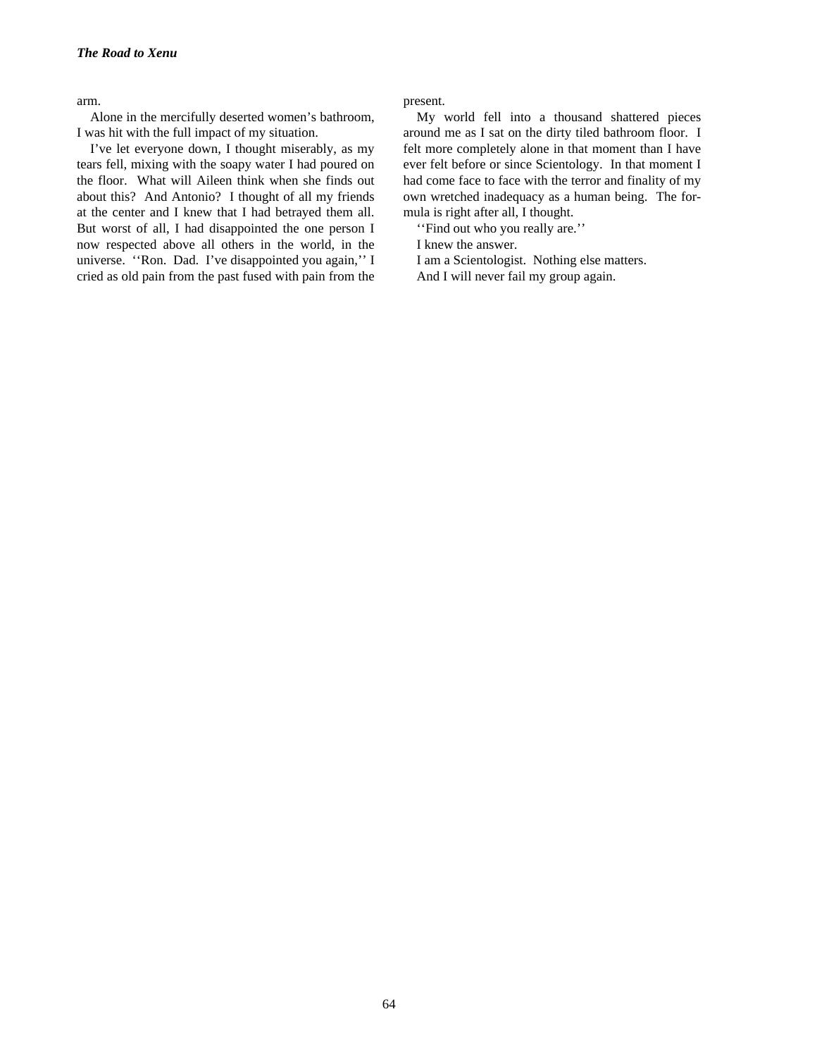arm.

Alone in the mercifully deserted women's bathroom, I was hit with the full impact of my situation.

I've let everyone down, I thought miserably, as my tears fell, mixing with the soapy water I had poured on the floor. What will Aileen think when she finds out about this? And Antonio? I thought of all my friends at the center and I knew that I had betrayed them all. But worst of all, I had disappointed the one person I now respected above all others in the world, in the universe. ''Ron. Dad. I've disappointed you again,'' I cried as old pain from the past fused with pain from the present.

My world fell into a thousand shattered pieces around me as I sat on the dirty tiled bathroom floor. I felt more completely alone in that moment than I have ever felt before or since Scientology. In that moment I had come face to face with the terror and finality of my own wretched inadequacy as a human being. The formula is right after all, I thought.

''Find out who you really are.''

I knew the answer.

I am a Scientologist. Nothing else matters.

And I will never fail my group again.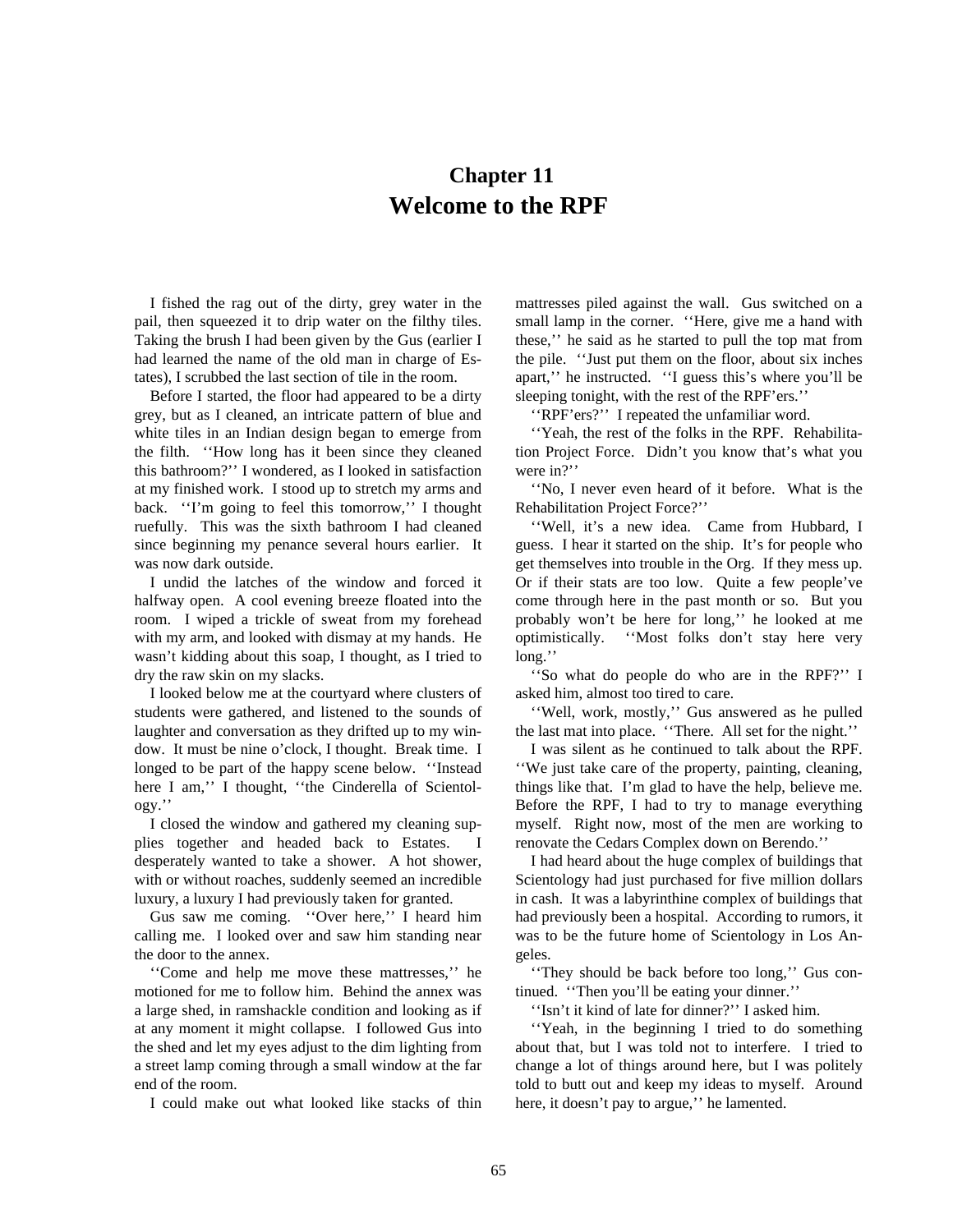# Chapter 11
# Welcome to the RPF

I fished the rag out of the dirty, grey water in the pail, then squeezed it to drip water on the filthy tiles. Taking the brush I had been given by the Gus (earlier I had learned the name of the old man in charge of Estates), I scrubbed the last section of tile in the room.

Before I started, the floor had appeared to be a dirty grey, but as I cleaned, an intricate pattern of blue and white tiles in an Indian design began to emerge from the filth. ''How long has it been since they cleaned this bathroom?'' I wondered, as I looked in satisfaction at my finished work. I stood up to stretch my arms and back. ''I'm going to feel this tomorrow,'' I thought ruefully. This was the sixth bathroom I had cleaned since beginning my penance several hours earlier. It was now dark outside.

I undid the latches of the window and forced it halfway open. A cool evening breeze floated into the room. I wiped a trickle of sweat from my forehead with my arm, and looked with dismay at my hands. He wasn't kidding about this soap, I thought, as I tried to dry the raw skin on my slacks.

I looked below me at the courtyard where clusters of students were gathered, and listened to the sounds of laughter and conversation as they drifted up to my window. It must be nine o'clock, I thought. Break time. I longed to be part of the happy scene below. ''Instead here I am,'' I thought, ''the Cinderella of Scientology.''

I closed the window and gathered my cleaning supplies together and headed back to Estates. I desperately wanted to take a shower. A hot shower, with or without roaches, suddenly seemed an incredible luxury, a luxury I had previously taken for granted.

Gus saw me coming. ''Over here,'' I heard him calling me. I looked over and saw him standing near the door to the annex.

''Come and help me move these mattresses,'' he motioned for me to follow him. Behind the annex was a large shed, in ramshackle condition and looking as if at any moment it might collapse. I followed Gus into the shed and let my eyes adjust to the dim lighting from a street lamp coming through a small window at the far end of the room.

I could make out what looked like stacks of thin mattresses piled against the wall. Gus switched on a small lamp in the corner. ''Here, give me a hand with these,'' he said as he started to pull the top mat from the pile. ''Just put them on the floor, about six inches apart,'' he instructed. ''I guess this's where you'll be sleeping tonight, with the rest of the RPF'ers.''

''RPF'ers?'' I repeated the unfamiliar word.

''Yeah, the rest of the folks in the RPF. Rehabilitation Project Force. Didn't you know that's what you were in?''

''No, I never even heard of it before. What is the Rehabilitation Project Force?''

''Well, it's a new idea. Came from Hubbard, I guess. I hear it started on the ship. It's for people who get themselves into trouble in the Org. If they mess up. Or if their stats are too low. Quite a few people've come through here in the past month or so. But you probably won't be here for long,'' he looked at me optimistically. ''Most folks don't stay here very long.''

''So what do people do who are in the RPF?'' I asked him, almost too tired to care.

''Well, work, mostly,'' Gus answered as he pulled the last mat into place. ''There. All set for the night.''

I was silent as he continued to talk about the RPF. ''We just take care of the property, painting, cleaning, things like that. I'm glad to have the help, believe me. Before the RPF, I had to try to manage everything myself. Right now, most of the men are working to renovate the Cedars Complex down on Berendo.''

I had heard about the huge complex of buildings that Scientology had just purchased for five million dollars in cash. It was a labyrinthine complex of buildings that had previously been a hospital. According to rumors, it was to be the future home of Scientology in Los Angeles.

''They should be back before too long,'' Gus continued. ''Then you'll be eating your dinner.''

''Isn't it kind of late for dinner?'' I asked him.

''Yeah, in the beginning I tried to do something about that, but I was told not to interfere. I tried to change a lot of things around here, but I was politely told to butt out and keep my ideas to myself. Around here, it doesn't pay to argue,'' he lamented.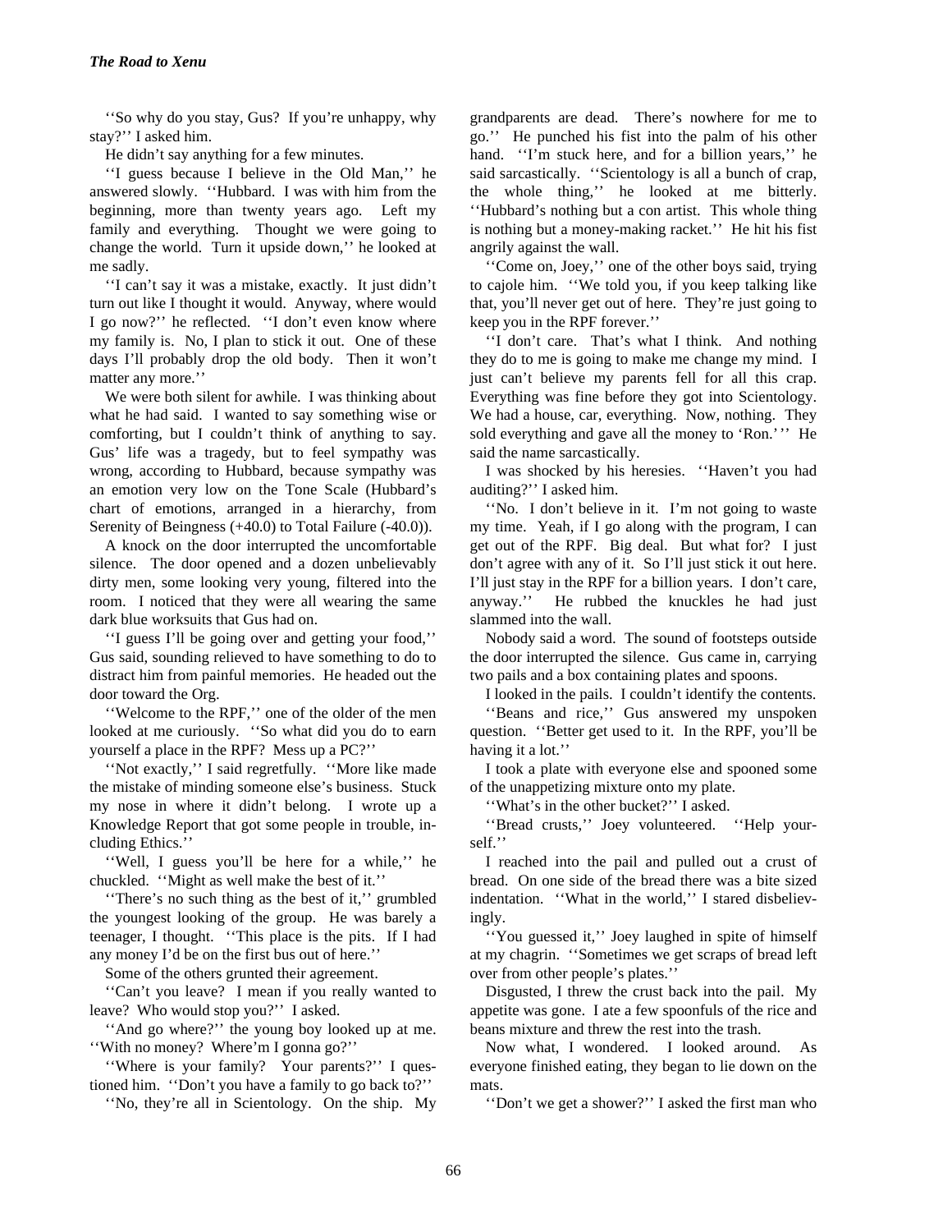''So why do you stay, Gus? If you're unhappy, why stay?'' I asked him.

He didn't say anything for a few minutes.

''I guess because I believe in the Old Man,'' he answered slowly. ''Hubbard. I was with him from the beginning, more than twenty years ago. Left my family and everything. Thought we were going to change the world. Turn it upside down,'' he looked at me sadly.

''I can't say it was a mistake, exactly. It just didn't turn out like I thought it would. Anyway, where would I go now?'' he reflected. ''I don't even know where my family is. No, I plan to stick it out. One of these days I'll probably drop the old body. Then it won't matter any more.''

We were both silent for awhile. I was thinking about what he had said. I wanted to say something wise or comforting, but I couldn't think of anything to say. Gus' life was a tragedy, but to feel sympathy was wrong, according to Hubbard, because sympathy was an emotion very low on the Tone Scale (Hubbard's chart of emotions, arranged in a hierarchy, from Serenity of Beingness (+40.0) to Total Failure (-40.0)).

A knock on the door interrupted the uncomfortable silence. The door opened and a dozen unbelievably dirty men, some looking very young, filtered into the room. I noticed that they were all wearing the same dark blue worksuits that Gus had on.

''I guess I'll be going over and getting your food,'' Gus said, sounding relieved to have something to do to distract him from painful memories. He headed out the door toward the Org.

''Welcome to the RPF,'' one of the older of the men looked at me curiously. ''So what did you do to earn yourself a place in the RPF? Mess up a PC?''

''Not exactly,'' I said regretfully. ''More like made the mistake of minding someone else's business. Stuck my nose in where it didn't belong. I wrote up a Knowledge Report that got some people in trouble, including Ethics.''

''Well, I guess you'll be here for a while,'' he chuckled. ''Might as well make the best of it.''

''There's no such thing as the best of it,'' grumbled the youngest looking of the group. He was barely a teenager, I thought. ''This place is the pits. If I had any money I'd be on the first bus out of here.''

Some of the others grunted their agreement.

''Can't you leave? I mean if you really wanted to leave? Who would stop you?'' I asked.

''And go where?'' the young boy looked up at me. ''With no money? Where'm I gonna go?''

''Where is your family? Your parents?'' I questioned him. ''Don't you have a family to go back to?''

''No, they're all in Scientology. On the ship. My grandparents are dead. There's nowhere for me to go.'' He punched his fist into the palm of his other hand. ''I'm stuck here, and for a billion years,'' he said sarcastically. ''Scientology is all a bunch of crap, the whole thing,'' he looked at me bitterly. ''Hubbard's nothing but a con artist. This whole thing is nothing but a money-making racket.'' He hit his fist angrily against the wall.

''Come on, Joey,'' one of the other boys said, trying to cajole him. ''We told you, if you keep talking like that, you'll never get out of here. They're just going to keep you in the RPF forever.''

''I don't care. That's what I think. And nothing they do to me is going to make me change my mind. I just can't believe my parents fell for all this crap. Everything was fine before they got into Scientology. We had a house, car, everything. Now, nothing. They sold everything and gave all the money to 'Ron.' '' He said the name sarcastically.

I was shocked by his heresies. ''Haven't you had auditing?'' I asked him.

''No. I don't believe in it. I'm not going to waste my time. Yeah, if I go along with the program, I can get out of the RPF. Big deal. But what for? I just don't agree with any of it. So I'll just stick it out here. I'll just stay in the RPF for a billion years. I don't care, anyway.'' He rubbed the knuckles he had just slammed into the wall.

Nobody said a word. The sound of footsteps outside the door interrupted the silence. Gus came in, carrying two pails and a box containing plates and spoons.

I looked in the pails. I couldn't identify the contents.

''Beans and rice,'' Gus answered my unspoken question. ''Better get used to it. In the RPF, you'll be having it a lot.''

I took a plate with everyone else and spooned some of the unappetizing mixture onto my plate.

''What's in the other bucket?'' I asked.

''Bread crusts,'' Joey volunteered. ''Help yourself.''

I reached into the pail and pulled out a crust of bread. On one side of the bread there was a bite sized indentation. ''What in the world,'' I stared disbelievingly.

''You guessed it,'' Joey laughed in spite of himself at my chagrin. ''Sometimes we get scraps of bread left over from other people's plates.''

Disgusted, I threw the crust back into the pail. My appetite was gone. I ate a few spoonfuls of the rice and beans mixture and threw the rest into the trash.

Now what, I wondered. I looked around. As everyone finished eating, they began to lie down on the mats.

''Don't we get a shower?'' I asked the first man who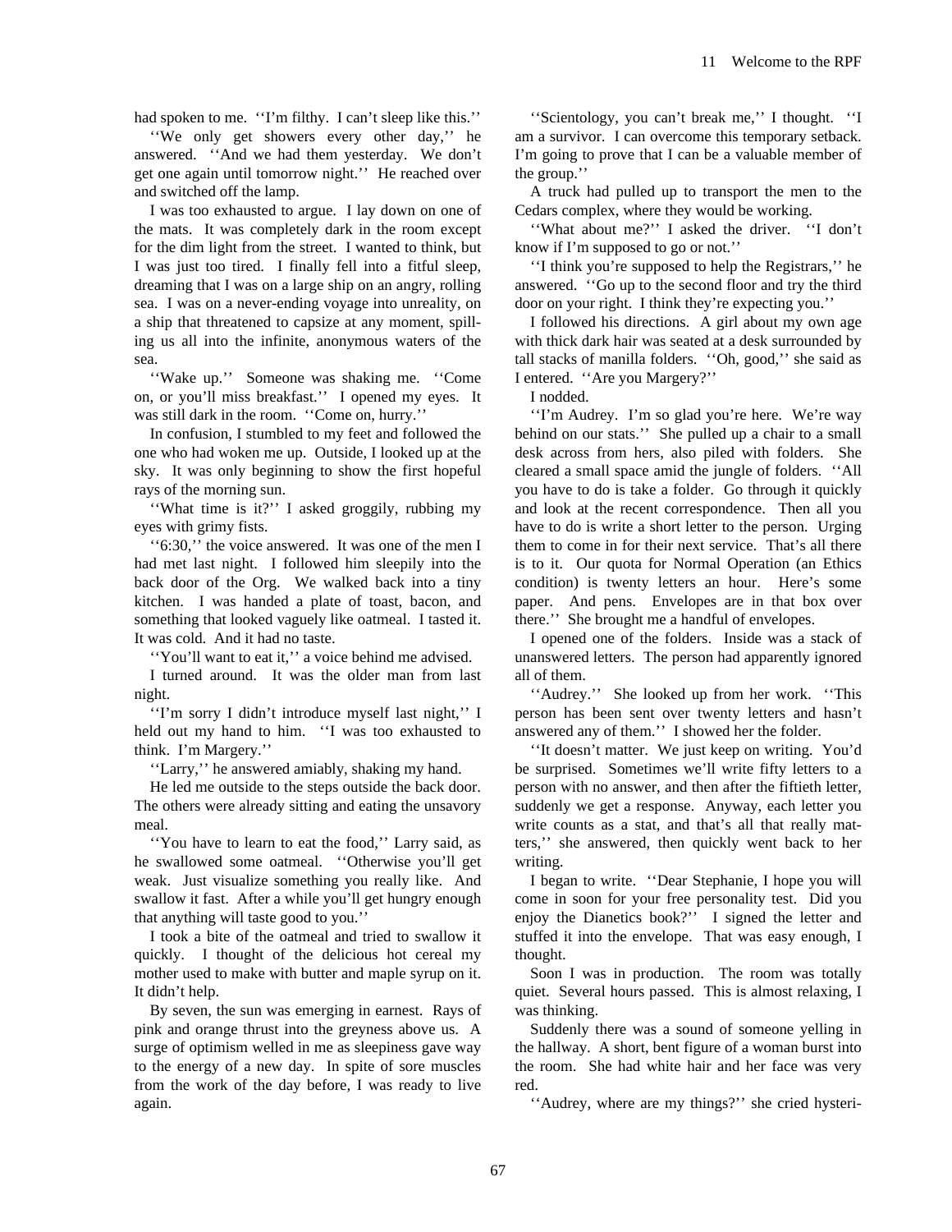had spoken to me. ''I'm filthy. I can't sleep like this.''

''We only get showers every other day,'' he answered. ''And we had them yesterday. We don't get one again until tomorrow night.'' He reached over and switched off the lamp.

I was too exhausted to argue. I lay down on one of the mats. It was completely dark in the room except for the dim light from the street. I wanted to think, but I was just too tired. I finally fell into a fitful sleep, dreaming that I was on a large ship on an angry, rolling sea. I was on a never-ending voyage into unreality, on a ship that threatened to capsize at any moment, spilling us all into the infinite, anonymous waters of the sea.

''Wake up.'' Someone was shaking me. ''Come on, or you'll miss breakfast.'' I opened my eyes. It was still dark in the room. ''Come on, hurry.''

In confusion, I stumbled to my feet and followed the one who had woken me up. Outside, I looked up at the sky. It was only beginning to show the first hopeful rays of the morning sun.

''What time is it?'' I asked groggily, rubbing my eyes with grimy fists.

''6:30,'' the voice answered. It was one of the men I had met last night. I followed him sleepily into the back door of the Org. We walked back into a tiny kitchen. I was handed a plate of toast, bacon, and something that looked vaguely like oatmeal. I tasted it. It was cold. And it had no taste.

''You'll want to eat it,'' a voice behind me advised.

I turned around. It was the older man from last night.

''I'm sorry I didn't introduce myself last night,'' I held out my hand to him. ''I was too exhausted to think. I'm Margery.''

''Larry,'' he answered amiably, shaking my hand.

He led me outside to the steps outside the back door. The others were already sitting and eating the unsavory meal.

''You have to learn to eat the food,'' Larry said, as he swallowed some oatmeal. ''Otherwise you'll get weak. Just visualize something you really like. And swallow it fast. After a while you'll get hungry enough that anything will taste good to you.''

I took a bite of the oatmeal and tried to swallow it quickly. I thought of the delicious hot cereal my mother used to make with butter and maple syrup on it. It didn't help.

By seven, the sun was emerging in earnest. Rays of pink and orange thrust into the greyness above us. A surge of optimism welled in me as sleepiness gave way to the energy of a new day. In spite of sore muscles from the work of the day before, I was ready to live again.

''Scientology, you can't break me,'' I thought. ''I am a survivor. I can overcome this temporary setback. I'm going to prove that I can be a valuable member of the group.''

A truck had pulled up to transport the men to the Cedars complex, where they would be working.

''What about me?'' I asked the driver. ''I don't know if I'm supposed to go or not.''

''I think you're supposed to help the Registrars,'' he answered. ''Go up to the second floor and try the third door on your right. I think they're expecting you.''

I followed his directions. A girl about my own age with thick dark hair was seated at a desk surrounded by tall stacks of manilla folders. ''Oh, good,'' she said as I entered. ''Are you Margery?''

I nodded.

''I'm Audrey. I'm so glad you're here. We're way behind on our stats.'' She pulled up a chair to a small desk across from hers, also piled with folders. She cleared a small space amid the jungle of folders. ''All you have to do is take a folder. Go through it quickly and look at the recent correspondence. Then all you have to do is write a short letter to the person. Urging them to come in for their next service. That's all there is to it. Our quota for Normal Operation (an Ethics condition) is twenty letters an hour. Here's some paper. And pens. Envelopes are in that box over there.'' She brought me a handful of envelopes.

I opened one of the folders. Inside was a stack of unanswered letters. The person had apparently ignored all of them.

''Audrey.'' She looked up from her work. ''This person has been sent over twenty letters and hasn't answered any of them.'' I showed her the folder.

''It doesn't matter. We just keep on writing. You'd be surprised. Sometimes we'll write fifty letters to a person with no answer, and then after the fiftieth letter, suddenly we get a response. Anyway, each letter you write counts as a stat, and that's all that really matters,'' she answered, then quickly went back to her writing.

I began to write. ''Dear Stephanie, I hope you will come in soon for your free personality test. Did you enjoy the Dianetics book?'' I signed the letter and stuffed it into the envelope. That was easy enough, I thought.

Soon I was in production. The room was totally quiet. Several hours passed. This is almost relaxing, I was thinking.

Suddenly there was a sound of someone yelling in the hallway. A short, bent figure of a woman burst into the room. She had white hair and her face was very red.

''Audrey, where are my things?'' she cried hysteri-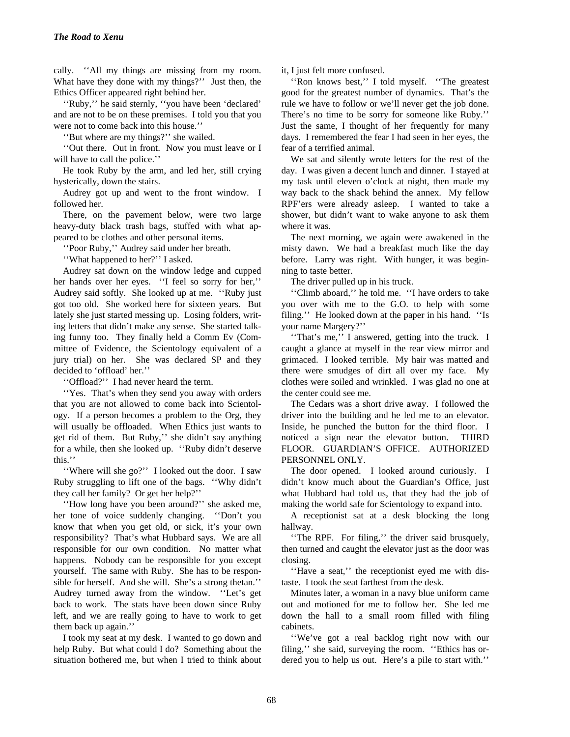cally. ''All my things are missing from my room. What have they done with my things?'' Just then, the Ethics Officer appeared right behind her.

''Ruby,'' he said sternly, ''you have been 'declared' and are not to be on these premises. I told you that you were not to come back into this house.''

''But where are my things?'' she wailed.

''Out there. Out in front. Now you must leave or I will have to call the police.''

He took Ruby by the arm, and led her, still crying hysterically, down the stairs.

Audrey got up and went to the front window. I followed her.

There, on the pavement below, were two large heavy-duty black trash bags, stuffed with what appeared to be clothes and other personal items.

''Poor Ruby,'' Audrey said under her breath.

''What happened to her?'' I asked.

Audrey sat down on the window ledge and cupped her hands over her eyes. ''I feel so sorry for her,'' Audrey said softly. She looked up at me. ''Ruby just got too old. She worked here for sixteen years. But lately she just started messing up. Losing folders, writing letters that didn't make any sense. She started talking funny too. They finally held a Comm Ev (Committee of Evidence, the Scientology equivalent of a jury trial) on her. She was declared SP and they decided to 'offload' her.''

''Offload?'' I had never heard the term.

''Yes. That's when they send you away with orders that you are not allowed to come back into Scientology. If a person becomes a problem to the Org, they will usually be offloaded. When Ethics just wants to get rid of them. But Ruby,'' she didn't say anything for a while, then she looked up. ''Ruby didn't deserve this.''

''Where will she go?'' I looked out the door. I saw Ruby struggling to lift one of the bags. ''Why didn't they call her family? Or get her help?''

''How long have you been around?'' she asked me, her tone of voice suddenly changing. ''Don't you know that when you get old, or sick, it's your own responsibility? That's what Hubbard says. We are all responsible for our own condition. No matter what happens. Nobody can be responsible for you except yourself. The same with Ruby. She has to be responsible for herself. And she will. She's a strong thetan.'' Audrey turned away from the window. ''Let's get back to work. The stats have been down since Ruby left, and we are really going to have to work to get them back up again.''

I took my seat at my desk. I wanted to go down and help Ruby. But what could I do? Something about the situation bothered me, but when I tried to think about it, I just felt more confused.

''Ron knows best,'' I told myself. ''The greatest good for the greatest number of dynamics. That's the rule we have to follow or we'll never get the job done. There's no time to be sorry for someone like Ruby.'' Just the same, I thought of her frequently for many days. I remembered the fear I had seen in her eyes, the fear of a terrified animal.

We sat and silently wrote letters for the rest of the day. I was given a decent lunch and dinner. I stayed at my task until eleven o'clock at night, then made my way back to the shack behind the annex. My fellow RPF'ers were already asleep. I wanted to take a shower, but didn't want to wake anyone to ask them where it was.

The next morning, we again were awakened in the misty dawn. We had a breakfast much like the day before. Larry was right. With hunger, it was beginning to taste better.

The driver pulled up in his truck.

''Climb aboard,'' he told me. ''I have orders to take you over with me to the G.O. to help with some filing.'' He looked down at the paper in his hand. ''Is your name Margery?''

''That's me,'' I answered, getting into the truck. I caught a glance at myself in the rear view mirror and grimaced. I looked terrible. My hair was matted and there were smudges of dirt all over my face. My clothes were soiled and wrinkled. I was glad no one at the center could see me.

The Cedars was a short drive away. I followed the driver into the building and he led me to an elevator. Inside, he punched the button for the third floor. I noticed a sign near the elevator button. THIRD FLOOR. GUARDIAN'S OFFICE. AUTHORIZED PERSONNEL ONLY.

The door opened. I looked around curiously. I didn't know much about the Guardian's Office, just what Hubbard had told us, that they had the job of making the world safe for Scientology to expand into.

A receptionist sat at a desk blocking the long hallway.

''The RPF. For filing,'' the driver said brusquely, then turned and caught the elevator just as the door was closing.

''Have a seat,'' the receptionist eyed me with distaste. I took the seat farthest from the desk.

Minutes later, a woman in a navy blue uniform came out and motioned for me to follow her. She led me down the hall to a small room filled with filing cabinets.

''We've got a real backlog right now with our filing,'' she said, surveying the room. ''Ethics has ordered you to help us out. Here's a pile to start with.''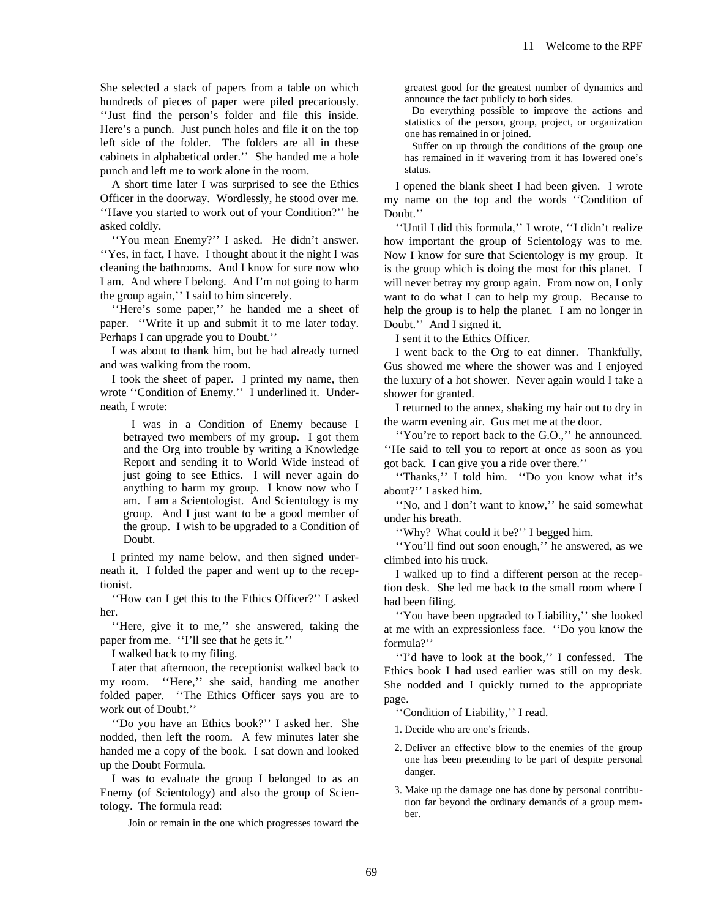She selected a stack of papers from a table on which hundreds of pieces of paper were piled precariously. ''Just find the person's folder and file this inside. Here's a punch. Just punch holes and file it on the top left side of the folder. The folders are all in these cabinets in alphabetical order.'' She handed me a hole punch and left me to work alone in the room.

A short time later I was surprised to see the Ethics Officer in the doorway. Wordlessly, he stood over me. ''Have you started to work out of your Condition?'' he asked coldly.

''You mean Enemy?'' I asked. He didn't answer. ''Yes, in fact, I have. I thought about it the night I was cleaning the bathrooms. And I know for sure now who I am. And where I belong. And I'm not going to harm the group again,'' I said to him sincerely.

''Here's some paper,'' he handed me a sheet of paper. ''Write it up and submit it to me later today. Perhaps I can upgrade you to Doubt.''

I was about to thank him, but he had already turned and was walking from the room.

I took the sheet of paper. I printed my name, then wrote ''Condition of Enemy.'' I underlined it. Underneath, I wrote:

> I was in a Condition of Enemy because I betrayed two members of my group. I got them and the Org into trouble by writing a Knowledge Report and sending it to World Wide instead of just going to see Ethics. I will never again do anything to harm my group. I know now who I am. I am a Scientologist. And Scientology is my group. And I just want to be a good member of the group. I wish to be upgraded to a Condition of Doubt.

I printed my name below, and then signed underneath it. I folded the paper and went up to the receptionist.

''How can I get this to the Ethics Officer?'' I asked her.

''Here, give it to me,'' she answered, taking the paper from me. ''I'll see that he gets it.''

I walked back to my filing.

Later that afternoon, the receptionist walked back to my room. ''Here,'' she said, handing me another folded paper. ''The Ethics Officer says you are to work out of Doubt.''

''Do you have an Ethics book?'' I asked her. She nodded, then left the room. A few minutes later she handed me a copy of the book. I sat down and looked up the Doubt Formula.

I was to evaluate the group I belonged to as an Enemy (of Scientology) and also the group of Scientology. The formula read:

> Join or remain in the one which progresses toward the greatest good for the greatest number of dynamics and announce the fact publicly to both sides.
>
> Do everything possible to improve the actions and statistics of the person, group, project, or organization one has remained in or joined.
>
> Suffer on up through the conditions of the group one has remained in if wavering from it has lowered one's status.

I opened the blank sheet I had been given. I wrote my name on the top and the words ''Condition of Doubt.''

''Until I did this formula,'' I wrote, ''I didn't realize how important the group of Scientology was to me. Now I know for sure that Scientology is my group. It is the group which is doing the most for this planet. I will never betray my group again. From now on, I only want to do what I can to help my group. Because to help the group is to help the planet. I am no longer in Doubt.'' And I signed it.

I sent it to the Ethics Officer.

I went back to the Org to eat dinner. Thankfully, Gus showed me where the shower was and I enjoyed the luxury of a hot shower. Never again would I take a shower for granted.

I returned to the annex, shaking my hair out to dry in the warm evening air. Gus met me at the door.

''You're to report back to the G.O.,'' he announced. ''He said to tell you to report at once as soon as you got back. I can give you a ride over there.''

''Thanks,'' I told him. ''Do you know what it's about?'' I asked him.

''No, and I don't want to know,'' he said somewhat under his breath.

''Why? What could it be?'' I begged him.

''You'll find out soon enough,'' he answered, as we climbed into his truck.

I walked up to find a different person at the reception desk. She led me back to the small room where I had been filing.

''You have been upgraded to Liability,'' she looked at me with an expressionless face. ''Do you know the formula?''

''I'd have to look at the book,'' I confessed. The Ethics book I had used earlier was still on my desk. She nodded and I quickly turned to the appropriate page.

''Condition of Liability,'' I read.

1. Decide who are one's friends.
2. Deliver an effective blow to the enemies of the group one has been pretending to be part of despite personal danger.
3. Make up the damage one has done by personal contribution far beyond the ordinary demands of a group member.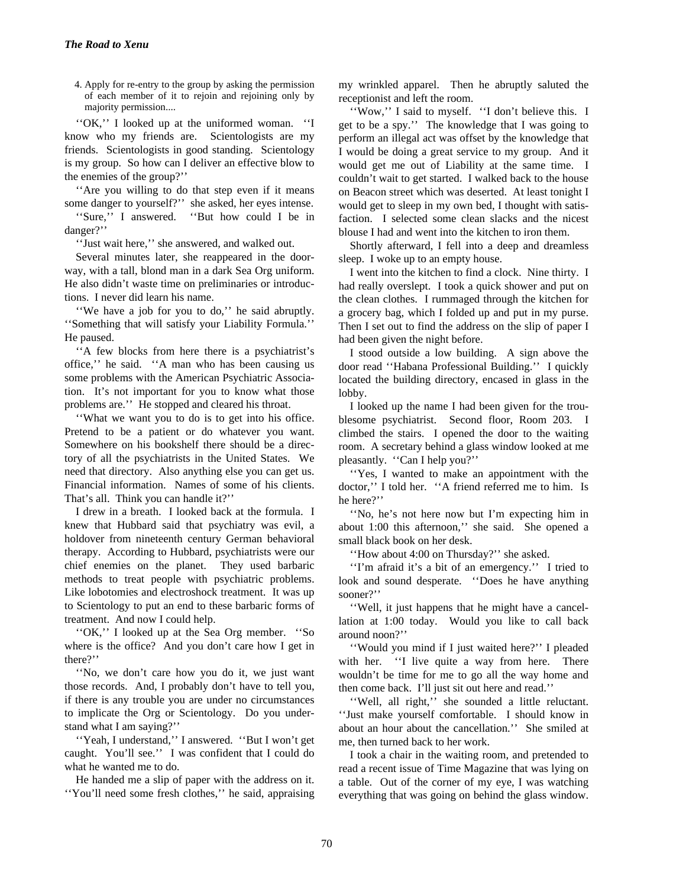4. Apply for re-entry to the group by asking the permission of each member of it to rejoin and rejoining only by majority permission....

''OK,'' I looked up at the uniformed woman. ''I know who my friends are. Scientologists are my friends. Scientologists in good standing. Scientology is my group. So how can I deliver an effective blow to the enemies of the group?''

''Are you willing to do that step even if it means some danger to yourself?'' she asked, her eyes intense.

''Sure,'' I answered. ''But how could I be in danger?''

''Just wait here,'' she answered, and walked out.

Several minutes later, she reappeared in the doorway, with a tall, blond man in a dark Sea Org uniform. He also didn't waste time on preliminaries or introductions. I never did learn his name.

''We have a job for you to do,'' he said abruptly. ''Something that will satisfy your Liability Formula.'' He paused.

''A few blocks from here there is a psychiatrist's office,'' he said. ''A man who has been causing us some problems with the American Psychiatric Association. It's not important for you to know what those problems are.'' He stopped and cleared his throat.

''What we want you to do is to get into his office. Pretend to be a patient or do whatever you want. Somewhere on his bookshelf there should be a directory of all the psychiatrists in the United States. We need that directory. Also anything else you can get us. Financial information. Names of some of his clients. That's all. Think you can handle it?''

I drew in a breath. I looked back at the formula. I knew that Hubbard said that psychiatry was evil, a holdover from nineteenth century German behavioral therapy. According to Hubbard, psychiatrists were our chief enemies on the planet. They used barbaric methods to treat people with psychiatric problems. Like lobotomies and electroshock treatment. It was up to Scientology to put an end to these barbaric forms of treatment. And now I could help.

''OK,'' I looked up at the Sea Org member. ''So where is the office? And you don't care how I get in there?''

''No, we don't care how you do it, we just want those records. And, I probably don't have to tell you, if there is any trouble you are under no circumstances to implicate the Org or Scientology. Do you understand what I am saying?''

''Yeah, I understand,'' I answered. ''But I won't get caught. You'll see.'' I was confident that I could do what he wanted me to do.

He handed me a slip of paper with the address on it. ''You'll need some fresh clothes,'' he said, appraising my wrinkled apparel. Then he abruptly saluted the receptionist and left the room.

''Wow,'' I said to myself. ''I don't believe this. I get to be a spy.'' The knowledge that I was going to perform an illegal act was offset by the knowledge that I would be doing a great service to my group. And it would get me out of Liability at the same time. I couldn't wait to get started. I walked back to the house on Beacon street which was deserted. At least tonight I would get to sleep in my own bed, I thought with satisfaction. I selected some clean slacks and the nicest blouse I had and went into the kitchen to iron them.

Shortly afterward, I fell into a deep and dreamless sleep. I woke up to an empty house.

I went into the kitchen to find a clock. Nine thirty. I had really overslept. I took a quick shower and put on the clean clothes. I rummaged through the kitchen for a grocery bag, which I folded up and put in my purse. Then I set out to find the address on the slip of paper I had been given the night before.

I stood outside a low building. A sign above the door read ''Habana Professional Building.'' I quickly located the building directory, encased in glass in the lobby.

I looked up the name I had been given for the troublesome psychiatrist. Second floor, Room 203. I climbed the stairs. I opened the door to the waiting room. A secretary behind a glass window looked at me pleasantly. ''Can I help you?''

''Yes, I wanted to make an appointment with the doctor,'' I told her. ''A friend referred me to him. Is he here?''

''No, he's not here now but I'm expecting him in about 1:00 this afternoon,'' she said. She opened a small black book on her desk.

''How about 4:00 on Thursday?'' she asked.

''I'm afraid it's a bit of an emergency.'' I tried to look and sound desperate. ''Does he have anything sooner?''

''Well, it just happens that he might have a cancellation at 1:00 today. Would you like to call back around noon?''

''Would you mind if I just waited here?'' I pleaded with her. ''I live quite a way from here. There wouldn't be time for me to go all the way home and then come back. I'll just sit out here and read.''

''Well, all right,'' she sounded a little reluctant. ''Just make yourself comfortable. I should know in about an hour about the cancellation.'' She smiled at me, then turned back to her work.

I took a chair in the waiting room, and pretended to read a recent issue of Time Magazine that was lying on a table. Out of the corner of my eye, I was watching everything that was going on behind the glass window.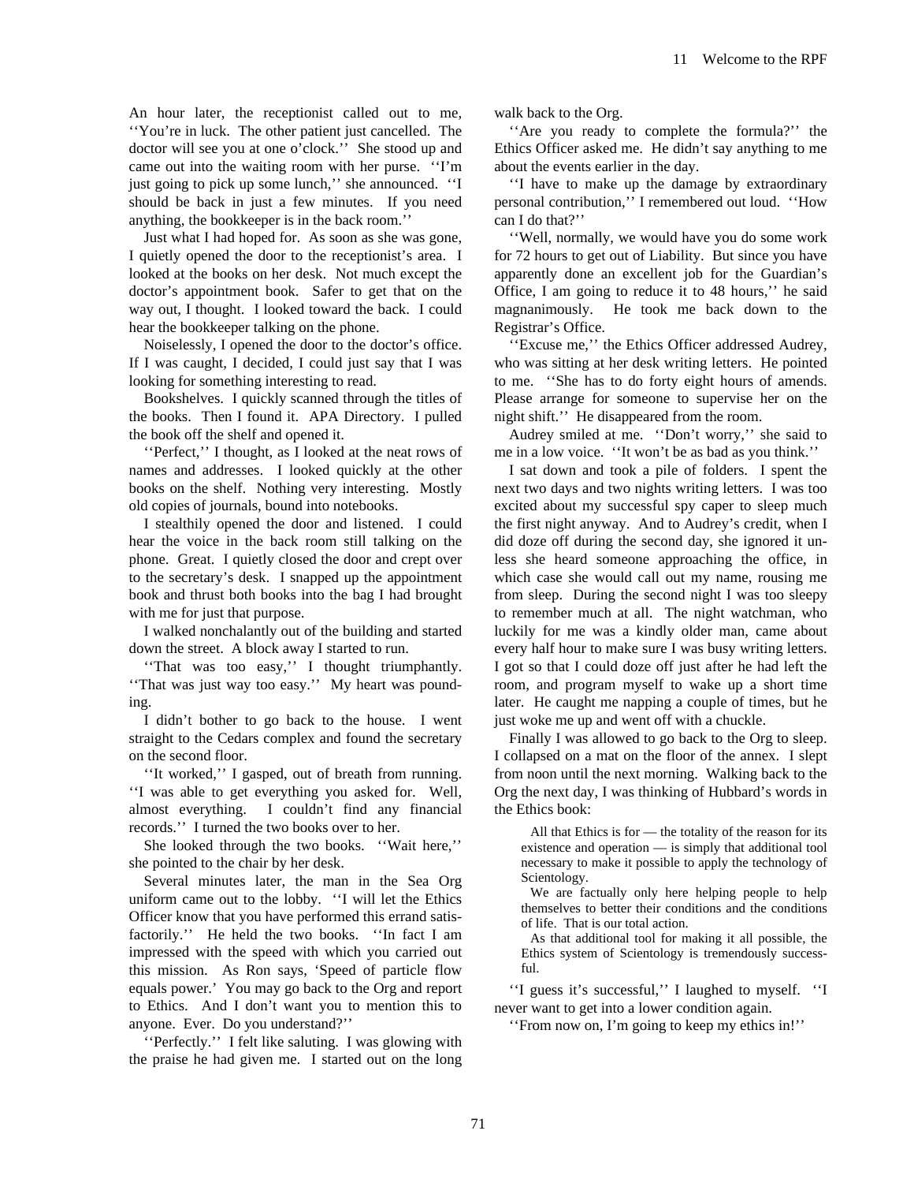An hour later, the receptionist called out to me, ''You're in luck. The other patient just cancelled. The doctor will see you at one o'clock.'' She stood up and came out into the waiting room with her purse. ''I'm just going to pick up some lunch,'' she announced. ''I should be back in just a few minutes. If you need anything, the bookkeeper is in the back room.''

Just what I had hoped for. As soon as she was gone, I quietly opened the door to the receptionist's area. I looked at the books on her desk. Not much except the doctor's appointment book. Safer to get that on the way out, I thought. I looked toward the back. I could hear the bookkeeper talking on the phone.

Noiselessly, I opened the door to the doctor's office. If I was caught, I decided, I could just say that I was looking for something interesting to read.

Bookshelves. I quickly scanned through the titles of the books. Then I found it. APA Directory. I pulled the book off the shelf and opened it.

''Perfect,'' I thought, as I looked at the neat rows of names and addresses. I looked quickly at the other books on the shelf. Nothing very interesting. Mostly old copies of journals, bound into notebooks.

I stealthily opened the door and listened. I could hear the voice in the back room still talking on the phone. Great. I quietly closed the door and crept over to the secretary's desk. I snapped up the appointment book and thrust both books into the bag I had brought with me for just that purpose.

I walked nonchalantly out of the building and started down the street. A block away I started to run.

''That was too easy,'' I thought triumphantly. ''That was just way too easy.'' My heart was pounding.

I didn't bother to go back to the house. I went straight to the Cedars complex and found the secretary on the second floor.

''It worked,'' I gasped, out of breath from running. ''I was able to get everything you asked for. Well, almost everything. I couldn't find any financial records.'' I turned the two books over to her.

She looked through the two books. ''Wait here,'' she pointed to the chair by her desk.

Several minutes later, the man in the Sea Org uniform came out to the lobby. ''I will let the Ethics Officer know that you have performed this errand satisfactorily.'' He held the two books. ''In fact I am impressed with the speed with which you carried out this mission. As Ron says, 'Speed of particle flow equals power.' You may go back to the Org and report to Ethics. And I don't want you to mention this to anyone. Ever. Do you understand?''

''Perfectly.'' I felt like saluting. I was glowing with the praise he had given me. I started out on the long walk back to the Org.

''Are you ready to complete the formula?'' the Ethics Officer asked me. He didn't say anything to me about the events earlier in the day.

''I have to make up the damage by extraordinary personal contribution,'' I remembered out loud. ''How can I do that?''

''Well, normally, we would have you do some work for 72 hours to get out of Liability. But since you have apparently done an excellent job for the Guardian's Office, I am going to reduce it to 48 hours,'' he said magnanimously. He took me back down to the Registrar's Office.

''Excuse me,'' the Ethics Officer addressed Audrey, who was sitting at her desk writing letters. He pointed to me. ''She has to do forty eight hours of amends. Please arrange for someone to supervise her on the night shift.'' He disappeared from the room.

Audrey smiled at me. ''Don't worry,'' she said to me in a low voice. ''It won't be as bad as you think.''

I sat down and took a pile of folders. I spent the next two days and two nights writing letters. I was too excited about my successful spy caper to sleep much the first night anyway. And to Audrey's credit, when I did doze off during the second day, she ignored it unless she heard someone approaching the office, in which case she would call out my name, rousing me from sleep. During the second night I was too sleepy to remember much at all. The night watchman, who luckily for me was a kindly older man, came about every half hour to make sure I was busy writing letters. I got so that I could doze off just after he had left the room, and program myself to wake up a short time later. He caught me napping a couple of times, but he just woke me up and went off with a chuckle.

Finally I was allowed to go back to the Org to sleep. I collapsed on a mat on the floor of the annex. I slept from noon until the next morning. Walking back to the Org the next day, I was thinking of Hubbard's words in the Ethics book:

> All that Ethics is for — the totality of the reason for its existence and operation — is simply that additional tool necessary to make it possible to apply the technology of Scientology.
>
> We are factually only here helping people to help themselves to better their conditions and the conditions of life. That is our total action.
>
> As that additional tool for making it all possible, the Ethics system of Scientology is tremendously successful.

''I guess it's successful,'' I laughed to myself. ''I never want to get into a lower condition again.

''From now on, I'm going to keep my ethics in!''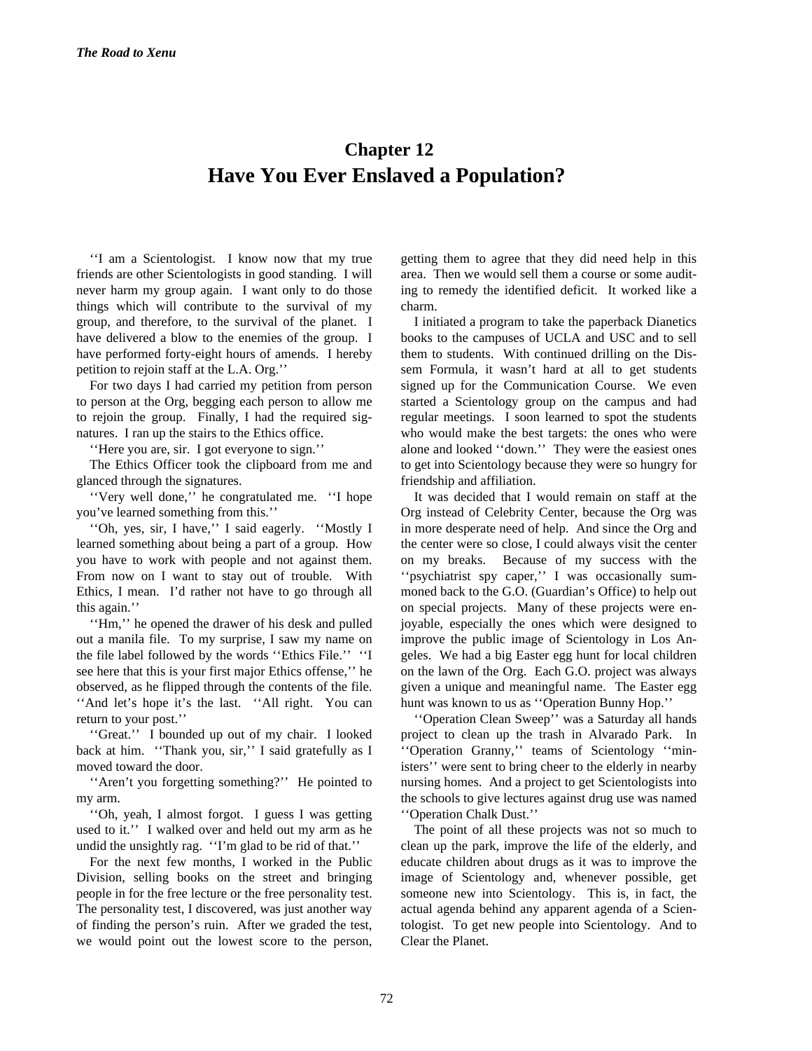# Chapter 12
## Have You Ever Enslaved a Population?

''I am a Scientologist. I know now that my true friends are other Scientologists in good standing. I will never harm my group again. I want only to do those things which will contribute to the survival of my group, and therefore, to the survival of the planet. I have delivered a blow to the enemies of the group. I have performed forty-eight hours of amends. I hereby petition to rejoin staff at the L.A. Org.''

For two days I had carried my petition from person to person at the Org, begging each person to allow me to rejoin the group. Finally, I had the required signatures. I ran up the stairs to the Ethics office.

''Here you are, sir. I got everyone to sign.''

The Ethics Officer took the clipboard from me and glanced through the signatures.

''Very well done,'' he congratulated me. ''I hope you've learned something from this.''

''Oh, yes, sir, I have,'' I said eagerly. ''Mostly I learned something about being a part of a group. How you have to work with people and not against them. From now on I want to stay out of trouble. With Ethics, I mean. I'd rather not have to go through all this again.''

''Hm,'' he opened the drawer of his desk and pulled out a manila file. To my surprise, I saw my name on the file label followed by the words ''Ethics File.'' ''I see here that this is your first major Ethics offense,'' he observed, as he flipped through the contents of the file. ''And let's hope it's the last. ''All right. You can return to your post.''

''Great.'' I bounded up out of my chair. I looked back at him. ''Thank you, sir,'' I said gratefully as I moved toward the door.

''Aren't you forgetting something?'' He pointed to my arm.

''Oh, yeah, I almost forgot. I guess I was getting used to it.'' I walked over and held out my arm as he undid the unsightly rag. ''I'm glad to be rid of that.''

For the next few months, I worked in the Public Division, selling books on the street and bringing people in for the free lecture or the free personality test. The personality test, I discovered, was just another way of finding the person's ruin. After we graded the test, we would point out the lowest score to the person, getting them to agree that they did need help in this area. Then we would sell them a course or some auditing to remedy the identified deficit. It worked like a charm.

I initiated a program to take the paperback Dianetics books to the campuses of UCLA and USC and to sell them to students. With continued drilling on the Dissem Formula, it wasn't hard at all to get students signed up for the Communication Course. We even started a Scientology group on the campus and had regular meetings. I soon learned to spot the students who would make the best targets: the ones who were alone and looked ''down.'' They were the easiest ones to get into Scientology because they were so hungry for friendship and affiliation.

It was decided that I would remain on staff at the Org instead of Celebrity Center, because the Org was in more desperate need of help. And since the Org and the center were so close, I could always visit the center on my breaks. Because of my success with the ''psychiatrist spy caper,'' I was occasionally summoned back to the G.O. (Guardian's Office) to help out on special projects. Many of these projects were enjoyable, especially the ones which were designed to improve the public image of Scientology in Los Angeles. We had a big Easter egg hunt for local children on the lawn of the Org. Each G.O. project was always given a unique and meaningful name. The Easter egg hunt was known to us as ''Operation Bunny Hop.''

''Operation Clean Sweep'' was a Saturday all hands project to clean up the trash in Alvarado Park. In ''Operation Granny,'' teams of Scientology ''ministers'' were sent to bring cheer to the elderly in nearby nursing homes. And a project to get Scientologists into the schools to give lectures against drug use was named ''Operation Chalk Dust.''

The point of all these projects was not so much to clean up the park, improve the life of the elderly, and educate children about drugs as it was to improve the image of Scientology and, whenever possible, get someone new into Scientology. This is, in fact, the actual agenda behind any apparent agenda of a Scientologist. To get new people into Scientology. And to Clear the Planet.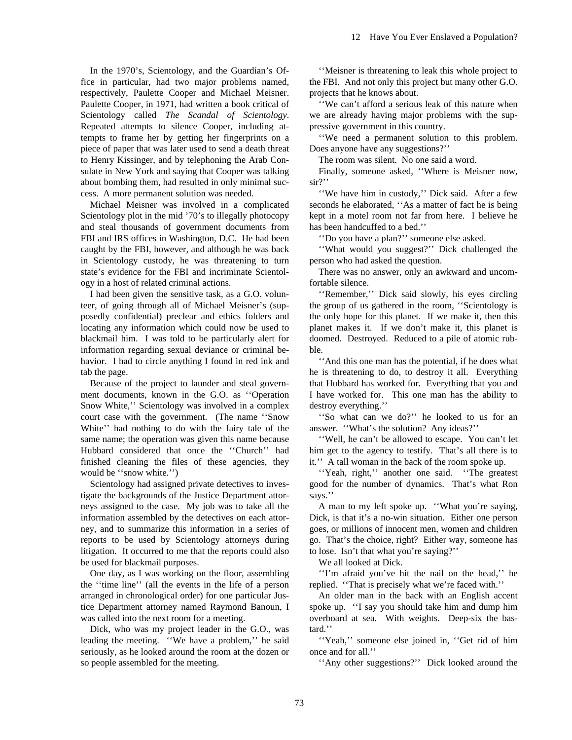In the 1970's, Scientology, and the Guardian's Office in particular, had two major problems named, respectively, Paulette Cooper and Michael Meisner. Paulette Cooper, in 1971, had written a book critical of Scientology called *The Scandal of Scientology*. Repeated attempts to silence Cooper, including attempts to frame her by getting her fingerprints on a piece of paper that was later used to send a death threat to Henry Kissinger, and by telephoning the Arab Consulate in New York and saying that Cooper was talking about bombing them, had resulted in only minimal success. A more permanent solution was needed.

Michael Meisner was involved in a complicated Scientology plot in the mid '70's to illegally photocopy and steal thousands of government documents from FBI and IRS offices in Washington, D.C. He had been caught by the FBI, however, and although he was back in Scientology custody, he was threatening to turn state's evidence for the FBI and incriminate Scientology in a host of related criminal actions.

I had been given the sensitive task, as a G.O. volunteer, of going through all of Michael Meisner's (supposedly confidential) preclear and ethics folders and locating any information which could now be used to blackmail him. I was told to be particularly alert for information regarding sexual deviance or criminal behavior. I had to circle anything I found in red ink and tab the page.

Because of the project to launder and steal government documents, known in the G.O. as ''Operation Snow White,'' Scientology was involved in a complex court case with the government. (The name ''Snow White'' had nothing to do with the fairy tale of the same name; the operation was given this name because Hubbard considered that once the ''Church'' had finished cleaning the files of these agencies, they would be ''snow white.'')

Scientology had assigned private detectives to investigate the backgrounds of the Justice Department attorneys assigned to the case. My job was to take all the information assembled by the detectives on each attorney, and to summarize this information in a series of reports to be used by Scientology attorneys during litigation. It occurred to me that the reports could also be used for blackmail purposes.

One day, as I was working on the floor, assembling the ''time line'' (all the events in the life of a person arranged in chronological order) for one particular Justice Department attorney named Raymond Banoun, I was called into the next room for a meeting.

Dick, who was my project leader in the G.O., was leading the meeting. ''We have a problem,'' he said seriously, as he looked around the room at the dozen or so people assembled for the meeting.

''Meisner is threatening to leak this whole project to the FBI. And not only this project but many other G.O. projects that he knows about.

''We can't afford a serious leak of this nature when we are already having major problems with the suppressive government in this country.

''We need a permanent solution to this problem. Does anyone have any suggestions?''

The room was silent. No one said a word.

Finally, someone asked, ''Where is Meisner now, sir?''

''We have him in custody,'' Dick said. After a few seconds he elaborated, ''As a matter of fact he is being kept in a motel room not far from here. I believe he has been handcuffed to a bed.''

''Do you have a plan?'' someone else asked.

''What would you suggest?'' Dick challenged the person who had asked the question.

There was no answer, only an awkward and uncomfortable silence.

''Remember,'' Dick said slowly, his eyes circling the group of us gathered in the room, ''Scientology is the only hope for this planet. If we make it, then this planet makes it. If we don't make it, this planet is doomed. Destroyed. Reduced to a pile of atomic rubble.

''And this one man has the potential, if he does what he is threatening to do, to destroy it all. Everything that Hubbard has worked for. Everything that you and I have worked for. This one man has the ability to destroy everything.''

''So what can we do?'' he looked to us for an answer. ''What's the solution? Any ideas?''

''Well, he can't be allowed to escape. You can't let him get to the agency to testify. That's all there is to it.'' A tall woman in the back of the room spoke up.

''Yeah, right,'' another one said. ''The greatest good for the number of dynamics. That's what Ron says.''

A man to my left spoke up. ''What you're saying, Dick, is that it's a no-win situation. Either one person goes, or millions of innocent men, women and children go. That's the choice, right? Either way, someone has to lose. Isn't that what you're saying?''

We all looked at Dick.

''I'm afraid you've hit the nail on the head,'' he replied. ''That is precisely what we're faced with.''

An older man in the back with an English accent spoke up. ''I say you should take him and dump him overboard at sea. With weights. Deep-six the bastard.''

''Yeah,'' someone else joined in, ''Get rid of him once and for all.''

''Any other suggestions?'' Dick looked around the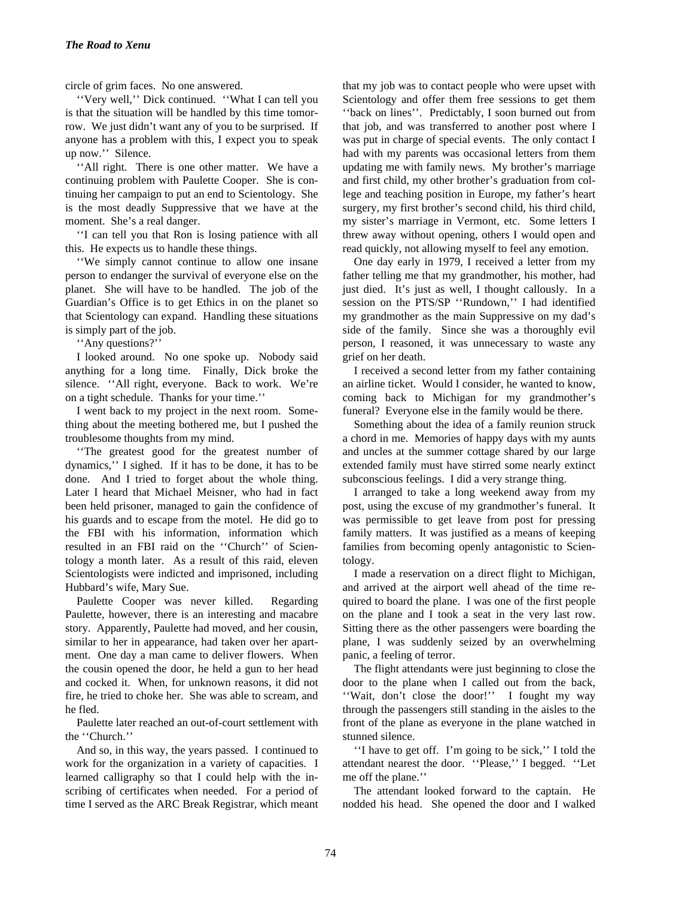circle of grim faces. No one answered.

''Very well,'' Dick continued. ''What I can tell you is that the situation will be handled by this time tomorrow. We just didn't want any of you to be surprised. If anyone has a problem with this, I expect you to speak up now.'' Silence.

''All right. There is one other matter. We have a continuing problem with Paulette Cooper. She is continuing her campaign to put an end to Scientology. She is the most deadly Suppressive that we have at the moment. She's a real danger.

''I can tell you that Ron is losing patience with all this. He expects us to handle these things.

''We simply cannot continue to allow one insane person to endanger the survival of everyone else on the planet. She will have to be handled. The job of the Guardian's Office is to get Ethics in on the planet so that Scientology can expand. Handling these situations is simply part of the job.

''Any questions?''

I looked around. No one spoke up. Nobody said anything for a long time. Finally, Dick broke the silence. ''All right, everyone. Back to work. We're on a tight schedule. Thanks for your time.''

I went back to my project in the next room. Something about the meeting bothered me, but I pushed the troublesome thoughts from my mind.

''The greatest good for the greatest number of dynamics,'' I sighed. If it has to be done, it has to be done. And I tried to forget about the whole thing. Later I heard that Michael Meisner, who had in fact been held prisoner, managed to gain the confidence of his guards and to escape from the motel. He did go to the FBI with his information, information which resulted in an FBI raid on the ''Church'' of Scientology a month later. As a result of this raid, eleven Scientologists were indicted and imprisoned, including Hubbard's wife, Mary Sue.

Paulette Cooper was never killed. Regarding Paulette, however, there is an interesting and macabre story. Apparently, Paulette had moved, and her cousin, similar to her in appearance, had taken over her apartment. One day a man came to deliver flowers. When the cousin opened the door, he held a gun to her head and cocked it. When, for unknown reasons, it did not fire, he tried to choke her. She was able to scream, and he fled.

Paulette later reached an out-of-court settlement with the ''Church.''

And so, in this way, the years passed. I continued to work for the organization in a variety of capacities. I learned calligraphy so that I could help with the inscribing of certificates when needed. For a period of time I served as the ARC Break Registrar, which meant that my job was to contact people who were upset with Scientology and offer them free sessions to get them ''back on lines''. Predictably, I soon burned out from that job, and was transferred to another post where I was put in charge of special events. The only contact I had with my parents was occasional letters from them updating me with family news. My brother's marriage and first child, my other brother's graduation from college and teaching position in Europe, my father's heart surgery, my first brother's second child, his third child, my sister's marriage in Vermont, etc. Some letters I threw away without opening, others I would open and read quickly, not allowing myself to feel any emotion.

One day early in 1979, I received a letter from my father telling me that my grandmother, his mother, had just died. It's just as well, I thought callously. In a session on the PTS/SP ''Rundown,'' I had identified my grandmother as the main Suppressive on my dad's side of the family. Since she was a thoroughly evil person, I reasoned, it was unnecessary to waste any grief on her death.

I received a second letter from my father containing an airline ticket. Would I consider, he wanted to know, coming back to Michigan for my grandmother's funeral? Everyone else in the family would be there.

Something about the idea of a family reunion struck a chord in me. Memories of happy days with my aunts and uncles at the summer cottage shared by our large extended family must have stirred some nearly extinct subconscious feelings. I did a very strange thing.

I arranged to take a long weekend away from my post, using the excuse of my grandmother's funeral. It was permissible to get leave from post for pressing family matters. It was justified as a means of keeping families from becoming openly antagonistic to Scientology.

I made a reservation on a direct flight to Michigan, and arrived at the airport well ahead of the time required to board the plane. I was one of the first people on the plane and I took a seat in the very last row. Sitting there as the other passengers were boarding the plane, I was suddenly seized by an overwhelming panic, a feeling of terror.

The flight attendants were just beginning to close the door to the plane when I called out from the back, ''Wait, don't close the door!'' I fought my way through the passengers still standing in the aisles to the front of the plane as everyone in the plane watched in stunned silence.

''I have to get off. I'm going to be sick,'' I told the attendant nearest the door. ''Please,'' I begged. ''Let me off the plane.''

The attendant looked forward to the captain. He nodded his head. She opened the door and I walked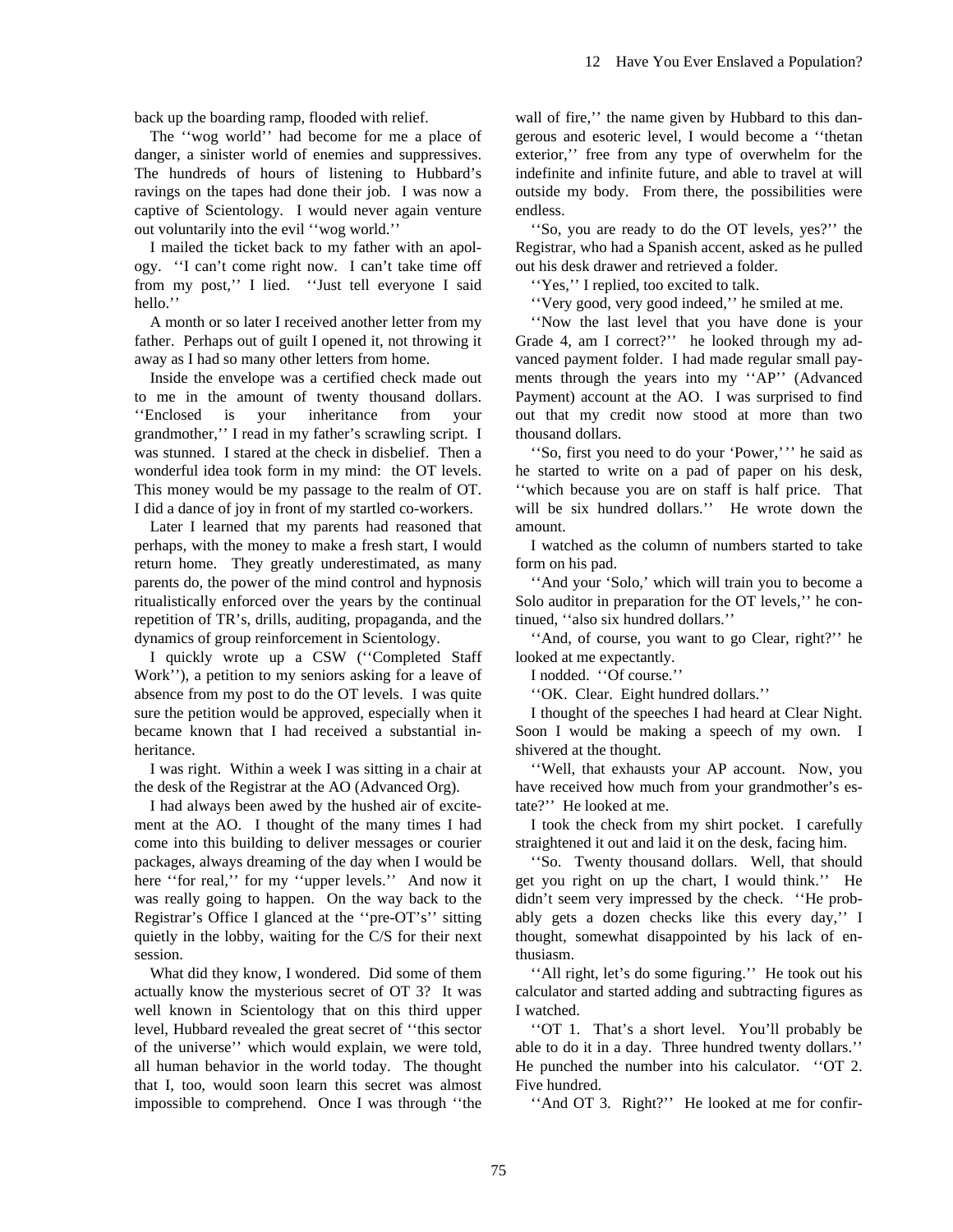back up the boarding ramp, flooded with relief.

The ''wog world'' had become for me a place of danger, a sinister world of enemies and suppressives. The hundreds of hours of listening to Hubbard's ravings on the tapes had done their job. I was now a captive of Scientology. I would never again venture out voluntarily into the evil ''wog world.''

I mailed the ticket back to my father with an apology. ''I can't come right now. I can't take time off from my post,'' I lied. ''Just tell everyone I said hello.''

A month or so later I received another letter from my father. Perhaps out of guilt I opened it, not throwing it away as I had so many other letters from home.

Inside the envelope was a certified check made out to me in the amount of twenty thousand dollars. ''Enclosed is your inheritance from your grandmother,'' I read in my father's scrawling script. I was stunned. I stared at the check in disbelief. Then a wonderful idea took form in my mind: the OT levels. This money would be my passage to the realm of OT. I did a dance of joy in front of my startled co-workers.

Later I learned that my parents had reasoned that perhaps, with the money to make a fresh start, I would return home. They greatly underestimated, as many parents do, the power of the mind control and hypnosis ritualistically enforced over the years by the continual repetition of TR's, drills, auditing, propaganda, and the dynamics of group reinforcement in Scientology.

I quickly wrote up a CSW (''Completed Staff Work''), a petition to my seniors asking for a leave of absence from my post to do the OT levels. I was quite sure the petition would be approved, especially when it became known that I had received a substantial inheritance.

I was right. Within a week I was sitting in a chair at the desk of the Registrar at the AO (Advanced Org).

I had always been awed by the hushed air of excitement at the AO. I thought of the many times I had come into this building to deliver messages or courier packages, always dreaming of the day when I would be here ''for real,'' for my ''upper levels.'' And now it was really going to happen. On the way back to the Registrar's Office I glanced at the ''pre-OT's'' sitting quietly in the lobby, waiting for the C/S for their next session.

What did they know, I wondered. Did some of them actually know the mysterious secret of OT 3? It was well known in Scientology that on this third upper level, Hubbard revealed the great secret of ''this sector of the universe'' which would explain, we were told, all human behavior in the world today. The thought that I, too, would soon learn this secret was almost impossible to comprehend. Once I was through ''the wall of fire,'' the name given by Hubbard to this dangerous and esoteric level, I would become a ''thetan exterior,'' free from any type of overwhelm for the indefinite and infinite future, and able to travel at will outside my body. From there, the possibilities were endless.

''So, you are ready to do the OT levels, yes?'' the Registrar, who had a Spanish accent, asked as he pulled out his desk drawer and retrieved a folder.

''Yes,'' I replied, too excited to talk.

''Very good, very good indeed,'' he smiled at me.

''Now the last level that you have done is your Grade 4, am I correct?'' he looked through my advanced payment folder. I had made regular small payments through the years into my ''AP'' (Advanced Payment) account at the AO. I was surprised to find out that my credit now stood at more than two thousand dollars.

''So, first you need to do your 'Power,''' he said as he started to write on a pad of paper on his desk, ''which because you are on staff is half price. That will be six hundred dollars.'' He wrote down the amount.

I watched as the column of numbers started to take form on his pad.

''And your 'Solo,' which will train you to become a Solo auditor in preparation for the OT levels,'' he continued, ''also six hundred dollars.''

''And, of course, you want to go Clear, right?'' he looked at me expectantly.

I nodded. ''Of course.''

''OK. Clear. Eight hundred dollars.''

I thought of the speeches I had heard at Clear Night. Soon I would be making a speech of my own. I shivered at the thought.

''Well, that exhausts your AP account. Now, you have received how much from your grandmother's estate?'' He looked at me.

I took the check from my shirt pocket. I carefully straightened it out and laid it on the desk, facing him.

''So. Twenty thousand dollars. Well, that should get you right on up the chart, I would think.'' He didn't seem very impressed by the check. ''He probably gets a dozen checks like this every day,'' I thought, somewhat disappointed by his lack of enthusiasm.

''All right, let's do some figuring.'' He took out his calculator and started adding and subtracting figures as I watched.

''OT 1. That's a short level. You'll probably be able to do it in a day. Three hundred twenty dollars.'' He punched the number into his calculator. ''OT 2. Five hundred.

''And OT 3. Right?'' He looked at me for confir-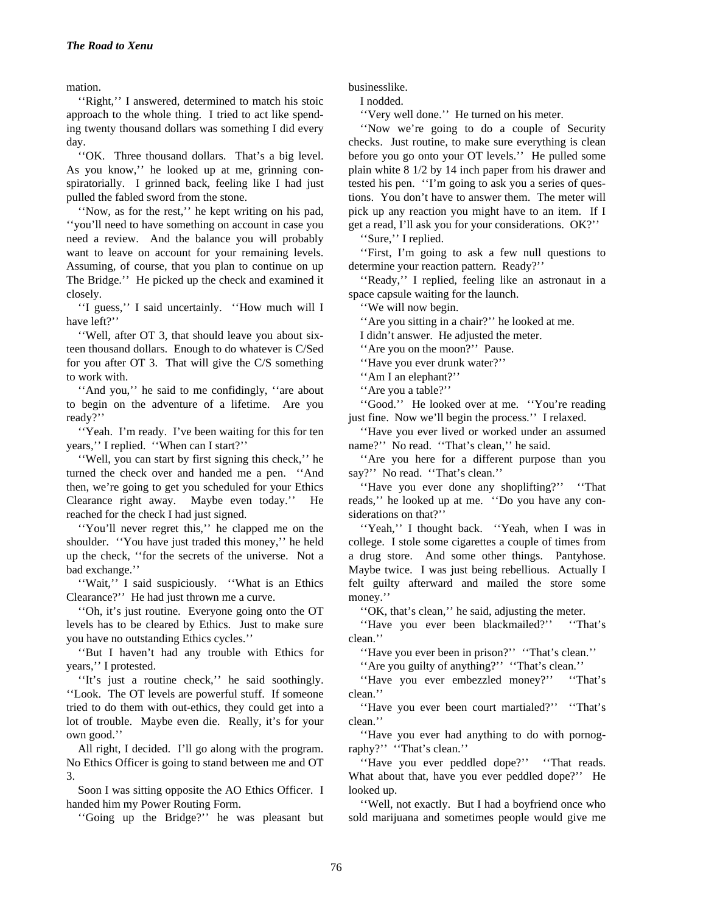mation.

''Right,'' I answered, determined to match his stoic approach to the whole thing. I tried to act like spending twenty thousand dollars was something I did every day.

''OK. Three thousand dollars. That's a big level. As you know,'' he looked up at me, grinning conspiratorially. I grinned back, feeling like I had just pulled the fabled sword from the stone.

''Now, as for the rest,'' he kept writing on his pad, ''you'll need to have something on account in case you need a review. And the balance you will probably want to leave on account for your remaining levels. Assuming, of course, that you plan to continue on up The Bridge.'' He picked up the check and examined it closely.

''I guess,'' I said uncertainly. ''How much will I have left?''

''Well, after OT 3, that should leave you about sixteen thousand dollars. Enough to do whatever is C/Sed for you after OT 3. That will give the C/S something to work with.

''And you,'' he said to me confidingly, ''are about to begin on the adventure of a lifetime. Are you ready?''

''Yeah. I'm ready. I've been waiting for this for ten years,'' I replied. ''When can I start?''

''Well, you can start by first signing this check,'' he turned the check over and handed me a pen. ''And then, we're going to get you scheduled for your Ethics Clearance right away. Maybe even today.'' He reached for the check I had just signed.

''You'll never regret this,'' he clapped me on the shoulder. ''You have just traded this money,'' he held up the check, ''for the secrets of the universe. Not a bad exchange.''

''Wait,'' I said suspiciously. ''What is an Ethics Clearance?'' He had just thrown me a curve.

''Oh, it's just routine. Everyone going onto the OT levels has to be cleared by Ethics. Just to make sure you have no outstanding Ethics cycles.''

''But I haven't had any trouble with Ethics for years,'' I protested.

''It's just a routine check,'' he said soothingly. ''Look. The OT levels are powerful stuff. If someone tried to do them with out-ethics, they could get into a lot of trouble. Maybe even die. Really, it's for your own good.''

All right, I decided. I'll go along with the program. No Ethics Officer is going to stand between me and OT 3.

Soon I was sitting opposite the AO Ethics Officer. I handed him my Power Routing Form.

''Going up the Bridge?'' he was pleasant but businesslike.

I nodded.

''Very well done.'' He turned on his meter.

''Now we're going to do a couple of Security checks. Just routine, to make sure everything is clean before you go onto your OT levels.'' He pulled some plain white 8 1/2 by 14 inch paper from his drawer and tested his pen. ''I'm going to ask you a series of questions. You don't have to answer them. The meter will pick up any reaction you might have to an item. If I get a read, I'll ask you for your considerations. OK?''

''Sure,'' I replied.

''First, I'm going to ask a few null questions to determine your reaction pattern. Ready?''

''Ready,'' I replied, feeling like an astronaut in a space capsule waiting for the launch.

''We will now begin.

''Are you sitting in a chair?'' he looked at me.

I didn't answer. He adjusted the meter.

''Are you on the moon?'' Pause.

''Have you ever drunk water?''

''Am I an elephant?''

''Are you a table?''

''Good.'' He looked over at me. ''You're reading just fine. Now we'll begin the process.'' I relaxed.

''Have you ever lived or worked under an assumed name?'' No read. ''That's clean,'' he said.

''Are you here for a different purpose than you say?'' No read. ''That's clean.''

''Have you ever done any shoplifting?'' ''That reads,'' he looked up at me. ''Do you have any considerations on that?''

''Yeah,'' I thought back. ''Yeah, when I was in college. I stole some cigarettes a couple of times from a drug store. And some other things. Pantyhose. Maybe twice. I was just being rebellious. Actually I felt guilty afterward and mailed the store some money.''

''OK, that's clean,'' he said, adjusting the meter.

''Have you ever been blackmailed?'' ''That's clean.''

''Have you ever been in prison?'' ''That's clean.''

''Are you guilty of anything?'' ''That's clean.''

''Have you ever embezzled money?'' ''That's clean.''

''Have you ever been court martialed?'' ''That's clean.''

''Have you ever had anything to do with pornography?'' ''That's clean.''

''Have you ever peddled dope?'' ''That reads. What about that, have you ever peddled dope?'' He looked up.

''Well, not exactly. But I had a boyfriend once who sold marijuana and sometimes people would give me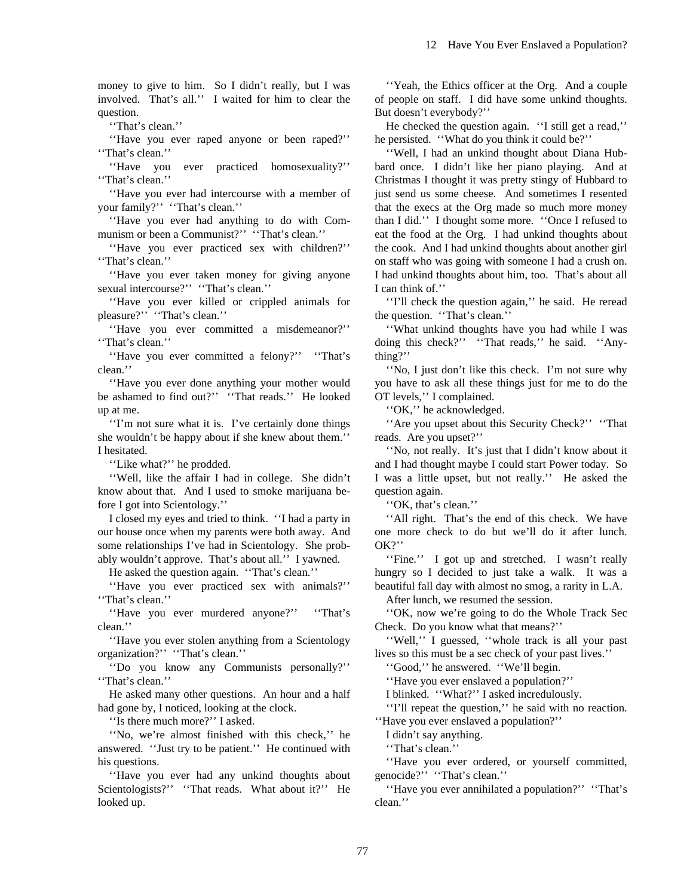money to give to him. So I didn't really, but I was involved. That's all.'' I waited for him to clear the question.

''That's clean.''

''Have you ever raped anyone or been raped?'' ''That's clean.''

''Have you ever practiced homosexuality?'' ''That's clean.''

''Have you ever had intercourse with a member of your family?'' ''That's clean.''

''Have you ever had anything to do with Communism or been a Communist?'' ''That's clean.''

''Have you ever practiced sex with children?'' ''That's clean.''

''Have you ever taken money for giving anyone sexual intercourse?'' ''That's clean.''

''Have you ever killed or crippled animals for pleasure?'' ''That's clean.''

''Have you ever committed a misdemeanor?'' ''That's clean.''

''Have you ever committed a felony?'' ''That's clean.''

''Have you ever done anything your mother would be ashamed to find out?'' ''That reads.'' He looked up at me.

''I'm not sure what it is. I've certainly done things she wouldn't be happy about if she knew about them.'' I hesitated.

''Like what?'' he prodded.

''Well, like the affair I had in college. She didn't know about that. And I used to smoke marijuana before I got into Scientology.''

I closed my eyes and tried to think. ''I had a party in our house once when my parents were both away. And some relationships I've had in Scientology. She probably wouldn't approve. That's about all.'' I yawned.

He asked the question again. ''That's clean.''

''Have you ever practiced sex with animals?'' ''That's clean.''

''Have you ever murdered anyone?'' ''That's clean.''

''Have you ever stolen anything from a Scientology organization?'' ''That's clean.''

''Do you know any Communists personally?'' ''That's clean.''

He asked many other questions. An hour and a half had gone by, I noticed, looking at the clock.

''Is there much more?'' I asked.

''No, we're almost finished with this check,'' he answered. ''Just try to be patient.'' He continued with his questions.

''Have you ever had any unkind thoughts about Scientologists?'' ''That reads. What about it?'' He looked up.

''Yeah, the Ethics officer at the Org. And a couple of people on staff. I did have some unkind thoughts. But doesn't everybody?''

He checked the question again. ''I still get a read,'' he persisted. ''What do you think it could be?''

''Well, I had an unkind thought about Diana Hubbard once. I didn't like her piano playing. And at Christmas I thought it was pretty stingy of Hubbard to just send us some cheese. And sometimes I resented that the execs at the Org made so much more money than I did.'' I thought some more. ''Once I refused to eat the food at the Org. I had unkind thoughts about the cook. And I had unkind thoughts about another girl on staff who was going with someone I had a crush on. I had unkind thoughts about him, too. That's about all I can think of.''

''I'll check the question again,'' he said. He reread the question. ''That's clean.''

''What unkind thoughts have you had while I was doing this check?'' ''That reads,'' he said. ''Anything?''

''No, I just don't like this check. I'm not sure why you have to ask all these things just for me to do the OT levels,'' I complained.

''OK,'' he acknowledged.

''Are you upset about this Security Check?'' ''That reads. Are you upset?''

''No, not really. It's just that I didn't know about it and I had thought maybe I could start Power today. So I was a little upset, but not really.'' He asked the question again.

''OK, that's clean.''

''All right. That's the end of this check. We have one more check to do but we'll do it after lunch. OK?''

''Fine.'' I got up and stretched. I wasn't really hungry so I decided to just take a walk. It was a beautiful fall day with almost no smog, a rarity in L.A.

After lunch, we resumed the session.

''OK, now we're going to do the Whole Track Sec Check. Do you know what that means?''

''Well,'' I guessed, ''whole track is all your past lives so this must be a sec check of your past lives.''

''Good,'' he answered. ''We'll begin.

''Have you ever enslaved a population?''

I blinked. ''What?'' I asked incredulously.

''I'll repeat the question,'' he said with no reaction. ''Have you ever enslaved a population?''

I didn't say anything.

''That's clean.''

''Have you ever ordered, or yourself committed, genocide?'' ''That's clean.''

''Have you ever annihilated a population?'' ''That's clean.''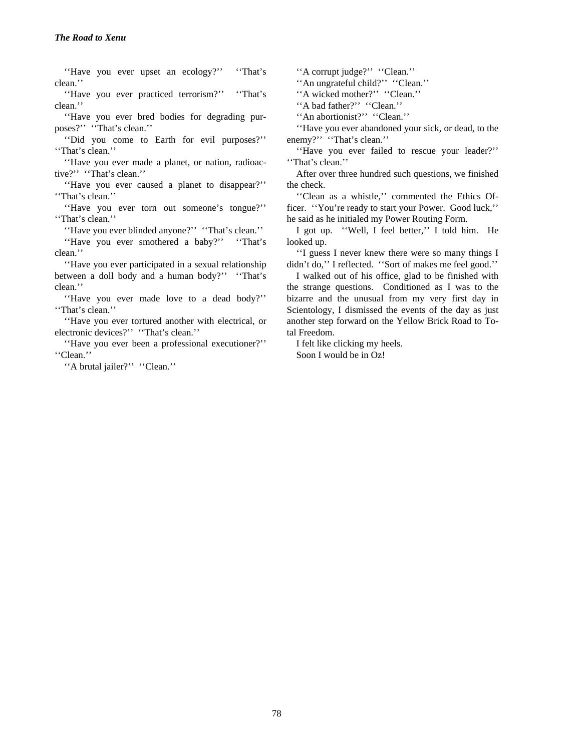''Have you ever upset an ecology?'' ''That's clean.''

''Have you ever practiced terrorism?'' ''That's clean.''

''Have you ever bred bodies for degrading purposes?'' ''That's clean.''

''Did you come to Earth for evil purposes?'' ''That's clean.''

''Have you ever made a planet, or nation, radioactive?'' ''That's clean.''

''Have you ever caused a planet to disappear?'' ''That's clean.''

''Have you ever torn out someone's tongue?'' ''That's clean.''

''Have you ever blinded anyone?'' ''That's clean.''

''Have you ever smothered a baby?'' ''That's clean.''

''Have you ever participated in a sexual relationship between a doll body and a human body?'' ''That's clean.''

''Have you ever made love to a dead body?'' ''That's clean.''

''Have you ever tortured another with electrical, or electronic devices?'' ''That's clean.''

''Have you ever been a professional executioner?'' ''Clean.''

''A brutal jailer?'' ''Clean.''

''A corrupt judge?'' ''Clean.''

''An ungrateful child?'' ''Clean.''

''A wicked mother?'' ''Clean.''

''A bad father?'' ''Clean.''

''An abortionist?'' ''Clean.''

''Have you ever abandoned your sick, or dead, to the enemy?'' ''That's clean.''

''Have you ever failed to rescue your leader?'' ''That's clean.''

After over three hundred such questions, we finished the check.

''Clean as a whistle,'' commented the Ethics Officer. ''You're ready to start your Power. Good luck,'' he said as he initialed my Power Routing Form.

I got up. ''Well, I feel better,'' I told him. He looked up.

''I guess I never knew there were so many things I didn't do,'' I reflected. ''Sort of makes me feel good.''

I walked out of his office, glad to be finished with the strange questions. Conditioned as I was to the bizarre and the unusual from my very first day in Scientology, I dismissed the events of the day as just another step forward on the Yellow Brick Road to Total Freedom.

I felt like clicking my heels.

Soon I would be in Oz!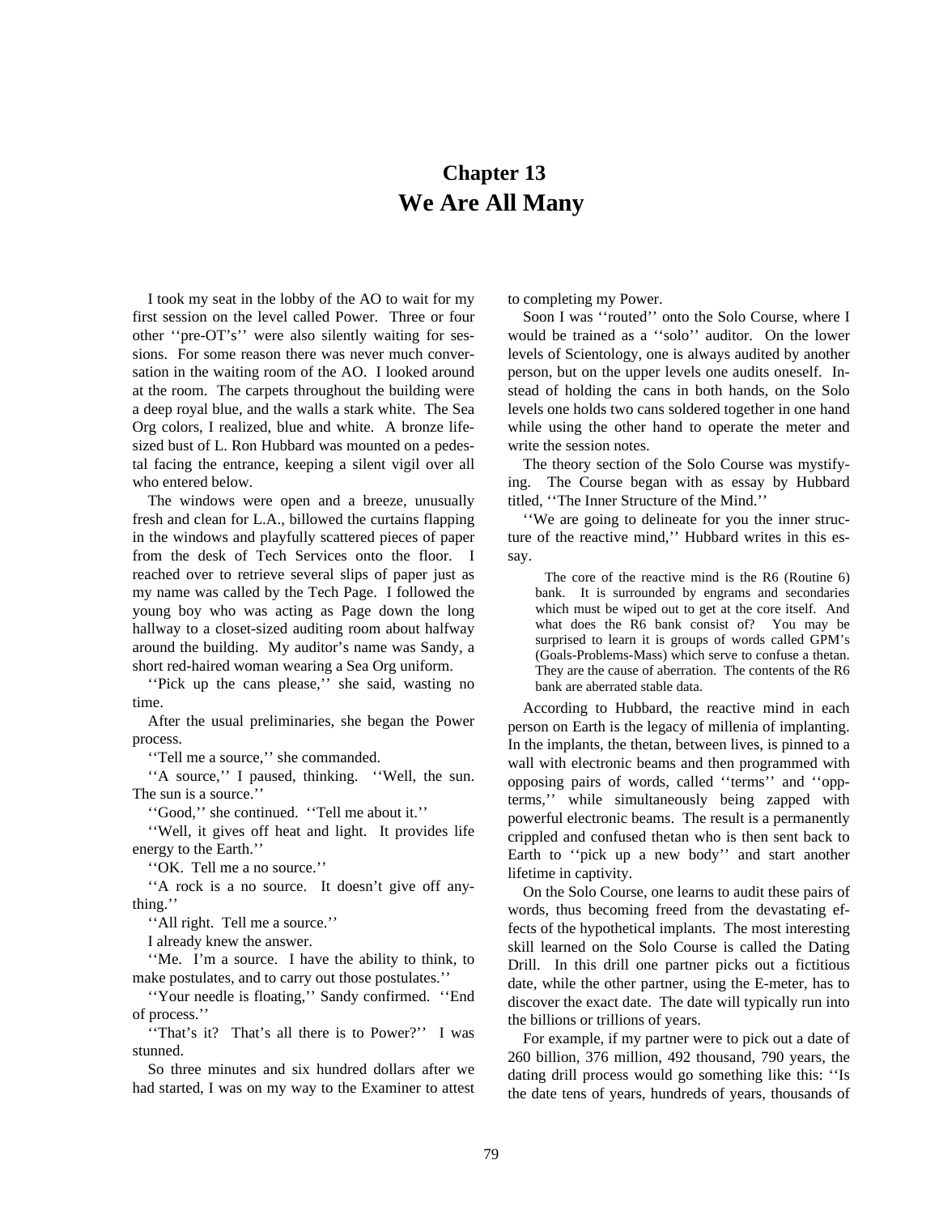# Chapter 13
## We Are All Many

I took my seat in the lobby of the AO to wait for my first session on the level called Power. Three or four other ''pre-OT's'' were also silently waiting for sessions. For some reason there was never much conversation in the waiting room of the AO. I looked around at the room. The carpets throughout the building were a deep royal blue, and the walls a stark white. The Sea Org colors, I realized, blue and white. A bronze life-sized bust of L. Ron Hubbard was mounted on a pedestal facing the entrance, keeping a silent vigil over all who entered below.

The windows were open and a breeze, unusually fresh and clean for L.A., billowed the curtains flapping in the windows and playfully scattered pieces of paper from the desk of Tech Services onto the floor. I reached over to retrieve several slips of paper just as my name was called by the Tech Page. I followed the young boy who was acting as Page down the long hallway to a closet-sized auditing room about halfway around the building. My auditor's name was Sandy, a short red-haired woman wearing a Sea Org uniform.

''Pick up the cans please,'' she said, wasting no time.

After the usual preliminaries, she began the Power process.

''Tell me a source,'' she commanded.

''A source,'' I paused, thinking. ''Well, the sun. The sun is a source.''

''Good,'' she continued. ''Tell me about it.''

''Well, it gives off heat and light. It provides life energy to the Earth.''

''OK. Tell me a no source.''

''A rock is a no source. It doesn't give off anything.''

''All right. Tell me a source.''

I already knew the answer.

''Me. I'm a source. I have the ability to think, to make postulates, and to carry out those postulates.''

''Your needle is floating,'' Sandy confirmed. ''End of process.''

''That's it? That's all there is to Power?'' I was stunned.

So three minutes and six hundred dollars after we had started, I was on my way to the Examiner to attest to completing my Power.

Soon I was ''routed'' onto the Solo Course, where I would be trained as a ''solo'' auditor. On the lower levels of Scientology, one is always audited by another person, but on the upper levels one audits oneself. Instead of holding the cans in both hands, on the Solo levels one holds two cans soldered together in one hand while using the other hand to operate the meter and write the session notes.

The theory section of the Solo Course was mystifying. The Course began with as essay by Hubbard titled, ''The Inner Structure of the Mind.''

''We are going to delineate for you the inner structure of the reactive mind,'' Hubbard writes in this essay.

> The core of the reactive mind is the R6 (Routine 6) bank. It is surrounded by engrams and secondaries which must be wiped out to get at the core itself. And what does the R6 bank consist of? You may be surprised to learn it is groups of words called GPM's (Goals-Problems-Mass) which serve to confuse a thetan. They are the cause of aberration. The contents of the R6 bank are aberrated stable data.

According to Hubbard, the reactive mind in each person on Earth is the legacy of millenia of implanting. In the implants, the thetan, between lives, is pinned to a wall with electronic beams and then programmed with opposing pairs of words, called ''terms'' and ''oppterms,'' while simultaneously being zapped with powerful electronic beams. The result is a permanently crippled and confused thetan who is then sent back to Earth to ''pick up a new body'' and start another lifetime in captivity.

On the Solo Course, one learns to audit these pairs of words, thus becoming freed from the devastating effects of the hypothetical implants. The most interesting skill learned on the Solo Course is called the Dating Drill. In this drill one partner picks out a fictitious date, while the other partner, using the E-meter, has to discover the exact date. The date will typically run into the billions or trillions of years.

For example, if my partner were to pick out a date of 260 billion, 376 million, 492 thousand, 790 years, the dating drill process would go something like this: ''Is the date tens of years, hundreds of years, thousands of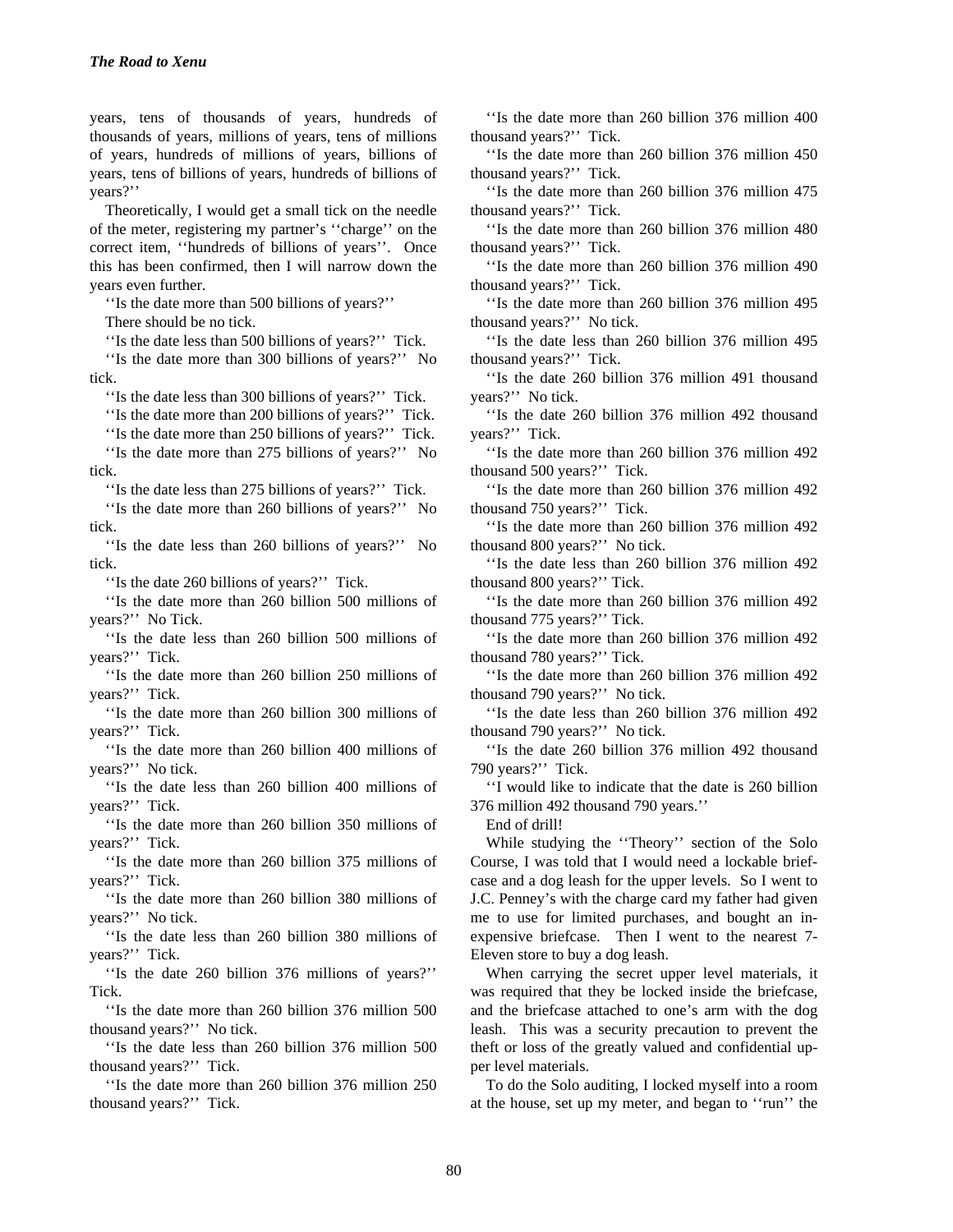years, tens of thousands of years, hundreds of thousands of years, millions of years, tens of millions of years, hundreds of millions of years, billions of years, tens of billions of years, hundreds of billions of years?''

Theoretically, I would get a small tick on the needle of the meter, registering my partner's ''charge'' on the correct item, ''hundreds of billions of years''. Once this has been confirmed, then I will narrow down the years even further.

''Is the date more than 500 billions of years?''

There should be no tick.

''Is the date less than 500 billions of years?'' Tick.

''Is the date more than 300 billions of years?'' No tick.

''Is the date less than 300 billions of years?'' Tick.

''Is the date more than 200 billions of years?'' Tick.

''Is the date more than 250 billions of years?'' Tick.

''Is the date more than 275 billions of years?'' No tick.

''Is the date less than 275 billions of years?'' Tick.

''Is the date more than 260 billions of years?'' No tick.

''Is the date less than 260 billions of years?'' No tick.

''Is the date 260 billions of years?'' Tick.

''Is the date more than 260 billion 500 millions of years?'' No Tick.

''Is the date less than 260 billion 500 millions of years?'' Tick.

''Is the date more than 260 billion 250 millions of years?'' Tick.

''Is the date more than 260 billion 300 millions of years?'' Tick.

''Is the date more than 260 billion 400 millions of years?'' No tick.

''Is the date less than 260 billion 400 millions of years?'' Tick.

''Is the date more than 260 billion 350 millions of years?'' Tick.

''Is the date more than 260 billion 375 millions of years?'' Tick.

''Is the date more than 260 billion 380 millions of years?'' No tick.

''Is the date less than 260 billion 380 millions of years?'' Tick.

''Is the date 260 billion 376 millions of years?'' Tick.

''Is the date more than 260 billion 376 million 500 thousand years?'' No tick.

''Is the date less than 260 billion 376 million 500 thousand years?'' Tick.

''Is the date more than 260 billion 376 million 250 thousand years?'' Tick.

''Is the date more than 260 billion 376 million 400 thousand years?'' Tick.

''Is the date more than 260 billion 376 million 450 thousand years?'' Tick.

''Is the date more than 260 billion 376 million 475 thousand years?'' Tick.

''Is the date more than 260 billion 376 million 480 thousand years?'' Tick.

''Is the date more than 260 billion 376 million 490 thousand years?'' Tick.

''Is the date more than 260 billion 376 million 495 thousand years?'' No tick.

''Is the date less than 260 billion 376 million 495 thousand years?'' Tick.

''Is the date 260 billion 376 million 491 thousand years?'' No tick.

''Is the date 260 billion 376 million 492 thousand years?'' Tick.

''Is the date more than 260 billion 376 million 492 thousand 500 years?'' Tick.

''Is the date more than 260 billion 376 million 492 thousand 750 years?'' Tick.

''Is the date more than 260 billion 376 million 492 thousand 800 years?'' No tick.

''Is the date less than 260 billion 376 million 492 thousand 800 years?'' Tick.

''Is the date more than 260 billion 376 million 492 thousand 775 years?'' Tick.

''Is the date more than 260 billion 376 million 492 thousand 780 years?'' Tick.

''Is the date more than 260 billion 376 million 492 thousand 790 years?'' No tick.

''Is the date less than 260 billion 376 million 492 thousand 790 years?'' No tick.

''Is the date 260 billion 376 million 492 thousand 790 years?'' Tick.

''I would like to indicate that the date is 260 billion 376 million 492 thousand 790 years.''

End of drill!

While studying the ''Theory'' section of the Solo Course, I was told that I would need a lockable briefcase and a dog leash for the upper levels. So I went to J.C. Penney's with the charge card my father had given me to use for limited purchases, and bought an inexpensive briefcase. Then I went to the nearest 7-Eleven store to buy a dog leash.

When carrying the secret upper level materials, it was required that they be locked inside the briefcase, and the briefcase attached to one's arm with the dog leash. This was a security precaution to prevent the theft or loss of the greatly valued and confidential upper level materials.

To do the Solo auditing, I locked myself into a room at the house, set up my meter, and began to ''run'' the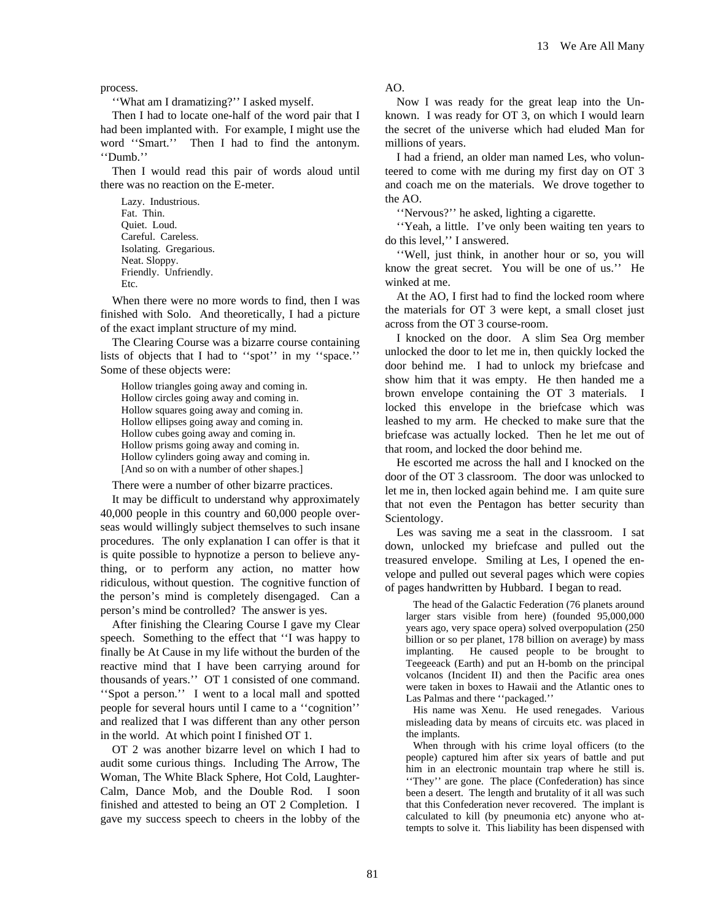process.

''What am I dramatizing?'' I asked myself.

Then I had to locate one-half of the word pair that I had been implanted with. For example, I might use the word ''Smart.'' Then I had to find the antonym. ''Dumb.''

Then I would read this pair of words aloud until there was no reaction on the E-meter.

> Lazy. Industrious.
> Fat. Thin.
> Quiet. Loud.
> Careful. Careless.
> Isolating. Gregarious.
> Neat. Sloppy.
> Friendly. Unfriendly.
> Etc.

When there were no more words to find, then I was finished with Solo. And theoretically, I had a picture of the exact implant structure of my mind.

The Clearing Course was a bizarre course containing lists of objects that I had to ''spot'' in my ''space.'' Some of these objects were:

> Hollow triangles going away and coming in.
> Hollow circles going away and coming in.
> Hollow squares going away and coming in.
> Hollow ellipses going away and coming in.
> Hollow cubes going away and coming in.
> Hollow prisms going away and coming in.
> Hollow cylinders going away and coming in.
> [And so on with a number of other shapes.]

There were a number of other bizarre practices.

It may be difficult to understand why approximately 40,000 people in this country and 60,000 people overseas would willingly subject themselves to such insane procedures. The only explanation I can offer is that it is quite possible to hypnotize a person to believe anything, or to perform any action, no matter how ridiculous, without question. The cognitive function of the person's mind is completely disengaged. Can a person's mind be controlled? The answer is yes.

After finishing the Clearing Course I gave my Clear speech. Something to the effect that ''I was happy to finally be At Cause in my life without the burden of the reactive mind that I have been carrying around for thousands of years.'' OT 1 consisted of one command. ''Spot a person.'' I went to a local mall and spotted people for several hours until I came to a ''cognition'' and realized that I was different than any other person in the world. At which point I finished OT 1.

OT 2 was another bizarre level on which I had to audit some curious things. Including The Arrow, The Woman, The White Black Sphere, Hot Cold, Laughter-Calm, Dance Mob, and the Double Rod. I soon finished and attested to being an OT 2 Completion. I gave my success speech to cheers in the lobby of the AO.

Now I was ready for the great leap into the Unknown. I was ready for OT 3, on which I would learn the secret of the universe which had eluded Man for millions of years.

I had a friend, an older man named Les, who volunteered to come with me during my first day on OT 3 and coach me on the materials. We drove together to the AO.

''Nervous?'' he asked, lighting a cigarette.

''Yeah, a little. I've only been waiting ten years to do this level,'' I answered.

''Well, just think, in another hour or so, you will know the great secret. You will be one of us.'' He winked at me.

At the AO, I first had to find the locked room where the materials for OT 3 were kept, a small closet just across from the OT 3 course-room.

I knocked on the door. A slim Sea Org member unlocked the door to let me in, then quickly locked the door behind me. I had to unlock my briefcase and show him that it was empty. He then handed me a brown envelope containing the OT 3 materials. I locked this envelope in the briefcase which was leashed to my arm. He checked to make sure that the briefcase was actually locked. Then he let me out of that room, and locked the door behind me.

He escorted me across the hall and I knocked on the door of the OT 3 classroom. The door was unlocked to let me in, then locked again behind me. I am quite sure that not even the Pentagon has better security than Scientology.

Les was saving me a seat in the classroom. I sat down, unlocked my briefcase and pulled out the treasured envelope. Smiling at Les, I opened the envelope and pulled out several pages which were copies of pages handwritten by Hubbard. I began to read.

> The head of the Galactic Federation (76 planets around larger stars visible from here) (founded 95,000,000 years ago, very space opera) solved overpopulation (250 billion or so per planet, 178 billion on average) by mass implanting. He caused people to be brought to Teegeeack (Earth) and put an H-bomb on the principal volcanos (Incident II) and then the Pacific area ones were taken in boxes to Hawaii and the Atlantic ones to Las Palmas and there ''packaged.''
>
> His name was Xenu. He used renegades. Various misleading data by means of circuits etc. was placed in the implants.
>
> When through with his crime loyal officers (to the people) captured him after six years of battle and put him in an electronic mountain trap where he still is. ''They'' are gone. The place (Confederation) has since been a desert. The length and brutality of it all was such that this Confederation never recovered. The implant is calculated to kill (by pneumonia etc) anyone who attempts to solve it. This liability has been dispensed with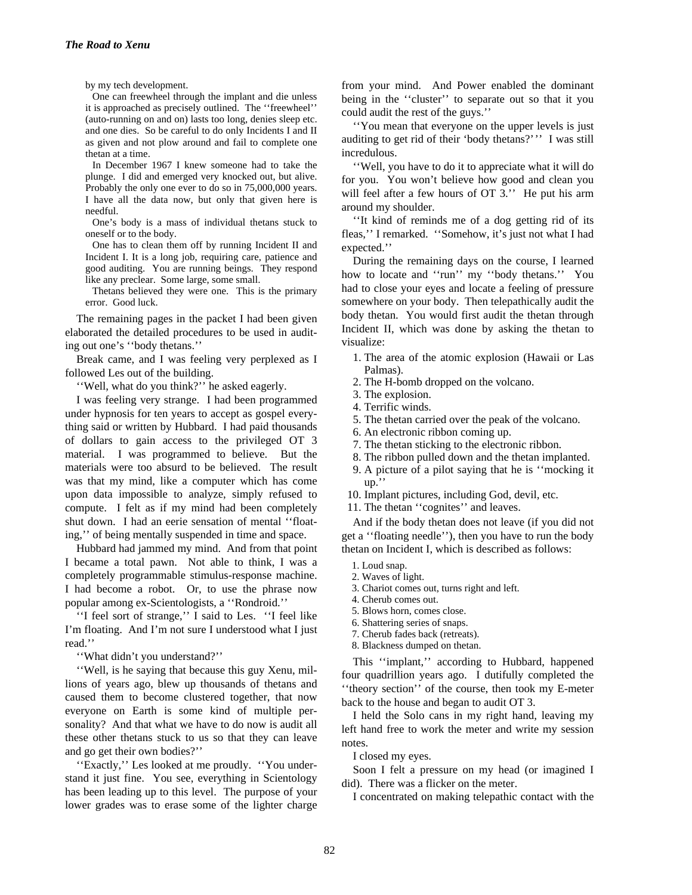by my tech development.

One can freewheel through the implant and die unless it is approached as precisely outlined. The ''freewheel'' (auto-running on and on) lasts too long, denies sleep etc. and one dies. So be careful to do only Incidents I and II as given and not plow around and fail to complete one thetan at a time.

In December 1967 I knew someone had to take the plunge. I did and emerged very knocked out, but alive. Probably the only one ever to do so in 75,000,000 years. I have all the data now, but only that given here is needful.

One's body is a mass of individual thetans stuck to oneself or to the body.

One has to clean them off by running Incident II and Incident I. It is a long job, requiring care, patience and good auditing. You are running beings. They respond like any preclear. Some large, some small.

Thetans believed they were one. This is the primary error. Good luck.

The remaining pages in the packet I had been given elaborated the detailed procedures to be used in auditing out one's ''body thetans.''

Break came, and I was feeling very perplexed as I followed Les out of the building.

''Well, what do you think?'' he asked eagerly.

I was feeling very strange. I had been programmed under hypnosis for ten years to accept as gospel everything said or written by Hubbard. I had paid thousands of dollars to gain access to the privileged OT 3 material. I was programmed to believe. But the materials were too absurd to be believed. The result was that my mind, like a computer which has come upon data impossible to analyze, simply refused to compute. I felt as if my mind had been completely shut down. I had an eerie sensation of mental ''floating,'' of being mentally suspended in time and space.

Hubbard had jammed my mind. And from that point I became a total pawn. Not able to think, I was a completely programmable stimulus-response machine. I had become a robot. Or, to use the phrase now popular among ex-Scientologists, a ''Rondroid.''

''I feel sort of strange,'' I said to Les. ''I feel like I'm floating. And I'm not sure I understood what I just read.''

''What didn't you understand?''

''Well, is he saying that because this guy Xenu, millions of years ago, blew up thousands of thetans and caused them to become clustered together, that now everyone on Earth is some kind of multiple personality? And that what we have to do now is audit all these other thetans stuck to us so that they can leave and go get their own bodies?''

''Exactly,'' Les looked at me proudly. ''You understand it just fine. You see, everything in Scientology has been leading up to this level. The purpose of your lower grades was to erase some of the lighter charge from your mind. And Power enabled the dominant being in the ''cluster'' to separate out so that it you could audit the rest of the guys.''

''You mean that everyone on the upper levels is just auditing to get rid of their 'body thetans?''' I was still incredulous.

''Well, you have to do it to appreciate what it will do for you. You won't believe how good and clean you will feel after a few hours of OT 3.'' He put his arm around my shoulder.

''It kind of reminds me of a dog getting rid of its fleas,'' I remarked. ''Somehow, it's just not what I had expected.''

During the remaining days on the course, I learned how to locate and ''run'' my ''body thetans.'' You had to close your eyes and locate a feeling of pressure somewhere on your body. Then telepathically audit the body thetan. You would first audit the thetan through Incident II, which was done by asking the thetan to visualize:

1. The area of the atomic explosion (Hawaii or Las Palmas).
2. The H-bomb dropped on the volcano.
3. The explosion.
4. Terrific winds.
5. The thetan carried over the peak of the volcano.
6. An electronic ribbon coming up.
7. The thetan sticking to the electronic ribbon.
8. The ribbon pulled down and the thetan implanted.
9. A picture of a pilot saying that he is ''mocking it up.''
10. Implant pictures, including God, devil, etc.
11. The thetan ''cognites'' and leaves.

And if the body thetan does not leave (if you did not get a ''floating needle''), then you have to run the body thetan on Incident I, which is described as follows:

1. Loud snap.
2. Waves of light.
3. Chariot comes out, turns right and left.
4. Cherub comes out.
5. Blows horn, comes close.
6. Shattering series of snaps.
7. Cherub fades back (retreats).
8. Blackness dumped on thetan.

This ''implant,'' according to Hubbard, happened four quadrillion years ago. I dutifully completed the ''theory section'' of the course, then took my E-meter back to the house and began to audit OT 3.

I held the Solo cans in my right hand, leaving my left hand free to work the meter and write my session notes.

I closed my eyes.

Soon I felt a pressure on my head (or imagined I did). There was a flicker on the meter.

I concentrated on making telepathic contact with the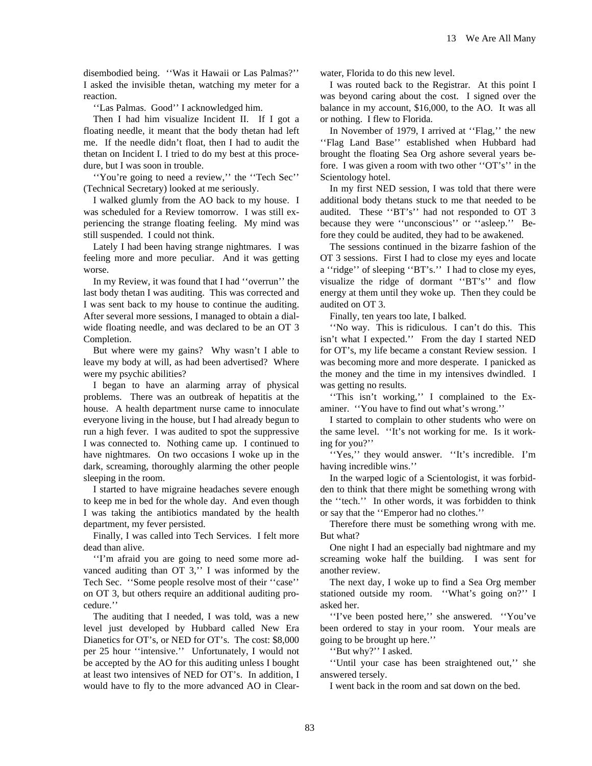disembodied being. ''Was it Hawaii or Las Palmas?'' I asked the invisible thetan, watching my meter for a reaction.

''Las Palmas. Good'' I acknowledged him.

Then I had him visualize Incident II. If I got a floating needle, it meant that the body thetan had left me. If the needle didn't float, then I had to audit the thetan on Incident I. I tried to do my best at this procedure, but I was soon in trouble.

''You're going to need a review,'' the ''Tech Sec'' (Technical Secretary) looked at me seriously.

I walked glumly from the AO back to my house. I was scheduled for a Review tomorrow. I was still experiencing the strange floating feeling. My mind was still suspended. I could not think.

Lately I had been having strange nightmares. I was feeling more and more peculiar. And it was getting worse.

In my Review, it was found that I had ''overrun'' the last body thetan I was auditing. This was corrected and I was sent back to my house to continue the auditing. After several more sessions, I managed to obtain a dial-wide floating needle, and was declared to be an OT 3 Completion.

But where were my gains? Why wasn't I able to leave my body at will, as had been advertised? Where were my psychic abilities?

I began to have an alarming array of physical problems. There was an outbreak of hepatitis at the house. A health department nurse came to innoculate everyone living in the house, but I had already begun to run a high fever. I was audited to spot the suppressive I was connected to. Nothing came up. I continued to have nightmares. On two occasions I woke up in the dark, screaming, thoroughly alarming the other people sleeping in the room.

I started to have migraine headaches severe enough to keep me in bed for the whole day. And even though I was taking the antibiotics mandated by the health department, my fever persisted.

Finally, I was called into Tech Services. I felt more dead than alive.

''I'm afraid you are going to need some more advanced auditing than OT 3,'' I was informed by the Tech Sec. ''Some people resolve most of their ''case'' on OT 3, but others require an additional auditing procedure.''

The auditing that I needed, I was told, was a new level just developed by Hubbard called New Era Dianetics for OT's, or NED for OT's. The cost: $8,000 per 25 hour ''intensive.'' Unfortunately, I would not be accepted by the AO for this auditing unless I bought at least two intensives of NED for OT's. In addition, I would have to fly to the more advanced AO in Clearwater, Florida to do this new level.

I was routed back to the Registrar. At this point I was beyond caring about the cost. I signed over the balance in my account, $16,000, to the AO. It was all or nothing. I flew to Florida.

In November of 1979, I arrived at ''Flag,'' the new ''Flag Land Base'' established when Hubbard had brought the floating Sea Org ashore several years before. I was given a room with two other ''OT's'' in the Scientology hotel.

In my first NED session, I was told that there were additional body thetans stuck to me that needed to be audited. These ''BT's'' had not responded to OT 3 because they were ''unconscious'' or ''asleep.'' Before they could be audited, they had to be awakened.

The sessions continued in the bizarre fashion of the OT 3 sessions. First I had to close my eyes and locate a ''ridge'' of sleeping ''BT's.'' I had to close my eyes, visualize the ridge of dormant ''BT's'' and flow energy at them until they woke up. Then they could be audited on OT 3.

Finally, ten years too late, I balked.

''No way. This is ridiculous. I can't do this. This isn't what I expected.'' From the day I started NED for OT's, my life became a constant Review session. I was becoming more and more desperate. I panicked as the money and the time in my intensives dwindled. I was getting no results.

''This isn't working,'' I complained to the Examiner. ''You have to find out what's wrong.''

I started to complain to other students who were on the same level. ''It's not working for me. Is it working for you?''

''Yes,'' they would answer. ''It's incredible. I'm having incredible wins.''

In the warped logic of a Scientologist, it was forbidden to think that there might be something wrong with the ''tech.'' In other words, it was forbidden to think or say that the ''Emperor had no clothes.''

Therefore there must be something wrong with me. But what?

One night I had an especially bad nightmare and my screaming woke half the building. I was sent for another review.

The next day, I woke up to find a Sea Org member stationed outside my room. ''What's going on?'' I asked her.

''I've been posted here,'' she answered. ''You've been ordered to stay in your room. Your meals are going to be brought up here.''

''But why?'' I asked.

''Until your case has been straightened out,'' she answered tersely.

I went back in the room and sat down on the bed.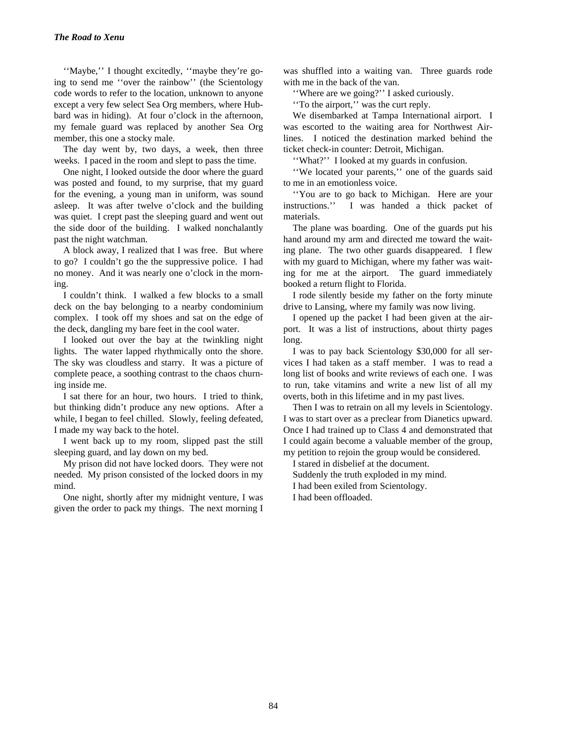''Maybe,'' I thought excitedly, ''maybe they're going to send me ''over the rainbow'' (the Scientology code words to refer to the location, unknown to anyone except a very few select Sea Org members, where Hubbard was in hiding). At four o'clock in the afternoon, my female guard was replaced by another Sea Org member, this one a stocky male.

The day went by, two days, a week, then three weeks. I paced in the room and slept to pass the time.

One night, I looked outside the door where the guard was posted and found, to my surprise, that my guard for the evening, a young man in uniform, was sound asleep. It was after twelve o'clock and the building was quiet. I crept past the sleeping guard and went out the side door of the building. I walked nonchalantly past the night watchman.

A block away, I realized that I was free. But where to go? I couldn't go the the suppressive police. I had no money. And it was nearly one o'clock in the morning.

I couldn't think. I walked a few blocks to a small deck on the bay belonging to a nearby condominium complex. I took off my shoes and sat on the edge of the deck, dangling my bare feet in the cool water.

I looked out over the bay at the twinkling night lights. The water lapped rhythmically onto the shore. The sky was cloudless and starry. It was a picture of complete peace, a soothing contrast to the chaos churning inside me.

I sat there for an hour, two hours. I tried to think, but thinking didn't produce any new options. After a while, I began to feel chilled. Slowly, feeling defeated, I made my way back to the hotel.

I went back up to my room, slipped past the still sleeping guard, and lay down on my bed.

My prison did not have locked doors. They were not needed. My prison consisted of the locked doors in my mind.

One night, shortly after my midnight venture, I was given the order to pack my things. The next morning I was shuffled into a waiting van. Three guards rode with me in the back of the van.

''Where are we going?'' I asked curiously.

''To the airport,'' was the curt reply.

We disembarked at Tampa International airport. I was escorted to the waiting area for Northwest Airlines. I noticed the destination marked behind the ticket check-in counter: Detroit, Michigan.

''What?'' I looked at my guards in confusion.

''We located your parents,'' one of the guards said to me in an emotionless voice.

''You are to go back to Michigan. Here are your instructions.'' I was handed a thick packet of materials.

The plane was boarding. One of the guards put his hand around my arm and directed me toward the waiting plane. The two other guards disappeared. I flew with my guard to Michigan, where my father was waiting for me at the airport. The guard immediately booked a return flight to Florida.

I rode silently beside my father on the forty minute drive to Lansing, where my family was now living.

I opened up the packet I had been given at the airport. It was a list of instructions, about thirty pages long.

I was to pay back Scientology $30,000 for all services I had taken as a staff member. I was to read a long list of books and write reviews of each one. I was to run, take vitamins and write a new list of all my overts, both in this lifetime and in my past lives.

Then I was to retrain on all my levels in Scientology. I was to start over as a preclear from Dianetics upward. Once I had trained up to Class 4 and demonstrated that I could again become a valuable member of the group, my petition to rejoin the group would be considered.

I stared in disbelief at the document.

Suddenly the truth exploded in my mind.

I had been exiled from Scientology.

I had been offloaded.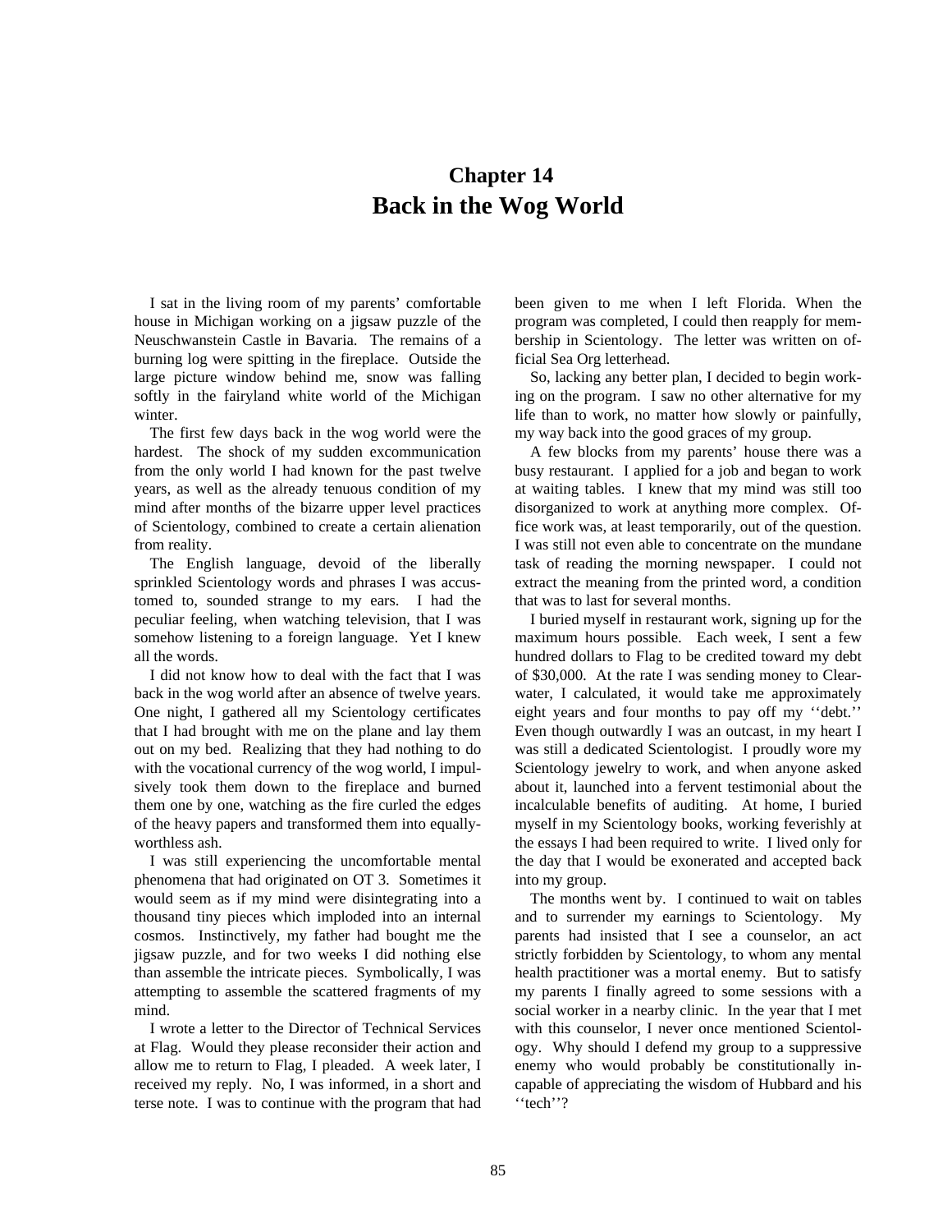# Chapter 14
# Back in the Wog World

I sat in the living room of my parents' comfortable house in Michigan working on a jigsaw puzzle of the Neuschwanstein Castle in Bavaria. The remains of a burning log were spitting in the fireplace. Outside the large picture window behind me, snow was falling softly in the fairyland white world of the Michigan winter.

The first few days back in the wog world were the hardest. The shock of my sudden excommunication from the only world I had known for the past twelve years, as well as the already tenuous condition of my mind after months of the bizarre upper level practices of Scientology, combined to create a certain alienation from reality.

The English language, devoid of the liberally sprinkled Scientology words and phrases I was accustomed to, sounded strange to my ears. I had the peculiar feeling, when watching television, that I was somehow listening to a foreign language. Yet I knew all the words.

I did not know how to deal with the fact that I was back in the wog world after an absence of twelve years. One night, I gathered all my Scientology certificates that I had brought with me on the plane and lay them out on my bed. Realizing that they had nothing to do with the vocational currency of the wog world, I impulsively took them down to the fireplace and burned them one by one, watching as the fire curled the edges of the heavy papers and transformed them into equally-worthless ash.

I was still experiencing the uncomfortable mental phenomena that had originated on OT 3. Sometimes it would seem as if my mind were disintegrating into a thousand tiny pieces which imploded into an internal cosmos. Instinctively, my father had bought me the jigsaw puzzle, and for two weeks I did nothing else than assemble the intricate pieces. Symbolically, I was attempting to assemble the scattered fragments of my mind.

I wrote a letter to the Director of Technical Services at Flag. Would they please reconsider their action and allow me to return to Flag, I pleaded. A week later, I received my reply. No, I was informed, in a short and terse note. I was to continue with the program that had been given to me when I left Florida. When the program was completed, I could then reapply for membership in Scientology. The letter was written on official Sea Org letterhead.

So, lacking any better plan, I decided to begin working on the program. I saw no other alternative for my life than to work, no matter how slowly or painfully, my way back into the good graces of my group.

A few blocks from my parents' house there was a busy restaurant. I applied for a job and began to work at waiting tables. I knew that my mind was still too disorganized to work at anything more complex. Office work was, at least temporarily, out of the question. I was still not even able to concentrate on the mundane task of reading the morning newspaper. I could not extract the meaning from the printed word, a condition that was to last for several months.

I buried myself in restaurant work, signing up for the maximum hours possible. Each week, I sent a few hundred dollars to Flag to be credited toward my debt of $30,000. At the rate I was sending money to Clearwater, I calculated, it would take me approximately eight years and four months to pay off my ''debt.'' Even though outwardly I was an outcast, in my heart I was still a dedicated Scientologist. I proudly wore my Scientology jewelry to work, and when anyone asked about it, launched into a fervent testimonial about the incalculable benefits of auditing. At home, I buried myself in my Scientology books, working feverishly at the essays I had been required to write. I lived only for the day that I would be exonerated and accepted back into my group.

The months went by. I continued to wait on tables and to surrender my earnings to Scientology. My parents had insisted that I see a counselor, an act strictly forbidden by Scientology, to whom any mental health practitioner was a mortal enemy. But to satisfy my parents I finally agreed to some sessions with a social worker in a nearby clinic. In the year that I met with this counselor, I never once mentioned Scientology. Why should I defend my group to a suppressive enemy who would probably be constitutionally incapable of appreciating the wisdom of Hubbard and his ''tech''?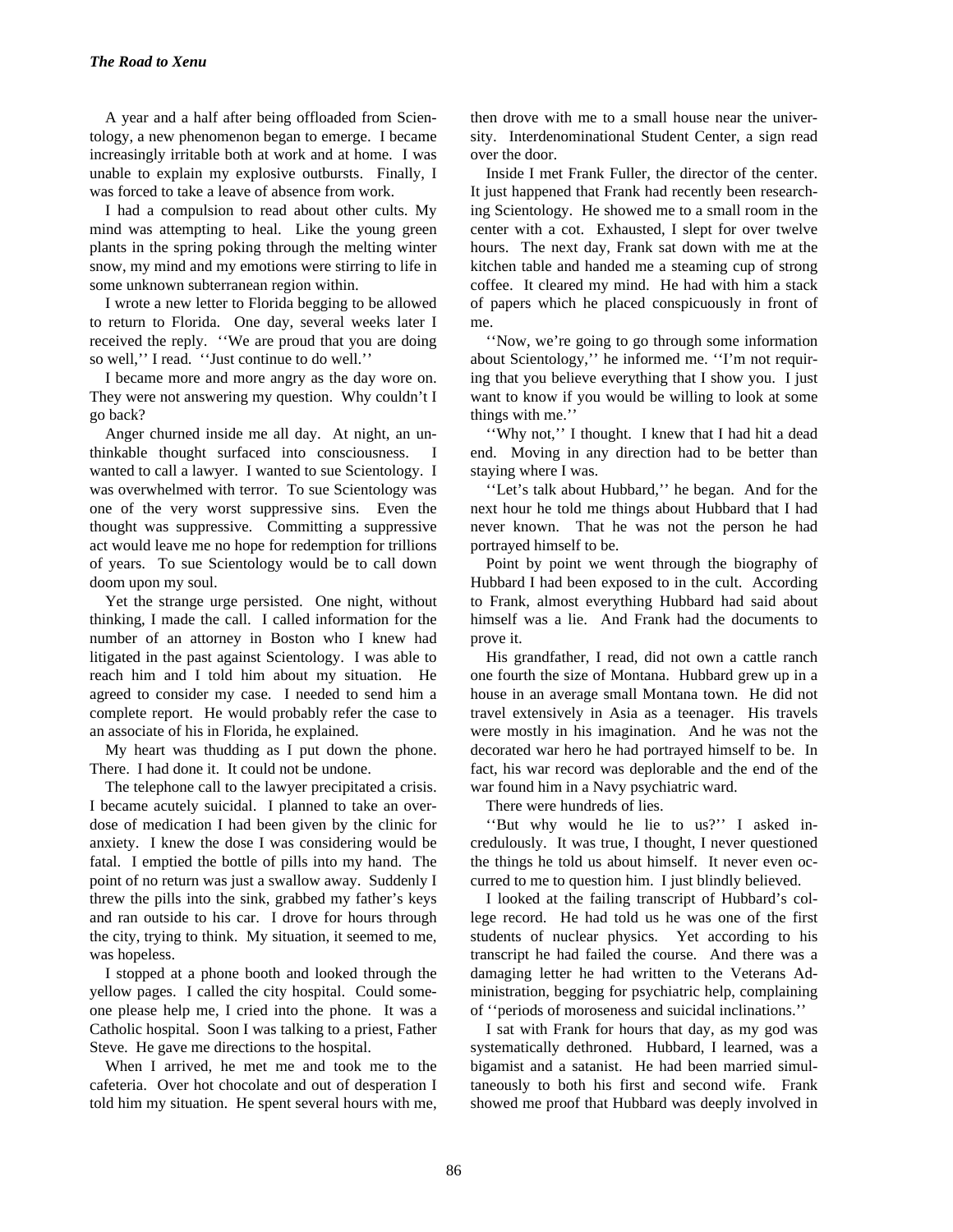A year and a half after being offloaded from Scientology, a new phenomenon began to emerge. I became increasingly irritable both at work and at home. I was unable to explain my explosive outbursts. Finally, I was forced to take a leave of absence from work.

I had a compulsion to read about other cults. My mind was attempting to heal. Like the young green plants in the spring poking through the melting winter snow, my mind and my emotions were stirring to life in some unknown subterranean region within.

I wrote a new letter to Florida begging to be allowed to return to Florida. One day, several weeks later I received the reply. ''We are proud that you are doing so well,'' I read. ''Just continue to do well.''

I became more and more angry as the day wore on. They were not answering my question. Why couldn't I go back?

Anger churned inside me all day. At night, an unthinkable thought surfaced into consciousness. I wanted to call a lawyer. I wanted to sue Scientology. I was overwhelmed with terror. To sue Scientology was one of the very worst suppressive sins. Even the thought was suppressive. Committing a suppressive act would leave me no hope for redemption for trillions of years. To sue Scientology would be to call down doom upon my soul.

Yet the strange urge persisted. One night, without thinking, I made the call. I called information for the number of an attorney in Boston who I knew had litigated in the past against Scientology. I was able to reach him and I told him about my situation. He agreed to consider my case. I needed to send him a complete report. He would probably refer the case to an associate of his in Florida, he explained.

My heart was thudding as I put down the phone. There. I had done it. It could not be undone.

The telephone call to the lawyer precipitated a crisis. I became acutely suicidal. I planned to take an overdose of medication I had been given by the clinic for anxiety. I knew the dose I was considering would be fatal. I emptied the bottle of pills into my hand. The point of no return was just a swallow away. Suddenly I threw the pills into the sink, grabbed my father's keys and ran outside to his car. I drove for hours through the city, trying to think. My situation, it seemed to me, was hopeless.

I stopped at a phone booth and looked through the yellow pages. I called the city hospital. Could someone please help me, I cried into the phone. It was a Catholic hospital. Soon I was talking to a priest, Father Steve. He gave me directions to the hospital.

When I arrived, he met me and took me to the cafeteria. Over hot chocolate and out of desperation I told him my situation. He spent several hours with me, then drove with me to a small house near the university. Interdenominational Student Center, a sign read over the door.

Inside I met Frank Fuller, the director of the center. It just happened that Frank had recently been researching Scientology. He showed me to a small room in the center with a cot. Exhausted, I slept for over twelve hours. The next day, Frank sat down with me at the kitchen table and handed me a steaming cup of strong coffee. It cleared my mind. He had with him a stack of papers which he placed conspicuously in front of me.

''Now, we're going to go through some information about Scientology,'' he informed me. ''I'm not requiring that you believe everything that I show you. I just want to know if you would be willing to look at some things with me.''

''Why not,'' I thought. I knew that I had hit a dead end. Moving in any direction had to be better than staying where I was.

''Let's talk about Hubbard,'' he began. And for the next hour he told me things about Hubbard that I had never known. That he was not the person he had portrayed himself to be.

Point by point we went through the biography of Hubbard I had been exposed to in the cult. According to Frank, almost everything Hubbard had said about himself was a lie. And Frank had the documents to prove it.

His grandfather, I read, did not own a cattle ranch one fourth the size of Montana. Hubbard grew up in a house in an average small Montana town. He did not travel extensively in Asia as a teenager. His travels were mostly in his imagination. And he was not the decorated war hero he had portrayed himself to be. In fact, his war record was deplorable and the end of the war found him in a Navy psychiatric ward.

There were hundreds of lies.

''But why would he lie to us?'' I asked incredulously. It was true, I thought, I never questioned the things he told us about himself. It never even occurred to me to question him. I just blindly believed.

I looked at the failing transcript of Hubbard's college record. He had told us he was one of the first students of nuclear physics. Yet according to his transcript he had failed the course. And there was a damaging letter he had written to the Veterans Administration, begging for psychiatric help, complaining of ''periods of moroseness and suicidal inclinations.''

I sat with Frank for hours that day, as my god was systematically dethroned. Hubbard, I learned, was a bigamist and a satanist. He had been married simultaneously to both his first and second wife. Frank showed me proof that Hubbard was deeply involved in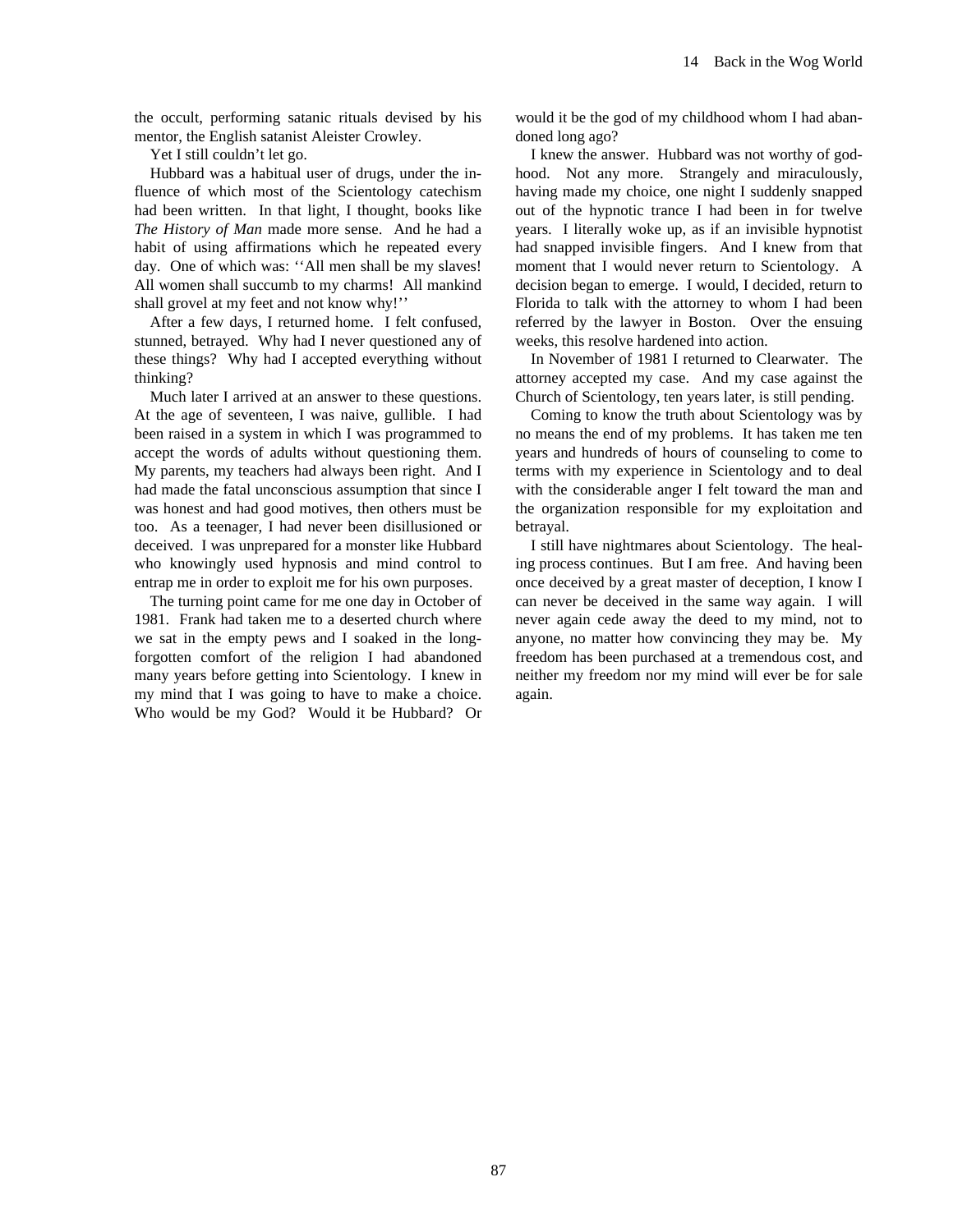the occult, performing satanic rituals devised by his mentor, the English satanist Aleister Crowley.

Yet I still couldn't let go.

Hubbard was a habitual user of drugs, under the influence of which most of the Scientology catechism had been written. In that light, I thought, books like *The History of Man* made more sense. And he had a habit of using affirmations which he repeated every day. One of which was: ''All men shall be my slaves! All women shall succumb to my charms! All mankind shall grovel at my feet and not know why!''

After a few days, I returned home. I felt confused, stunned, betrayed. Why had I never questioned any of these things? Why had I accepted everything without thinking?

Much later I arrived at an answer to these questions. At the age of seventeen, I was naive, gullible. I had been raised in a system in which I was programmed to accept the words of adults without questioning them. My parents, my teachers had always been right. And I had made the fatal unconscious assumption that since I was honest and had good motives, then others must be too. As a teenager, I had never been disillusioned or deceived. I was unprepared for a monster like Hubbard who knowingly used hypnosis and mind control to entrap me in order to exploit me for his own purposes.

The turning point came for me one day in October of 1981. Frank had taken me to a deserted church where we sat in the empty pews and I soaked in the long-forgotten comfort of the religion I had abandoned many years before getting into Scientology. I knew in my mind that I was going to have to make a choice. Who would be my God? Would it be Hubbard? Or would it be the god of my childhood whom I had abandoned long ago?

I knew the answer. Hubbard was not worthy of godhood. Not any more. Strangely and miraculously, having made my choice, one night I suddenly snapped out of the hypnotic trance I had been in for twelve years. I literally woke up, as if an invisible hypnotist had snapped invisible fingers. And I knew from that moment that I would never return to Scientology. A decision began to emerge. I would, I decided, return to Florida to talk with the attorney to whom I had been referred by the lawyer in Boston. Over the ensuing weeks, this resolve hardened into action.

In November of 1981 I returned to Clearwater. The attorney accepted my case. And my case against the Church of Scientology, ten years later, is still pending.

Coming to know the truth about Scientology was by no means the end of my problems. It has taken me ten years and hundreds of hours of counseling to come to terms with my experience in Scientology and to deal with the considerable anger I felt toward the man and the organization responsible for my exploitation and betrayal.

I still have nightmares about Scientology. The healing process continues. But I am free. And having been once deceived by a great master of deception, I know I can never be deceived in the same way again. I will never again cede away the deed to my mind, not to anyone, no matter how convincing they may be. My freedom has been purchased at a tremendous cost, and neither my freedom nor my mind will ever be for sale again.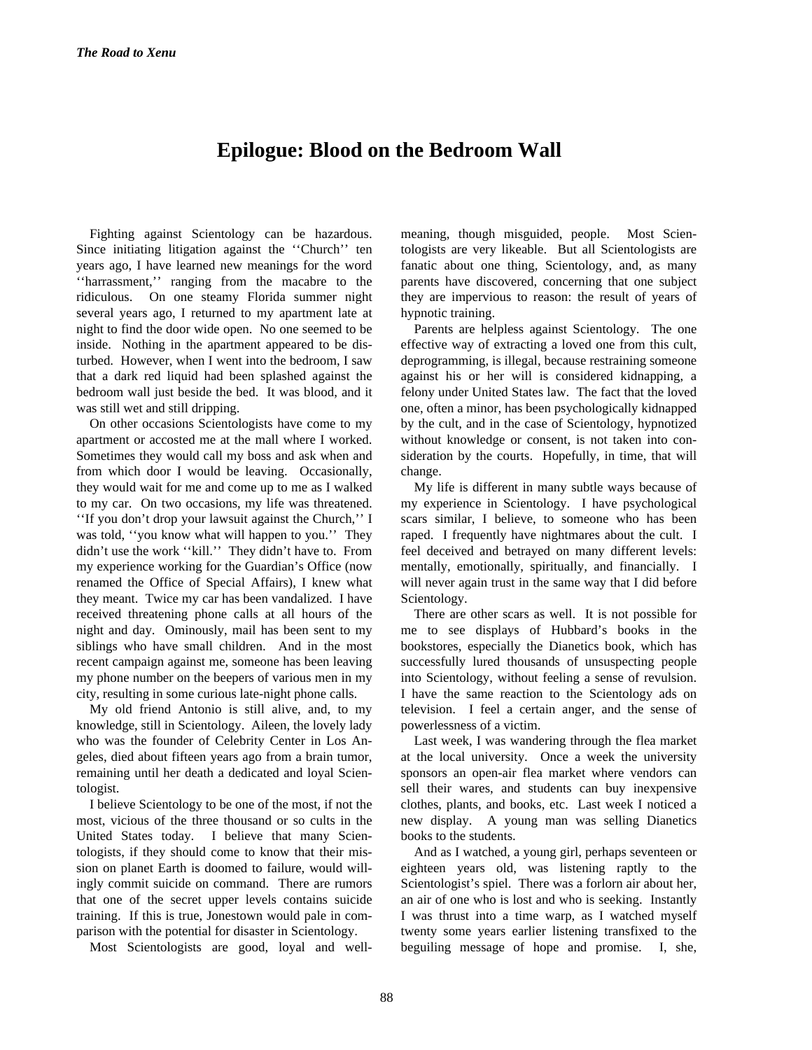# Epilogue: Blood on the Bedroom Wall

Fighting against Scientology can be hazardous. Since initiating litigation against the ''Church'' ten years ago, I have learned new meanings for the word ''harrassment,'' ranging from the macabre to the ridiculous. On one steamy Florida summer night several years ago, I returned to my apartment late at night to find the door wide open. No one seemed to be inside. Nothing in the apartment appeared to be disturbed. However, when I went into the bedroom, I saw that a dark red liquid had been splashed against the bedroom wall just beside the bed. It was blood, and it was still wet and still dripping.

On other occasions Scientologists have come to my apartment or accosted me at the mall where I worked. Sometimes they would call my boss and ask when and from which door I would be leaving. Occasionally, they would wait for me and come up to me as I walked to my car. On two occasions, my life was threatened. ''If you don't drop your lawsuit against the Church,'' I was told, ''you know what will happen to you.'' They didn't use the work ''kill.'' They didn't have to. From my experience working for the Guardian's Office (now renamed the Office of Special Affairs), I knew what they meant. Twice my car has been vandalized. I have received threatening phone calls at all hours of the night and day. Ominously, mail has been sent to my siblings who have small children. And in the most recent campaign against me, someone has been leaving my phone number on the beepers of various men in my city, resulting in some curious late-night phone calls.

My old friend Antonio is still alive, and, to my knowledge, still in Scientology. Aileen, the lovely lady who was the founder of Celebrity Center in Los Angeles, died about fifteen years ago from a brain tumor, remaining until her death a dedicated and loyal Scientologist.

I believe Scientology to be one of the most, if not the most, vicious of the three thousand or so cults in the United States today. I believe that many Scientologists, if they should come to know that their mission on planet Earth is doomed to failure, would willingly commit suicide on command. There are rumors that one of the secret upper levels contains suicide training. If this is true, Jonestown would pale in comparison with the potential for disaster in Scientology.

Most Scientologists are good, loyal and well-meaning, though misguided, people. Most Scientologists are very likeable. But all Scientologists are fanatic about one thing, Scientology, and, as many parents have discovered, concerning that one subject they are impervious to reason: the result of years of hypnotic training.

Parents are helpless against Scientology. The one effective way of extracting a loved one from this cult, deprogramming, is illegal, because restraining someone against his or her will is considered kidnapping, a felony under United States law. The fact that the loved one, often a minor, has been psychologically kidnapped by the cult, and in the case of Scientology, hypnotized without knowledge or consent, is not taken into consideration by the courts. Hopefully, in time, that will change.

My life is different in many subtle ways because of my experience in Scientology. I have psychological scars similar, I believe, to someone who has been raped. I frequently have nightmares about the cult. I feel deceived and betrayed on many different levels: mentally, emotionally, spiritually, and financially. I will never again trust in the same way that I did before Scientology.

There are other scars as well. It is not possible for me to see displays of Hubbard's books in the bookstores, especially the Dianetics book, which has successfully lured thousands of unsuspecting people into Scientology, without feeling a sense of revulsion. I have the same reaction to the Scientology ads on television. I feel a certain anger, and the sense of powerlessness of a victim.

Last week, I was wandering through the flea market at the local university. Once a week the university sponsors an open-air flea market where vendors can sell their wares, and students can buy inexpensive clothes, plants, and books, etc. Last week I noticed a new display. A young man was selling Dianetics books to the students.

And as I watched, a young girl, perhaps seventeen or eighteen years old, was listening raptly to the Scientologist's spiel. There was a forlorn air about her, an air of one who is lost and who is seeking. Instantly I was thrust into a time warp, as I watched myself twenty some years earlier listening transfixed to the beguiling message of hope and promise. I, she,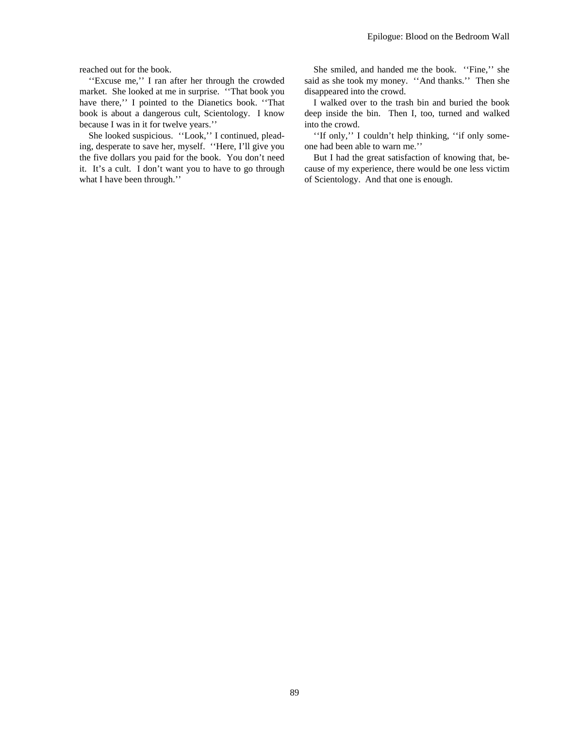reached out for the book.

''Excuse me,'' I ran after her through the crowded market. She looked at me in surprise. ''That book you have there,'' I pointed to the Dianetics book. ''That book is about a dangerous cult, Scientology. I know because I was in it for twelve years.''

She looked suspicious. ''Look,'' I continued, pleading, desperate to save her, myself. ''Here, I'll give you the five dollars you paid for the book. You don't need it. It's a cult. I don't want you to have to go through what I have been through.''

She smiled, and handed me the book. ''Fine,'' she said as she took my money. ''And thanks.'' Then she disappeared into the crowd.

I walked over to the trash bin and buried the book deep inside the bin. Then I, too, turned and walked into the crowd.

''If only,'' I couldn't help thinking, ''if only someone had been able to warn me.''

But I had the great satisfaction of knowing that, because of my experience, there would be one less victim of Scientology. And that one is enough.